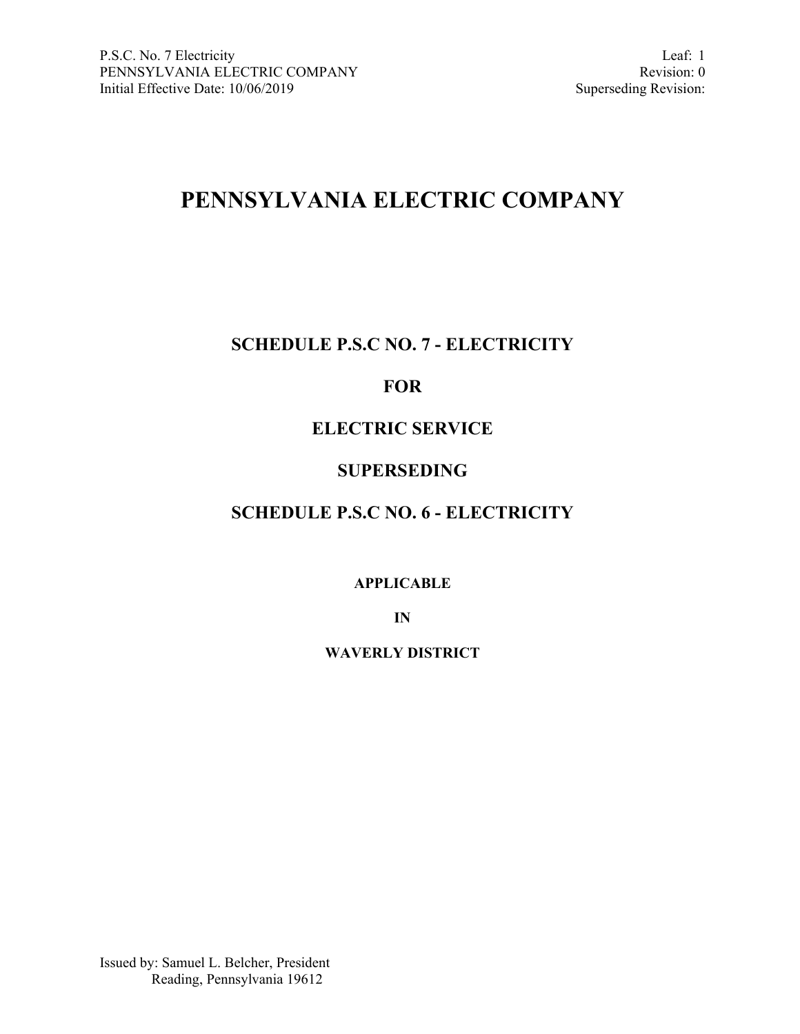# PENNSYLVANIA ELECTRIC COMPANY

## SCHEDULE P.S.C NO. 7 - ELECTRICITY

## FOR

## ELECTRIC SERVICE

## SUPERSEDING

## SCHEDULE P.S.C NO. 6 - ELECTRICITY

**APPLICABLE**

**IN**

**WAVERLY DISTRICT**

Issued by: Samuel L. Belcher, President
Reading, Pennsylvania 19612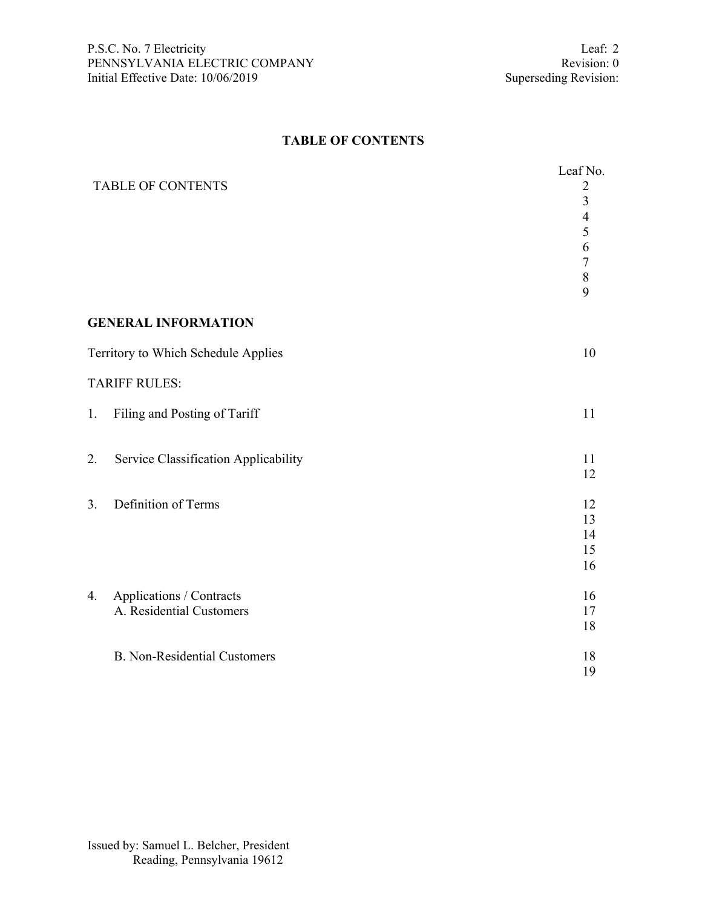# TABLE OF CONTENTS

| | Leaf No. |
|---|---|
| TABLE OF CONTENTS | 2<br>3<br>4<br>5<br>6<br>7<br>8<br>9 |
| **GENERAL INFORMATION** | |
| Territory to Which Schedule Applies | 10 |
| TARIFF RULES: | |
| 1. Filing and Posting of Tariff | 11 |
| 2. Service Classification Applicability | 11<br>12 |
| 3. Definition of Terms | 12<br>13<br>14<br>15<br>16 |
| 4. Applications / Contracts<br>A. Residential Customers | 16<br>17<br>18 |
| B. Non-Residential Customers | 18<br>19 |

Issued by: Samuel L. Belcher, President
Reading, Pennsylvania 19612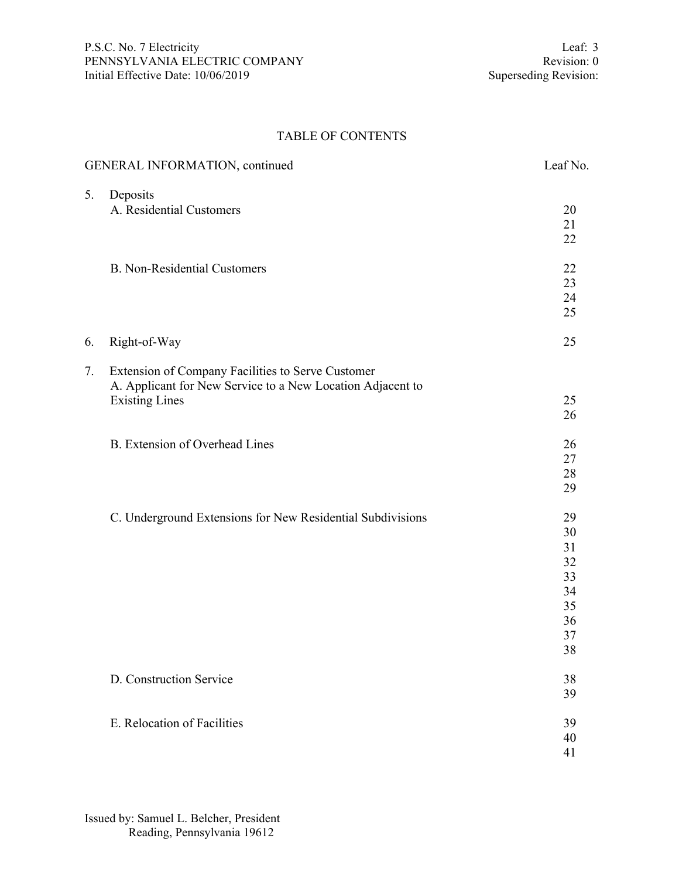P.S.C. No. 7 Electricity
PENNSYLVANIA ELECTRIC COMPANY
Initial Effective Date: 10/06/2019

Leaf: 3
Revision: 0
Superseding Revision:

# TABLE OF CONTENTS

| GENERAL INFORMATION, continued | Leaf No. |
| --- | --- |
| 5. Deposits | |
| A. Residential Customers | 20<br>21<br>22 |
| B. Non-Residential Customers | 22<br>23<br>24<br>25 |
| 6. Right-of-Way | 25 |
| 7. Extension of Company Facilities to Serve Customer | |
| A. Applicant for New Service to a New Location Adjacent to Existing Lines | 25<br>26 |
| B. Extension of Overhead Lines | 26<br>27<br>28<br>29 |
| C. Underground Extensions for New Residential Subdivisions | 29<br>30<br>31<br>32<br>33<br>34<br>35<br>36<br>37<br>38 |
| D. Construction Service | 38<br>39 |
| E. Relocation of Facilities | 39<br>40<br>41 |

Issued by: Samuel L. Belcher, President
Reading, Pennsylvania 19612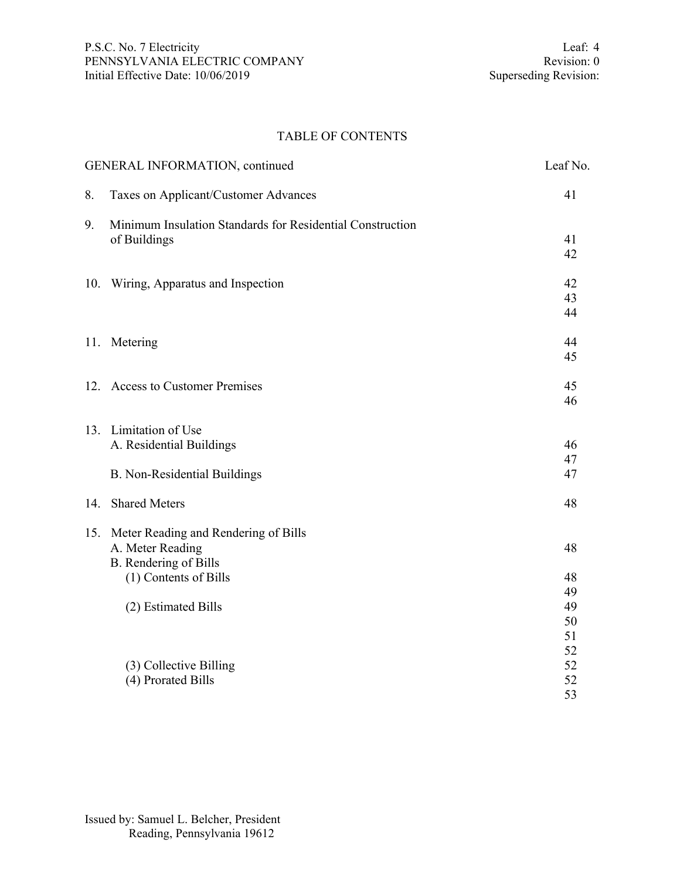# TABLE OF CONTENTS

| GENERAL INFORMATION, continued | Leaf No. |
|---|---|
| 8. Taxes on Applicant/Customer Advances | 41 |
| 9. Minimum Insulation Standards for Residential Construction of Buildings | 41 |
| | 42 |
| 10. Wiring, Apparatus and Inspection | 42 |
| | 43 |
| | 44 |
| 11. Metering | 44 |
| | 45 |
| 12. Access to Customer Premises | 45 |
| | 46 |
| 13. Limitation of Use | |
| A. Residential Buildings | 46 |
| | 47 |
| B. Non-Residential Buildings | 47 |
| 14. Shared Meters | 48 |
| 15. Meter Reading and Rendering of Bills | |
| A. Meter Reading | 48 |
| B. Rendering of Bills | |
| (1) Contents of Bills | 48 |
| | 49 |
| (2) Estimated Bills | 49 |
| | 50 |
| | 51 |
| | 52 |
| (3) Collective Billing | 52 |
| (4) Prorated Bills | 52 |
| | 53 |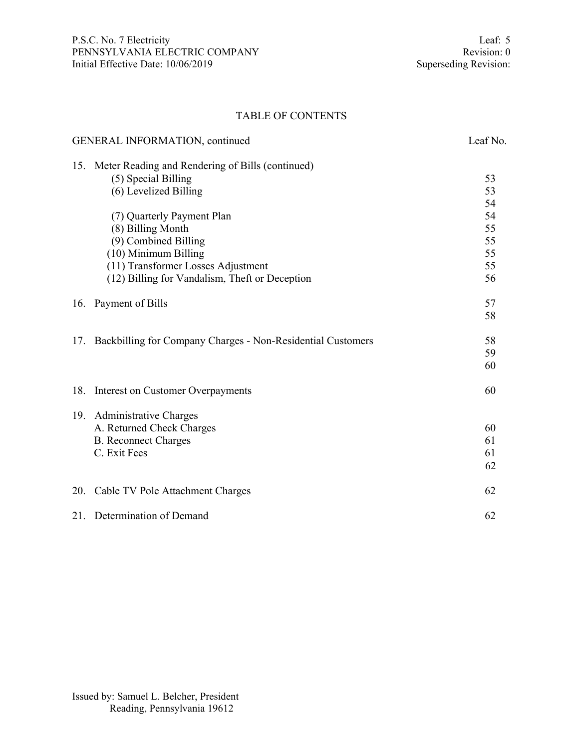# TABLE OF CONTENTS

| GENERAL INFORMATION, continued | Leaf No. |
| --- | --- |
| 15. Meter Reading and Rendering of Bills (continued) | |
| (5) Special Billing | 53 |
| (6) Levelized Billing | 53 |
| | 54 |
| (7) Quarterly Payment Plan | 54 |
| (8) Billing Month | 55 |
| (9) Combined Billing | 55 |
| (10) Minimum Billing | 55 |
| (11) Transformer Losses Adjustment | 55 |
| (12) Billing for Vandalism, Theft or Deception | 56 |
| 16. Payment of Bills | 57 |
| | 58 |
| 17. Backbilling for Company Charges - Non-Residential Customers | 58 |
| | 59 |
| | 60 |
| 18. Interest on Customer Overpayments | 60 |
| 19. Administrative Charges | |
| A. Returned Check Charges | 60 |
| B. Reconnect Charges | 61 |
| C. Exit Fees | 61 |
| | 62 |
| 20. Cable TV Pole Attachment Charges | 62 |
| 21. Determination of Demand | 62 |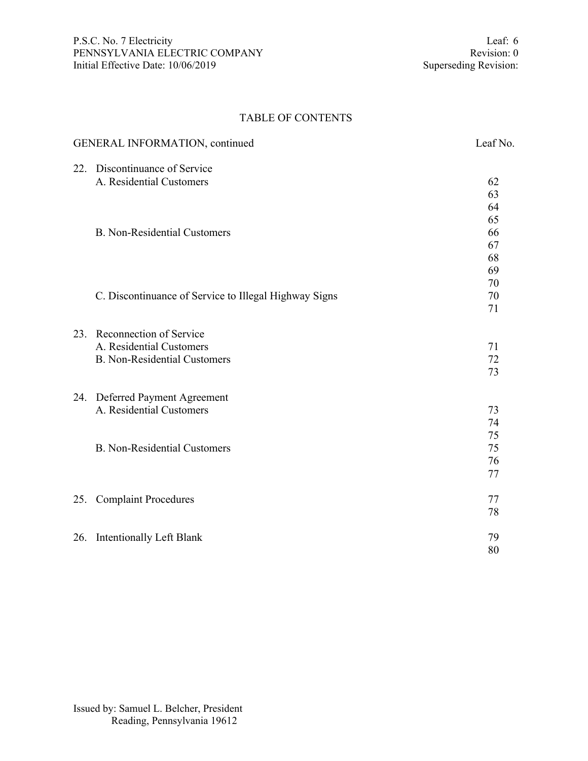# TABLE OF CONTENTS

| GENERAL INFORMATION, continued | Leaf No. |
|---|---|
| 22. Discontinuance of Service | |
| A. Residential Customers | 62 |
| | 63 |
| | 64 |
| | 65 |
| B. Non-Residential Customers | 66 |
| | 67 |
| | 68 |
| | 69 |
| | 70 |
| C. Discontinuance of Service to Illegal Highway Signs | 70 |
| | 71 |
| 23. Reconnection of Service | |
| A. Residential Customers | 71 |
| B. Non-Residential Customers | 72 |
| | 73 |
| 24. Deferred Payment Agreement | |
| A. Residential Customers | 73 |
| | 74 |
| | 75 |
| B. Non-Residential Customers | 75 |
| | 76 |
| | 77 |
| 25. Complaint Procedures | 77 |
| | 78 |
| 26. Intentionally Left Blank | 79 |
| | 80 |

Issued by: Samuel L. Belcher, President
Reading, Pennsylvania 19612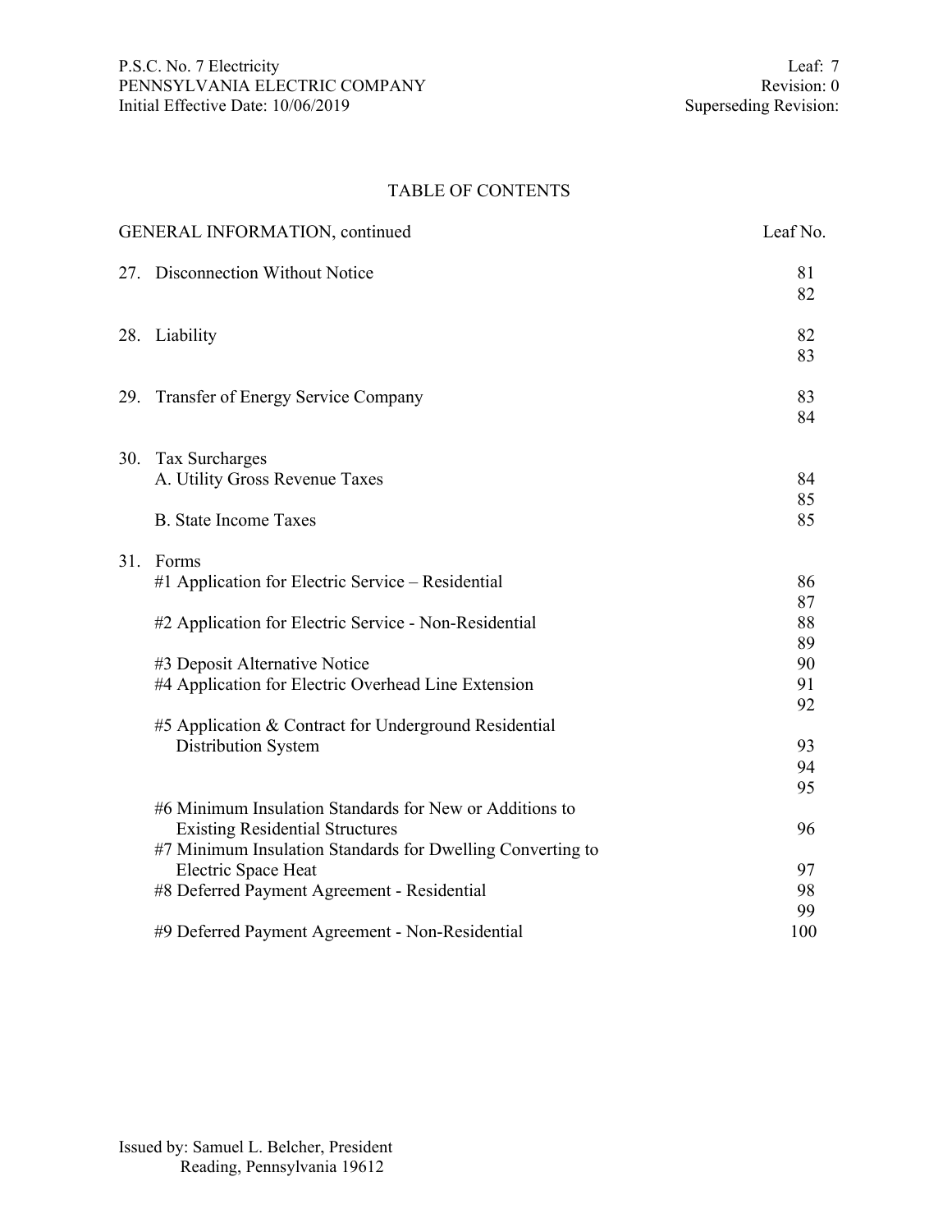P.S.C. No. 7 Electricity
PENNSYLVANIA ELECTRIC COMPANY
Initial Effective Date: 10/06/2019

Leaf: 7
Revision: 0
Superseding Revision:

# TABLE OF CONTENTS

| GENERAL INFORMATION, continued | Leaf No. |
|---|---|
| 27. Disconnection Without Notice | 81<br>82 |
| 28. Liability | 82<br>83 |
| 29. Transfer of Energy Service Company | 83<br>84 |
| 30. Tax Surcharges | |
| A. Utility Gross Revenue Taxes | 84<br>85 |
| B. State Income Taxes | 85 |
| 31. Forms | |
| #1 Application for Electric Service – Residential | 86<br>87 |
| #2 Application for Electric Service - Non-Residential | 88<br>89 |
| #3 Deposit Alternative Notice | 90 |
| #4 Application for Electric Overhead Line Extension | 91<br>92 |
| #5 Application & Contract for Underground Residential Distribution System | 93<br>94<br>95 |
| #6 Minimum Insulation Standards for New or Additions to Existing Residential Structures | 96 |
| #7 Minimum Insulation Standards for Dwelling Converting to Electric Space Heat | 97 |
| #8 Deferred Payment Agreement - Residential | 98<br>99 |
| #9 Deferred Payment Agreement - Non-Residential | 100 |

Issued by: Samuel L. Belcher, President
Reading, Pennsylvania 19612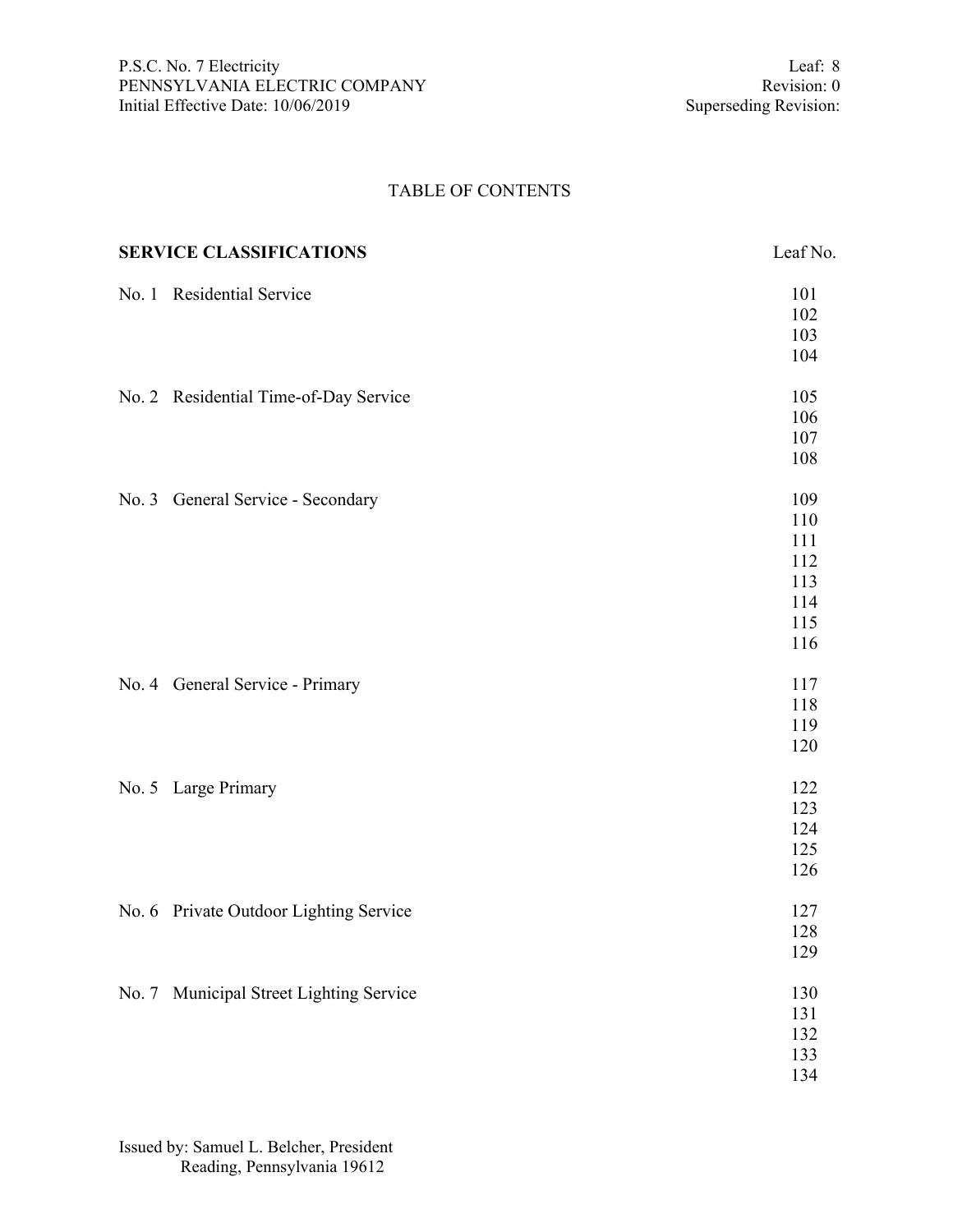P.S.C. No. 7 Electricity
PENNSYLVANIA ELECTRIC COMPANY
Initial Effective Date: 10/06/2019

Leaf: 8
Revision: 0
Superseding Revision:

# TABLE OF CONTENTS

| **SERVICE CLASSIFICATIONS** | Leaf No. |
|---|---|
| No. 1 Residential Service | 101 |
| | 102 |
| | 103 |
| | 104 |
| No. 2 Residential Time-of-Day Service | 105 |
| | 106 |
| | 107 |
| | 108 |
| No. 3 General Service - Secondary | 109 |
| | 110 |
| | 111 |
| | 112 |
| | 113 |
| | 114 |
| | 115 |
| | 116 |
| No. 4 General Service - Primary | 117 |
| | 118 |
| | 119 |
| | 120 |
| No. 5 Large Primary | 122 |
| | 123 |
| | 124 |
| | 125 |
| | 126 |
| No. 6 Private Outdoor Lighting Service | 127 |
| | 128 |
| | 129 |
| No. 7 Municipal Street Lighting Service | 130 |
| | 131 |
| | 132 |
| | 133 |
| | 134 |

Issued by: Samuel L. Belcher, President
Reading, Pennsylvania 19612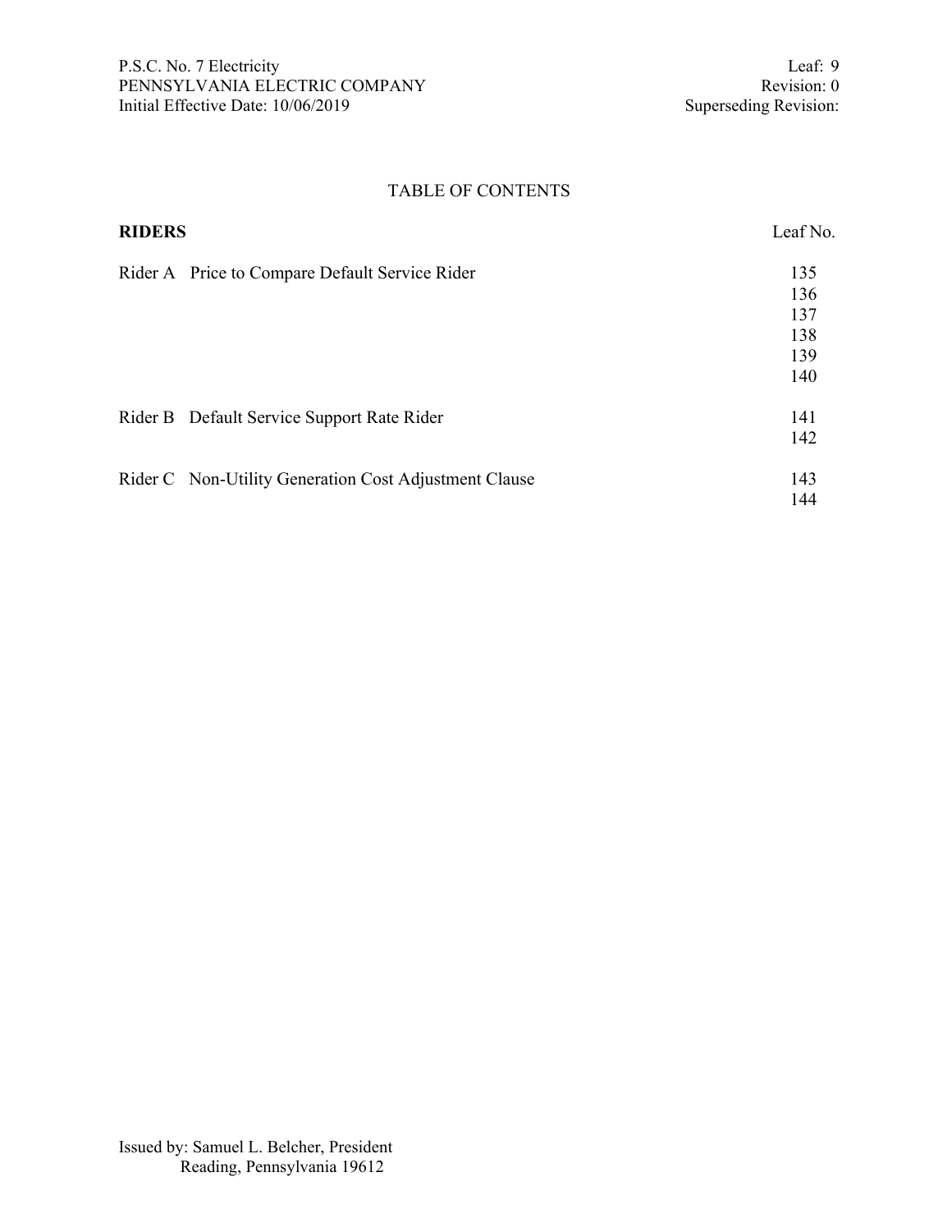# TABLE OF CONTENTS

| **RIDERS** | Leaf No. |
| --- | --- |
| Rider A Price to Compare Default Service Rider | 135 |
| | 136 |
| | 137 |
| | 138 |
| | 139 |
| | 140 |
| Rider B Default Service Support Rate Rider | 141 |
| | 142 |
| Rider C Non-Utility Generation Cost Adjustment Clause | 143 |
| | 144 |

Issued by: Samuel L. Belcher, President
Reading, Pennsylvania 19612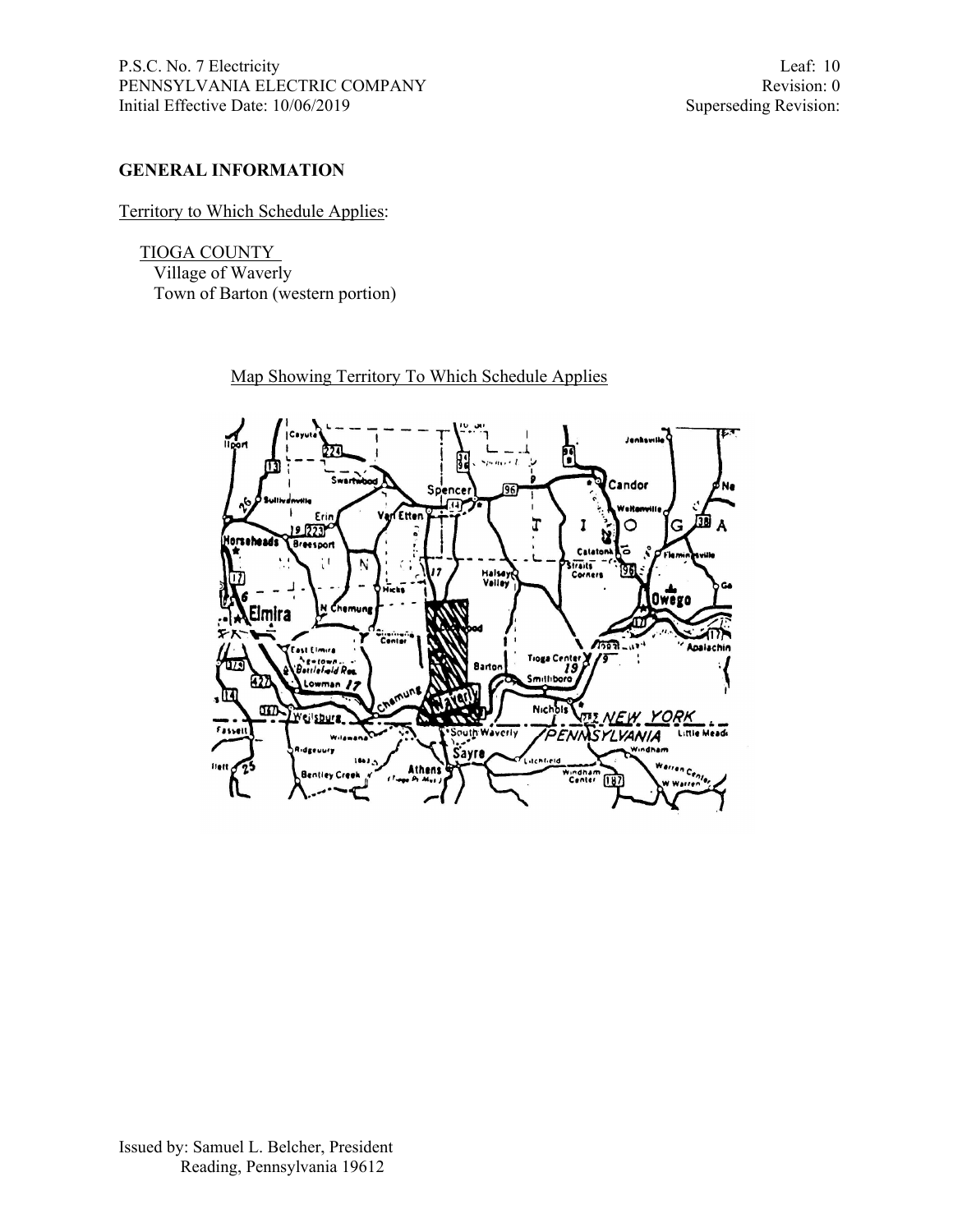## GENERAL INFORMATION

Territory to Which Schedule Applies:

TIOGA COUNTY
Village of Waverly
Town of Barton (western portion)

Map Showing Territory To Which Schedule Applies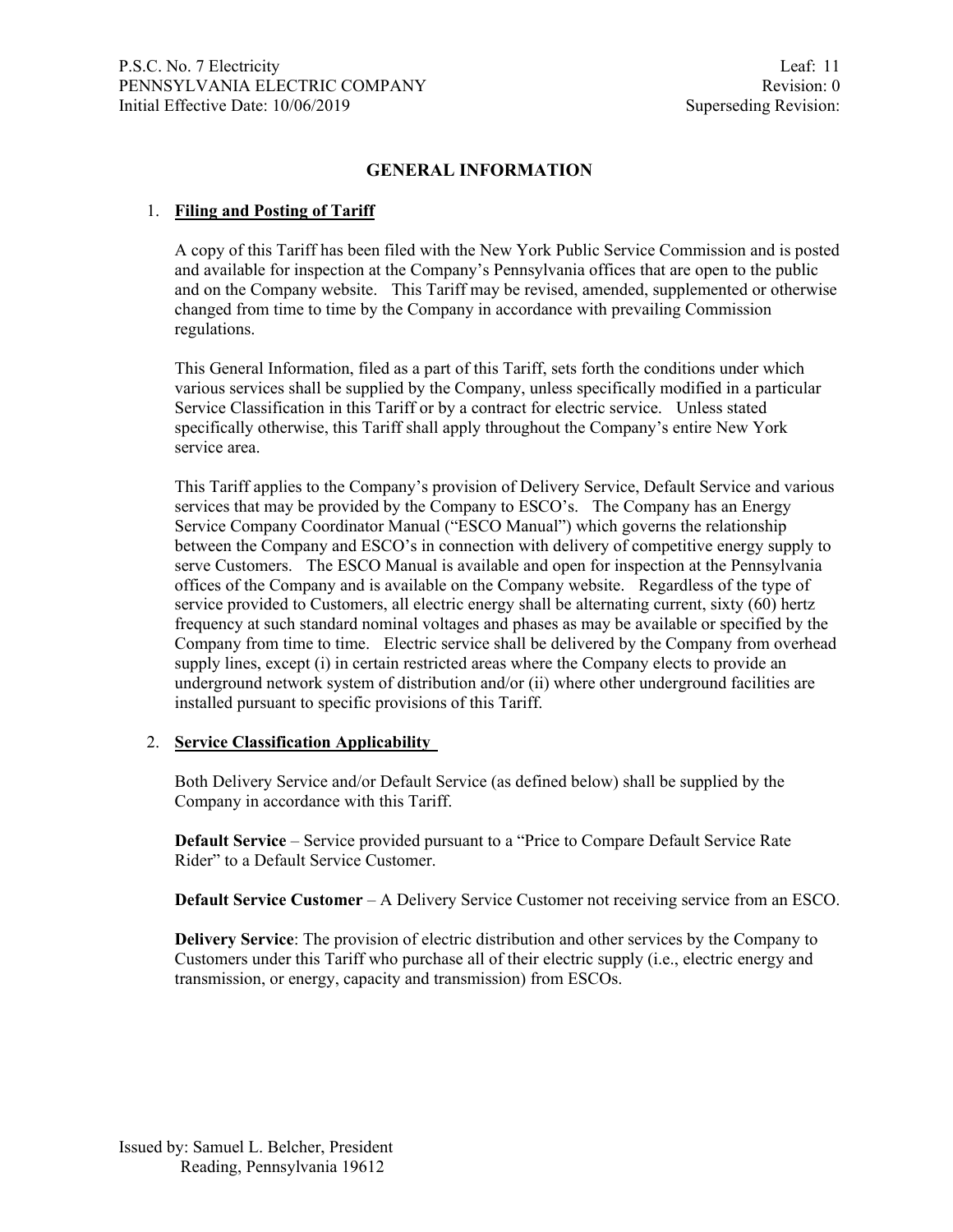## GENERAL INFORMATION

1. **Filing and Posting of Tariff**

   A copy of this Tariff has been filed with the New York Public Service Commission and is posted and available for inspection at the Company's Pennsylvania offices that are open to the public and on the Company website. This Tariff may be revised, amended, supplemented or otherwise changed from time to time by the Company in accordance with prevailing Commission regulations.

   This General Information, filed as a part of this Tariff, sets forth the conditions under which various services shall be supplied by the Company, unless specifically modified in a particular Service Classification in this Tariff or by a contract for electric service. Unless stated specifically otherwise, this Tariff shall apply throughout the Company's entire New York service area.

   This Tariff applies to the Company's provision of Delivery Service, Default Service and various services that may be provided by the Company to ESCO's. The Company has an Energy Service Company Coordinator Manual ("ESCO Manual") which governs the relationship between the Company and ESCO's in connection with delivery of competitive energy supply to serve Customers. The ESCO Manual is available and open for inspection at the Pennsylvania offices of the Company and is available on the Company website. Regardless of the type of service provided to Customers, all electric energy shall be alternating current, sixty (60) hertz frequency at such standard nominal voltages and phases as may be available or specified by the Company from time to time. Electric service shall be delivered by the Company from overhead supply lines, except (i) in certain restricted areas where the Company elects to provide an underground network system of distribution and/or (ii) where other underground facilities are installed pursuant to specific provisions of this Tariff.

2. **Service Classification Applicability**

   Both Delivery Service and/or Default Service (as defined below) shall be supplied by the Company in accordance with this Tariff.

   **Default Service** – Service provided pursuant to a "Price to Compare Default Service Rate Rider" to a Default Service Customer.

   **Default Service Customer** – A Delivery Service Customer not receiving service from an ESCO.

   **Delivery Service**: The provision of electric distribution and other services by the Company to Customers under this Tariff who purchase all of their electric supply (i.e., electric energy and transmission, or energy, capacity and transmission) from ESCOs.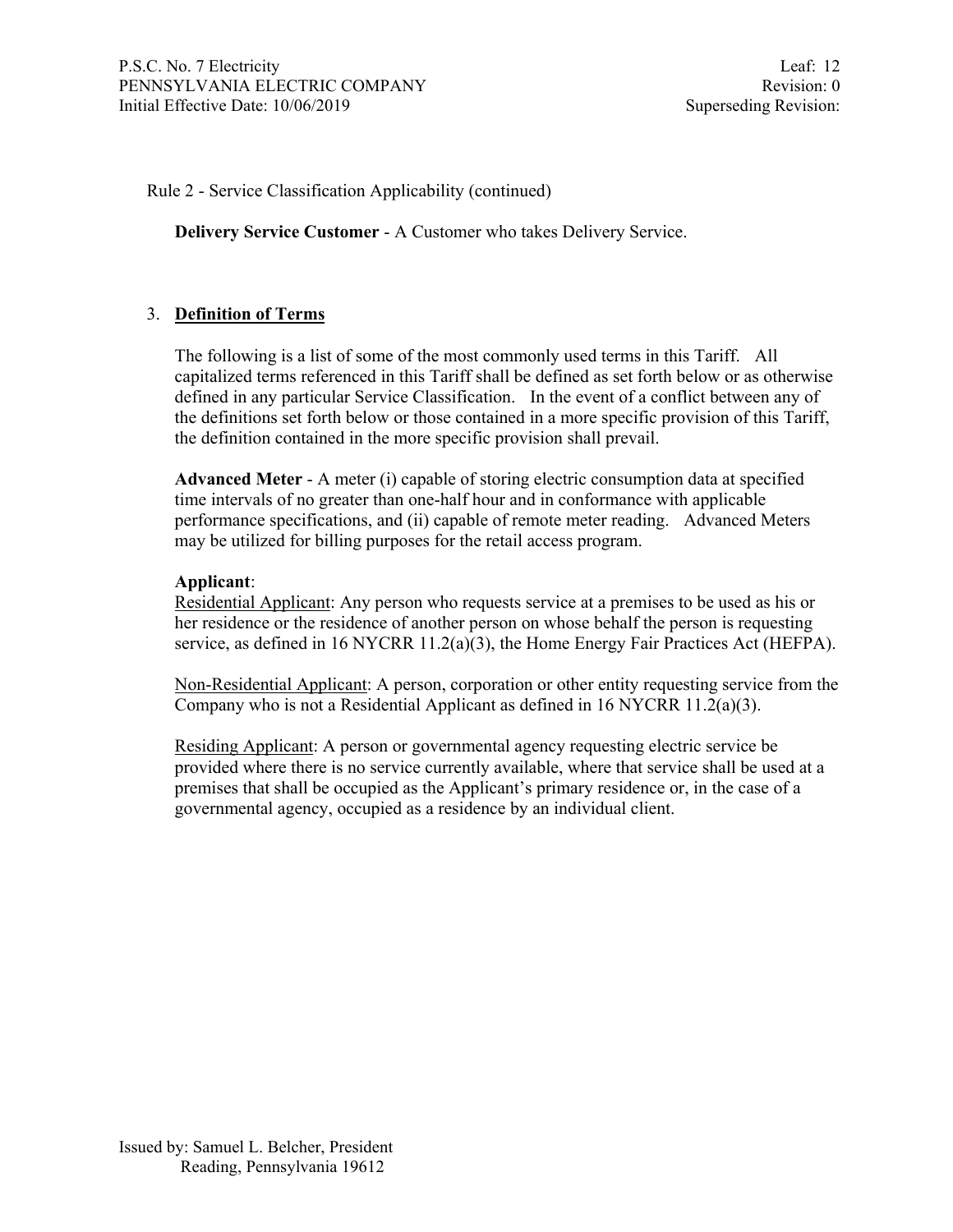Rule 2 - Service Classification Applicability (continued)

**Delivery Service Customer** - A Customer who takes Delivery Service.

## 3. Definition of Terms

The following is a list of some of the most commonly used terms in this Tariff. All capitalized terms referenced in this Tariff shall be defined as set forth below or as otherwise defined in any particular Service Classification. In the event of a conflict between any of the definitions set forth below or those contained in a more specific provision of this Tariff, the definition contained in the more specific provision shall prevail.

**Advanced Meter** - A meter (i) capable of storing electric consumption data at specified time intervals of no greater than one-half hour and in conformance with applicable performance specifications, and (ii) capable of remote meter reading. Advanced Meters may be utilized for billing purposes for the retail access program.

**Applicant**:
Residential Applicant: Any person who requests service at a premises to be used as his or her residence or the residence of another person on whose behalf the person is requesting service, as defined in 16 NYCRR 11.2(a)(3), the Home Energy Fair Practices Act (HEFPA).

Non-Residential Applicant: A person, corporation or other entity requesting service from the Company who is not a Residential Applicant as defined in 16 NYCRR 11.2(a)(3).

Residing Applicant: A person or governmental agency requesting electric service be provided where there is no service currently available, where that service shall be used at a premises that shall be occupied as the Applicant's primary residence or, in the case of a governmental agency, occupied as a residence by an individual client.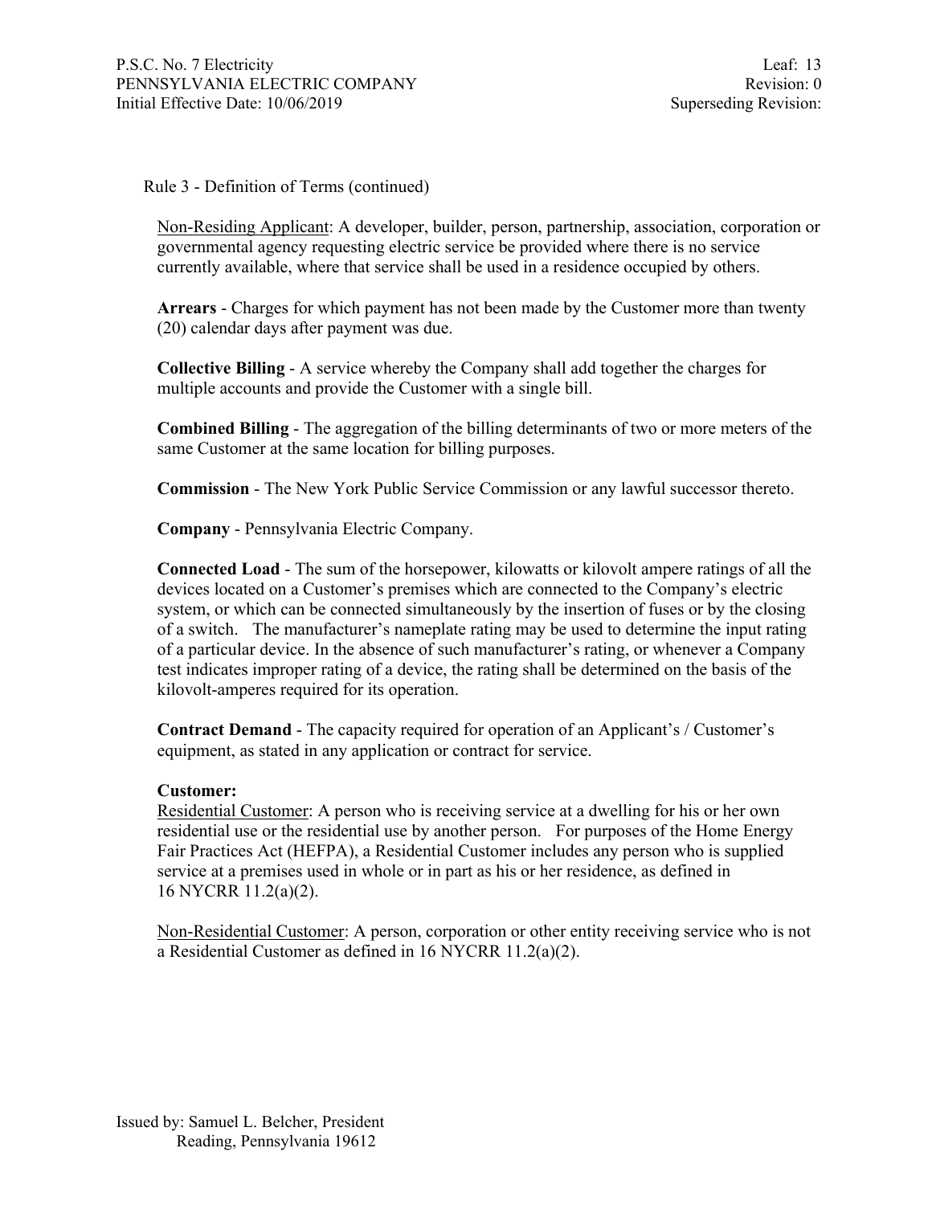Rule 3 - Definition of Terms (continued)

Non-Residing Applicant: A developer, builder, person, partnership, association, corporation or governmental agency requesting electric service be provided where there is no service currently available, where that service shall be used in a residence occupied by others.

**Arrears** - Charges for which payment has not been made by the Customer more than twenty (20) calendar days after payment was due.

**Collective Billing** - A service whereby the Company shall add together the charges for multiple accounts and provide the Customer with a single bill.

**Combined Billing** - The aggregation of the billing determinants of two or more meters of the same Customer at the same location for billing purposes.

**Commission** - The New York Public Service Commission or any lawful successor thereto.

**Company** - Pennsylvania Electric Company.

**Connected Load** - The sum of the horsepower, kilowatts or kilovolt ampere ratings of all the devices located on a Customer's premises which are connected to the Company's electric system, or which can be connected simultaneously by the insertion of fuses or by the closing of a switch. The manufacturer's nameplate rating may be used to determine the input rating of a particular device. In the absence of such manufacturer's rating, or whenever a Company test indicates improper rating of a device, the rating shall be determined on the basis of the kilovolt-amperes required for its operation.

**Contract Demand** - The capacity required for operation of an Applicant's / Customer's equipment, as stated in any application or contract for service.

**Customer:**

Residential Customer: A person who is receiving service at a dwelling for his or her own residential use or the residential use by another person. For purposes of the Home Energy Fair Practices Act (HEFPA), a Residential Customer includes any person who is supplied service at a premises used in whole or in part as his or her residence, as defined in 16 NYCRR 11.2(a)(2).

Non-Residential Customer: A person, corporation or other entity receiving service who is not a Residential Customer as defined in 16 NYCRR 11.2(a)(2).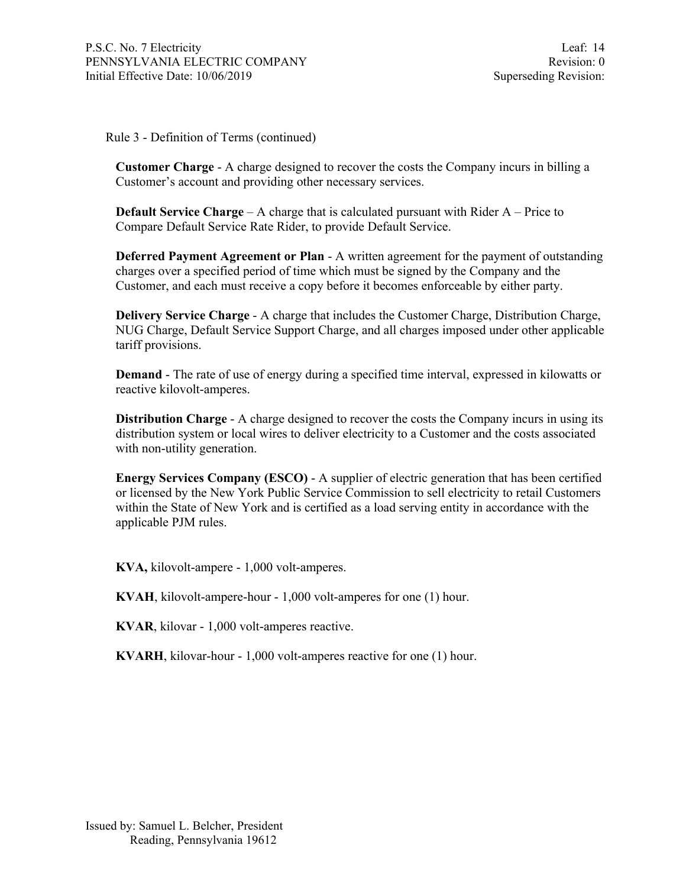Rule 3 - Definition of Terms (continued)

**Customer Charge** - A charge designed to recover the costs the Company incurs in billing a Customer's account and providing other necessary services.

**Default Service Charge** – A charge that is calculated pursuant with Rider A – Price to Compare Default Service Rate Rider, to provide Default Service.

**Deferred Payment Agreement or Plan** - A written agreement for the payment of outstanding charges over a specified period of time which must be signed by the Company and the Customer, and each must receive a copy before it becomes enforceable by either party.

**Delivery Service Charge** - A charge that includes the Customer Charge, Distribution Charge, NUG Charge, Default Service Support Charge, and all charges imposed under other applicable tariff provisions.

**Demand** - The rate of use of energy during a specified time interval, expressed in kilowatts or reactive kilovolt-amperes.

**Distribution Charge** - A charge designed to recover the costs the Company incurs in using its distribution system or local wires to deliver electricity to a Customer and the costs associated with non-utility generation.

**Energy Services Company (ESCO)** - A supplier of electric generation that has been certified or licensed by the New York Public Service Commission to sell electricity to retail Customers within the State of New York and is certified as a load serving entity in accordance with the applicable PJM rules.

**KVA,** kilovolt-ampere - 1,000 volt-amperes.

**KVAH**, kilovolt-ampere-hour - 1,000 volt-amperes for one (1) hour.

**KVAR**, kilovar - 1,000 volt-amperes reactive.

**KVARH**, kilovar-hour - 1,000 volt-amperes reactive for one (1) hour.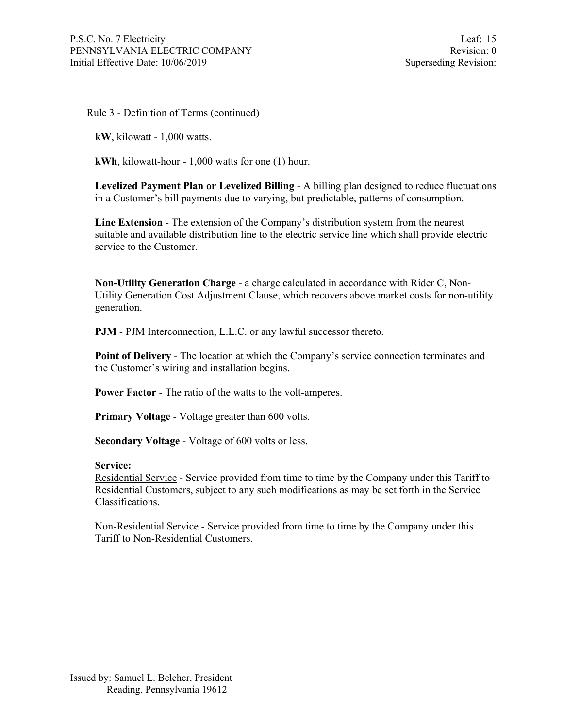Rule 3 - Definition of Terms (continued)

**kW**, kilowatt - 1,000 watts.

**kWh**, kilowatt-hour - 1,000 watts for one (1) hour.

**Levelized Payment Plan or Levelized Billing** - A billing plan designed to reduce fluctuations in a Customer's bill payments due to varying, but predictable, patterns of consumption.

**Line Extension** - The extension of the Company's distribution system from the nearest suitable and available distribution line to the electric service line which shall provide electric service to the Customer.

**Non-Utility Generation Charge** - a charge calculated in accordance with Rider C, Non-Utility Generation Cost Adjustment Clause, which recovers above market costs for non-utility generation.

**PJM** - PJM Interconnection, L.L.C. or any lawful successor thereto.

**Point of Delivery** - The location at which the Company's service connection terminates and the Customer's wiring and installation begins.

**Power Factor** - The ratio of the watts to the volt-amperes.

**Primary Voltage** - Voltage greater than 600 volts.

**Secondary Voltage** - Voltage of 600 volts or less.

**Service:**

Residential Service - Service provided from time to time by the Company under this Tariff to Residential Customers, subject to any such modifications as may be set forth in the Service Classifications.

Non-Residential Service - Service provided from time to time by the Company under this Tariff to Non-Residential Customers.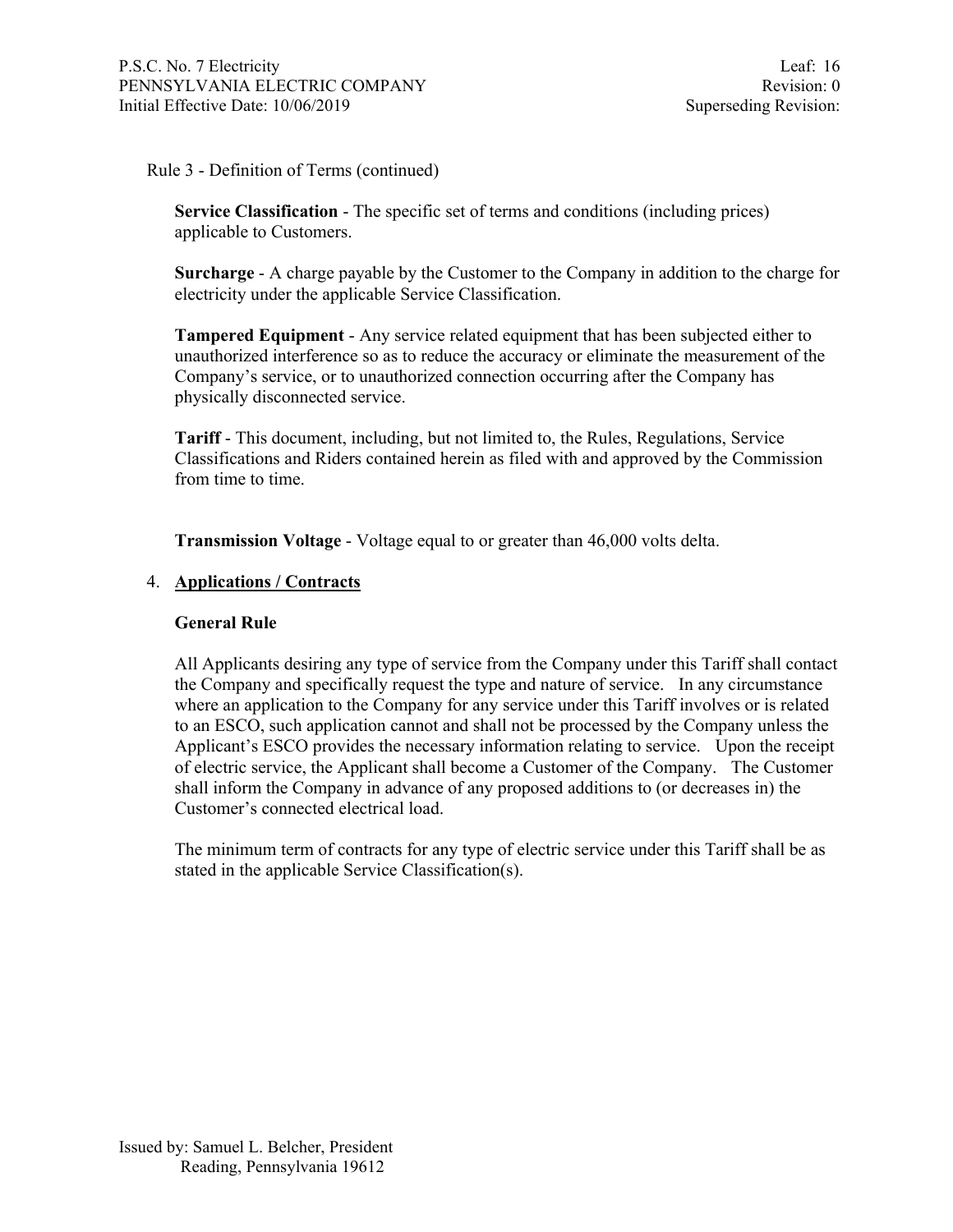Rule 3 - Definition of Terms (continued)

**Service Classification** - The specific set of terms and conditions (including prices) applicable to Customers.

**Surcharge** - A charge payable by the Customer to the Company in addition to the charge for electricity under the applicable Service Classification.

**Tampered Equipment** - Any service related equipment that has been subjected either to unauthorized interference so as to reduce the accuracy or eliminate the measurement of the Company's service, or to unauthorized connection occurring after the Company has physically disconnected service.

**Tariff** - This document, including, but not limited to, the Rules, Regulations, Service Classifications and Riders contained herein as filed with and approved by the Commission from time to time.

**Transmission Voltage** - Voltage equal to or greater than 46,000 volts delta.

4. **Applications / Contracts**

**General Rule**

All Applicants desiring any type of service from the Company under this Tariff shall contact the Company and specifically request the type and nature of service. In any circumstance where an application to the Company for any service under this Tariff involves or is related to an ESCO, such application cannot and shall not be processed by the Company unless the Applicant's ESCO provides the necessary information relating to service. Upon the receipt of electric service, the Applicant shall become a Customer of the Company. The Customer shall inform the Company in advance of any proposed additions to (or decreases in) the Customer's connected electrical load.

The minimum term of contracts for any type of electric service under this Tariff shall be as stated in the applicable Service Classification(s).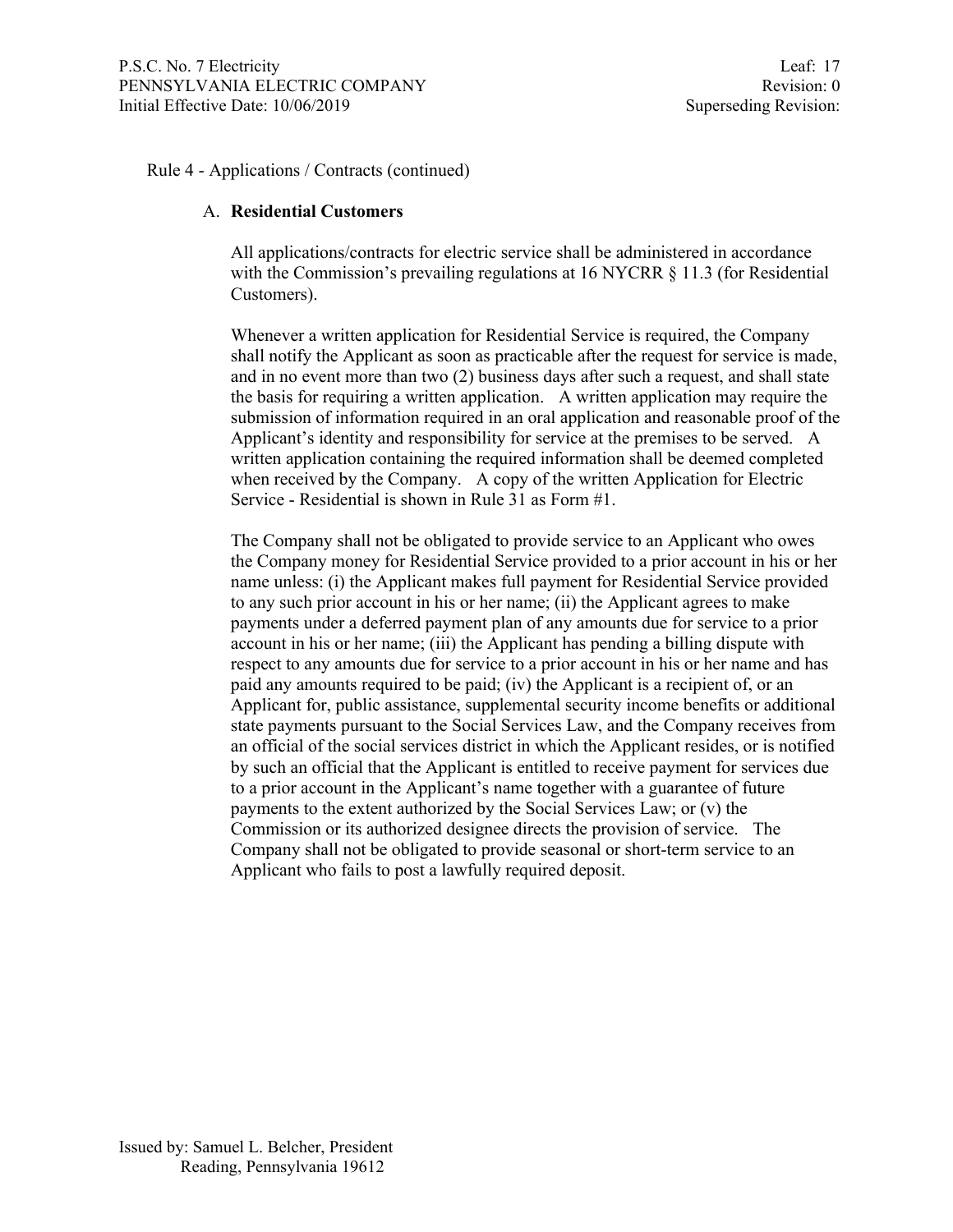Rule 4 - Applications / Contracts (continued)

A. **Residential Customers**

All applications/contracts for electric service shall be administered in accordance with the Commission's prevailing regulations at 16 NYCRR § 11.3 (for Residential Customers).

Whenever a written application for Residential Service is required, the Company shall notify the Applicant as soon as practicable after the request for service is made, and in no event more than two (2) business days after such a request, and shall state the basis for requiring a written application. A written application may require the submission of information required in an oral application and reasonable proof of the Applicant's identity and responsibility for service at the premises to be served. A written application containing the required information shall be deemed completed when received by the Company. A copy of the written Application for Electric Service - Residential is shown in Rule 31 as Form #1.

The Company shall not be obligated to provide service to an Applicant who owes the Company money for Residential Service provided to a prior account in his or her name unless: (i) the Applicant makes full payment for Residential Service provided to any such prior account in his or her name; (ii) the Applicant agrees to make payments under a deferred payment plan of any amounts due for service to a prior account in his or her name; (iii) the Applicant has pending a billing dispute with respect to any amounts due for service to a prior account in his or her name and has paid any amounts required to be paid; (iv) the Applicant is a recipient of, or an Applicant for, public assistance, supplemental security income benefits or additional state payments pursuant to the Social Services Law, and the Company receives from an official of the social services district in which the Applicant resides, or is notified by such an official that the Applicant is entitled to receive payment for services due to a prior account in the Applicant's name together with a guarantee of future payments to the extent authorized by the Social Services Law; or (v) the Commission or its authorized designee directs the provision of service. The Company shall not be obligated to provide seasonal or short-term service to an Applicant who fails to post a lawfully required deposit.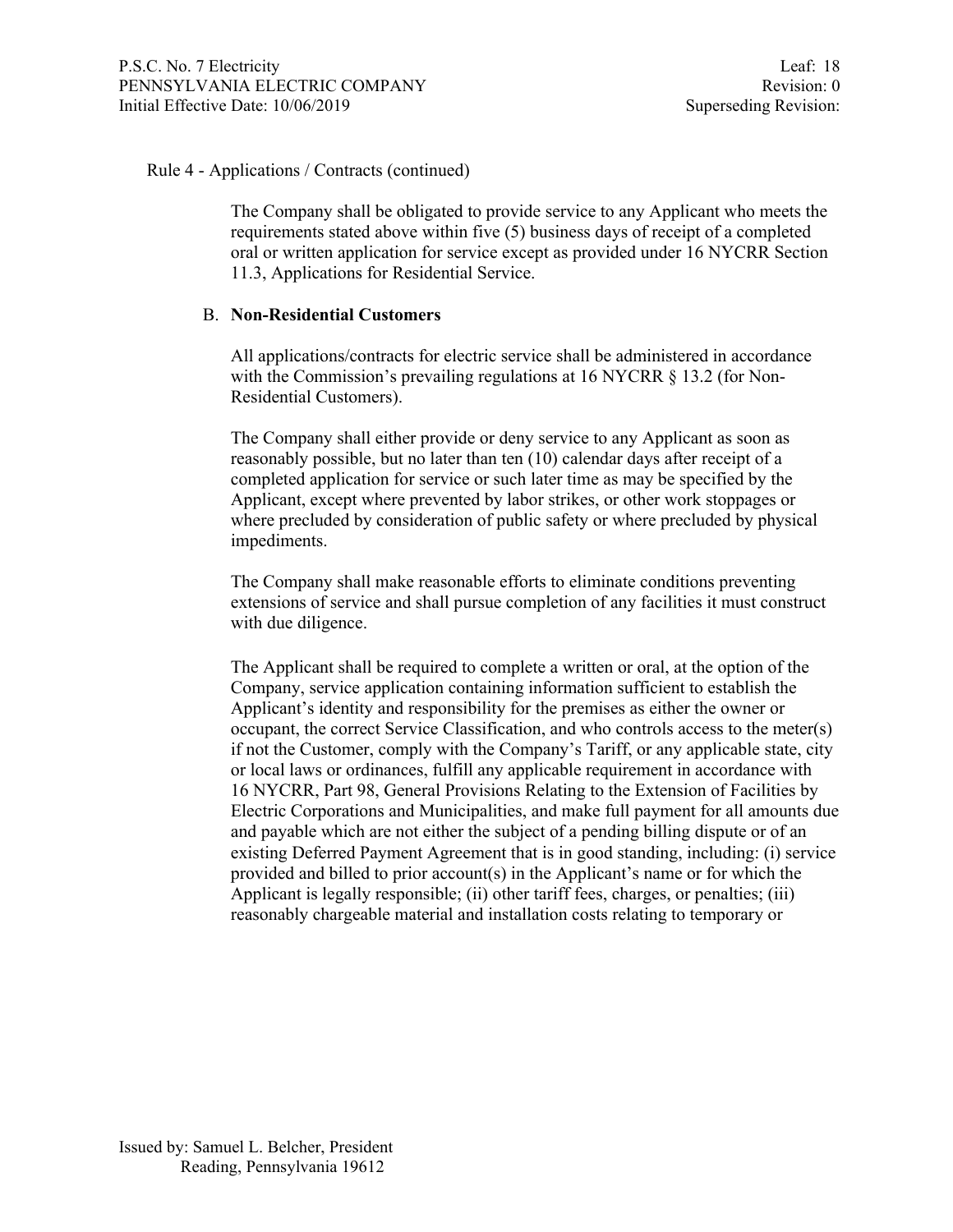Rule 4 - Applications / Contracts (continued)

The Company shall be obligated to provide service to any Applicant who meets the requirements stated above within five (5) business days of receipt of a completed oral or written application for service except as provided under 16 NYCRR Section 11.3, Applications for Residential Service.

B. **Non-Residential Customers**

All applications/contracts for electric service shall be administered in accordance with the Commission's prevailing regulations at 16 NYCRR § 13.2 (for Non-Residential Customers).

The Company shall either provide or deny service to any Applicant as soon as reasonably possible, but no later than ten (10) calendar days after receipt of a completed application for service or such later time as may be specified by the Applicant, except where prevented by labor strikes, or other work stoppages or where precluded by consideration of public safety or where precluded by physical impediments.

The Company shall make reasonable efforts to eliminate conditions preventing extensions of service and shall pursue completion of any facilities it must construct with due diligence.

The Applicant shall be required to complete a written or oral, at the option of the Company, service application containing information sufficient to establish the Applicant's identity and responsibility for the premises as either the owner or occupant, the correct Service Classification, and who controls access to the meter(s) if not the Customer, comply with the Company's Tariff, or any applicable state, city or local laws or ordinances, fulfill any applicable requirement in accordance with 16 NYCRR, Part 98, General Provisions Relating to the Extension of Facilities by Electric Corporations and Municipalities, and make full payment for all amounts due and payable which are not either the subject of a pending billing dispute or of an existing Deferred Payment Agreement that is in good standing, including: (i) service provided and billed to prior account(s) in the Applicant's name or for which the Applicant is legally responsible; (ii) other tariff fees, charges, or penalties; (iii) reasonably chargeable material and installation costs relating to temporary or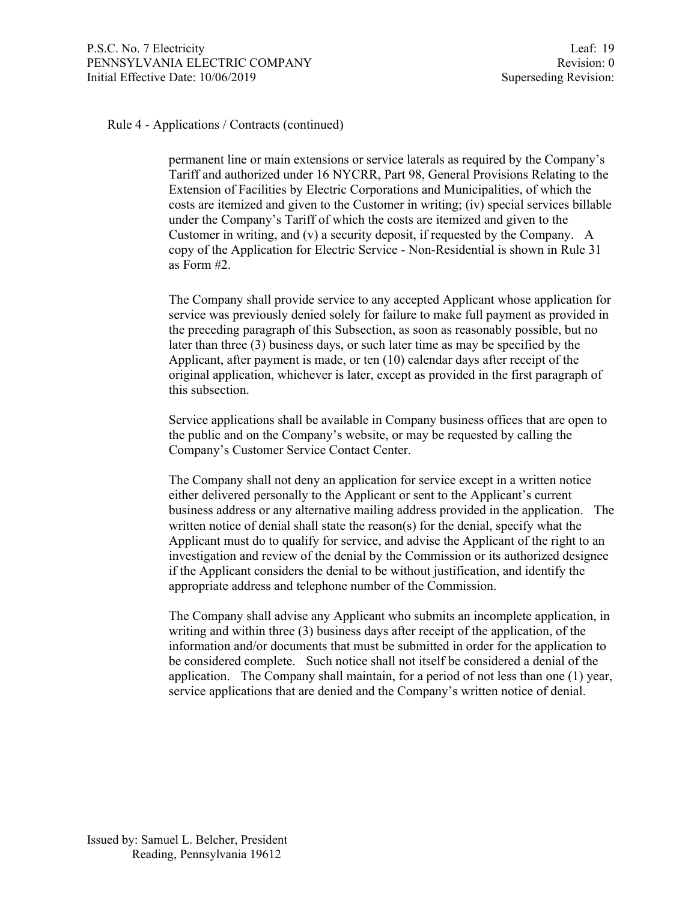Rule 4 - Applications / Contracts (continued)

permanent line or main extensions or service laterals as required by the Company's Tariff and authorized under 16 NYCRR, Part 98, General Provisions Relating to the Extension of Facilities by Electric Corporations and Municipalities, of which the costs are itemized and given to the Customer in writing; (iv) special services billable under the Company's Tariff of which the costs are itemized and given to the Customer in writing, and (v) a security deposit, if requested by the Company. A copy of the Application for Electric Service - Non-Residential is shown in Rule 31 as Form #2.

The Company shall provide service to any accepted Applicant whose application for service was previously denied solely for failure to make full payment as provided in the preceding paragraph of this Subsection, as soon as reasonably possible, but no later than three (3) business days, or such later time as may be specified by the Applicant, after payment is made, or ten (10) calendar days after receipt of the original application, whichever is later, except as provided in the first paragraph of this subsection.

Service applications shall be available in Company business offices that are open to the public and on the Company's website, or may be requested by calling the Company's Customer Service Contact Center.

The Company shall not deny an application for service except in a written notice either delivered personally to the Applicant or sent to the Applicant's current business address or any alternative mailing address provided in the application. The written notice of denial shall state the reason(s) for the denial, specify what the Applicant must do to qualify for service, and advise the Applicant of the right to an investigation and review of the denial by the Commission or its authorized designee if the Applicant considers the denial to be without justification, and identify the appropriate address and telephone number of the Commission.

The Company shall advise any Applicant who submits an incomplete application, in writing and within three (3) business days after receipt of the application, of the information and/or documents that must be submitted in order for the application to be considered complete. Such notice shall not itself be considered a denial of the application. The Company shall maintain, for a period of not less than one (1) year, service applications that are denied and the Company's written notice of denial.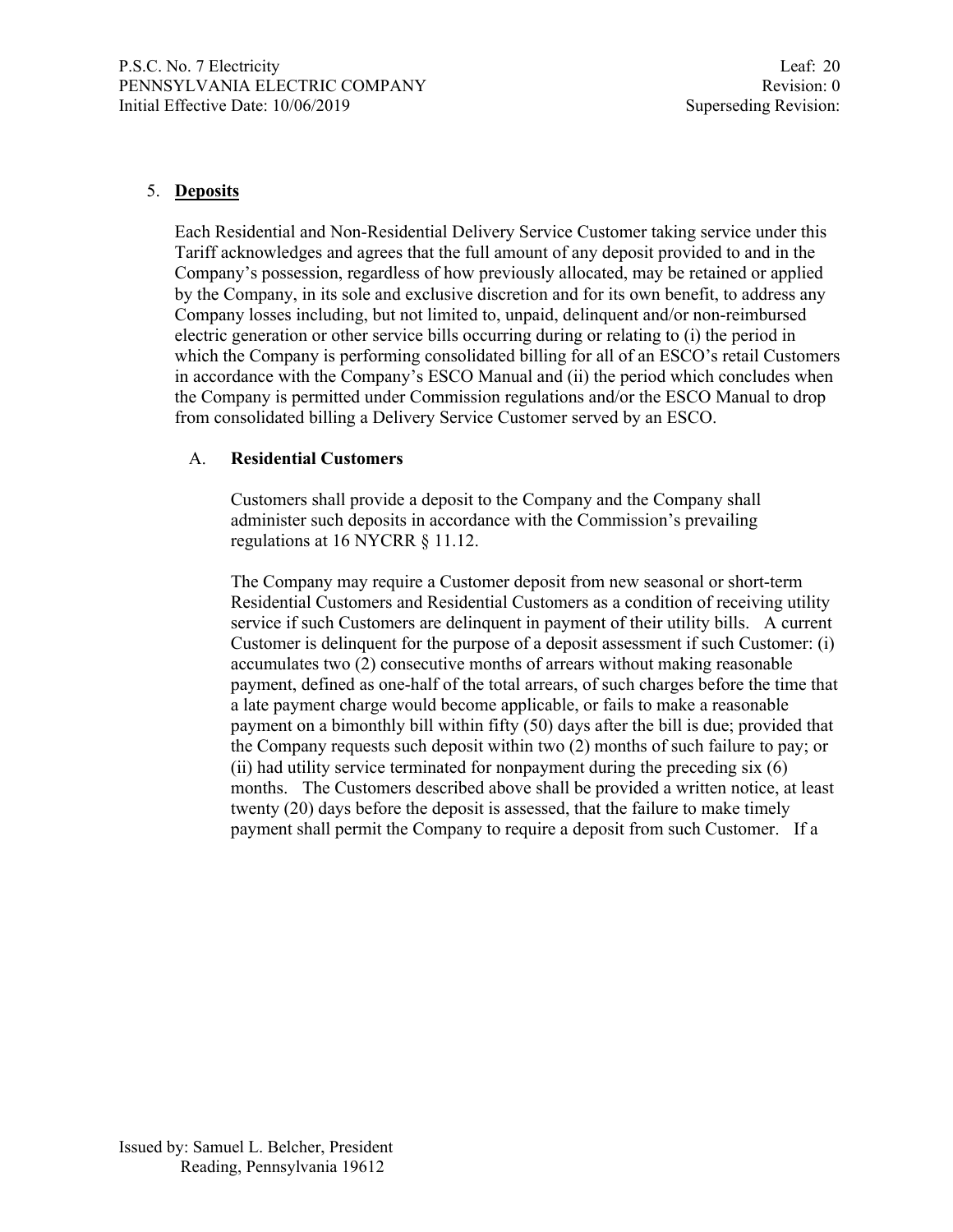## 5. **Deposits**

Each Residential and Non-Residential Delivery Service Customer taking service under this Tariff acknowledges and agrees that the full amount of any deposit provided to and in the Company's possession, regardless of how previously allocated, may be retained or applied by the Company, in its sole and exclusive discretion and for its own benefit, to address any Company losses including, but not limited to, unpaid, delinquent and/or non-reimbursed electric generation or other service bills occurring during or relating to (i) the period in which the Company is performing consolidated billing for all of an ESCO's retail Customers in accordance with the Company's ESCO Manual and (ii) the period which concludes when the Company is permitted under Commission regulations and/or the ESCO Manual to drop from consolidated billing a Delivery Service Customer served by an ESCO.

### A. **Residential Customers**

Customers shall provide a deposit to the Company and the Company shall administer such deposits in accordance with the Commission's prevailing regulations at 16 NYCRR § 11.12.

The Company may require a Customer deposit from new seasonal or short-term Residential Customers and Residential Customers as a condition of receiving utility service if such Customers are delinquent in payment of their utility bills. A current Customer is delinquent for the purpose of a deposit assessment if such Customer: (i) accumulates two (2) consecutive months of arrears without making reasonable payment, defined as one-half of the total arrears, of such charges before the time that a late payment charge would become applicable, or fails to make a reasonable payment on a bimonthly bill within fifty (50) days after the bill is due; provided that the Company requests such deposit within two (2) months of such failure to pay; or (ii) had utility service terminated for nonpayment during the preceding six (6) months. The Customers described above shall be provided a written notice, at least twenty (20) days before the deposit is assessed, that the failure to make timely payment shall permit the Company to require a deposit from such Customer. If a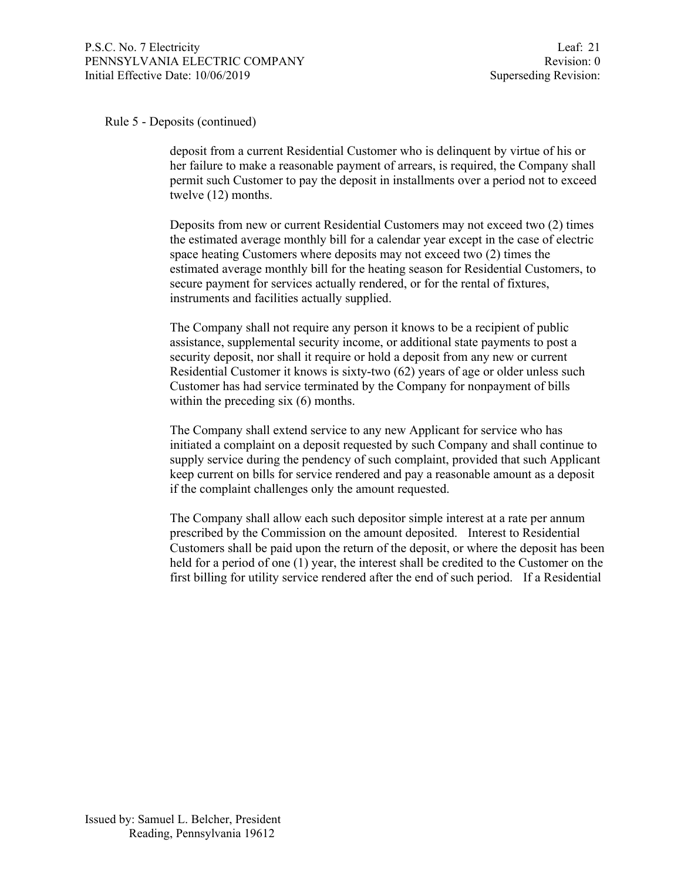Rule 5 - Deposits (continued)

deposit from a current Residential Customer who is delinquent by virtue of his or her failure to make a reasonable payment of arrears, is required, the Company shall permit such Customer to pay the deposit in installments over a period not to exceed twelve (12) months.

Deposits from new or current Residential Customers may not exceed two (2) times the estimated average monthly bill for a calendar year except in the case of electric space heating Customers where deposits may not exceed two (2) times the estimated average monthly bill for the heating season for Residential Customers, to secure payment for services actually rendered, or for the rental of fixtures, instruments and facilities actually supplied.

The Company shall not require any person it knows to be a recipient of public assistance, supplemental security income, or additional state payments to post a security deposit, nor shall it require or hold a deposit from any new or current Residential Customer it knows is sixty-two (62) years of age or older unless such Customer has had service terminated by the Company for nonpayment of bills within the preceding six (6) months.

The Company shall extend service to any new Applicant for service who has initiated a complaint on a deposit requested by such Company and shall continue to supply service during the pendency of such complaint, provided that such Applicant keep current on bills for service rendered and pay a reasonable amount as a deposit if the complaint challenges only the amount requested.

The Company shall allow each such depositor simple interest at a rate per annum prescribed by the Commission on the amount deposited. Interest to Residential Customers shall be paid upon the return of the deposit, or where the deposit has been held for a period of one (1) year, the interest shall be credited to the Customer on the first billing for utility service rendered after the end of such period. If a Residential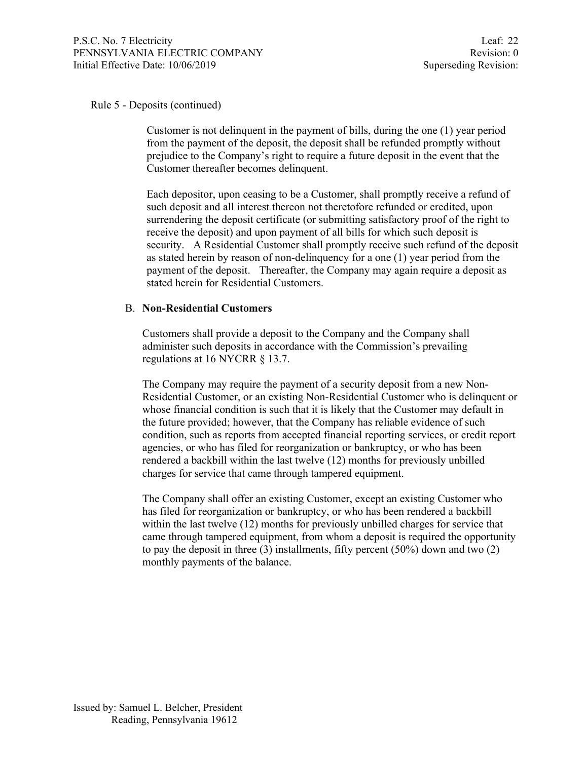Rule 5 - Deposits (continued)

Customer is not delinquent in the payment of bills, during the one (1) year period from the payment of the deposit, the deposit shall be refunded promptly without prejudice to the Company's right to require a future deposit in the event that the Customer thereafter becomes delinquent.

Each depositor, upon ceasing to be a Customer, shall promptly receive a refund of such deposit and all interest thereon not theretofore refunded or credited, upon surrendering the deposit certificate (or submitting satisfactory proof of the right to receive the deposit) and upon payment of all bills for which such deposit is security. A Residential Customer shall promptly receive such refund of the deposit as stated herein by reason of non-delinquency for a one (1) year period from the payment of the deposit. Thereafter, the Company may again require a deposit as stated herein for Residential Customers.

B. **Non-Residential Customers**

Customers shall provide a deposit to the Company and the Company shall administer such deposits in accordance with the Commission's prevailing regulations at 16 NYCRR § 13.7.

The Company may require the payment of a security deposit from a new Non-Residential Customer, or an existing Non-Residential Customer who is delinquent or whose financial condition is such that it is likely that the Customer may default in the future provided; however, that the Company has reliable evidence of such condition, such as reports from accepted financial reporting services, or credit report agencies, or who has filed for reorganization or bankruptcy, or who has been rendered a backbill within the last twelve (12) months for previously unbilled charges for service that came through tampered equipment.

The Company shall offer an existing Customer, except an existing Customer who has filed for reorganization or bankruptcy, or who has been rendered a backbill within the last twelve (12) months for previously unbilled charges for service that came through tampered equipment, from whom a deposit is required the opportunity to pay the deposit in three (3) installments, fifty percent (50%) down and two (2) monthly payments of the balance.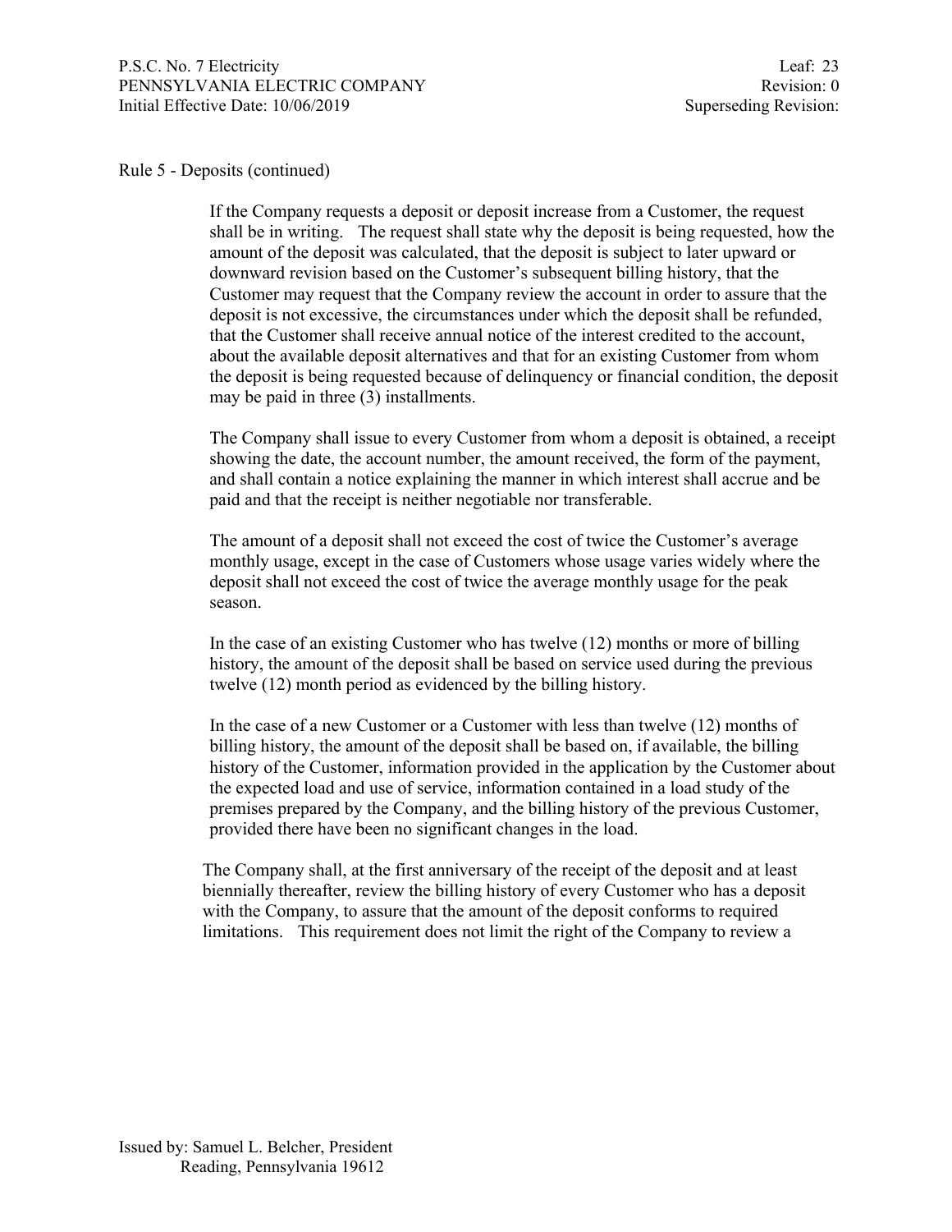Rule 5 - Deposits (continued)

If the Company requests a deposit or deposit increase from a Customer, the request shall be in writing. The request shall state why the deposit is being requested, how the amount of the deposit was calculated, that the deposit is subject to later upward or downward revision based on the Customer's subsequent billing history, that the Customer may request that the Company review the account in order to assure that the deposit is not excessive, the circumstances under which the deposit shall be refunded, that the Customer shall receive annual notice of the interest credited to the account, about the available deposit alternatives and that for an existing Customer from whom the deposit is being requested because of delinquency or financial condition, the deposit may be paid in three (3) installments.

The Company shall issue to every Customer from whom a deposit is obtained, a receipt showing the date, the account number, the amount received, the form of the payment, and shall contain a notice explaining the manner in which interest shall accrue and be paid and that the receipt is neither negotiable nor transferable.

The amount of a deposit shall not exceed the cost of twice the Customer's average monthly usage, except in the case of Customers whose usage varies widely where the deposit shall not exceed the cost of twice the average monthly usage for the peak season.

In the case of an existing Customer who has twelve (12) months or more of billing history, the amount of the deposit shall be based on service used during the previous twelve (12) month period as evidenced by the billing history.

In the case of a new Customer or a Customer with less than twelve (12) months of billing history, the amount of the deposit shall be based on, if available, the billing history of the Customer, information provided in the application by the Customer about the expected load and use of service, information contained in a load study of the premises prepared by the Company, and the billing history of the previous Customer, provided there have been no significant changes in the load.

The Company shall, at the first anniversary of the receipt of the deposit and at least biennially thereafter, review the billing history of every Customer who has a deposit with the Company, to assure that the amount of the deposit conforms to required limitations. This requirement does not limit the right of the Company to review a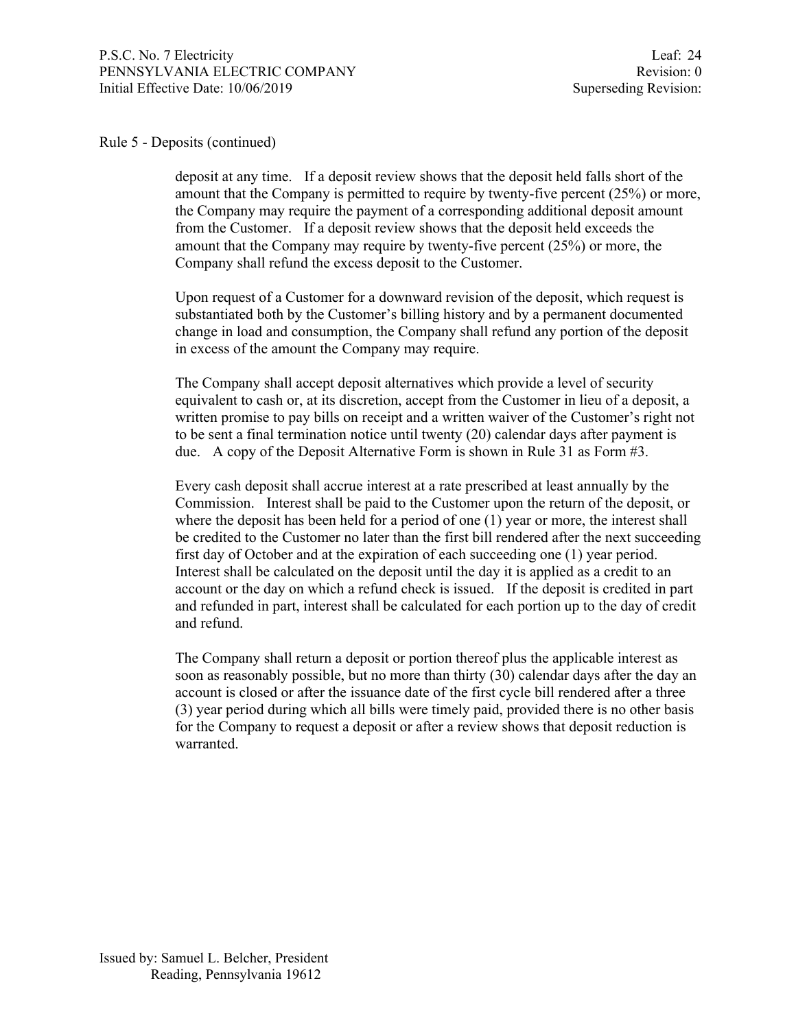Rule 5 - Deposits (continued)

deposit at any time. If a deposit review shows that the deposit held falls short of the amount that the Company is permitted to require by twenty-five percent (25%) or more, the Company may require the payment of a corresponding additional deposit amount from the Customer. If a deposit review shows that the deposit held exceeds the amount that the Company may require by twenty-five percent (25%) or more, the Company shall refund the excess deposit to the Customer.

Upon request of a Customer for a downward revision of the deposit, which request is substantiated both by the Customer's billing history and by a permanent documented change in load and consumption, the Company shall refund any portion of the deposit in excess of the amount the Company may require.

The Company shall accept deposit alternatives which provide a level of security equivalent to cash or, at its discretion, accept from the Customer in lieu of a deposit, a written promise to pay bills on receipt and a written waiver of the Customer's right not to be sent a final termination notice until twenty (20) calendar days after payment is due. A copy of the Deposit Alternative Form is shown in Rule 31 as Form #3.

Every cash deposit shall accrue interest at a rate prescribed at least annually by the Commission. Interest shall be paid to the Customer upon the return of the deposit, or where the deposit has been held for a period of one (1) year or more, the interest shall be credited to the Customer no later than the first bill rendered after the next succeeding first day of October and at the expiration of each succeeding one (1) year period. Interest shall be calculated on the deposit until the day it is applied as a credit to an account or the day on which a refund check is issued. If the deposit is credited in part and refunded in part, interest shall be calculated for each portion up to the day of credit and refund.

The Company shall return a deposit or portion thereof plus the applicable interest as soon as reasonably possible, but no more than thirty (30) calendar days after the day an account is closed or after the issuance date of the first cycle bill rendered after a three (3) year period during which all bills were timely paid, provided there is no other basis for the Company to request a deposit or after a review shows that deposit reduction is warranted.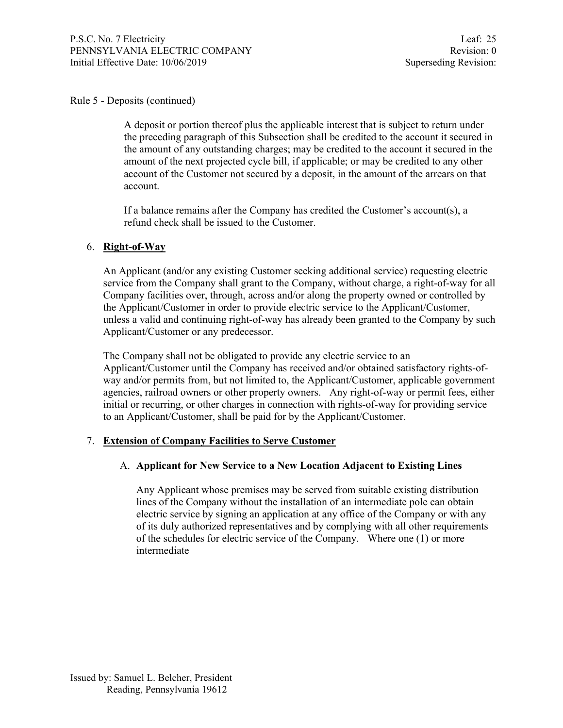Rule 5 - Deposits (continued)

A deposit or portion thereof plus the applicable interest that is subject to return under the preceding paragraph of this Subsection shall be credited to the account it secured in the amount of any outstanding charges; may be credited to the account it secured in the amount of the next projected cycle bill, if applicable; or may be credited to any other account of the Customer not secured by a deposit, in the amount of the arrears on that account.

If a balance remains after the Company has credited the Customer's account(s), a refund check shall be issued to the Customer.

6. **Right-of-Way**

An Applicant (and/or any existing Customer seeking additional service) requesting electric service from the Company shall grant to the Company, without charge, a right-of-way for all Company facilities over, through, across and/or along the property owned or controlled by the Applicant/Customer in order to provide electric service to the Applicant/Customer, unless a valid and continuing right-of-way has already been granted to the Company by such Applicant/Customer or any predecessor.

The Company shall not be obligated to provide any electric service to an Applicant/Customer until the Company has received and/or obtained satisfactory rights-of-way and/or permits from, but not limited to, the Applicant/Customer, applicable government agencies, railroad owners or other property owners. Any right-of-way or permit fees, either initial or recurring, or other charges in connection with rights-of-way for providing service to an Applicant/Customer, shall be paid for by the Applicant/Customer.

7. **Extension of Company Facilities to Serve Customer**

A. **Applicant for New Service to a New Location Adjacent to Existing Lines**

Any Applicant whose premises may be served from suitable existing distribution lines of the Company without the installation of an intermediate pole can obtain electric service by signing an application at any office of the Company or with any of its duly authorized representatives and by complying with all other requirements of the schedules for electric service of the Company. Where one (1) or more intermediate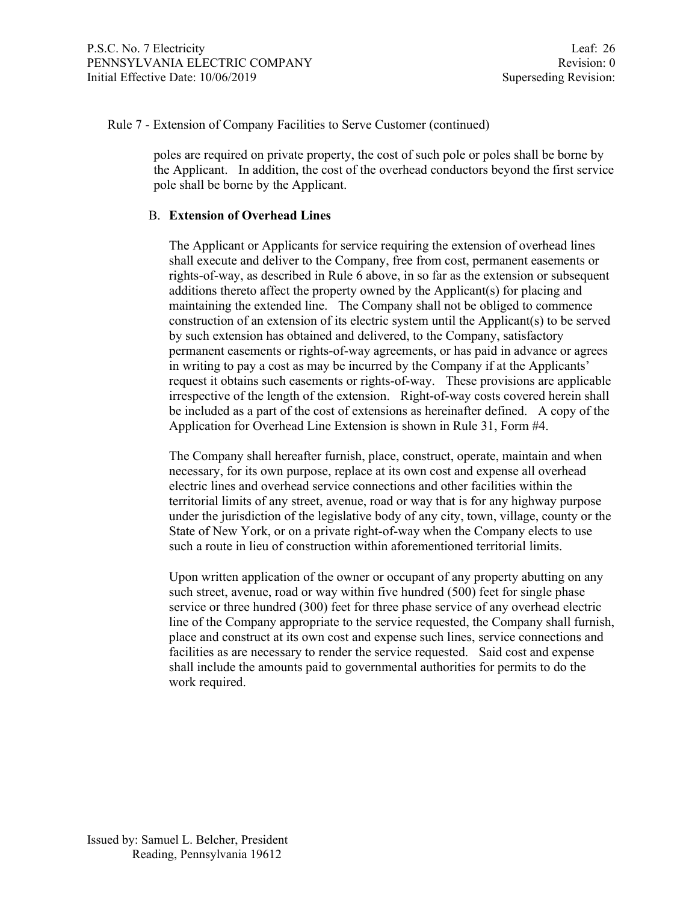Rule 7 - Extension of Company Facilities to Serve Customer (continued)

poles are required on private property, the cost of such pole or poles shall be borne by the Applicant. In addition, the cost of the overhead conductors beyond the first service pole shall be borne by the Applicant.

B. **Extension of Overhead Lines**

The Applicant or Applicants for service requiring the extension of overhead lines shall execute and deliver to the Company, free from cost, permanent easements or rights-of-way, as described in Rule 6 above, in so far as the extension or subsequent additions thereto affect the property owned by the Applicant(s) for placing and maintaining the extended line. The Company shall not be obliged to commence construction of an extension of its electric system until the Applicant(s) to be served by such extension has obtained and delivered, to the Company, satisfactory permanent easements or rights-of-way agreements, or has paid in advance or agrees in writing to pay a cost as may be incurred by the Company if at the Applicants' request it obtains such easements or rights-of-way. These provisions are applicable irrespective of the length of the extension. Right-of-way costs covered herein shall be included as a part of the cost of extensions as hereinafter defined. A copy of the Application for Overhead Line Extension is shown in Rule 31, Form #4.

The Company shall hereafter furnish, place, construct, operate, maintain and when necessary, for its own purpose, replace at its own cost and expense all overhead electric lines and overhead service connections and other facilities within the territorial limits of any street, avenue, road or way that is for any highway purpose under the jurisdiction of the legislative body of any city, town, village, county or the State of New York, or on a private right-of-way when the Company elects to use such a route in lieu of construction within aforementioned territorial limits.

Upon written application of the owner or occupant of any property abutting on any such street, avenue, road or way within five hundred (500) feet for single phase service or three hundred (300) feet for three phase service of any overhead electric line of the Company appropriate to the service requested, the Company shall furnish, place and construct at its own cost and expense such lines, service connections and facilities as are necessary to render the service requested. Said cost and expense shall include the amounts paid to governmental authorities for permits to do the work required.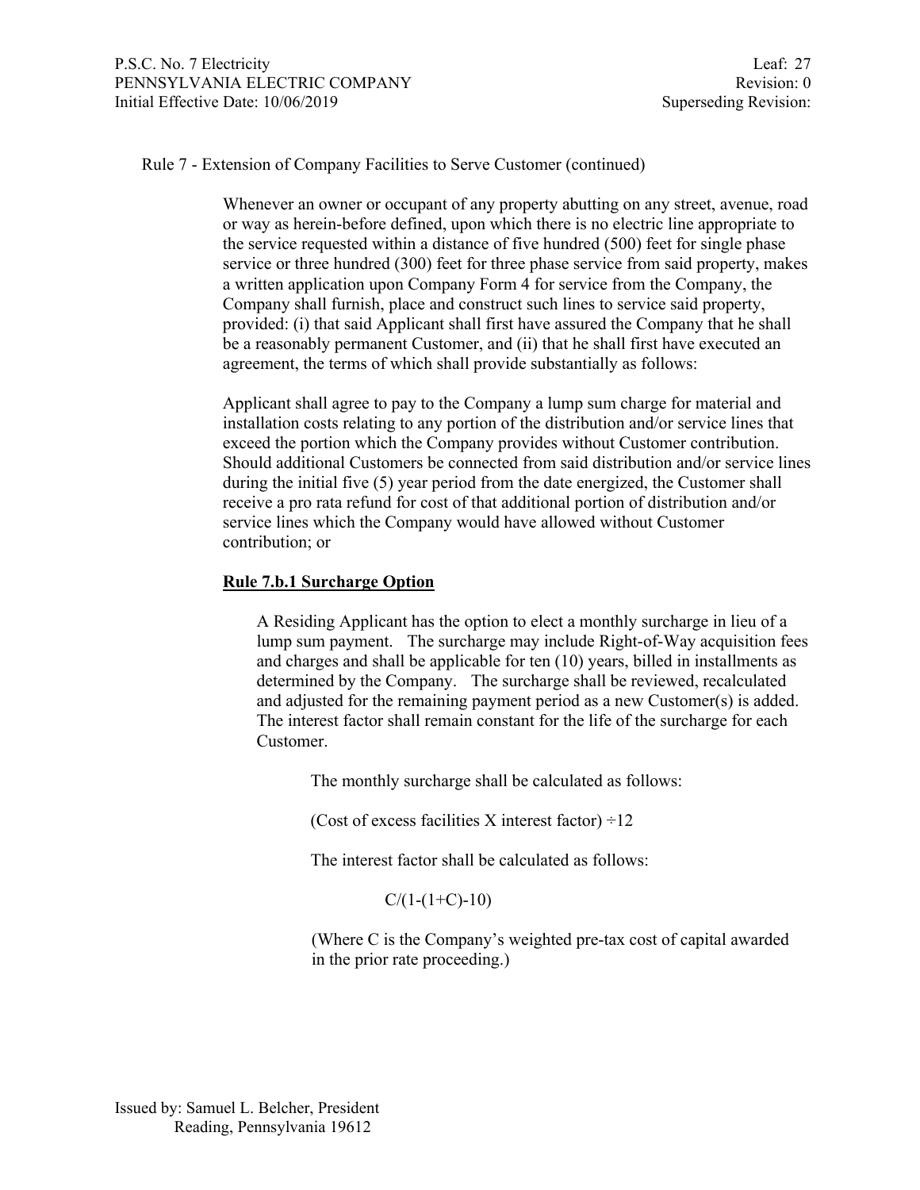Rule 7 - Extension of Company Facilities to Serve Customer (continued)

Whenever an owner or occupant of any property abutting on any street, avenue, road or way as herein-before defined, upon which there is no electric line appropriate to the service requested within a distance of five hundred (500) feet for single phase service or three hundred (300) feet for three phase service from said property, makes a written application upon Company Form 4 for service from the Company, the Company shall furnish, place and construct such lines to service said property, provided: (i) that said Applicant shall first have assured the Company that he shall be a reasonably permanent Customer, and (ii) that he shall first have executed an agreement, the terms of which shall provide substantially as follows:

Applicant shall agree to pay to the Company a lump sum charge for material and installation costs relating to any portion of the distribution and/or service lines that exceed the portion which the Company provides without Customer contribution. Should additional Customers be connected from said distribution and/or service lines during the initial five (5) year period from the date energized, the Customer shall receive a pro rata refund for cost of that additional portion of distribution and/or service lines which the Company would have allowed without Customer contribution; or

**Rule 7.b.1 Surcharge Option**

A Residing Applicant has the option to elect a monthly surcharge in lieu of a lump sum payment. The surcharge may include Right-of-Way acquisition fees and charges and shall be applicable for ten (10) years, billed in installments as determined by the Company. The surcharge shall be reviewed, recalculated and adjusted for the remaining payment period as a new Customer(s) is added. The interest factor shall remain constant for the life of the surcharge for each Customer.

The monthly surcharge shall be calculated as follows:

(Cost of excess facilities X interest factor) ÷12

The interest factor shall be calculated as follows:

$$C/(1-(1+C)^{-10})$$

(Where C is the Company's weighted pre-tax cost of capital awarded in the prior rate proceeding.)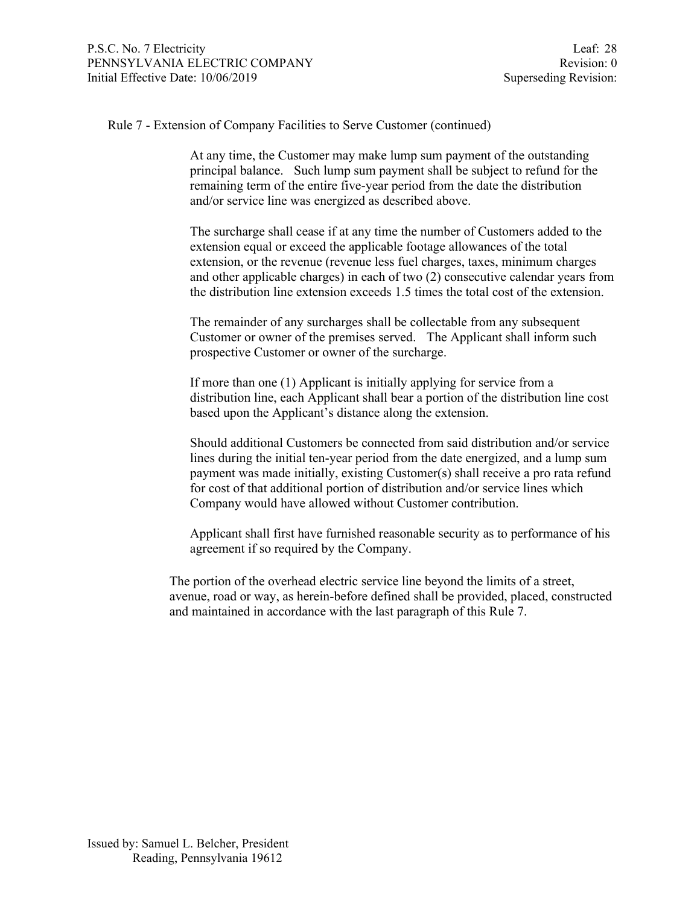Rule 7 - Extension of Company Facilities to Serve Customer (continued)

At any time, the Customer may make lump sum payment of the outstanding principal balance. Such lump sum payment shall be subject to refund for the remaining term of the entire five-year period from the date the distribution and/or service line was energized as described above.

The surcharge shall cease if at any time the number of Customers added to the extension equal or exceed the applicable footage allowances of the total extension, or the revenue (revenue less fuel charges, taxes, minimum charges and other applicable charges) in each of two (2) consecutive calendar years from the distribution line extension exceeds 1.5 times the total cost of the extension.

The remainder of any surcharges shall be collectable from any subsequent Customer or owner of the premises served. The Applicant shall inform such prospective Customer or owner of the surcharge.

If more than one (1) Applicant is initially applying for service from a distribution line, each Applicant shall bear a portion of the distribution line cost based upon the Applicant's distance along the extension.

Should additional Customers be connected from said distribution and/or service lines during the initial ten-year period from the date energized, and a lump sum payment was made initially, existing Customer(s) shall receive a pro rata refund for cost of that additional portion of distribution and/or service lines which Company would have allowed without Customer contribution.

Applicant shall first have furnished reasonable security as to performance of his agreement if so required by the Company.

The portion of the overhead electric service line beyond the limits of a street, avenue, road or way, as herein-before defined shall be provided, placed, constructed and maintained in accordance with the last paragraph of this Rule 7.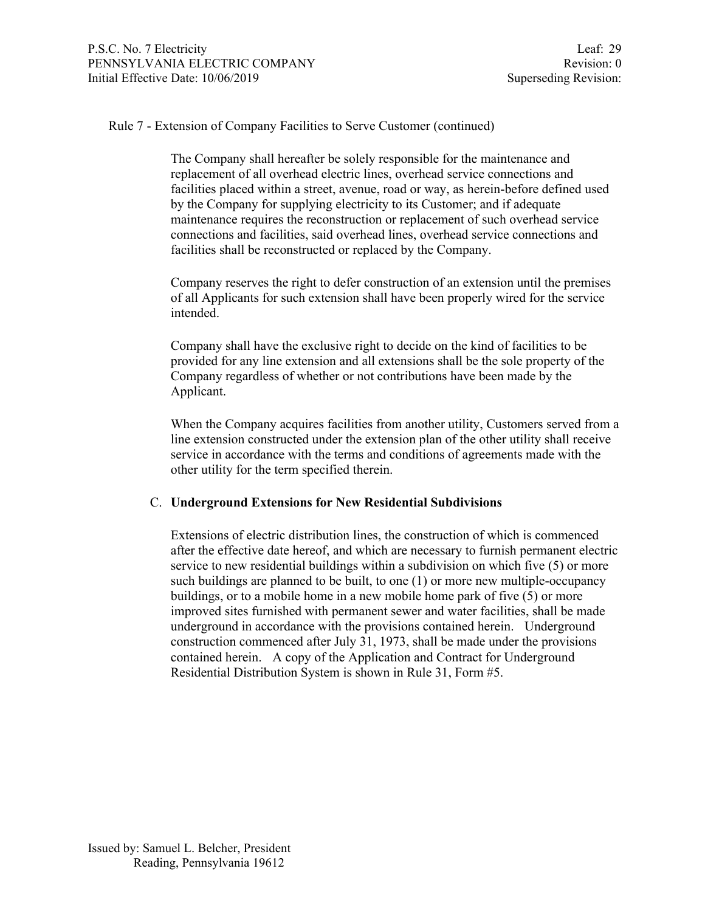Rule 7 - Extension of Company Facilities to Serve Customer (continued)

The Company shall hereafter be solely responsible for the maintenance and replacement of all overhead electric lines, overhead service connections and facilities placed within a street, avenue, road or way, as herein-before defined used by the Company for supplying electricity to its Customer; and if adequate maintenance requires the reconstruction or replacement of such overhead service connections and facilities, said overhead lines, overhead service connections and facilities shall be reconstructed or replaced by the Company.

Company reserves the right to defer construction of an extension until the premises of all Applicants for such extension shall have been properly wired for the service intended.

Company shall have the exclusive right to decide on the kind of facilities to be provided for any line extension and all extensions shall be the sole property of the Company regardless of whether or not contributions have been made by the Applicant.

When the Company acquires facilities from another utility, Customers served from a line extension constructed under the extension plan of the other utility shall receive service in accordance with the terms and conditions of agreements made with the other utility for the term specified therein.

C. **Underground Extensions for New Residential Subdivisions**

Extensions of electric distribution lines, the construction of which is commenced after the effective date hereof, and which are necessary to furnish permanent electric service to new residential buildings within a subdivision on which five (5) or more such buildings are planned to be built, to one (1) or more new multiple-occupancy buildings, or to a mobile home in a new mobile home park of five (5) or more improved sites furnished with permanent sewer and water facilities, shall be made underground in accordance with the provisions contained herein. Underground construction commenced after July 31, 1973, shall be made under the provisions contained herein. A copy of the Application and Contract for Underground Residential Distribution System is shown in Rule 31, Form #5.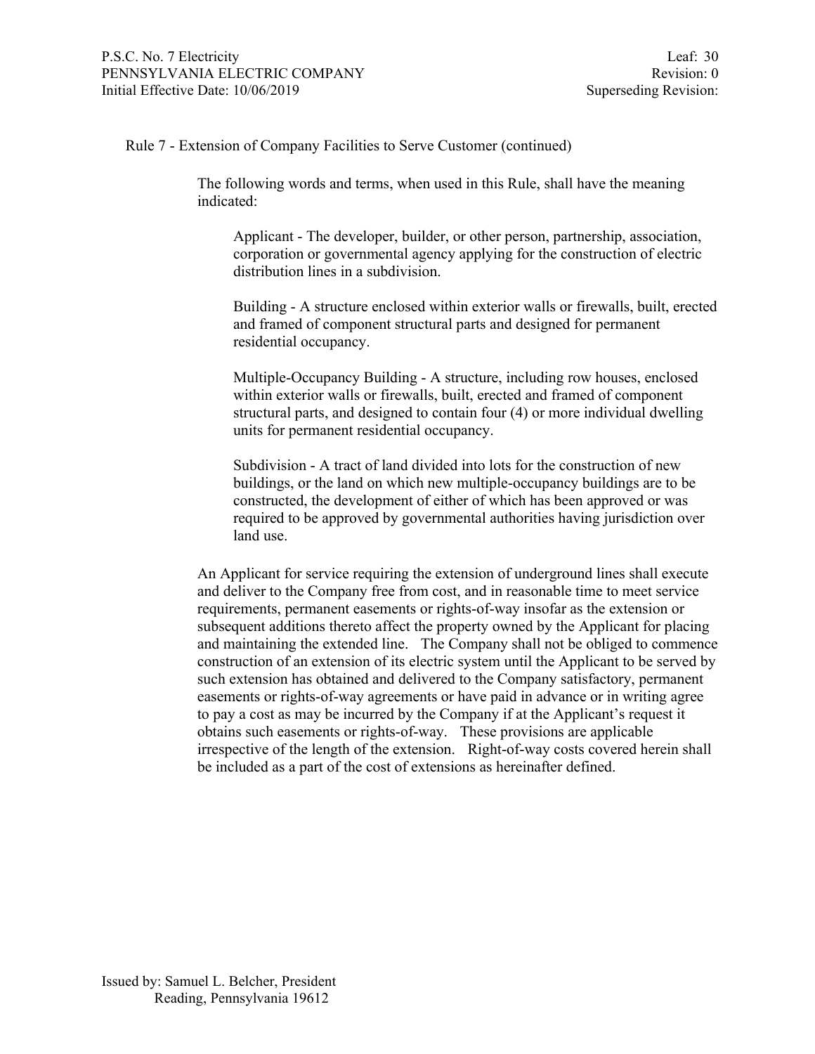Rule 7 - Extension of Company Facilities to Serve Customer (continued)

The following words and terms, when used in this Rule, shall have the meaning indicated:

Applicant - The developer, builder, or other person, partnership, association, corporation or governmental agency applying for the construction of electric distribution lines in a subdivision.

Building - A structure enclosed within exterior walls or firewalls, built, erected and framed of component structural parts and designed for permanent residential occupancy.

Multiple-Occupancy Building - A structure, including row houses, enclosed within exterior walls or firewalls, built, erected and framed of component structural parts, and designed to contain four (4) or more individual dwelling units for permanent residential occupancy.

Subdivision - A tract of land divided into lots for the construction of new buildings, or the land on which new multiple-occupancy buildings are to be constructed, the development of either of which has been approved or was required to be approved by governmental authorities having jurisdiction over land use.

An Applicant for service requiring the extension of underground lines shall execute and deliver to the Company free from cost, and in reasonable time to meet service requirements, permanent easements or rights-of-way insofar as the extension or subsequent additions thereto affect the property owned by the Applicant for placing and maintaining the extended line. The Company shall not be obliged to commence construction of an extension of its electric system until the Applicant to be served by such extension has obtained and delivered to the Company satisfactory, permanent easements or rights-of-way agreements or have paid in advance or in writing agree to pay a cost as may be incurred by the Company if at the Applicant's request it obtains such easements or rights-of-way. These provisions are applicable irrespective of the length of the extension. Right-of-way costs covered herein shall be included as a part of the cost of extensions as hereinafter defined.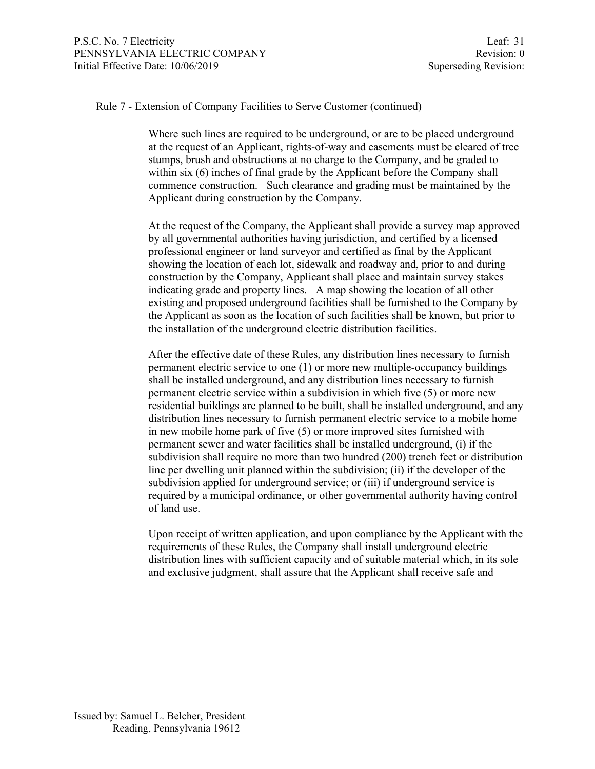Rule 7 - Extension of Company Facilities to Serve Customer (continued)

Where such lines are required to be underground, or are to be placed underground at the request of an Applicant, rights-of-way and easements must be cleared of tree stumps, brush and obstructions at no charge to the Company, and be graded to within six (6) inches of final grade by the Applicant before the Company shall commence construction. Such clearance and grading must be maintained by the Applicant during construction by the Company.

At the request of the Company, the Applicant shall provide a survey map approved by all governmental authorities having jurisdiction, and certified by a licensed professional engineer or land surveyor and certified as final by the Applicant showing the location of each lot, sidewalk and roadway and, prior to and during construction by the Company, Applicant shall place and maintain survey stakes indicating grade and property lines. A map showing the location of all other existing and proposed underground facilities shall be furnished to the Company by the Applicant as soon as the location of such facilities shall be known, but prior to the installation of the underground electric distribution facilities.

After the effective date of these Rules, any distribution lines necessary to furnish permanent electric service to one (1) or more new multiple-occupancy buildings shall be installed underground, and any distribution lines necessary to furnish permanent electric service within a subdivision in which five (5) or more new residential buildings are planned to be built, shall be installed underground, and any distribution lines necessary to furnish permanent electric service to a mobile home in new mobile home park of five (5) or more improved sites furnished with permanent sewer and water facilities shall be installed underground, (i) if the subdivision shall require no more than two hundred (200) trench feet or distribution line per dwelling unit planned within the subdivision; (ii) if the developer of the subdivision applied for underground service; or (iii) if underground service is required by a municipal ordinance, or other governmental authority having control of land use.

Upon receipt of written application, and upon compliance by the Applicant with the requirements of these Rules, the Company shall install underground electric distribution lines with sufficient capacity and of suitable material which, in its sole and exclusive judgment, shall assure that the Applicant shall receive safe and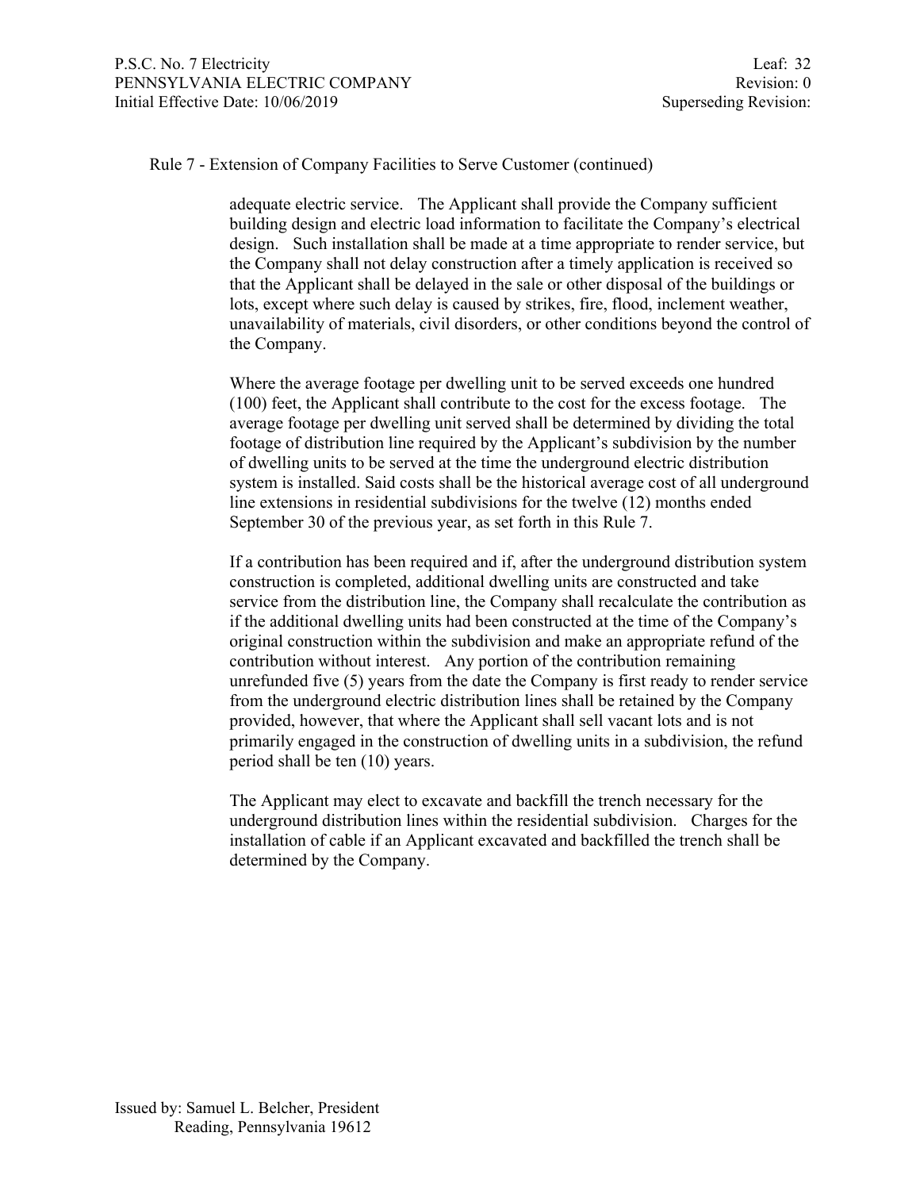Rule 7 - Extension of Company Facilities to Serve Customer (continued)

adequate electric service. The Applicant shall provide the Company sufficient building design and electric load information to facilitate the Company's electrical design. Such installation shall be made at a time appropriate to render service, but the Company shall not delay construction after a timely application is received so that the Applicant shall be delayed in the sale or other disposal of the buildings or lots, except where such delay is caused by strikes, fire, flood, inclement weather, unavailability of materials, civil disorders, or other conditions beyond the control of the Company.

Where the average footage per dwelling unit to be served exceeds one hundred (100) feet, the Applicant shall contribute to the cost for the excess footage. The average footage per dwelling unit served shall be determined by dividing the total footage of distribution line required by the Applicant's subdivision by the number of dwelling units to be served at the time the underground electric distribution system is installed. Said costs shall be the historical average cost of all underground line extensions in residential subdivisions for the twelve (12) months ended September 30 of the previous year, as set forth in this Rule 7.

If a contribution has been required and if, after the underground distribution system construction is completed, additional dwelling units are constructed and take service from the distribution line, the Company shall recalculate the contribution as if the additional dwelling units had been constructed at the time of the Company's original construction within the subdivision and make an appropriate refund of the contribution without interest. Any portion of the contribution remaining unrefunded five (5) years from the date the Company is first ready to render service from the underground electric distribution lines shall be retained by the Company provided, however, that where the Applicant shall sell vacant lots and is not primarily engaged in the construction of dwelling units in a subdivision, the refund period shall be ten (10) years.

The Applicant may elect to excavate and backfill the trench necessary for the underground distribution lines within the residential subdivision. Charges for the installation of cable if an Applicant excavated and backfilled the trench shall be determined by the Company.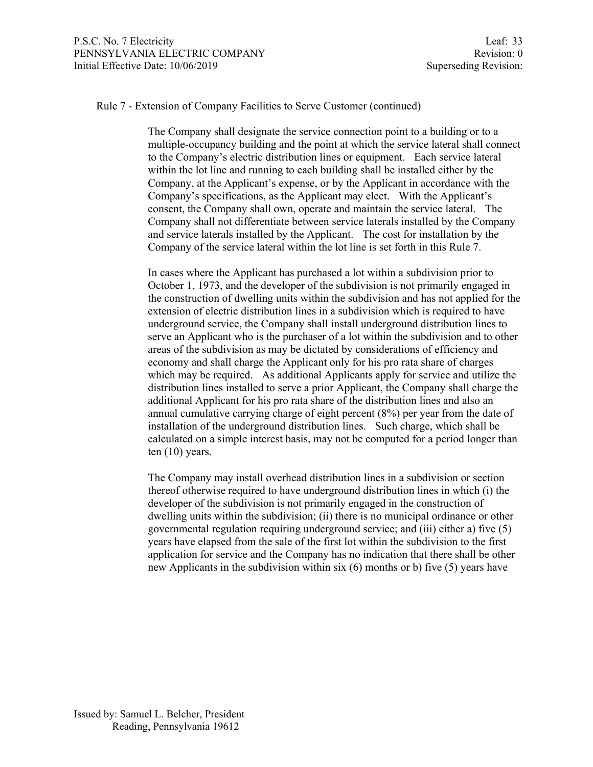Rule 7 - Extension of Company Facilities to Serve Customer (continued)

The Company shall designate the service connection point to a building or to a multiple-occupancy building and the point at which the service lateral shall connect to the Company's electric distribution lines or equipment. Each service lateral within the lot line and running to each building shall be installed either by the Company, at the Applicant's expense, or by the Applicant in accordance with the Company's specifications, as the Applicant may elect. With the Applicant's consent, the Company shall own, operate and maintain the service lateral. The Company shall not differentiate between service laterals installed by the Company and service laterals installed by the Applicant. The cost for installation by the Company of the service lateral within the lot line is set forth in this Rule 7.

In cases where the Applicant has purchased a lot within a subdivision prior to October 1, 1973, and the developer of the subdivision is not primarily engaged in the construction of dwelling units within the subdivision and has not applied for the extension of electric distribution lines in a subdivision which is required to have underground service, the Company shall install underground distribution lines to serve an Applicant who is the purchaser of a lot within the subdivision and to other areas of the subdivision as may be dictated by considerations of efficiency and economy and shall charge the Applicant only for his pro rata share of charges which may be required. As additional Applicants apply for service and utilize the distribution lines installed to serve a prior Applicant, the Company shall charge the additional Applicant for his pro rata share of the distribution lines and also an annual cumulative carrying charge of eight percent (8%) per year from the date of installation of the underground distribution lines. Such charge, which shall be calculated on a simple interest basis, may not be computed for a period longer than ten (10) years.

The Company may install overhead distribution lines in a subdivision or section thereof otherwise required to have underground distribution lines in which (i) the developer of the subdivision is not primarily engaged in the construction of dwelling units within the subdivision; (ii) there is no municipal ordinance or other governmental regulation requiring underground service; and (iii) either a) five (5) years have elapsed from the sale of the first lot within the subdivision to the first application for service and the Company has no indication that there shall be other new Applicants in the subdivision within six (6) months or b) five (5) years have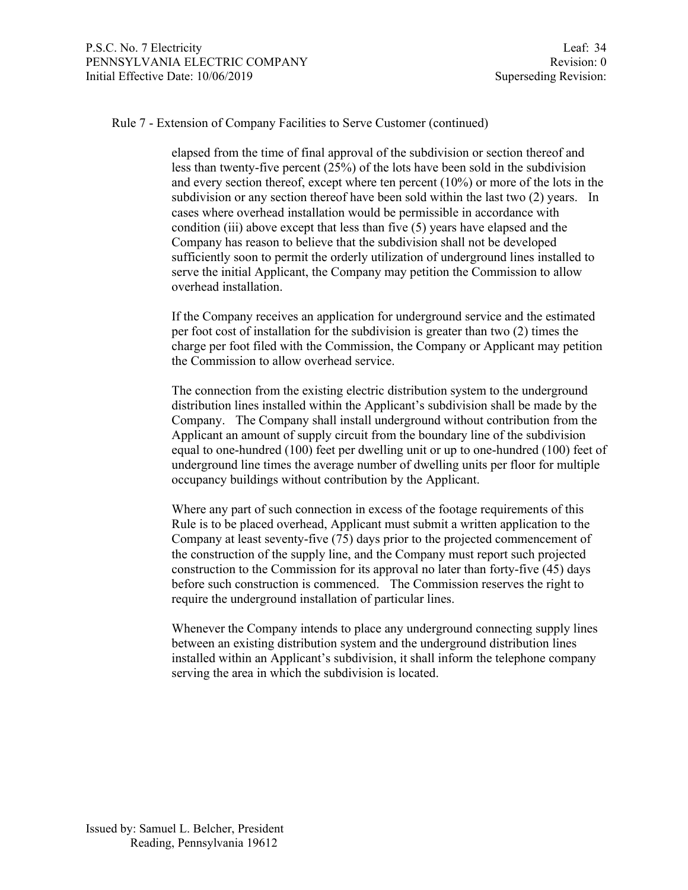Rule 7 - Extension of Company Facilities to Serve Customer (continued)

elapsed from the time of final approval of the subdivision or section thereof and less than twenty-five percent (25%) of the lots have been sold in the subdivision and every section thereof, except where ten percent (10%) or more of the lots in the subdivision or any section thereof have been sold within the last two (2) years. In cases where overhead installation would be permissible in accordance with condition (iii) above except that less than five (5) years have elapsed and the Company has reason to believe that the subdivision shall not be developed sufficiently soon to permit the orderly utilization of underground lines installed to serve the initial Applicant, the Company may petition the Commission to allow overhead installation.

If the Company receives an application for underground service and the estimated per foot cost of installation for the subdivision is greater than two (2) times the charge per foot filed with the Commission, the Company or Applicant may petition the Commission to allow overhead service.

The connection from the existing electric distribution system to the underground distribution lines installed within the Applicant's subdivision shall be made by the Company. The Company shall install underground without contribution from the Applicant an amount of supply circuit from the boundary line of the subdivision equal to one-hundred (100) feet per dwelling unit or up to one-hundred (100) feet of underground line times the average number of dwelling units per floor for multiple occupancy buildings without contribution by the Applicant.

Where any part of such connection in excess of the footage requirements of this Rule is to be placed overhead, Applicant must submit a written application to the Company at least seventy-five (75) days prior to the projected commencement of the construction of the supply line, and the Company must report such projected construction to the Commission for its approval no later than forty-five (45) days before such construction is commenced. The Commission reserves the right to require the underground installation of particular lines.

Whenever the Company intends to place any underground connecting supply lines between an existing distribution system and the underground distribution lines installed within an Applicant's subdivision, it shall inform the telephone company serving the area in which the subdivision is located.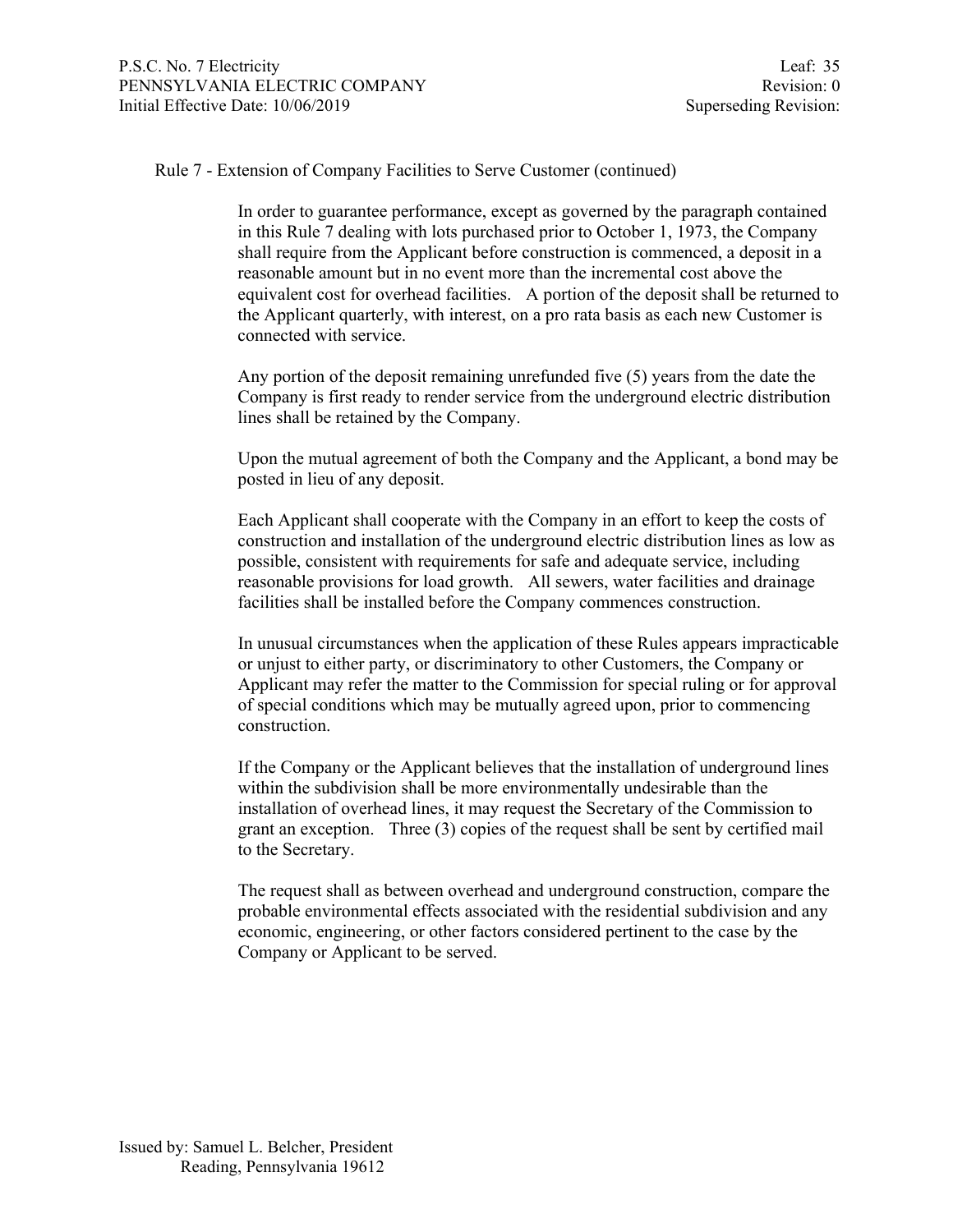Rule 7 - Extension of Company Facilities to Serve Customer (continued)

In order to guarantee performance, except as governed by the paragraph contained in this Rule 7 dealing with lots purchased prior to October 1, 1973, the Company shall require from the Applicant before construction is commenced, a deposit in a reasonable amount but in no event more than the incremental cost above the equivalent cost for overhead facilities. A portion of the deposit shall be returned to the Applicant quarterly, with interest, on a pro rata basis as each new Customer is connected with service.

Any portion of the deposit remaining unrefunded five (5) years from the date the Company is first ready to render service from the underground electric distribution lines shall be retained by the Company.

Upon the mutual agreement of both the Company and the Applicant, a bond may be posted in lieu of any deposit.

Each Applicant shall cooperate with the Company in an effort to keep the costs of construction and installation of the underground electric distribution lines as low as possible, consistent with requirements for safe and adequate service, including reasonable provisions for load growth. All sewers, water facilities and drainage facilities shall be installed before the Company commences construction.

In unusual circumstances when the application of these Rules appears impracticable or unjust to either party, or discriminatory to other Customers, the Company or Applicant may refer the matter to the Commission for special ruling or for approval of special conditions which may be mutually agreed upon, prior to commencing construction.

If the Company or the Applicant believes that the installation of underground lines within the subdivision shall be more environmentally undesirable than the installation of overhead lines, it may request the Secretary of the Commission to grant an exception. Three (3) copies of the request shall be sent by certified mail to the Secretary.

The request shall as between overhead and underground construction, compare the probable environmental effects associated with the residential subdivision and any economic, engineering, or other factors considered pertinent to the case by the Company or Applicant to be served.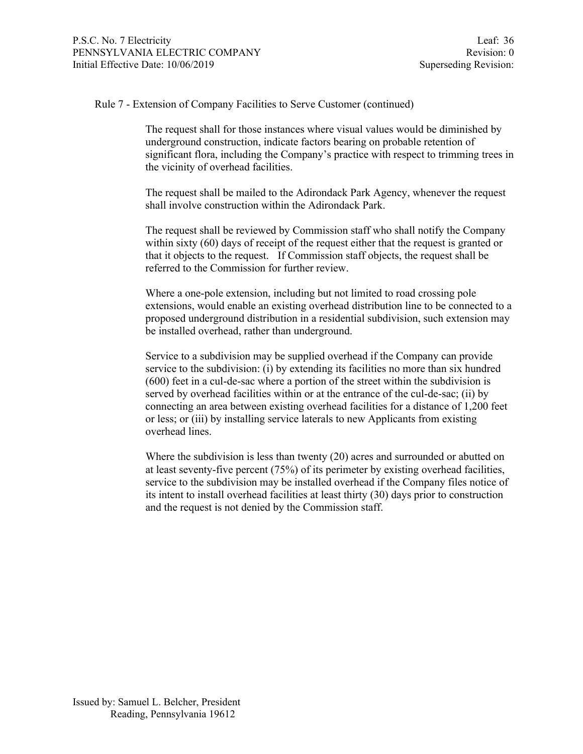Rule 7 - Extension of Company Facilities to Serve Customer (continued)

The request shall for those instances where visual values would be diminished by underground construction, indicate factors bearing on probable retention of significant flora, including the Company's practice with respect to trimming trees in the vicinity of overhead facilities.

The request shall be mailed to the Adirondack Park Agency, whenever the request shall involve construction within the Adirondack Park.

The request shall be reviewed by Commission staff who shall notify the Company within sixty (60) days of receipt of the request either that the request is granted or that it objects to the request. If Commission staff objects, the request shall be referred to the Commission for further review.

Where a one-pole extension, including but not limited to road crossing pole extensions, would enable an existing overhead distribution line to be connected to a proposed underground distribution in a residential subdivision, such extension may be installed overhead, rather than underground.

Service to a subdivision may be supplied overhead if the Company can provide service to the subdivision: (i) by extending its facilities no more than six hundred (600) feet in a cul-de-sac where a portion of the street within the subdivision is served by overhead facilities within or at the entrance of the cul-de-sac; (ii) by connecting an area between existing overhead facilities for a distance of 1,200 feet or less; or (iii) by installing service laterals to new Applicants from existing overhead lines.

Where the subdivision is less than twenty (20) acres and surrounded or abutted on at least seventy-five percent (75%) of its perimeter by existing overhead facilities, service to the subdivision may be installed overhead if the Company files notice of its intent to install overhead facilities at least thirty (30) days prior to construction and the request is not denied by the Commission staff.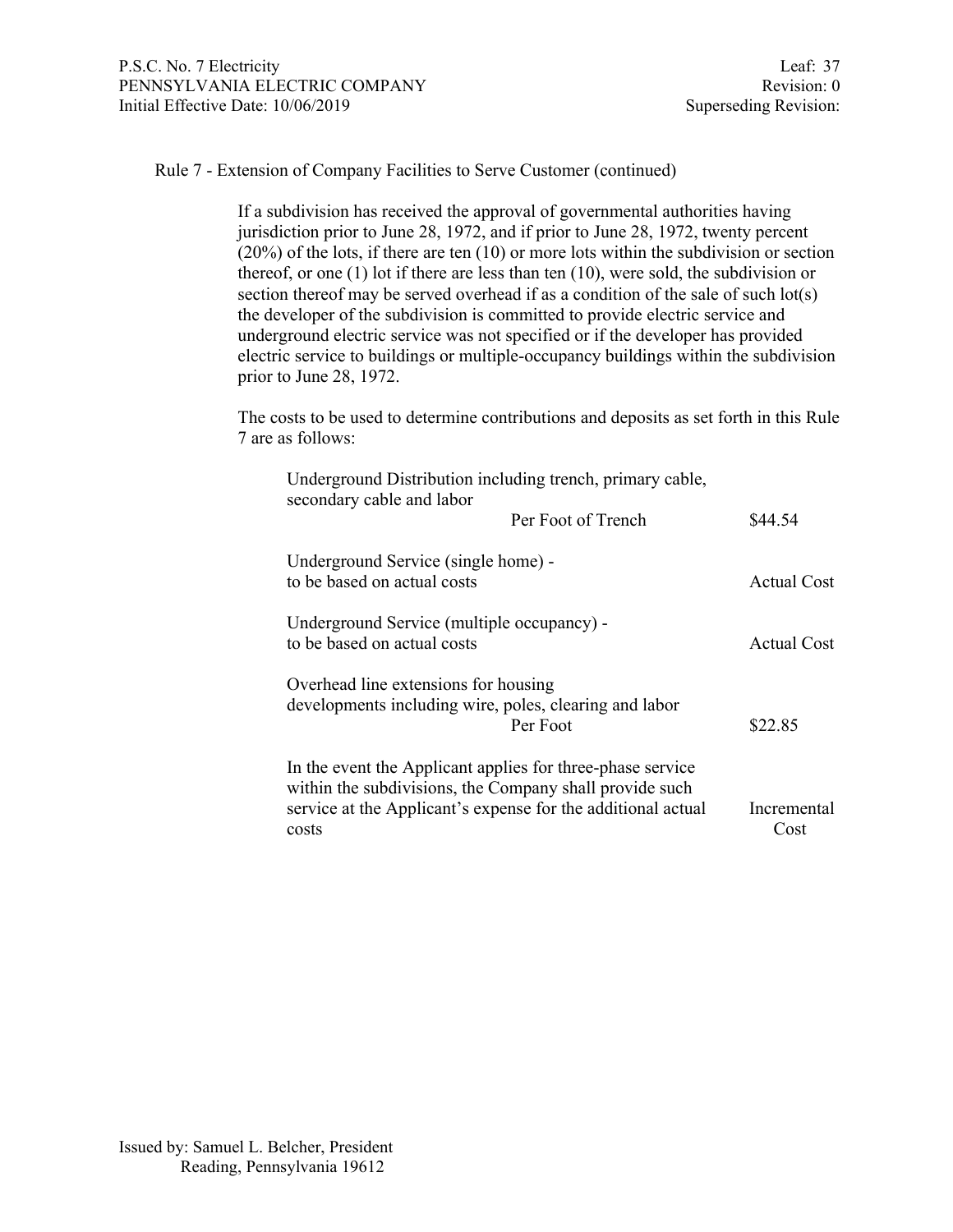Rule 7 - Extension of Company Facilities to Serve Customer (continued)

If a subdivision has received the approval of governmental authorities having jurisdiction prior to June 28, 1972, and if prior to June 28, 1972, twenty percent (20%) of the lots, if there are ten (10) or more lots within the subdivision or section thereof, or one (1) lot if there are less than ten (10), were sold, the subdivision or section thereof may be served overhead if as a condition of the sale of such lot(s) the developer of the subdivision is committed to provide electric service and underground electric service was not specified or if the developer has provided electric service to buildings or multiple-occupancy buildings within the subdivision prior to June 28, 1972.

The costs to be used to determine contributions and deposits as set forth in this Rule 7 are as follows:

| Item | Cost |
|---|---|
| Underground Distribution including trench, primary cable, secondary cable and labor — Per Foot of Trench | $44.54 |
| Underground Service (single home) - to be based on actual costs | Actual Cost |
| Underground Service (multiple occupancy) - to be based on actual costs | Actual Cost |
| Overhead line extensions for housing developments including wire, poles, clearing and labor — Per Foot | $22.85 |
| In the event the Applicant applies for three-phase service within the subdivisions, the Company shall provide such service at the Applicant's expense for the additional actual costs | Incremental Cost |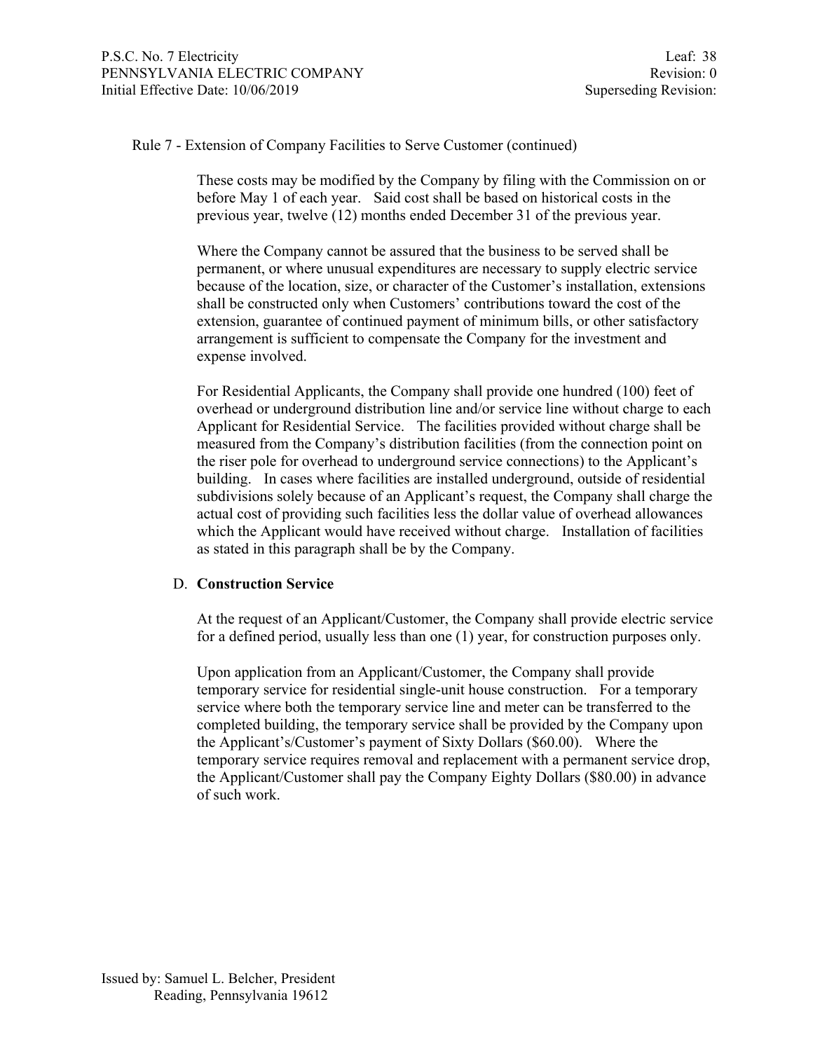Rule 7 - Extension of Company Facilities to Serve Customer (continued)

These costs may be modified by the Company by filing with the Commission on or before May 1 of each year. Said cost shall be based on historical costs in the previous year, twelve (12) months ended December 31 of the previous year.

Where the Company cannot be assured that the business to be served shall be permanent, or where unusual expenditures are necessary to supply electric service because of the location, size, or character of the Customer's installation, extensions shall be constructed only when Customers' contributions toward the cost of the extension, guarantee of continued payment of minimum bills, or other satisfactory arrangement is sufficient to compensate the Company for the investment and expense involved.

For Residential Applicants, the Company shall provide one hundred (100) feet of overhead or underground distribution line and/or service line without charge to each Applicant for Residential Service. The facilities provided without charge shall be measured from the Company's distribution facilities (from the connection point on the riser pole for overhead to underground service connections) to the Applicant's building. In cases where facilities are installed underground, outside of residential subdivisions solely because of an Applicant's request, the Company shall charge the actual cost of providing such facilities less the dollar value of overhead allowances which the Applicant would have received without charge. Installation of facilities as stated in this paragraph shall be by the Company.

D. **Construction Service**

At the request of an Applicant/Customer, the Company shall provide electric service for a defined period, usually less than one (1) year, for construction purposes only.

Upon application from an Applicant/Customer, the Company shall provide temporary service for residential single-unit house construction. For a temporary service where both the temporary service line and meter can be transferred to the completed building, the temporary service shall be provided by the Company upon the Applicant's/Customer's payment of Sixty Dollars ($60.00). Where the temporary service requires removal and replacement with a permanent service drop, the Applicant/Customer shall pay the Company Eighty Dollars ($80.00) in advance of such work.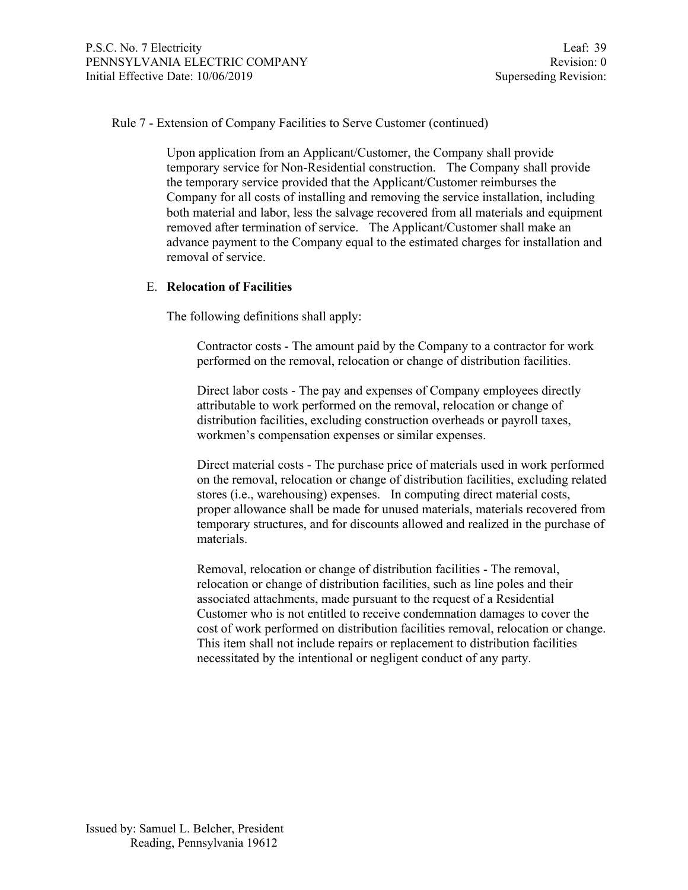Rule 7 - Extension of Company Facilities to Serve Customer (continued)

Upon application from an Applicant/Customer, the Company shall provide temporary service for Non-Residential construction. The Company shall provide the temporary service provided that the Applicant/Customer reimburses the Company for all costs of installing and removing the service installation, including both material and labor, less the salvage recovered from all materials and equipment removed after termination of service. The Applicant/Customer shall make an advance payment to the Company equal to the estimated charges for installation and removal of service.

E. **Relocation of Facilities**

The following definitions shall apply:

Contractor costs - The amount paid by the Company to a contractor for work performed on the removal, relocation or change of distribution facilities.

Direct labor costs - The pay and expenses of Company employees directly attributable to work performed on the removal, relocation or change of distribution facilities, excluding construction overheads or payroll taxes, workmen's compensation expenses or similar expenses.

Direct material costs - The purchase price of materials used in work performed on the removal, relocation or change of distribution facilities, excluding related stores (i.e., warehousing) expenses. In computing direct material costs, proper allowance shall be made for unused materials, materials recovered from temporary structures, and for discounts allowed and realized in the purchase of materials.

Removal, relocation or change of distribution facilities - The removal, relocation or change of distribution facilities, such as line poles and their associated attachments, made pursuant to the request of a Residential Customer who is not entitled to receive condemnation damages to cover the cost of work performed on distribution facilities removal, relocation or change. This item shall not include repairs or replacement to distribution facilities necessitated by the intentional or negligent conduct of any party.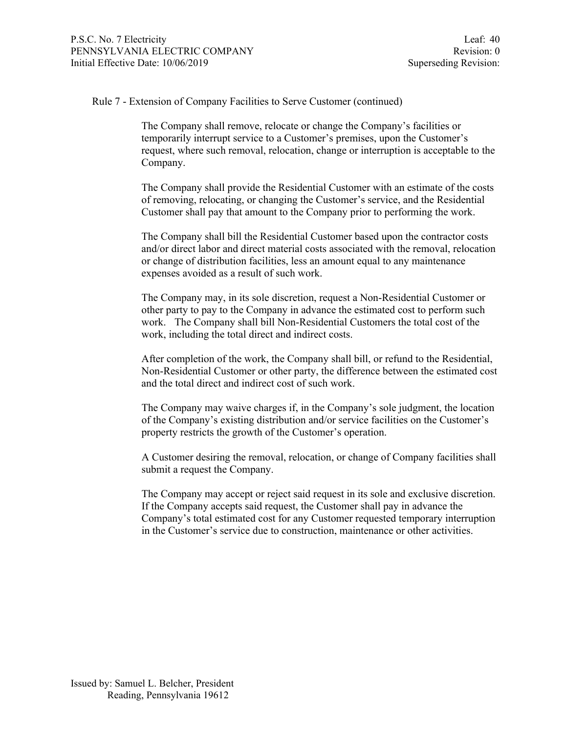Rule 7 - Extension of Company Facilities to Serve Customer (continued)

The Company shall remove, relocate or change the Company's facilities or temporarily interrupt service to a Customer's premises, upon the Customer's request, where such removal, relocation, change or interruption is acceptable to the Company.

The Company shall provide the Residential Customer with an estimate of the costs of removing, relocating, or changing the Customer's service, and the Residential Customer shall pay that amount to the Company prior to performing the work.

The Company shall bill the Residential Customer based upon the contractor costs and/or direct labor and direct material costs associated with the removal, relocation or change of distribution facilities, less an amount equal to any maintenance expenses avoided as a result of such work.

The Company may, in its sole discretion, request a Non-Residential Customer or other party to pay to the Company in advance the estimated cost to perform such work. The Company shall bill Non-Residential Customers the total cost of the work, including the total direct and indirect costs.

After completion of the work, the Company shall bill, or refund to the Residential, Non-Residential Customer or other party, the difference between the estimated cost and the total direct and indirect cost of such work.

The Company may waive charges if, in the Company's sole judgment, the location of the Company's existing distribution and/or service facilities on the Customer's property restricts the growth of the Customer's operation.

A Customer desiring the removal, relocation, or change of Company facilities shall submit a request the Company.

The Company may accept or reject said request in its sole and exclusive discretion. If the Company accepts said request, the Customer shall pay in advance the Company's total estimated cost for any Customer requested temporary interruption in the Customer's service due to construction, maintenance or other activities.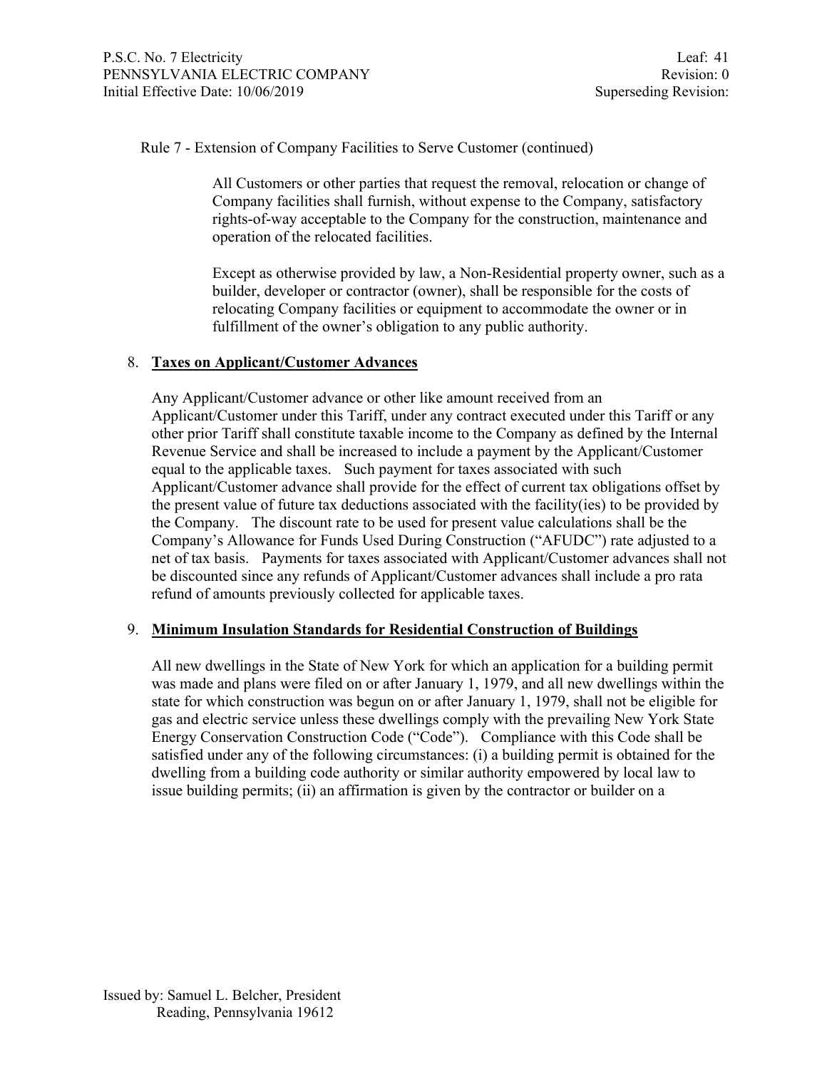Rule 7 - Extension of Company Facilities to Serve Customer (continued)

All Customers or other parties that request the removal, relocation or change of Company facilities shall furnish, without expense to the Company, satisfactory rights-of-way acceptable to the Company for the construction, maintenance and operation of the relocated facilities.

Except as otherwise provided by law, a Non-Residential property owner, such as a builder, developer or contractor (owner), shall be responsible for the costs of relocating Company facilities or equipment to accommodate the owner or in fulfillment of the owner's obligation to any public authority.

8. **Taxes on Applicant/Customer Advances**

Any Applicant/Customer advance or other like amount received from an Applicant/Customer under this Tariff, under any contract executed under this Tariff or any other prior Tariff shall constitute taxable income to the Company as defined by the Internal Revenue Service and shall be increased to include a payment by the Applicant/Customer equal to the applicable taxes. Such payment for taxes associated with such Applicant/Customer advance shall provide for the effect of current tax obligations offset by the present value of future tax deductions associated with the facility(ies) to be provided by the Company. The discount rate to be used for present value calculations shall be the Company's Allowance for Funds Used During Construction ("AFUDC") rate adjusted to a net of tax basis. Payments for taxes associated with Applicant/Customer advances shall not be discounted since any refunds of Applicant/Customer advances shall include a pro rata refund of amounts previously collected for applicable taxes.

9. **Minimum Insulation Standards for Residential Construction of Buildings**

All new dwellings in the State of New York for which an application for a building permit was made and plans were filed on or after January 1, 1979, and all new dwellings within the state for which construction was begun on or after January 1, 1979, shall not be eligible for gas and electric service unless these dwellings comply with the prevailing New York State Energy Conservation Construction Code ("Code"). Compliance with this Code shall be satisfied under any of the following circumstances: (i) a building permit is obtained for the dwelling from a building code authority or similar authority empowered by local law to issue building permits; (ii) an affirmation is given by the contractor or builder on a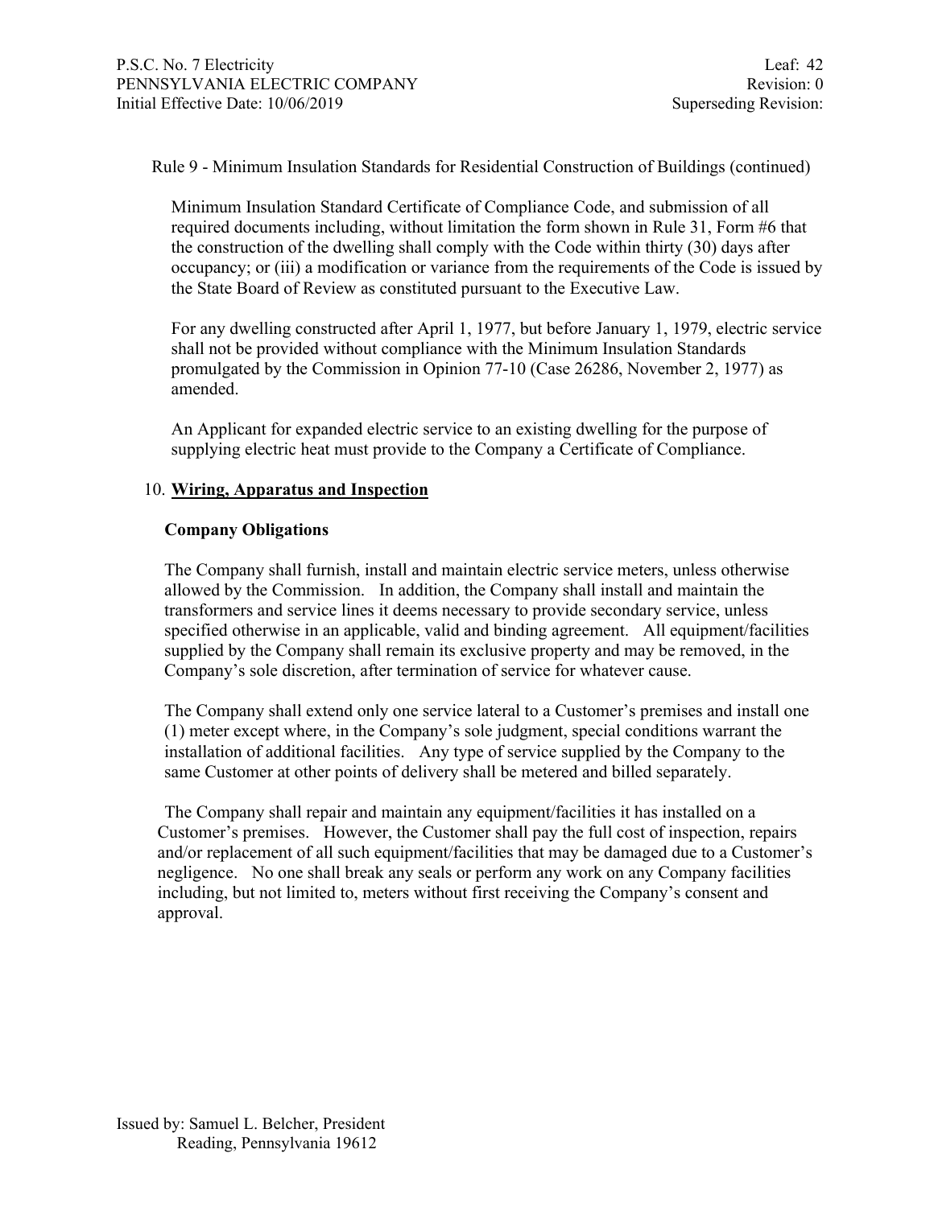Rule 9 - Minimum Insulation Standards for Residential Construction of Buildings (continued)

Minimum Insulation Standard Certificate of Compliance Code, and submission of all required documents including, without limitation the form shown in Rule 31, Form #6 that the construction of the dwelling shall comply with the Code within thirty (30) days after occupancy; or (iii) a modification or variance from the requirements of the Code is issued by the State Board of Review as constituted pursuant to the Executive Law.

For any dwelling constructed after April 1, 1977, but before January 1, 1979, electric service shall not be provided without compliance with the Minimum Insulation Standards promulgated by the Commission in Opinion 77-10 (Case 26286, November 2, 1977) as amended.

An Applicant for expanded electric service to an existing dwelling for the purpose of supplying electric heat must provide to the Company a Certificate of Compliance.

10. **Wiring, Apparatus and Inspection**

**Company Obligations**

The Company shall furnish, install and maintain electric service meters, unless otherwise allowed by the Commission. In addition, the Company shall install and maintain the transformers and service lines it deems necessary to provide secondary service, unless specified otherwise in an applicable, valid and binding agreement. All equipment/facilities supplied by the Company shall remain its exclusive property and may be removed, in the Company's sole discretion, after termination of service for whatever cause.

The Company shall extend only one service lateral to a Customer's premises and install one (1) meter except where, in the Company's sole judgment, special conditions warrant the installation of additional facilities. Any type of service supplied by the Company to the same Customer at other points of delivery shall be metered and billed separately.

The Company shall repair and maintain any equipment/facilities it has installed on a Customer's premises. However, the Customer shall pay the full cost of inspection, repairs and/or replacement of all such equipment/facilities that may be damaged due to a Customer's negligence. No one shall break any seals or perform any work on any Company facilities including, but not limited to, meters without first receiving the Company's consent and approval.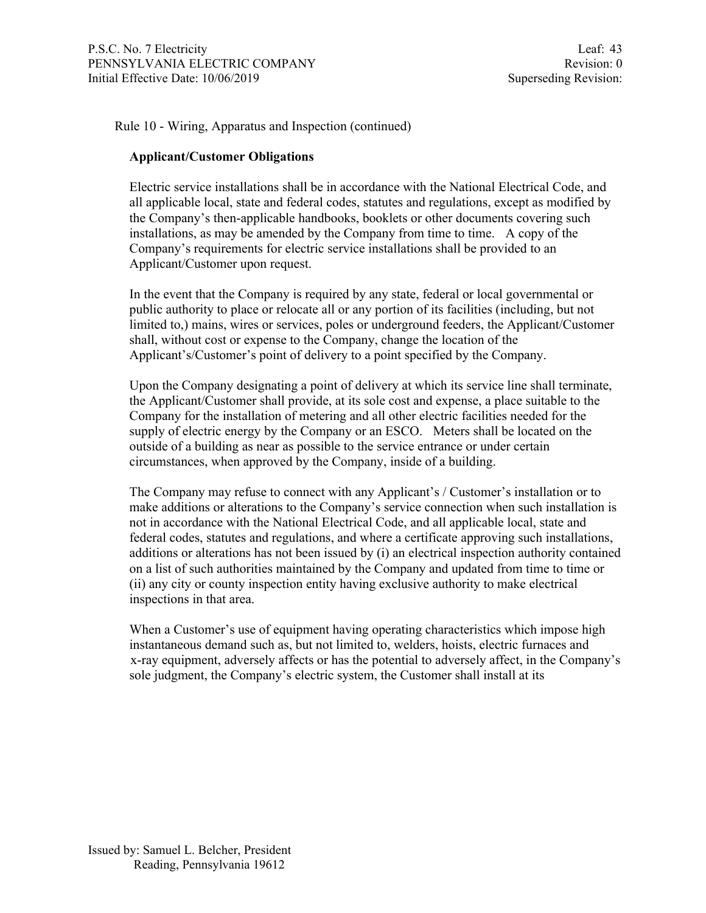Rule 10 - Wiring, Apparatus and Inspection (continued)

**Applicant/Customer Obligations**

Electric service installations shall be in accordance with the National Electrical Code, and all applicable local, state and federal codes, statutes and regulations, except as modified by the Company's then-applicable handbooks, booklets or other documents covering such installations, as may be amended by the Company from time to time. A copy of the Company's requirements for electric service installations shall be provided to an Applicant/Customer upon request.

In the event that the Company is required by any state, federal or local governmental or public authority to place or relocate all or any portion of its facilities (including, but not limited to,) mains, wires or services, poles or underground feeders, the Applicant/Customer shall, without cost or expense to the Company, change the location of the Applicant's/Customer's point of delivery to a point specified by the Company.

Upon the Company designating a point of delivery at which its service line shall terminate, the Applicant/Customer shall provide, at its sole cost and expense, a place suitable to the Company for the installation of metering and all other electric facilities needed for the supply of electric energy by the Company or an ESCO. Meters shall be located on the outside of a building as near as possible to the service entrance or under certain circumstances, when approved by the Company, inside of a building.

The Company may refuse to connect with any Applicant's / Customer's installation or to make additions or alterations to the Company's service connection when such installation is not in accordance with the National Electrical Code, and all applicable local, state and federal codes, statutes and regulations, and where a certificate approving such installations, additions or alterations has not been issued by (i) an electrical inspection authority contained on a list of such authorities maintained by the Company and updated from time to time or (ii) any city or county inspection entity having exclusive authority to make electrical inspections in that area.

When a Customer's use of equipment having operating characteristics which impose high instantaneous demand such as, but not limited to, welders, hoists, electric furnaces and x-ray equipment, adversely affects or has the potential to adversely affect, in the Company's sole judgment, the Company's electric system, the Customer shall install at its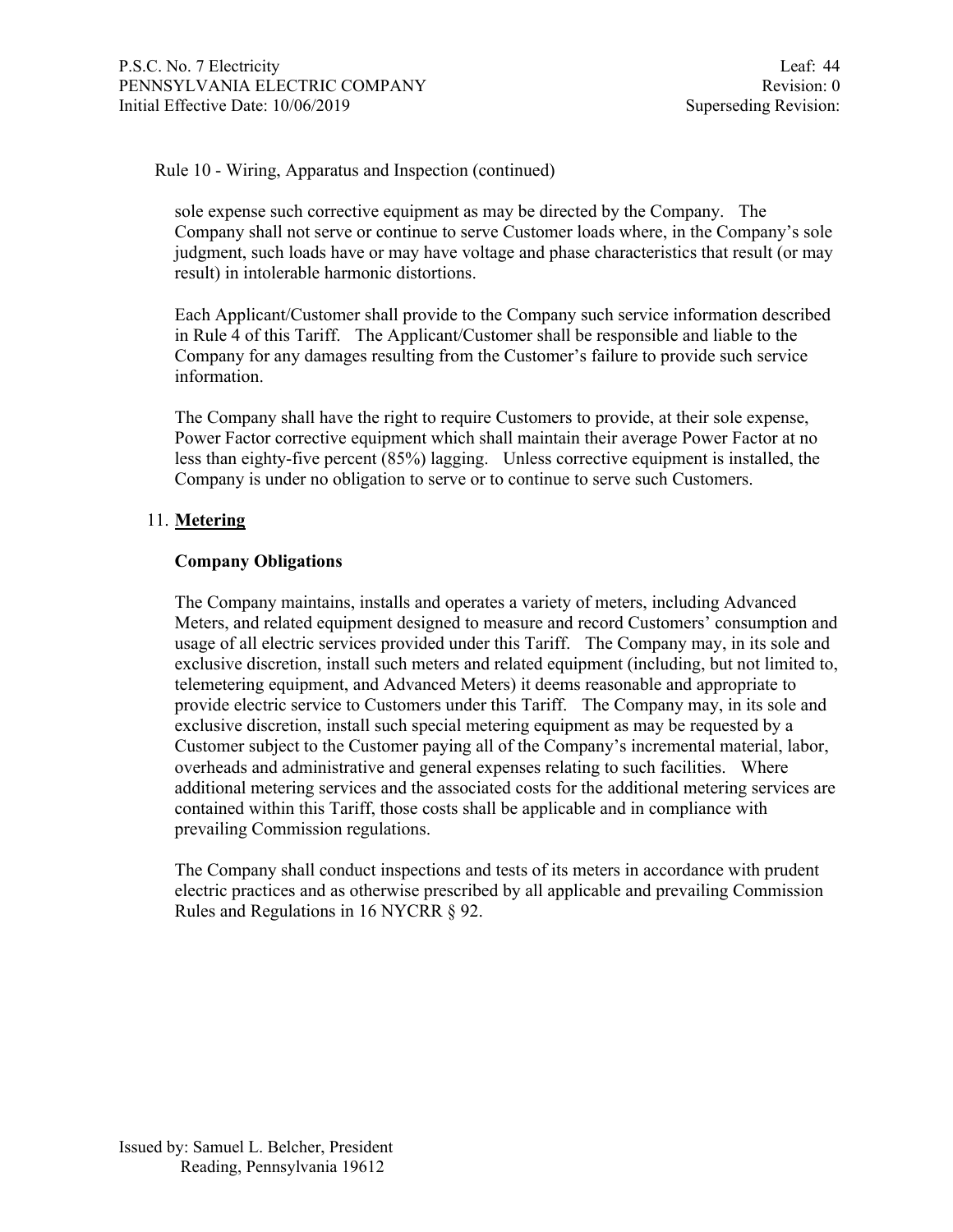Rule 10 - Wiring, Apparatus and Inspection (continued)

sole expense such corrective equipment as may be directed by the Company. The Company shall not serve or continue to serve Customer loads where, in the Company's sole judgment, such loads have or may have voltage and phase characteristics that result (or may result) in intolerable harmonic distortions.

Each Applicant/Customer shall provide to the Company such service information described in Rule 4 of this Tariff. The Applicant/Customer shall be responsible and liable to the Company for any damages resulting from the Customer's failure to provide such service information.

The Company shall have the right to require Customers to provide, at their sole expense, Power Factor corrective equipment which shall maintain their average Power Factor at no less than eighty-five percent (85%) lagging. Unless corrective equipment is installed, the Company is under no obligation to serve or to continue to serve such Customers.

## 11. Metering

### Company Obligations

The Company maintains, installs and operates a variety of meters, including Advanced Meters, and related equipment designed to measure and record Customers' consumption and usage of all electric services provided under this Tariff. The Company may, in its sole and exclusive discretion, install such meters and related equipment (including, but not limited to, telemetering equipment, and Advanced Meters) it deems reasonable and appropriate to provide electric service to Customers under this Tariff. The Company may, in its sole and exclusive discretion, install such special metering equipment as may be requested by a Customer subject to the Customer paying all of the Company's incremental material, labor, overheads and administrative and general expenses relating to such facilities. Where additional metering services and the associated costs for the additional metering services are contained within this Tariff, those costs shall be applicable and in compliance with prevailing Commission regulations.

The Company shall conduct inspections and tests of its meters in accordance with prudent electric practices and as otherwise prescribed by all applicable and prevailing Commission Rules and Regulations in 16 NYCRR § 92.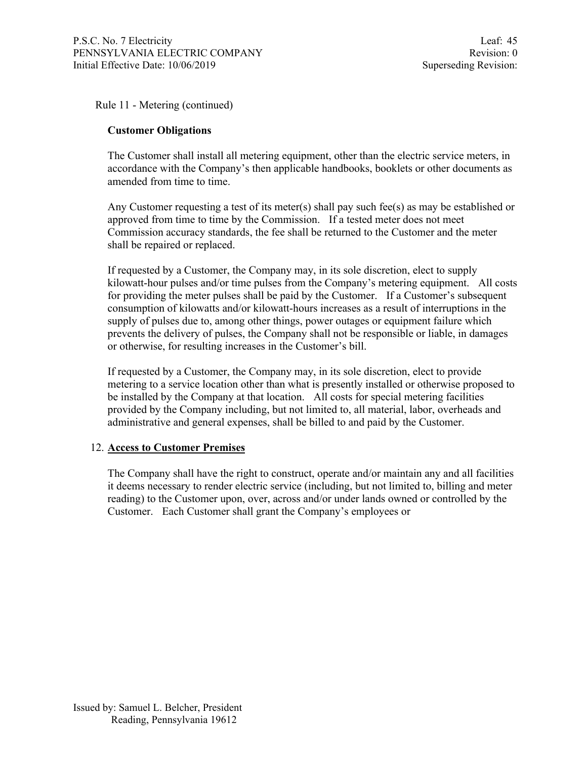Rule 11 - Metering (continued)

**Customer Obligations**

The Customer shall install all metering equipment, other than the electric service meters, in accordance with the Company's then applicable handbooks, booklets or other documents as amended from time to time.

Any Customer requesting a test of its meter(s) shall pay such fee(s) as may be established or approved from time to time by the Commission. If a tested meter does not meet Commission accuracy standards, the fee shall be returned to the Customer and the meter shall be repaired or replaced.

If requested by a Customer, the Company may, in its sole discretion, elect to supply kilowatt-hour pulses and/or time pulses from the Company's metering equipment. All costs for providing the meter pulses shall be paid by the Customer. If a Customer's subsequent consumption of kilowatts and/or kilowatt-hours increases as a result of interruptions in the supply of pulses due to, among other things, power outages or equipment failure which prevents the delivery of pulses, the Company shall not be responsible or liable, in damages or otherwise, for resulting increases in the Customer's bill.

If requested by a Customer, the Company may, in its sole discretion, elect to provide metering to a service location other than what is presently installed or otherwise proposed to be installed by the Company at that location. All costs for special metering facilities provided by the Company including, but not limited to, all material, labor, overheads and administrative and general expenses, shall be billed to and paid by the Customer.

12. **Access to Customer Premises**

The Company shall have the right to construct, operate and/or maintain any and all facilities it deems necessary to render electric service (including, but not limited to, billing and meter reading) to the Customer upon, over, across and/or under lands owned or controlled by the Customer. Each Customer shall grant the Company's employees or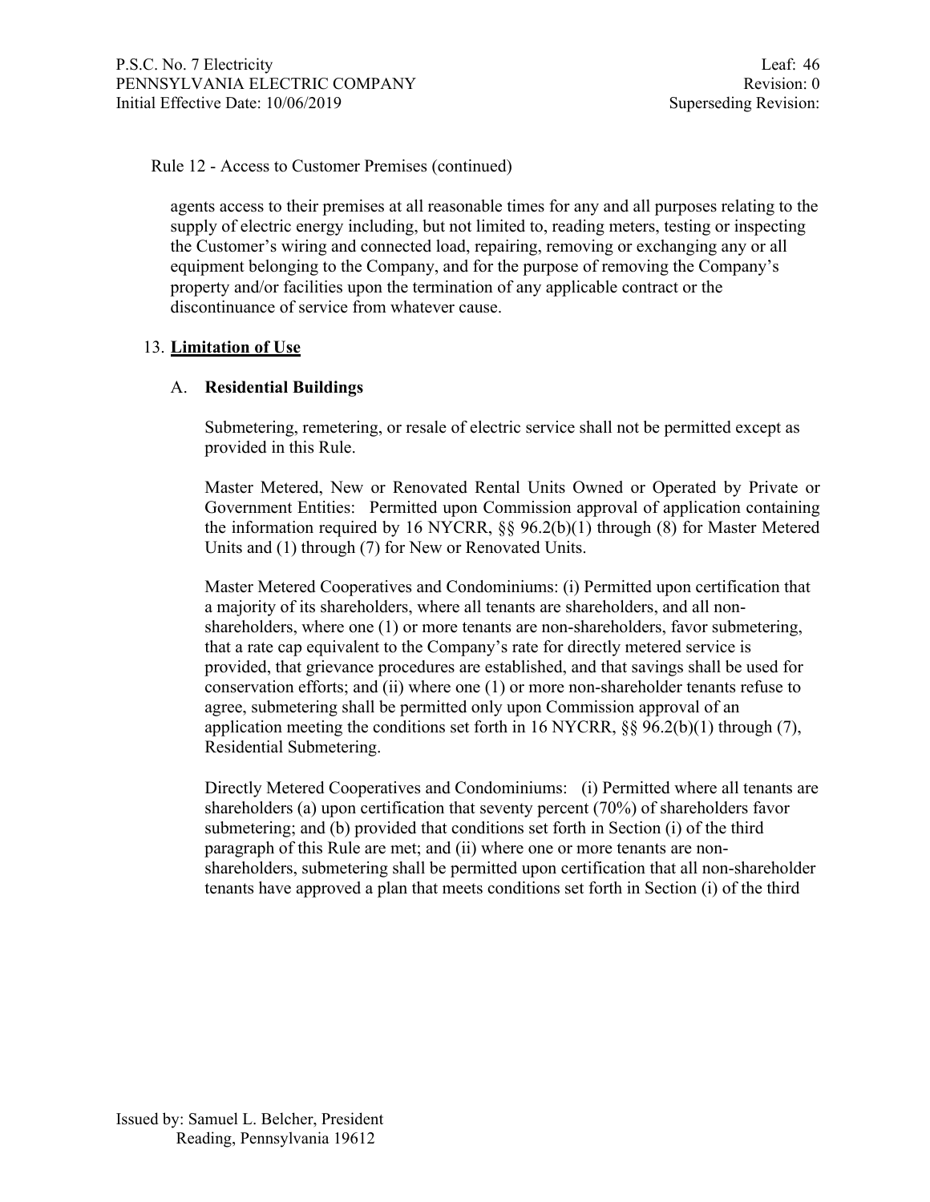Rule 12 - Access to Customer Premises (continued)

agents access to their premises at all reasonable times for any and all purposes relating to the supply of electric energy including, but not limited to, reading meters, testing or inspecting the Customer's wiring and connected load, repairing, removing or exchanging any or all equipment belonging to the Company, and for the purpose of removing the Company's property and/or facilities upon the termination of any applicable contract or the discontinuance of service from whatever cause.

13. **Limitation of Use**

A. **Residential Buildings**

Submetering, remetering, or resale of electric service shall not be permitted except as provided in this Rule.

Master Metered, New or Renovated Rental Units Owned or Operated by Private or Government Entities: Permitted upon Commission approval of application containing the information required by 16 NYCRR, §§ 96.2(b)(1) through (8) for Master Metered Units and (1) through (7) for New or Renovated Units.

Master Metered Cooperatives and Condominiums: (i) Permitted upon certification that a majority of its shareholders, where all tenants are shareholders, and all non-shareholders, where one (1) or more tenants are non-shareholders, favor submetering, that a rate cap equivalent to the Company's rate for directly metered service is provided, that grievance procedures are established, and that savings shall be used for conservation efforts; and (ii) where one (1) or more non-shareholder tenants refuse to agree, submetering shall be permitted only upon Commission approval of an application meeting the conditions set forth in 16 NYCRR, §§ 96.2(b)(1) through (7), Residential Submetering.

Directly Metered Cooperatives and Condominiums: (i) Permitted where all tenants are shareholders (a) upon certification that seventy percent (70%) of shareholders favor submetering; and (b) provided that conditions set forth in Section (i) of the third paragraph of this Rule are met; and (ii) where one or more tenants are non-shareholders, submetering shall be permitted upon certification that all non-shareholder tenants have approved a plan that meets conditions set forth in Section (i) of the third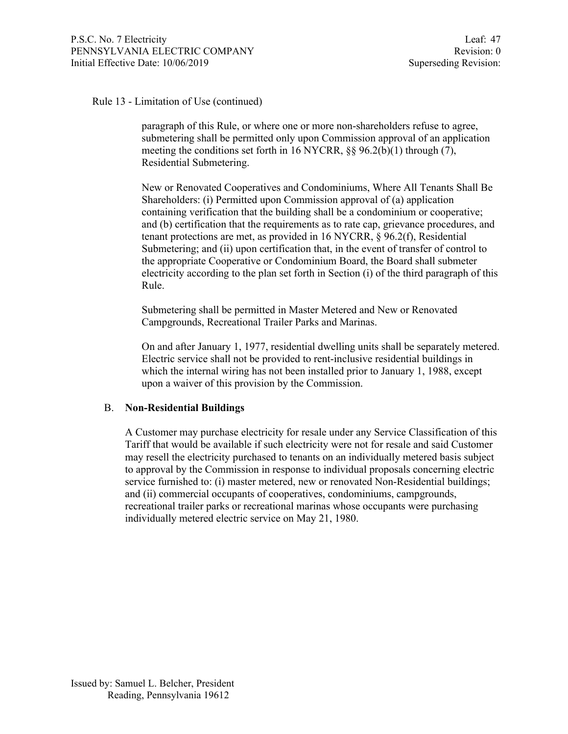Rule 13 - Limitation of Use (continued)

paragraph of this Rule, or where one or more non-shareholders refuse to agree, submetering shall be permitted only upon Commission approval of an application meeting the conditions set forth in 16 NYCRR, §§ 96.2(b)(1) through (7), Residential Submetering.

New or Renovated Cooperatives and Condominiums, Where All Tenants Shall Be Shareholders: (i) Permitted upon Commission approval of (a) application containing verification that the building shall be a condominium or cooperative; and (b) certification that the requirements as to rate cap, grievance procedures, and tenant protections are met, as provided in 16 NYCRR, § 96.2(f), Residential Submetering; and (ii) upon certification that, in the event of transfer of control to the appropriate Cooperative or Condominium Board, the Board shall submeter electricity according to the plan set forth in Section (i) of the third paragraph of this Rule.

Submetering shall be permitted in Master Metered and New or Renovated Campgrounds, Recreational Trailer Parks and Marinas.

On and after January 1, 1977, residential dwelling units shall be separately metered. Electric service shall not be provided to rent-inclusive residential buildings in which the internal wiring has not been installed prior to January 1, 1988, except upon a waiver of this provision by the Commission.

B. **Non-Residential Buildings**

A Customer may purchase electricity for resale under any Service Classification of this Tariff that would be available if such electricity were not for resale and said Customer may resell the electricity purchased to tenants on an individually metered basis subject to approval by the Commission in response to individual proposals concerning electric service furnished to: (i) master metered, new or renovated Non-Residential buildings; and (ii) commercial occupants of cooperatives, condominiums, campgrounds, recreational trailer parks or recreational marinas whose occupants were purchasing individually metered electric service on May 21, 1980.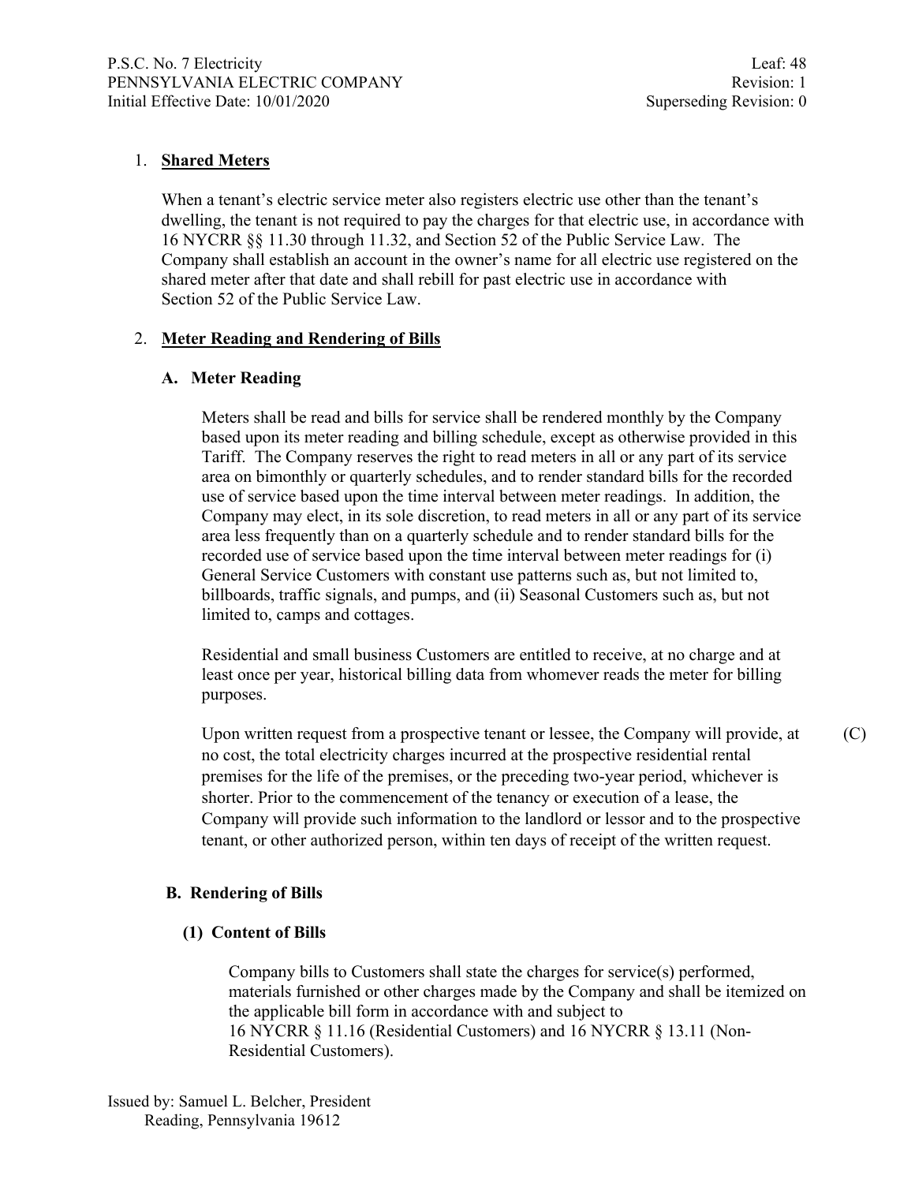1. **Shared Meters**

   When a tenant's electric service meter also registers electric use other than the tenant's dwelling, the tenant is not required to pay the charges for that electric use, in accordance with 16 NYCRR §§ 11.30 through 11.32, and Section 52 of the Public Service Law. The Company shall establish an account in the owner's name for all electric use registered on the shared meter after that date and shall rebill for past electric use in accordance with Section 52 of the Public Service Law.

2. **Meter Reading and Rendering of Bills**

   **A. Meter Reading**

   Meters shall be read and bills for service shall be rendered monthly by the Company based upon its meter reading and billing schedule, except as otherwise provided in this Tariff. The Company reserves the right to read meters in all or any part of its service area on bimonthly or quarterly schedules, and to render standard bills for the recorded use of service based upon the time interval between meter readings. In addition, the Company may elect, in its sole discretion, to read meters in all or any part of its service area less frequently than on a quarterly schedule and to render standard bills for the recorded use of service based upon the time interval between meter readings for (i) General Service Customers with constant use patterns such as, but not limited to, billboards, traffic signals, and pumps, and (ii) Seasonal Customers such as, but not limited to, camps and cottages.

   Residential and small business Customers are entitled to receive, at no charge and at least once per year, historical billing data from whomever reads the meter for billing purposes.

   Upon written request from a prospective tenant or lessee, the Company will provide, at no cost, the total electricity charges incurred at the prospective residential rental premises for the life of the premises, or the preceding two-year period, whichever is shorter. Prior to the commencement of the tenancy or execution of a lease, the Company will provide such information to the landlord or lessor and to the prospective tenant, or other authorized person, within ten days of receipt of the written request. (C)

   **B. Rendering of Bills**

   **(1) Content of Bills**

   Company bills to Customers shall state the charges for service(s) performed, materials furnished or other charges made by the Company and shall be itemized on the applicable bill form in accordance with and subject to 16 NYCRR § 11.16 (Residential Customers) and 16 NYCRR § 13.11 (Non-Residential Customers).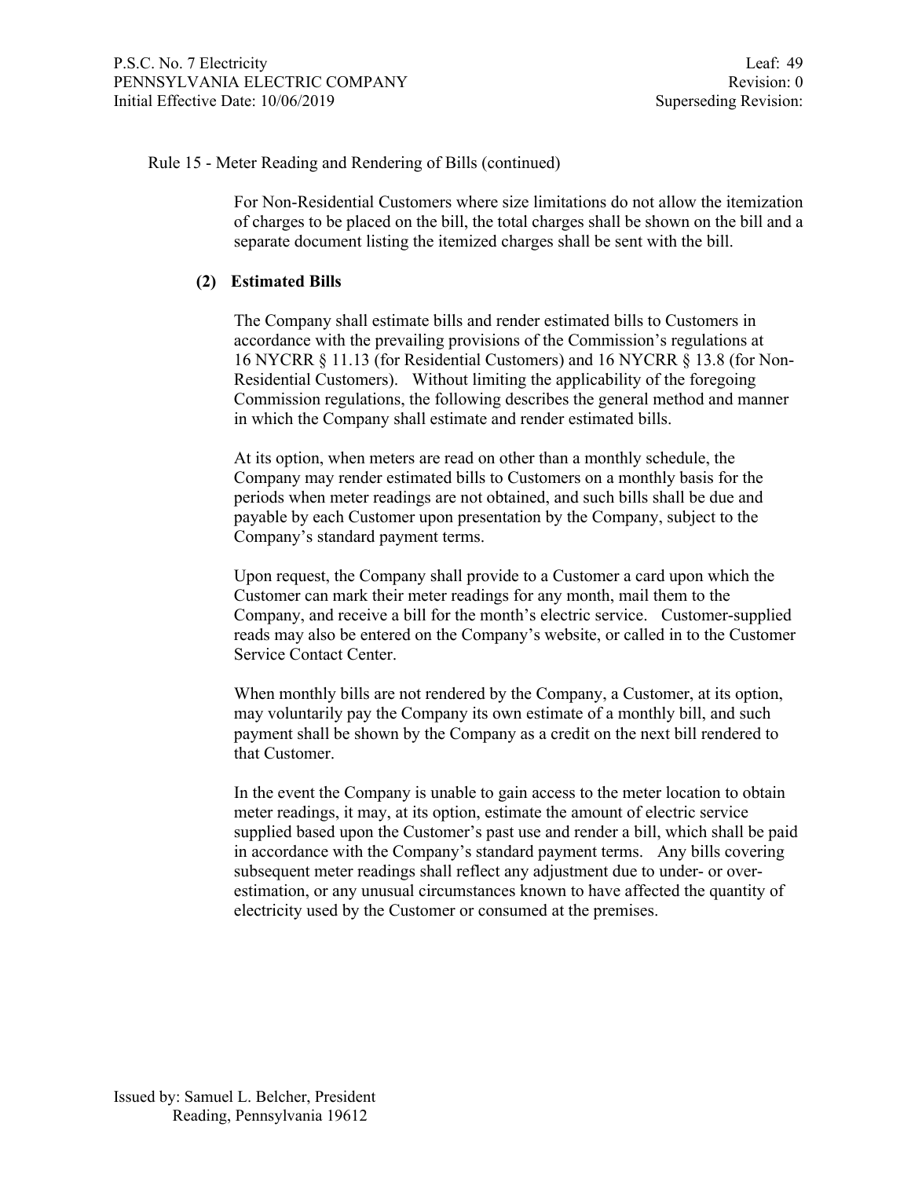Rule 15 - Meter Reading and Rendering of Bills (continued)

For Non-Residential Customers where size limitations do not allow the itemization of charges to be placed on the bill, the total charges shall be shown on the bill and a separate document listing the itemized charges shall be sent with the bill.

**(2) Estimated Bills**

The Company shall estimate bills and render estimated bills to Customers in accordance with the prevailing provisions of the Commission's regulations at 16 NYCRR § 11.13 (for Residential Customers) and 16 NYCRR § 13.8 (for Non-Residential Customers). Without limiting the applicability of the foregoing Commission regulations, the following describes the general method and manner in which the Company shall estimate and render estimated bills.

At its option, when meters are read on other than a monthly schedule, the Company may render estimated bills to Customers on a monthly basis for the periods when meter readings are not obtained, and such bills shall be due and payable by each Customer upon presentation by the Company, subject to the Company's standard payment terms.

Upon request, the Company shall provide to a Customer a card upon which the Customer can mark their meter readings for any month, mail them to the Company, and receive a bill for the month's electric service. Customer-supplied reads may also be entered on the Company's website, or called in to the Customer Service Contact Center.

When monthly bills are not rendered by the Company, a Customer, at its option, may voluntarily pay the Company its own estimate of a monthly bill, and such payment shall be shown by the Company as a credit on the next bill rendered to that Customer.

In the event the Company is unable to gain access to the meter location to obtain meter readings, it may, at its option, estimate the amount of electric service supplied based upon the Customer's past use and render a bill, which shall be paid in accordance with the Company's standard payment terms. Any bills covering subsequent meter readings shall reflect any adjustment due to under- or over-estimation, or any unusual circumstances known to have affected the quantity of electricity used by the Customer or consumed at the premises.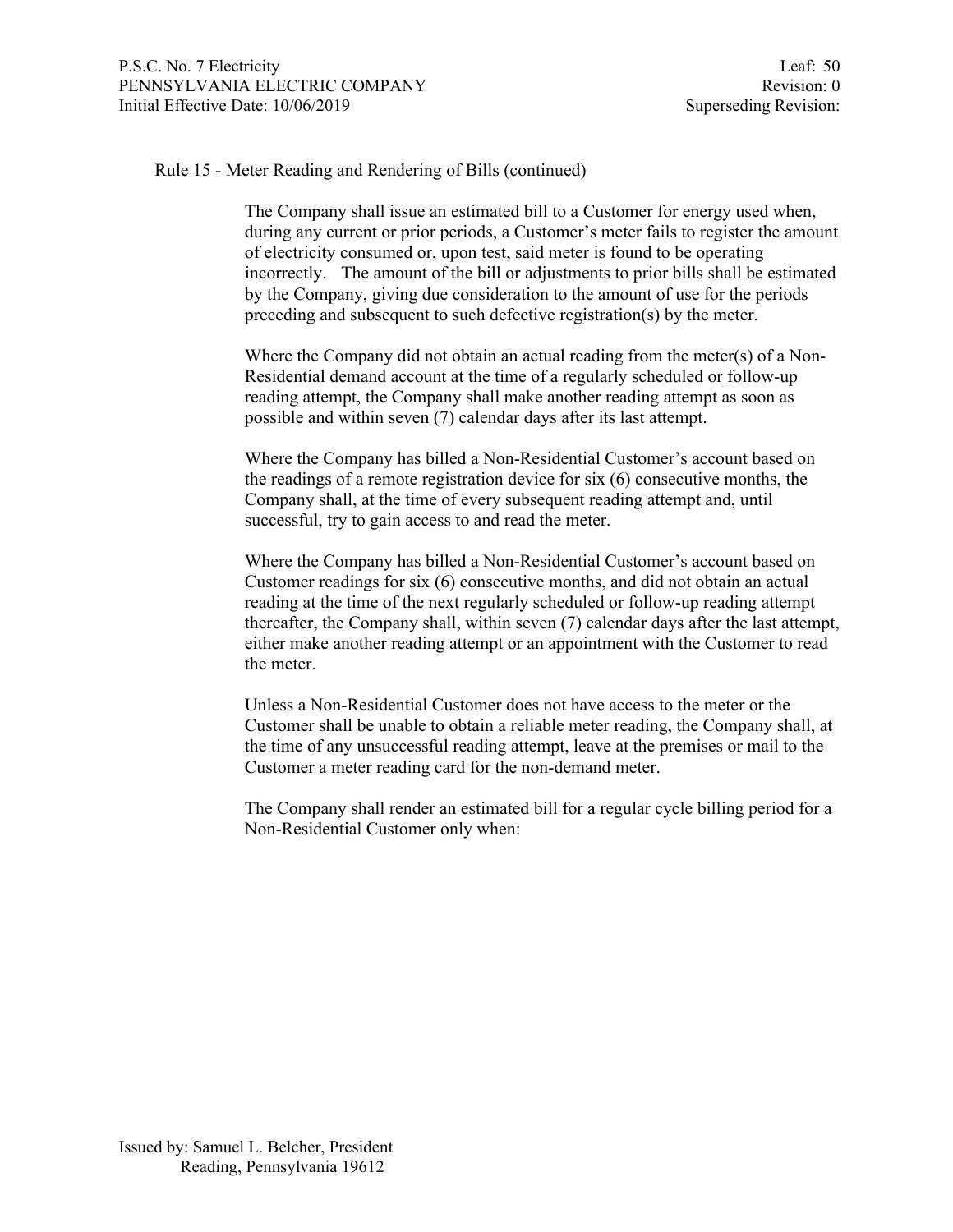Rule 15 - Meter Reading and Rendering of Bills (continued)

The Company shall issue an estimated bill to a Customer for energy used when, during any current or prior periods, a Customer's meter fails to register the amount of electricity consumed or, upon test, said meter is found to be operating incorrectly. The amount of the bill or adjustments to prior bills shall be estimated by the Company, giving due consideration to the amount of use for the periods preceding and subsequent to such defective registration(s) by the meter.

Where the Company did not obtain an actual reading from the meter(s) of a Non-Residential demand account at the time of a regularly scheduled or follow-up reading attempt, the Company shall make another reading attempt as soon as possible and within seven (7) calendar days after its last attempt.

Where the Company has billed a Non-Residential Customer's account based on the readings of a remote registration device for six (6) consecutive months, the Company shall, at the time of every subsequent reading attempt and, until successful, try to gain access to and read the meter.

Where the Company has billed a Non-Residential Customer's account based on Customer readings for six (6) consecutive months, and did not obtain an actual reading at the time of the next regularly scheduled or follow-up reading attempt thereafter, the Company shall, within seven (7) calendar days after the last attempt, either make another reading attempt or an appointment with the Customer to read the meter.

Unless a Non-Residential Customer does not have access to the meter or the Customer shall be unable to obtain a reliable meter reading, the Company shall, at the time of any unsuccessful reading attempt, leave at the premises or mail to the Customer a meter reading card for the non-demand meter.

The Company shall render an estimated bill for a regular cycle billing period for a Non-Residential Customer only when: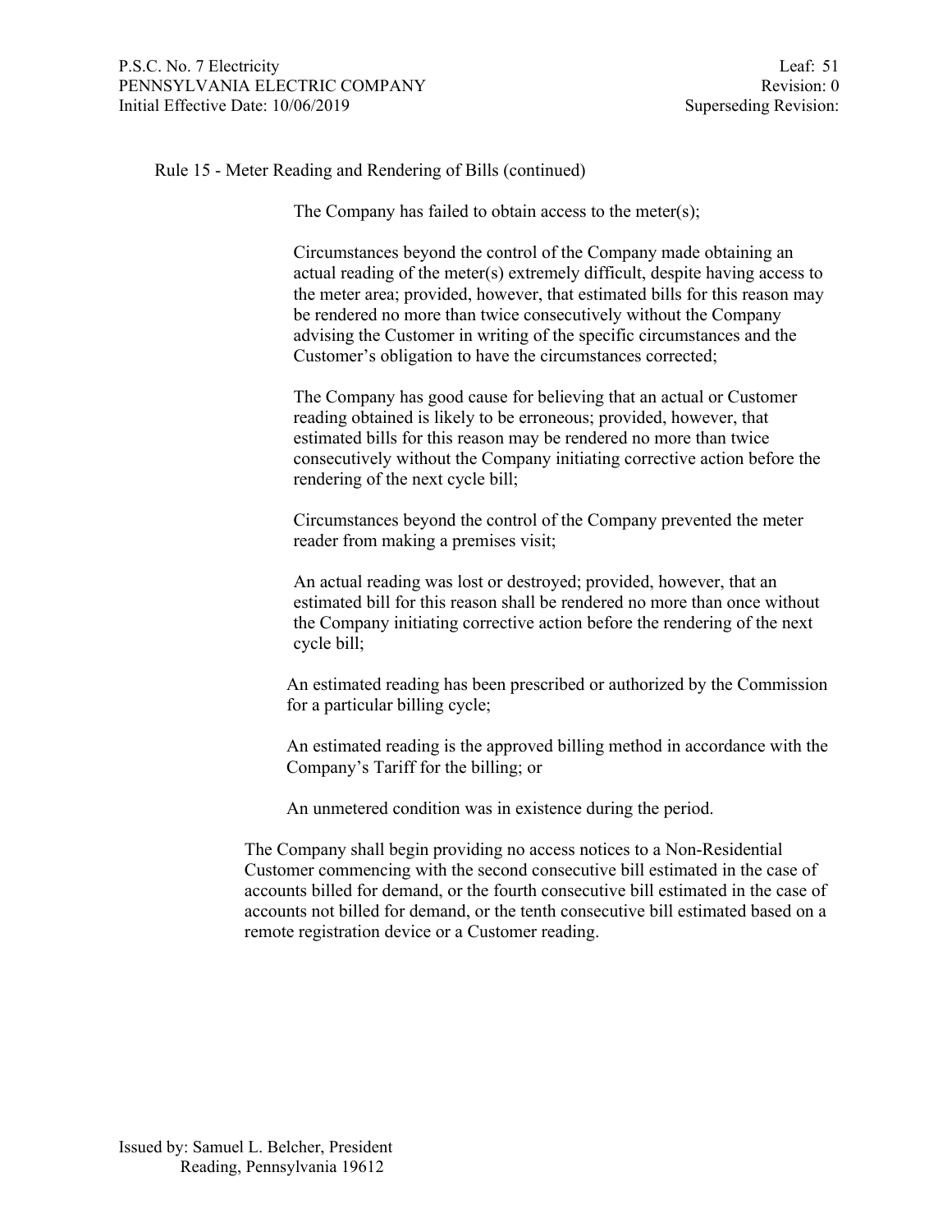Rule 15 - Meter Reading and Rendering of Bills (continued)

The Company has failed to obtain access to the meter(s);

Circumstances beyond the control of the Company made obtaining an actual reading of the meter(s) extremely difficult, despite having access to the meter area; provided, however, that estimated bills for this reason may be rendered no more than twice consecutively without the Company advising the Customer in writing of the specific circumstances and the Customer's obligation to have the circumstances corrected;

The Company has good cause for believing that an actual or Customer reading obtained is likely to be erroneous; provided, however, that estimated bills for this reason may be rendered no more than twice consecutively without the Company initiating corrective action before the rendering of the next cycle bill;

Circumstances beyond the control of the Company prevented the meter reader from making a premises visit;

An actual reading was lost or destroyed; provided, however, that an estimated bill for this reason shall be rendered no more than once without the Company initiating corrective action before the rendering of the next cycle bill;

An estimated reading has been prescribed or authorized by the Commission for a particular billing cycle;

An estimated reading is the approved billing method in accordance with the Company's Tariff for the billing; or

An unmetered condition was in existence during the period.

The Company shall begin providing no access notices to a Non-Residential Customer commencing with the second consecutive bill estimated in the case of accounts billed for demand, or the fourth consecutive bill estimated in the case of accounts not billed for demand, or the tenth consecutive bill estimated based on a remote registration device or a Customer reading.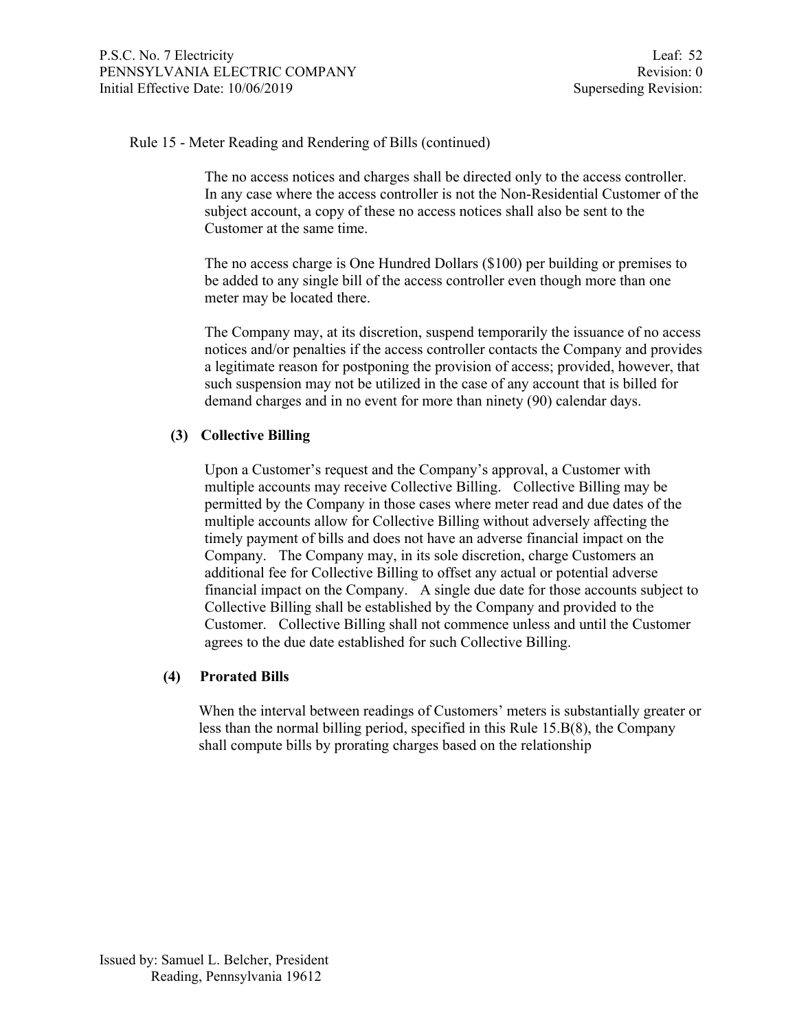Rule 15 - Meter Reading and Rendering of Bills (continued)

The no access notices and charges shall be directed only to the access controller. In any case where the access controller is not the Non-Residential Customer of the subject account, a copy of these no access notices shall also be sent to the Customer at the same time.

The no access charge is One Hundred Dollars ($100) per building or premises to be added to any single bill of the access controller even though more than one meter may be located there.

The Company may, at its discretion, suspend temporarily the issuance of no access notices and/or penalties if the access controller contacts the Company and provides a legitimate reason for postponing the provision of access; provided, however, that such suspension may not be utilized in the case of any account that is billed for demand charges and in no event for more than ninety (90) calendar days.

**(3) Collective Billing**

Upon a Customer's request and the Company's approval, a Customer with multiple accounts may receive Collective Billing. Collective Billing may be permitted by the Company in those cases where meter read and due dates of the multiple accounts allow for Collective Billing without adversely affecting the timely payment of bills and does not have an adverse financial impact on the Company. The Company may, in its sole discretion, charge Customers an additional fee for Collective Billing to offset any actual or potential adverse financial impact on the Company. A single due date for those accounts subject to Collective Billing shall be established by the Company and provided to the Customer. Collective Billing shall not commence unless and until the Customer agrees to the due date established for such Collective Billing.

**(4) Prorated Bills**

When the interval between readings of Customers' meters is substantially greater or less than the normal billing period, specified in this Rule 15.B(8), the Company shall compute bills by prorating charges based on the relationship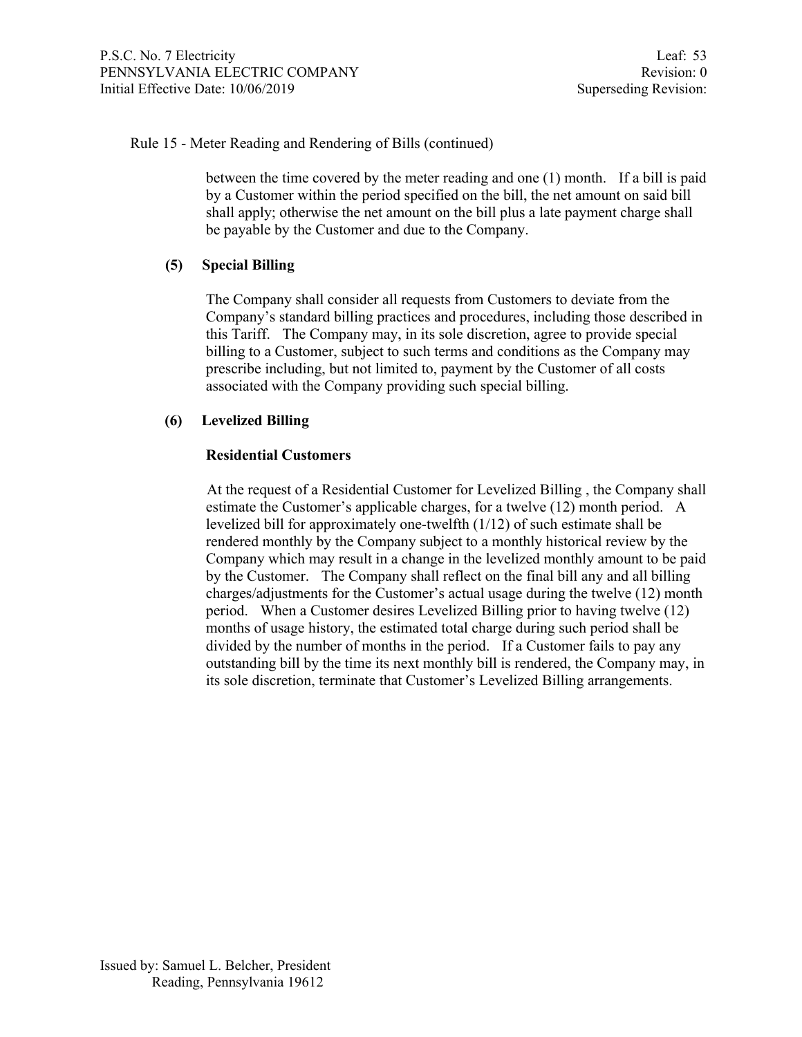Rule 15 - Meter Reading and Rendering of Bills (continued)

between the time covered by the meter reading and one (1) month. If a bill is paid by a Customer within the period specified on the bill, the net amount on said bill shall apply; otherwise the net amount on the bill plus a late payment charge shall be payable by the Customer and due to the Company.

**(5) Special Billing**

The Company shall consider all requests from Customers to deviate from the Company's standard billing practices and procedures, including those described in this Tariff. The Company may, in its sole discretion, agree to provide special billing to a Customer, subject to such terms and conditions as the Company may prescribe including, but not limited to, payment by the Customer of all costs associated with the Company providing such special billing.

**(6) Levelized Billing**

**Residential Customers**

At the request of a Residential Customer for Levelized Billing , the Company shall estimate the Customer's applicable charges, for a twelve (12) month period. A levelized bill for approximately one-twelfth (1/12) of such estimate shall be rendered monthly by the Company subject to a monthly historical review by the Company which may result in a change in the levelized monthly amount to be paid by the Customer. The Company shall reflect on the final bill any and all billing charges/adjustments for the Customer's actual usage during the twelve (12) month period. When a Customer desires Levelized Billing prior to having twelve (12) months of usage history, the estimated total charge during such period shall be divided by the number of months in the period. If a Customer fails to pay any outstanding bill by the time its next monthly bill is rendered, the Company may, in its sole discretion, terminate that Customer's Levelized Billing arrangements.

Issued by: Samuel L. Belcher, President
Reading, Pennsylvania 19612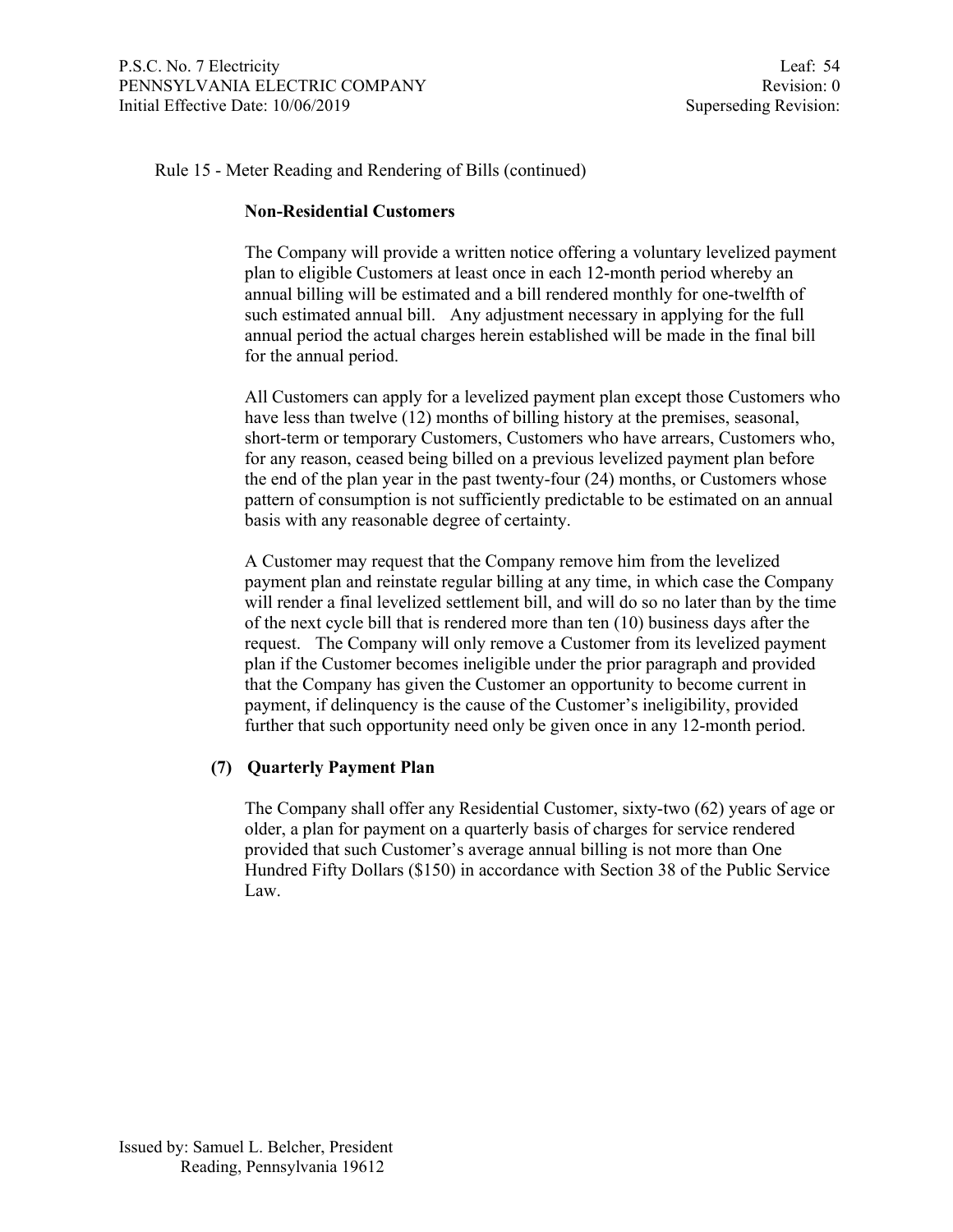Rule 15 - Meter Reading and Rendering of Bills (continued)

**Non-Residential Customers**

The Company will provide a written notice offering a voluntary levelized payment plan to eligible Customers at least once in each 12-month period whereby an annual billing will be estimated and a bill rendered monthly for one-twelfth of such estimated annual bill. Any adjustment necessary in applying for the full annual period the actual charges herein established will be made in the final bill for the annual period.

All Customers can apply for a levelized payment plan except those Customers who have less than twelve (12) months of billing history at the premises, seasonal, short-term or temporary Customers, Customers who have arrears, Customers who, for any reason, ceased being billed on a previous levelized payment plan before the end of the plan year in the past twenty-four (24) months, or Customers whose pattern of consumption is not sufficiently predictable to be estimated on an annual basis with any reasonable degree of certainty.

A Customer may request that the Company remove him from the levelized payment plan and reinstate regular billing at any time, in which case the Company will render a final levelized settlement bill, and will do so no later than by the time of the next cycle bill that is rendered more than ten (10) business days after the request. The Company will only remove a Customer from its levelized payment plan if the Customer becomes ineligible under the prior paragraph and provided that the Company has given the Customer an opportunity to become current in payment, if delinquency is the cause of the Customer's ineligibility, provided further that such opportunity need only be given once in any 12-month period.

**(7) Quarterly Payment Plan**

The Company shall offer any Residential Customer, sixty-two (62) years of age or older, a plan for payment on a quarterly basis of charges for service rendered provided that such Customer's average annual billing is not more than One Hundred Fifty Dollars ($150) in accordance with Section 38 of the Public Service Law.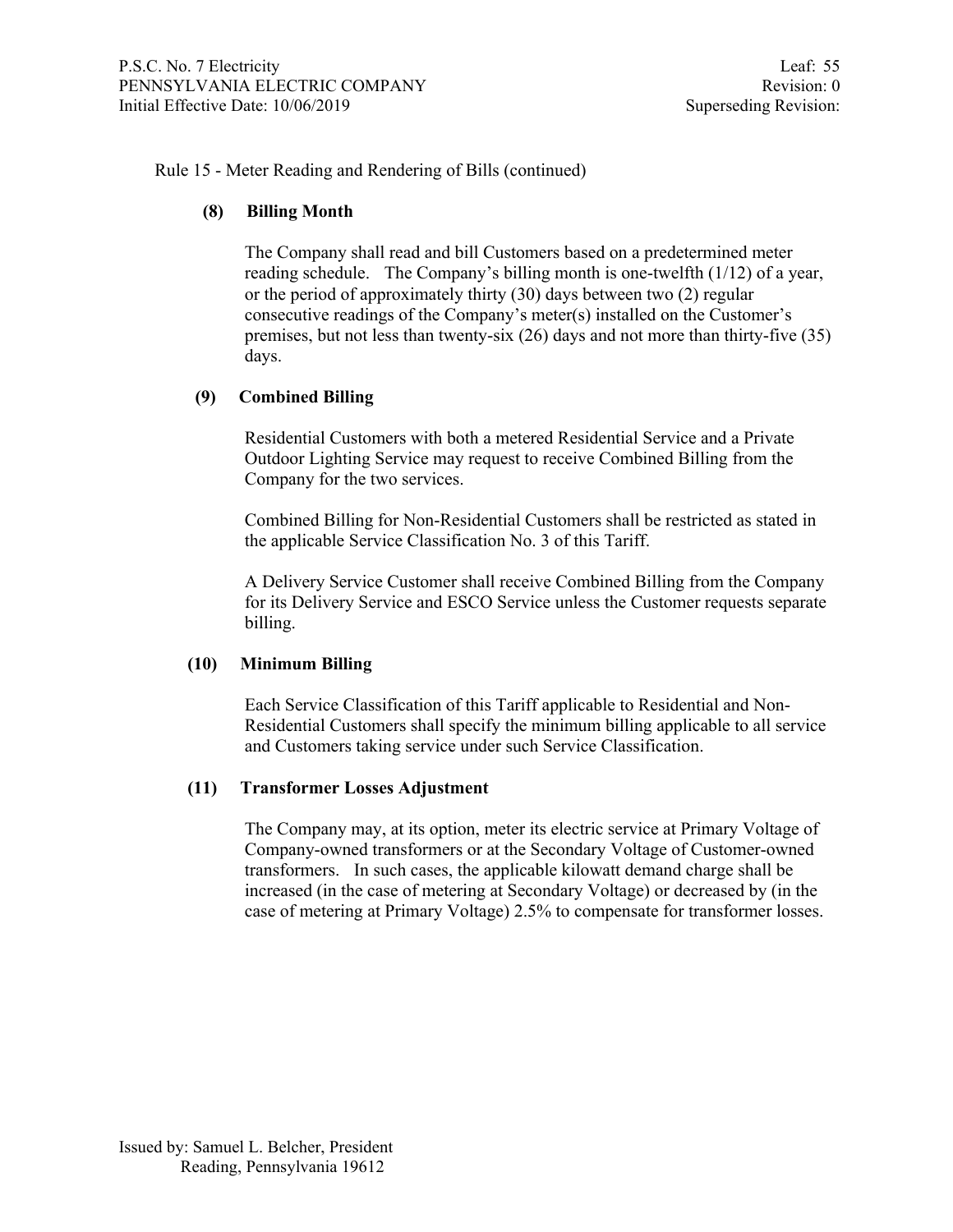Rule 15 - Meter Reading and Rendering of Bills (continued)

**(8) Billing Month**

The Company shall read and bill Customers based on a predetermined meter reading schedule. The Company's billing month is one-twelfth (1/12) of a year, or the period of approximately thirty (30) days between two (2) regular consecutive readings of the Company's meter(s) installed on the Customer's premises, but not less than twenty-six (26) days and not more than thirty-five (35) days.

**(9) Combined Billing**

Residential Customers with both a metered Residential Service and a Private Outdoor Lighting Service may request to receive Combined Billing from the Company for the two services.

Combined Billing for Non-Residential Customers shall be restricted as stated in the applicable Service Classification No. 3 of this Tariff.

A Delivery Service Customer shall receive Combined Billing from the Company for its Delivery Service and ESCO Service unless the Customer requests separate billing.

**(10) Minimum Billing**

Each Service Classification of this Tariff applicable to Residential and Non-Residential Customers shall specify the minimum billing applicable to all service and Customers taking service under such Service Classification.

**(11) Transformer Losses Adjustment**

The Company may, at its option, meter its electric service at Primary Voltage of Company-owned transformers or at the Secondary Voltage of Customer-owned transformers. In such cases, the applicable kilowatt demand charge shall be increased (in the case of metering at Secondary Voltage) or decreased by (in the case of metering at Primary Voltage) 2.5% to compensate for transformer losses.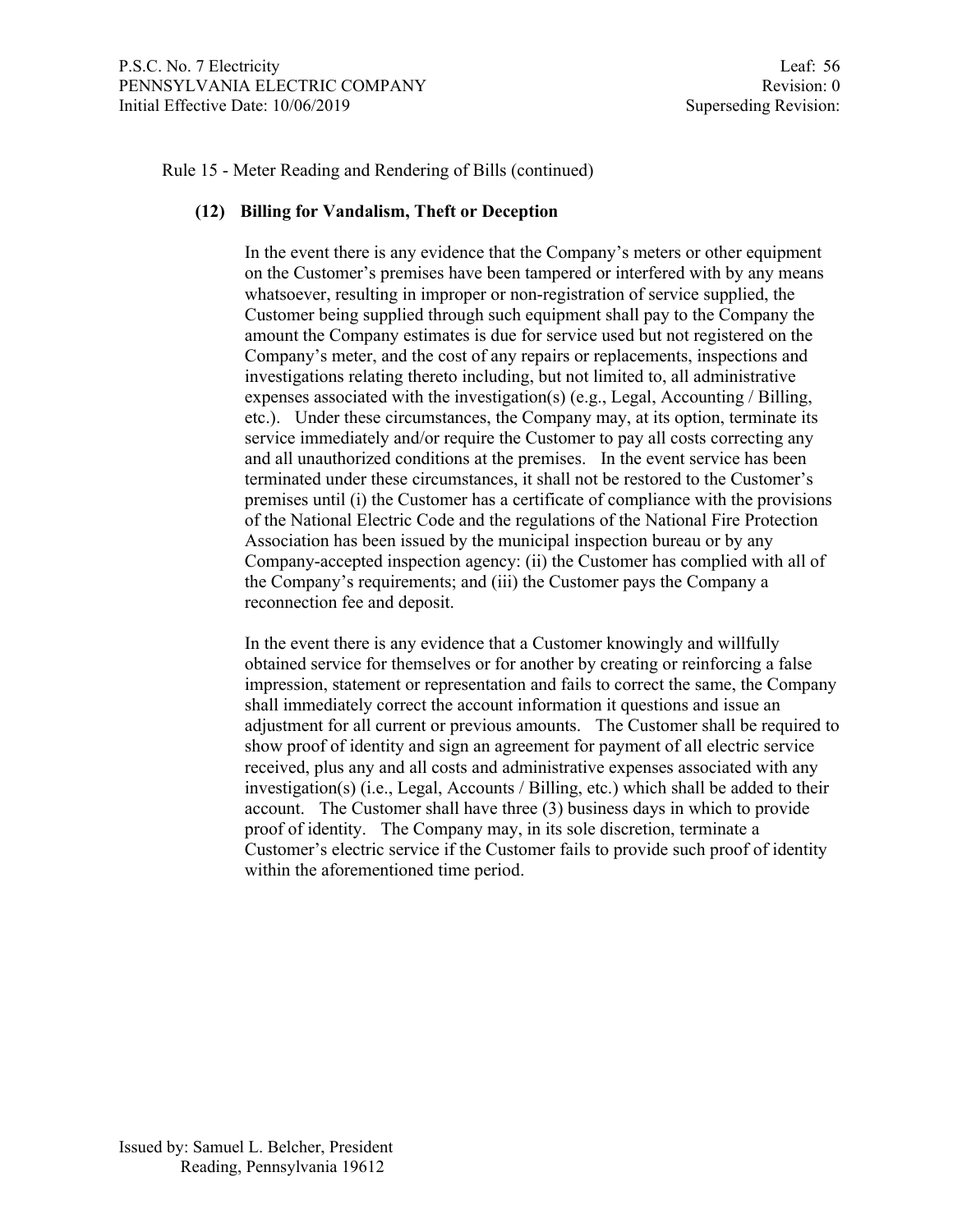Rule 15 - Meter Reading and Rendering of Bills (continued)

**(12) Billing for Vandalism, Theft or Deception**

In the event there is any evidence that the Company's meters or other equipment on the Customer's premises have been tampered or interfered with by any means whatsoever, resulting in improper or non-registration of service supplied, the Customer being supplied through such equipment shall pay to the Company the amount the Company estimates is due for service used but not registered on the Company's meter, and the cost of any repairs or replacements, inspections and investigations relating thereto including, but not limited to, all administrative expenses associated with the investigation(s) (e.g., Legal, Accounting / Billing, etc.). Under these circumstances, the Company may, at its option, terminate its service immediately and/or require the Customer to pay all costs correcting any and all unauthorized conditions at the premises. In the event service has been terminated under these circumstances, it shall not be restored to the Customer's premises until (i) the Customer has a certificate of compliance with the provisions of the National Electric Code and the regulations of the National Fire Protection Association has been issued by the municipal inspection bureau or by any Company-accepted inspection agency: (ii) the Customer has complied with all of the Company's requirements; and (iii) the Customer pays the Company a reconnection fee and deposit.

In the event there is any evidence that a Customer knowingly and willfully obtained service for themselves or for another by creating or reinforcing a false impression, statement or representation and fails to correct the same, the Company shall immediately correct the account information it questions and issue an adjustment for all current or previous amounts. The Customer shall be required to show proof of identity and sign an agreement for payment of all electric service received, plus any and all costs and administrative expenses associated with any investigation(s) (i.e., Legal, Accounts / Billing, etc.) which shall be added to their account. The Customer shall have three (3) business days in which to provide proof of identity. The Company may, in its sole discretion, terminate a Customer's electric service if the Customer fails to provide such proof of identity within the aforementioned time period.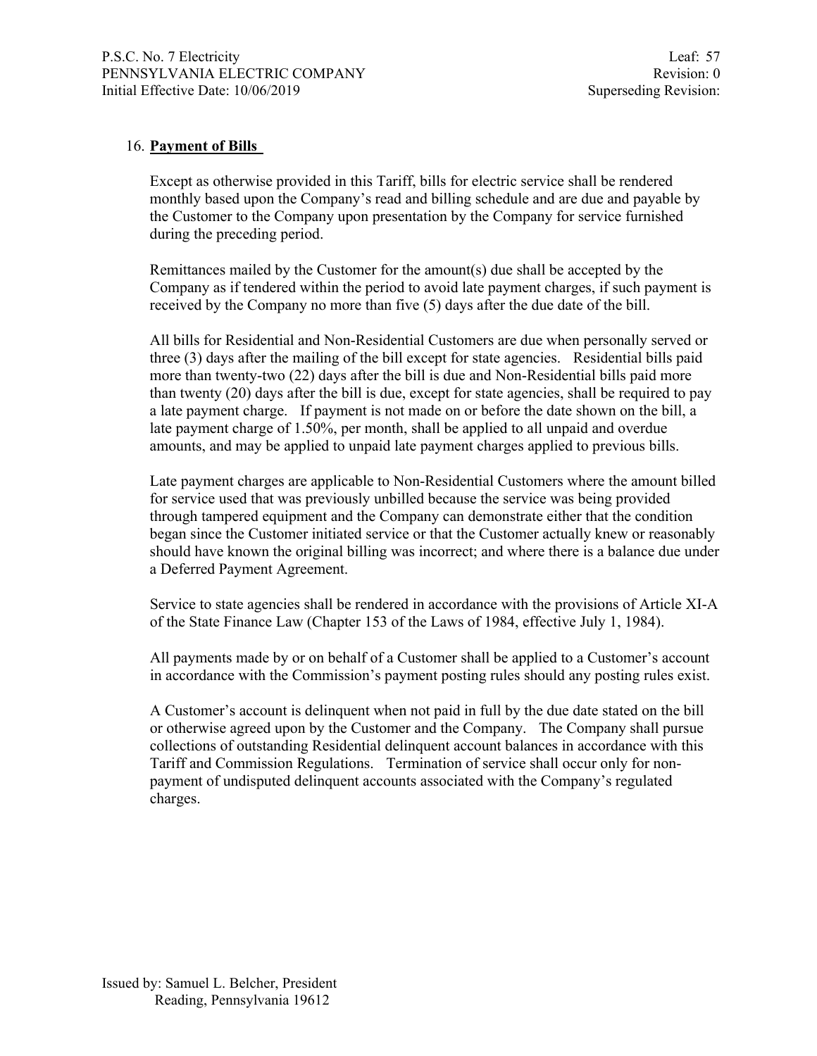## 16. **Payment of Bills**

Except as otherwise provided in this Tariff, bills for electric service shall be rendered monthly based upon the Company's read and billing schedule and are due and payable by the Customer to the Company upon presentation by the Company for service furnished during the preceding period.

Remittances mailed by the Customer for the amount(s) due shall be accepted by the Company as if tendered within the period to avoid late payment charges, if such payment is received by the Company no more than five (5) days after the due date of the bill.

All bills for Residential and Non-Residential Customers are due when personally served or three (3) days after the mailing of the bill except for state agencies. Residential bills paid more than twenty-two (22) days after the bill is due and Non-Residential bills paid more than twenty (20) days after the bill is due, except for state agencies, shall be required to pay a late payment charge. If payment is not made on or before the date shown on the bill, a late payment charge of 1.50%, per month, shall be applied to all unpaid and overdue amounts, and may be applied to unpaid late payment charges applied to previous bills.

Late payment charges are applicable to Non-Residential Customers where the amount billed for service used that was previously unbilled because the service was being provided through tampered equipment and the Company can demonstrate either that the condition began since the Customer initiated service or that the Customer actually knew or reasonably should have known the original billing was incorrect; and where there is a balance due under a Deferred Payment Agreement.

Service to state agencies shall be rendered in accordance with the provisions of Article XI-A of the State Finance Law (Chapter 153 of the Laws of 1984, effective July 1, 1984).

All payments made by or on behalf of a Customer shall be applied to a Customer's account in accordance with the Commission's payment posting rules should any posting rules exist.

A Customer's account is delinquent when not paid in full by the due date stated on the bill or otherwise agreed upon by the Customer and the Company. The Company shall pursue collections of outstanding Residential delinquent account balances in accordance with this Tariff and Commission Regulations. Termination of service shall occur only for non-payment of undisputed delinquent accounts associated with the Company's regulated charges.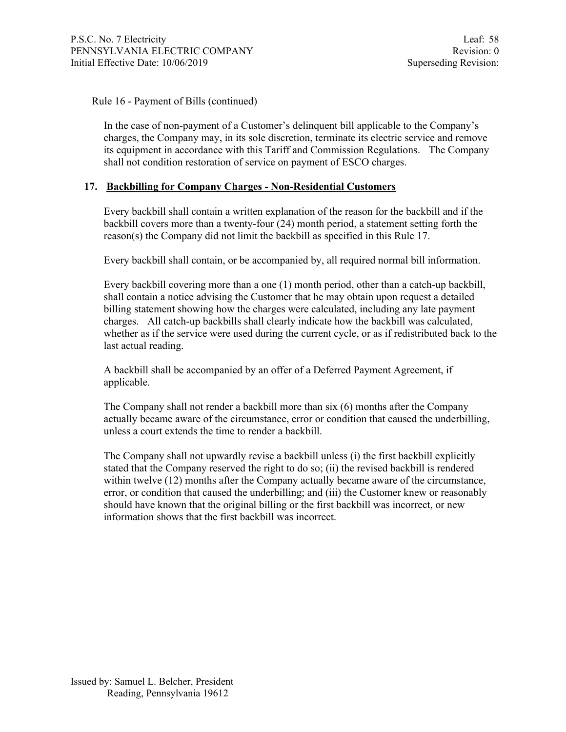Rule 16 - Payment of Bills (continued)

In the case of non-payment of a Customer's delinquent bill applicable to the Company's charges, the Company may, in its sole discretion, terminate its electric service and remove its equipment in accordance with this Tariff and Commission Regulations. The Company shall not condition restoration of service on payment of ESCO charges.

## 17. Backbilling for Company Charges - Non-Residential Customers

Every backbill shall contain a written explanation of the reason for the backbill and if the backbill covers more than a twenty-four (24) month period, a statement setting forth the reason(s) the Company did not limit the backbill as specified in this Rule 17.

Every backbill shall contain, or be accompanied by, all required normal bill information.

Every backbill covering more than a one (1) month period, other than a catch-up backbill, shall contain a notice advising the Customer that he may obtain upon request a detailed billing statement showing how the charges were calculated, including any late payment charges. All catch-up backbills shall clearly indicate how the backbill was calculated, whether as if the service were used during the current cycle, or as if redistributed back to the last actual reading.

A backbill shall be accompanied by an offer of a Deferred Payment Agreement, if applicable.

The Company shall not render a backbill more than six (6) months after the Company actually became aware of the circumstance, error or condition that caused the underbilling, unless a court extends the time to render a backbill.

The Company shall not upwardly revise a backbill unless (i) the first backbill explicitly stated that the Company reserved the right to do so; (ii) the revised backbill is rendered within twelve (12) months after the Company actually became aware of the circumstance, error, or condition that caused the underbilling; and (iii) the Customer knew or reasonably should have known that the original billing or the first backbill was incorrect, or new information shows that the first backbill was incorrect.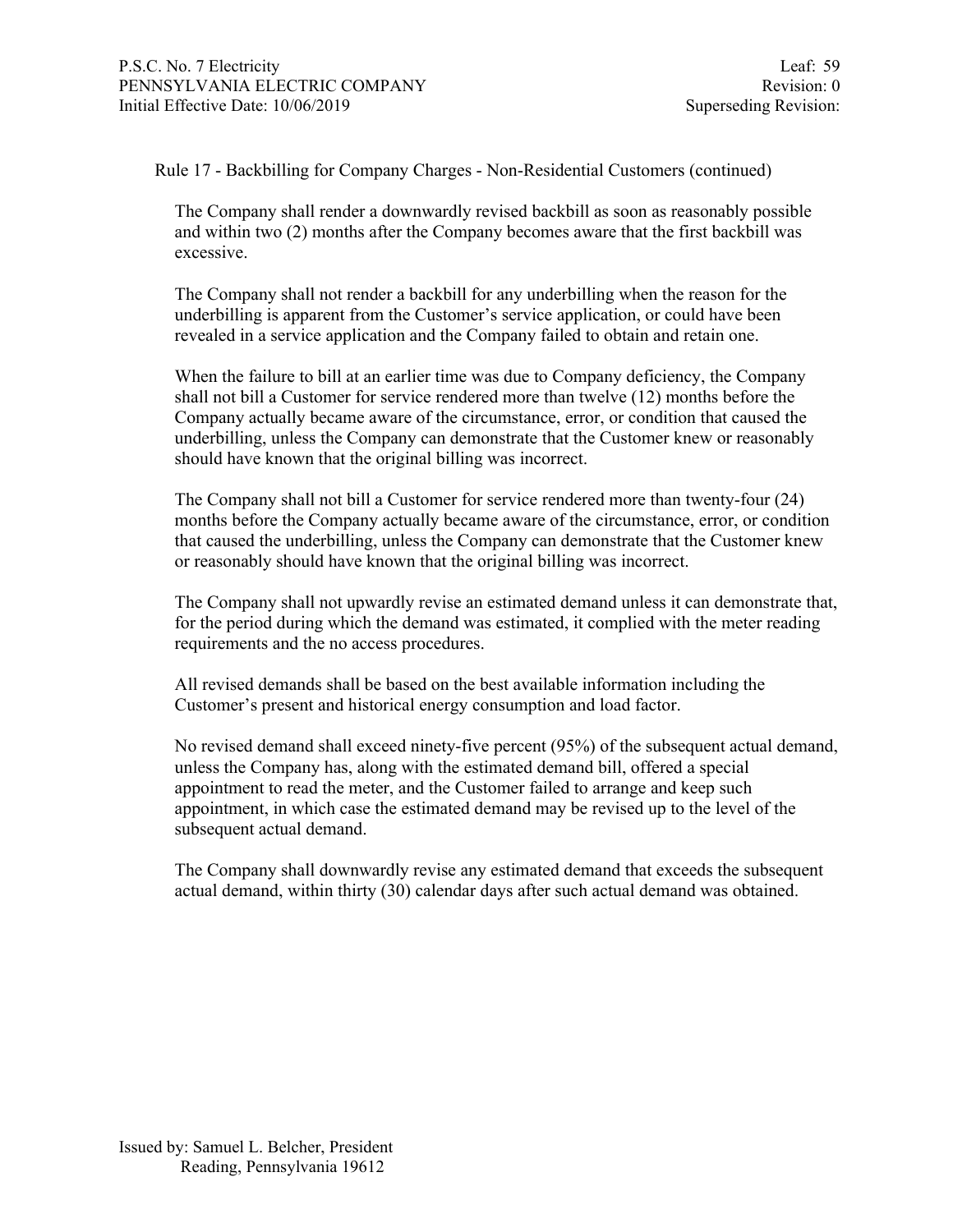Rule 17 - Backbilling for Company Charges - Non-Residential Customers (continued)

The Company shall render a downwardly revised backbill as soon as reasonably possible and within two (2) months after the Company becomes aware that the first backbill was excessive.

The Company shall not render a backbill for any underbilling when the reason for the underbilling is apparent from the Customer's service application, or could have been revealed in a service application and the Company failed to obtain and retain one.

When the failure to bill at an earlier time was due to Company deficiency, the Company shall not bill a Customer for service rendered more than twelve (12) months before the Company actually became aware of the circumstance, error, or condition that caused the underbilling, unless the Company can demonstrate that the Customer knew or reasonably should have known that the original billing was incorrect.

The Company shall not bill a Customer for service rendered more than twenty-four (24) months before the Company actually became aware of the circumstance, error, or condition that caused the underbilling, unless the Company can demonstrate that the Customer knew or reasonably should have known that the original billing was incorrect.

The Company shall not upwardly revise an estimated demand unless it can demonstrate that, for the period during which the demand was estimated, it complied with the meter reading requirements and the no access procedures.

All revised demands shall be based on the best available information including the Customer's present and historical energy consumption and load factor.

No revised demand shall exceed ninety-five percent (95%) of the subsequent actual demand, unless the Company has, along with the estimated demand bill, offered a special appointment to read the meter, and the Customer failed to arrange and keep such appointment, in which case the estimated demand may be revised up to the level of the subsequent actual demand.

The Company shall downwardly revise any estimated demand that exceeds the subsequent actual demand, within thirty (30) calendar days after such actual demand was obtained.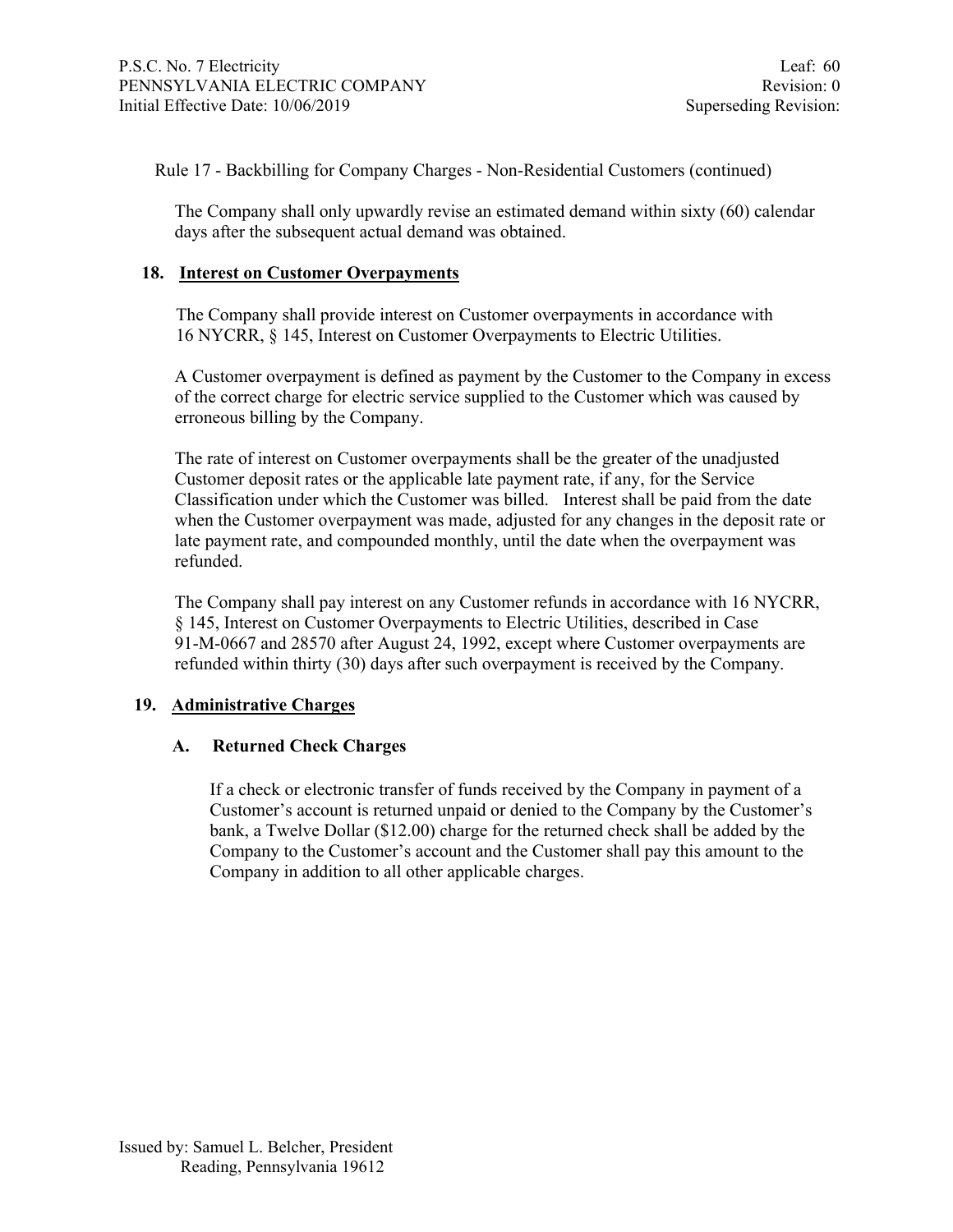Rule 17 - Backbilling for Company Charges - Non-Residential Customers (continued)

The Company shall only upwardly revise an estimated demand within sixty (60) calendar days after the subsequent actual demand was obtained.

## 18. Interest on Customer Overpayments

The Company shall provide interest on Customer overpayments in accordance with 16 NYCRR, § 145, Interest on Customer Overpayments to Electric Utilities.

A Customer overpayment is defined as payment by the Customer to the Company in excess of the correct charge for electric service supplied to the Customer which was caused by erroneous billing by the Company.

The rate of interest on Customer overpayments shall be the greater of the unadjusted Customer deposit rates or the applicable late payment rate, if any, for the Service Classification under which the Customer was billed. Interest shall be paid from the date when the Customer overpayment was made, adjusted for any changes in the deposit rate or late payment rate, and compounded monthly, until the date when the overpayment was refunded.

The Company shall pay interest on any Customer refunds in accordance with 16 NYCRR, § 145, Interest on Customer Overpayments to Electric Utilities, described in Case 91-M-0667 and 28570 after August 24, 1992, except where Customer overpayments are refunded within thirty (30) days after such overpayment is received by the Company.

## 19. Administrative Charges

### A. Returned Check Charges

If a check or electronic transfer of funds received by the Company in payment of a Customer's account is returned unpaid or denied to the Company by the Customer's bank, a Twelve Dollar ($12.00) charge for the returned check shall be added by the Company to the Customer's account and the Customer shall pay this amount to the Company in addition to all other applicable charges.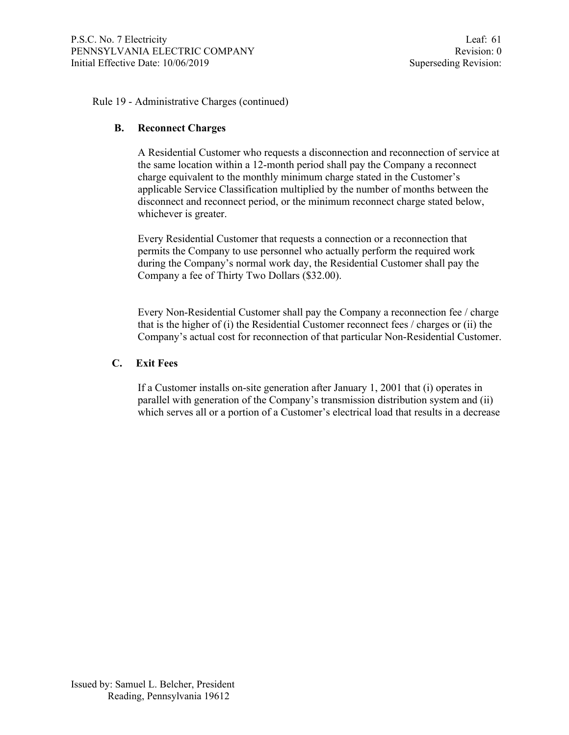Rule 19 - Administrative Charges (continued)

### B. Reconnect Charges

A Residential Customer who requests a disconnection and reconnection of service at the same location within a 12-month period shall pay the Company a reconnect charge equivalent to the monthly minimum charge stated in the Customer's applicable Service Classification multiplied by the number of months between the disconnect and reconnect period, or the minimum reconnect charge stated below, whichever is greater.

Every Residential Customer that requests a connection or a reconnection that permits the Company to use personnel who actually perform the required work during the Company's normal work day, the Residential Customer shall pay the Company a fee of Thirty Two Dollars ($32.00).

Every Non-Residential Customer shall pay the Company a reconnection fee / charge that is the higher of (i) the Residential Customer reconnect fees / charges or (ii) the Company's actual cost for reconnection of that particular Non-Residential Customer.

### C. Exit Fees

If a Customer installs on-site generation after January 1, 2001 that (i) operates in parallel with generation of the Company's transmission distribution system and (ii) which serves all or a portion of a Customer's electrical load that results in a decrease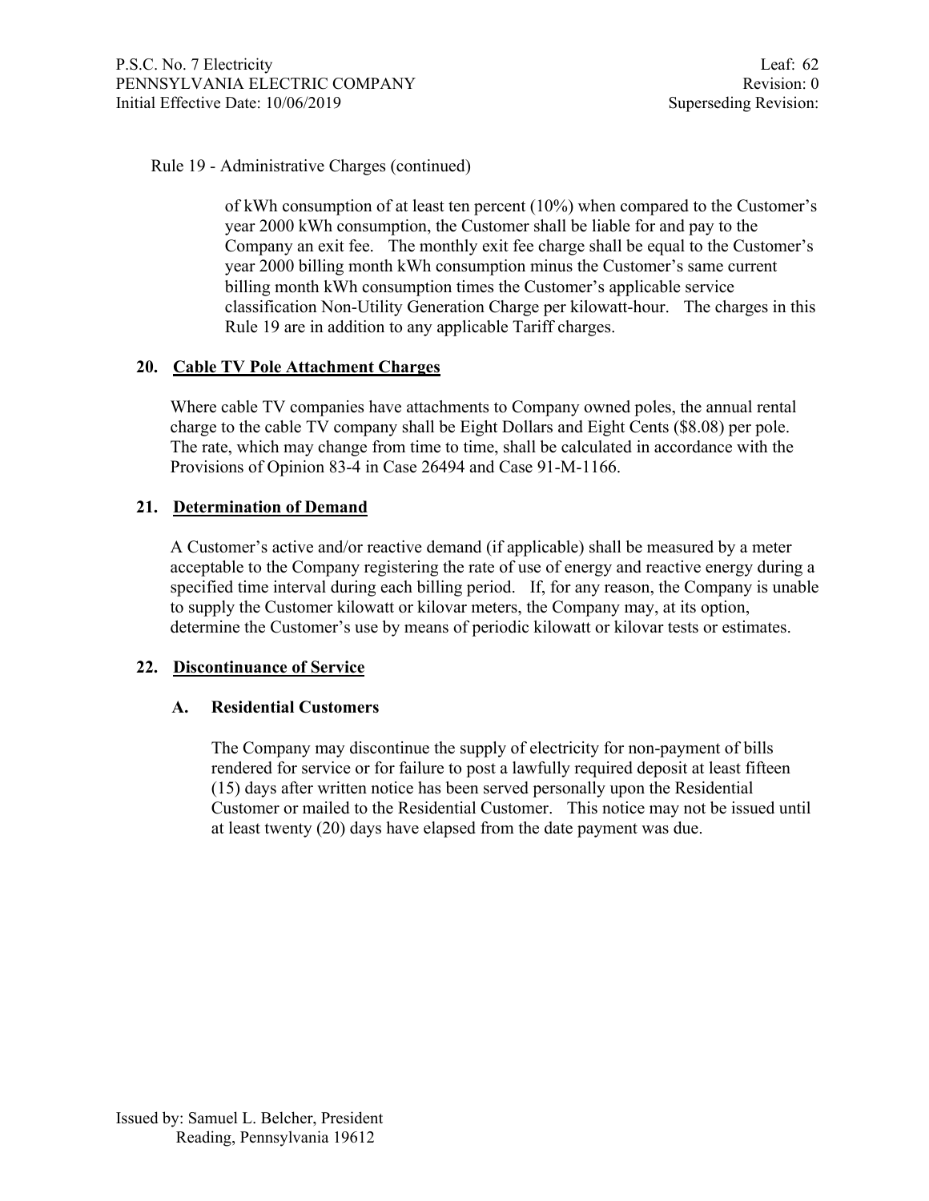Rule 19 - Administrative Charges (continued)

of kWh consumption of at least ten percent (10%) when compared to the Customer's year 2000 kWh consumption, the Customer shall be liable for and pay to the Company an exit fee. The monthly exit fee charge shall be equal to the Customer's year 2000 billing month kWh consumption minus the Customer's same current billing month kWh consumption times the Customer's applicable service classification Non-Utility Generation Charge per kilowatt-hour. The charges in this Rule 19 are in addition to any applicable Tariff charges.

## 20. Cable TV Pole Attachment Charges

Where cable TV companies have attachments to Company owned poles, the annual rental charge to the cable TV company shall be Eight Dollars and Eight Cents ($8.08) per pole. The rate, which may change from time to time, shall be calculated in accordance with the Provisions of Opinion 83-4 in Case 26494 and Case 91-M-1166.

## 21. Determination of Demand

A Customer's active and/or reactive demand (if applicable) shall be measured by a meter acceptable to the Company registering the rate of use of energy and reactive energy during a specified time interval during each billing period. If, for any reason, the Company is unable to supply the Customer kilowatt or kilovar meters, the Company may, at its option, determine the Customer's use by means of periodic kilowatt or kilovar tests or estimates.

## 22. Discontinuance of Service

### A. Residential Customers

The Company may discontinue the supply of electricity for non-payment of bills rendered for service or for failure to post a lawfully required deposit at least fifteen (15) days after written notice has been served personally upon the Residential Customer or mailed to the Residential Customer. This notice may not be issued until at least twenty (20) days have elapsed from the date payment was due.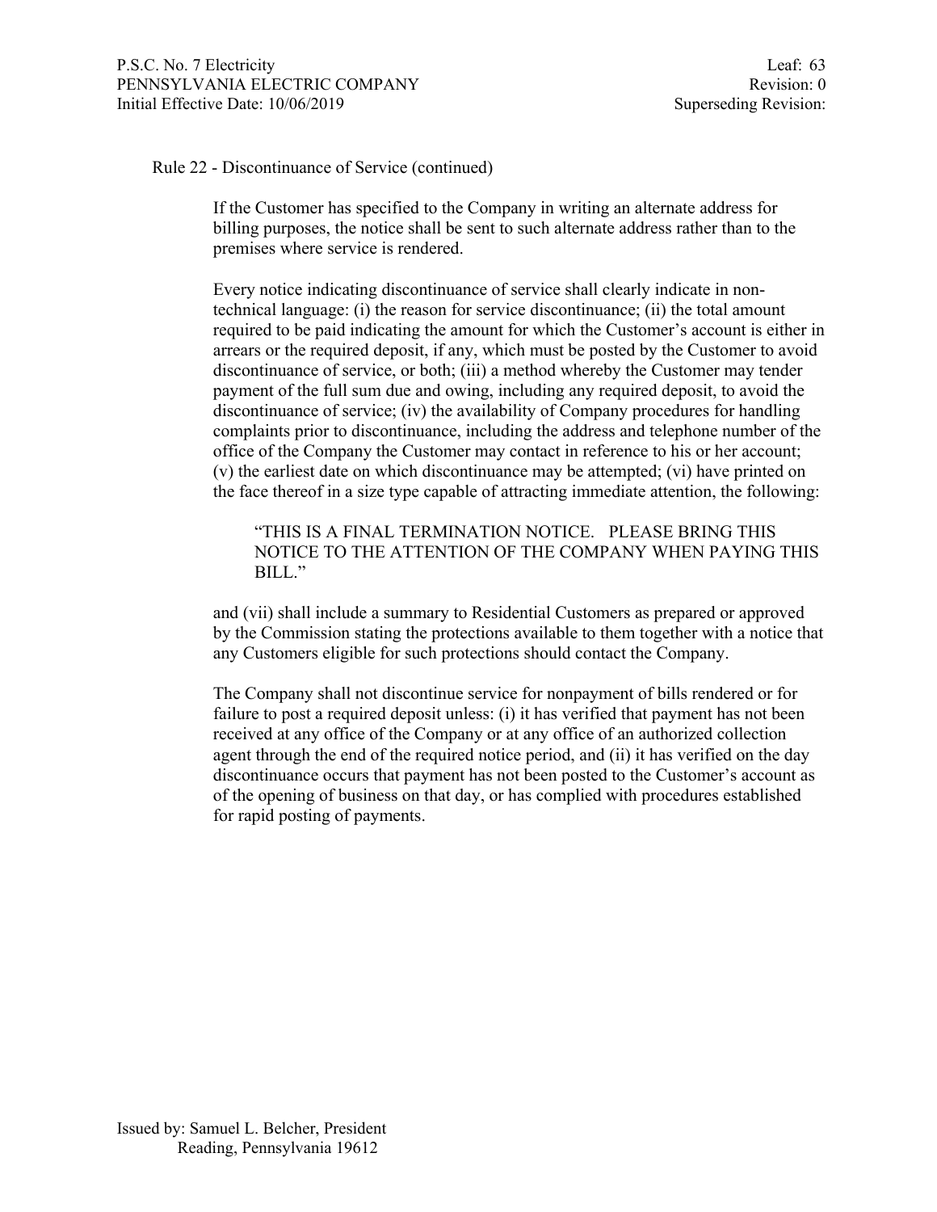Rule 22 - Discontinuance of Service (continued)

If the Customer has specified to the Company in writing an alternate address for billing purposes, the notice shall be sent to such alternate address rather than to the premises where service is rendered.

Every notice indicating discontinuance of service shall clearly indicate in non-technical language: (i) the reason for service discontinuance; (ii) the total amount required to be paid indicating the amount for which the Customer's account is either in arrears or the required deposit, if any, which must be posted by the Customer to avoid discontinuance of service, or both; (iii) a method whereby the Customer may tender payment of the full sum due and owing, including any required deposit, to avoid the discontinuance of service; (iv) the availability of Company procedures for handling complaints prior to discontinuance, including the address and telephone number of the office of the Company the Customer may contact in reference to his or her account; (v) the earliest date on which discontinuance may be attempted; (vi) have printed on the face thereof in a size type capable of attracting immediate attention, the following:

> "THIS IS A FINAL TERMINATION NOTICE. PLEASE BRING THIS NOTICE TO THE ATTENTION OF THE COMPANY WHEN PAYING THIS BILL."

and (vii) shall include a summary to Residential Customers as prepared or approved by the Commission stating the protections available to them together with a notice that any Customers eligible for such protections should contact the Company.

The Company shall not discontinue service for nonpayment of bills rendered or for failure to post a required deposit unless: (i) it has verified that payment has not been received at any office of the Company or at any office of an authorized collection agent through the end of the required notice period, and (ii) it has verified on the day discontinuance occurs that payment has not been posted to the Customer's account as of the opening of business on that day, or has complied with procedures established for rapid posting of payments.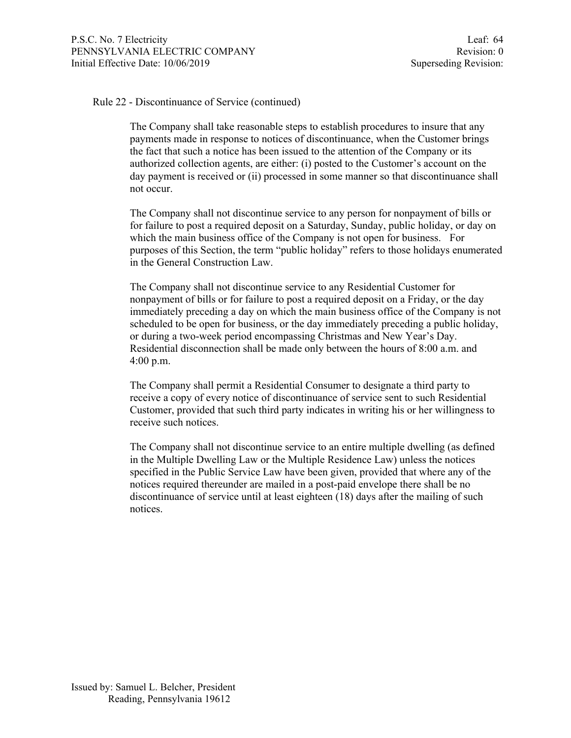Rule 22 - Discontinuance of Service (continued)

The Company shall take reasonable steps to establish procedures to insure that any payments made in response to notices of discontinuance, when the Customer brings the fact that such a notice has been issued to the attention of the Company or its authorized collection agents, are either: (i) posted to the Customer's account on the day payment is received or (ii) processed in some manner so that discontinuance shall not occur.

The Company shall not discontinue service to any person for nonpayment of bills or for failure to post a required deposit on a Saturday, Sunday, public holiday, or day on which the main business office of the Company is not open for business. For purposes of this Section, the term "public holiday" refers to those holidays enumerated in the General Construction Law.

The Company shall not discontinue service to any Residential Customer for nonpayment of bills or for failure to post a required deposit on a Friday, or the day immediately preceding a day on which the main business office of the Company is not scheduled to be open for business, or the day immediately preceding a public holiday, or during a two-week period encompassing Christmas and New Year's Day. Residential disconnection shall be made only between the hours of 8:00 a.m. and 4:00 p.m.

The Company shall permit a Residential Consumer to designate a third party to receive a copy of every notice of discontinuance of service sent to such Residential Customer, provided that such third party indicates in writing his or her willingness to receive such notices.

The Company shall not discontinue service to an entire multiple dwelling (as defined in the Multiple Dwelling Law or the Multiple Residence Law) unless the notices specified in the Public Service Law have been given, provided that where any of the notices required thereunder are mailed in a post-paid envelope there shall be no discontinuance of service until at least eighteen (18) days after the mailing of such notices.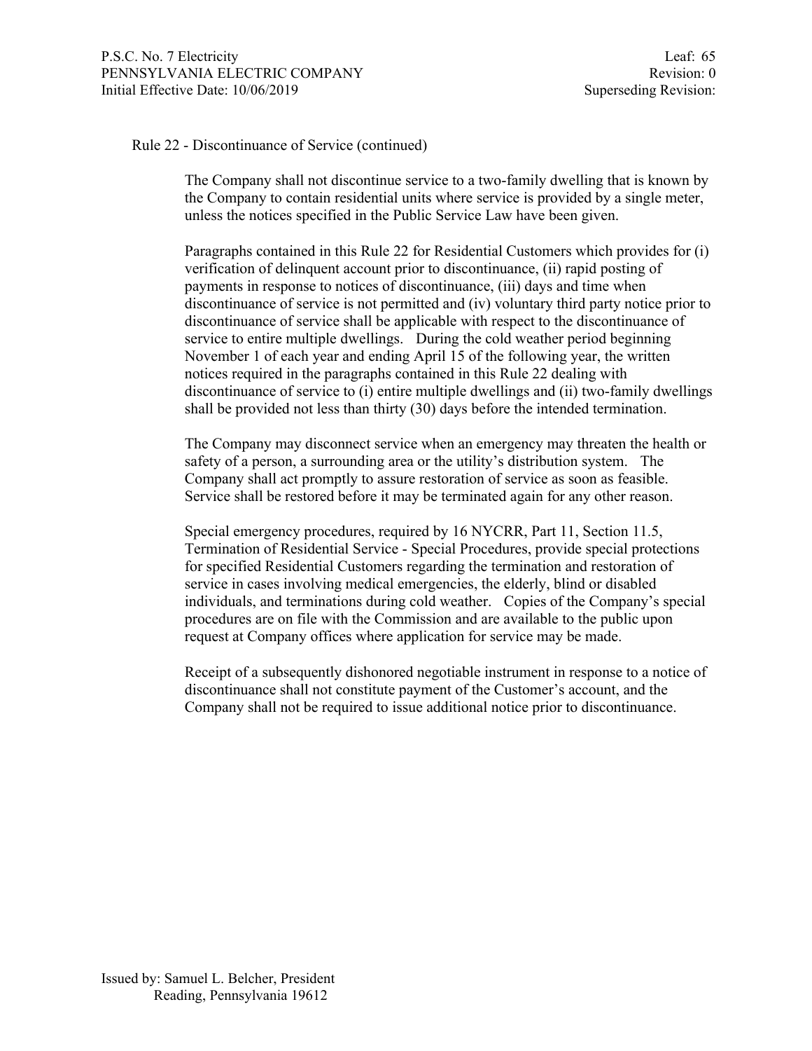Rule 22 - Discontinuance of Service (continued)

The Company shall not discontinue service to a two-family dwelling that is known by the Company to contain residential units where service is provided by a single meter, unless the notices specified in the Public Service Law have been given.

Paragraphs contained in this Rule 22 for Residential Customers which provides for (i) verification of delinquent account prior to discontinuance, (ii) rapid posting of payments in response to notices of discontinuance, (iii) days and time when discontinuance of service is not permitted and (iv) voluntary third party notice prior to discontinuance of service shall be applicable with respect to the discontinuance of service to entire multiple dwellings. During the cold weather period beginning November 1 of each year and ending April 15 of the following year, the written notices required in the paragraphs contained in this Rule 22 dealing with discontinuance of service to (i) entire multiple dwellings and (ii) two-family dwellings shall be provided not less than thirty (30) days before the intended termination.

The Company may disconnect service when an emergency may threaten the health or safety of a person, a surrounding area or the utility's distribution system. The Company shall act promptly to assure restoration of service as soon as feasible. Service shall be restored before it may be terminated again for any other reason.

Special emergency procedures, required by 16 NYCRR, Part 11, Section 11.5, Termination of Residential Service - Special Procedures, provide special protections for specified Residential Customers regarding the termination and restoration of service in cases involving medical emergencies, the elderly, blind or disabled individuals, and terminations during cold weather. Copies of the Company's special procedures are on file with the Commission and are available to the public upon request at Company offices where application for service may be made.

Receipt of a subsequently dishonored negotiable instrument in response to a notice of discontinuance shall not constitute payment of the Customer's account, and the Company shall not be required to issue additional notice prior to discontinuance.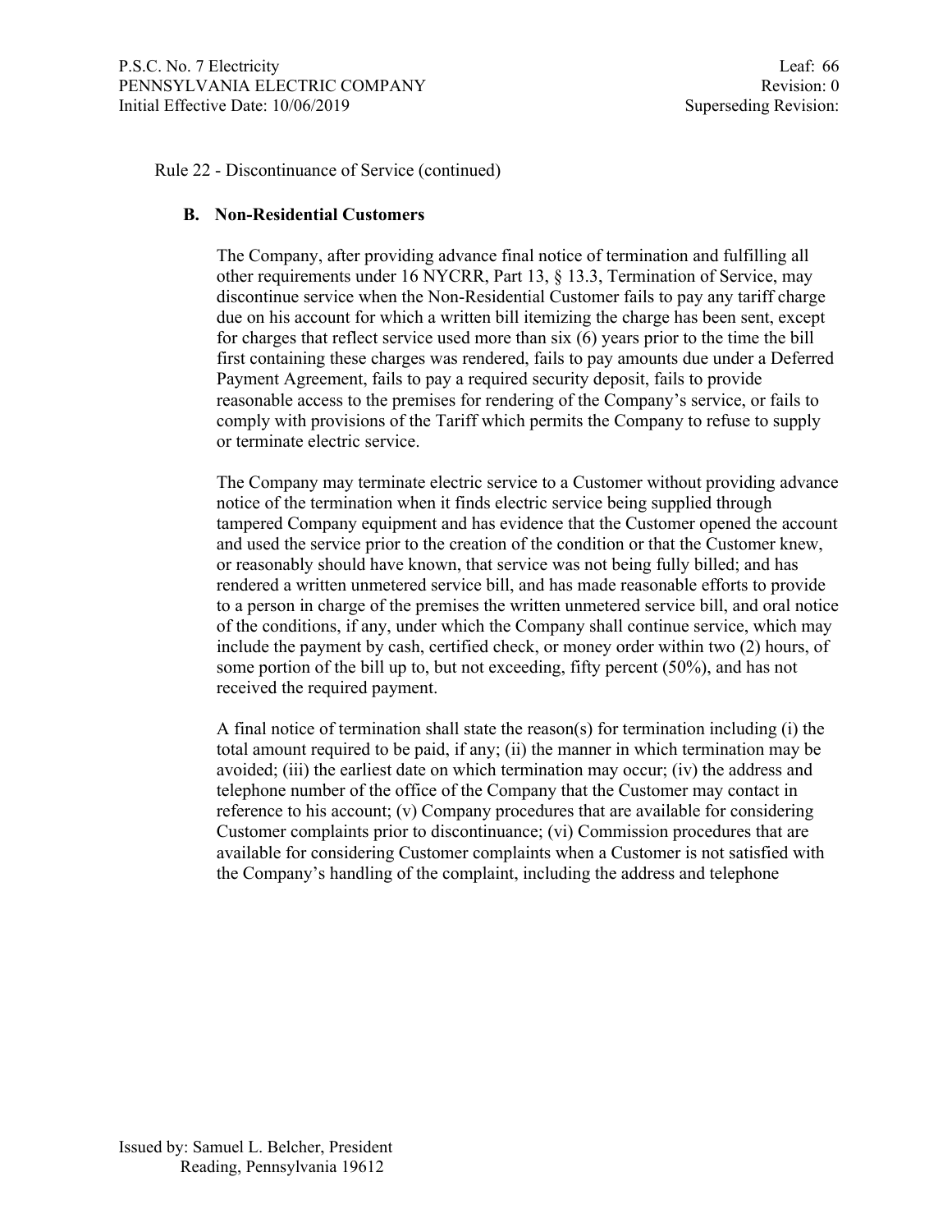Rule 22 - Discontinuance of Service (continued)

**B. Non-Residential Customers**

The Company, after providing advance final notice of termination and fulfilling all other requirements under 16 NYCRR, Part 13, § 13.3, Termination of Service, may discontinue service when the Non-Residential Customer fails to pay any tariff charge due on his account for which a written bill itemizing the charge has been sent, except for charges that reflect service used more than six (6) years prior to the time the bill first containing these charges was rendered, fails to pay amounts due under a Deferred Payment Agreement, fails to pay a required security deposit, fails to provide reasonable access to the premises for rendering of the Company's service, or fails to comply with provisions of the Tariff which permits the Company to refuse to supply or terminate electric service.

The Company may terminate electric service to a Customer without providing advance notice of the termination when it finds electric service being supplied through tampered Company equipment and has evidence that the Customer opened the account and used the service prior to the creation of the condition or that the Customer knew, or reasonably should have known, that service was not being fully billed; and has rendered a written unmetered service bill, and has made reasonable efforts to provide to a person in charge of the premises the written unmetered service bill, and oral notice of the conditions, if any, under which the Company shall continue service, which may include the payment by cash, certified check, or money order within two (2) hours, of some portion of the bill up to, but not exceeding, fifty percent (50%), and has not received the required payment.

A final notice of termination shall state the reason(s) for termination including (i) the total amount required to be paid, if any; (ii) the manner in which termination may be avoided; (iii) the earliest date on which termination may occur; (iv) the address and telephone number of the office of the Company that the Customer may contact in reference to his account; (v) Company procedures that are available for considering Customer complaints prior to discontinuance; (vi) Commission procedures that are available for considering Customer complaints when a Customer is not satisfied with the Company's handling of the complaint, including the address and telephone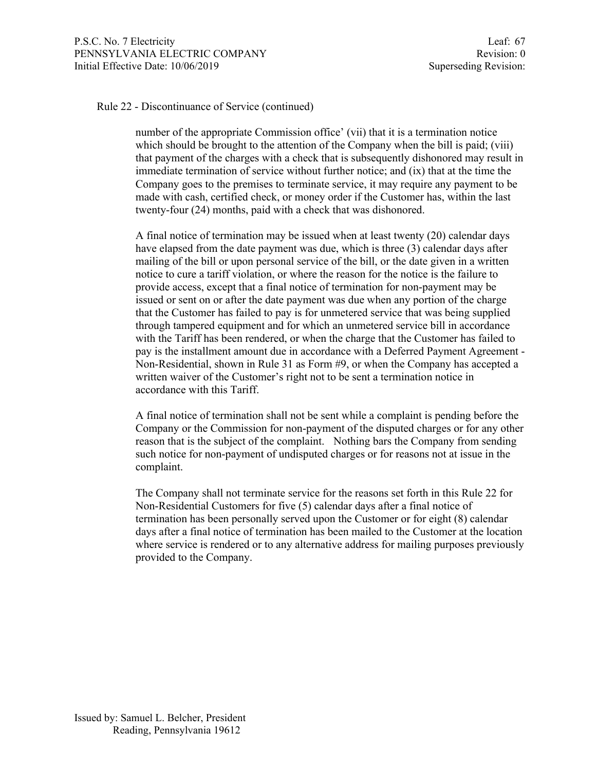Rule 22 - Discontinuance of Service (continued)

number of the appropriate Commission office' (vii) that it is a termination notice which should be brought to the attention of the Company when the bill is paid; (viii) that payment of the charges with a check that is subsequently dishonored may result in immediate termination of service without further notice; and (ix) that at the time the Company goes to the premises to terminate service, it may require any payment to be made with cash, certified check, or money order if the Customer has, within the last twenty-four (24) months, paid with a check that was dishonored.

A final notice of termination may be issued when at least twenty (20) calendar days have elapsed from the date payment was due, which is three (3) calendar days after mailing of the bill or upon personal service of the bill, or the date given in a written notice to cure a tariff violation, or where the reason for the notice is the failure to provide access, except that a final notice of termination for non-payment may be issued or sent on or after the date payment was due when any portion of the charge that the Customer has failed to pay is for unmetered service that was being supplied through tampered equipment and for which an unmetered service bill in accordance with the Tariff has been rendered, or when the charge that the Customer has failed to pay is the installment amount due in accordance with a Deferred Payment Agreement - Non-Residential, shown in Rule 31 as Form #9, or when the Company has accepted a written waiver of the Customer's right not to be sent a termination notice in accordance with this Tariff.

A final notice of termination shall not be sent while a complaint is pending before the Company or the Commission for non-payment of the disputed charges or for any other reason that is the subject of the complaint. Nothing bars the Company from sending such notice for non-payment of undisputed charges or for reasons not at issue in the complaint.

The Company shall not terminate service for the reasons set forth in this Rule 22 for Non-Residential Customers for five (5) calendar days after a final notice of termination has been personally served upon the Customer or for eight (8) calendar days after a final notice of termination has been mailed to the Customer at the location where service is rendered or to any alternative address for mailing purposes previously provided to the Company.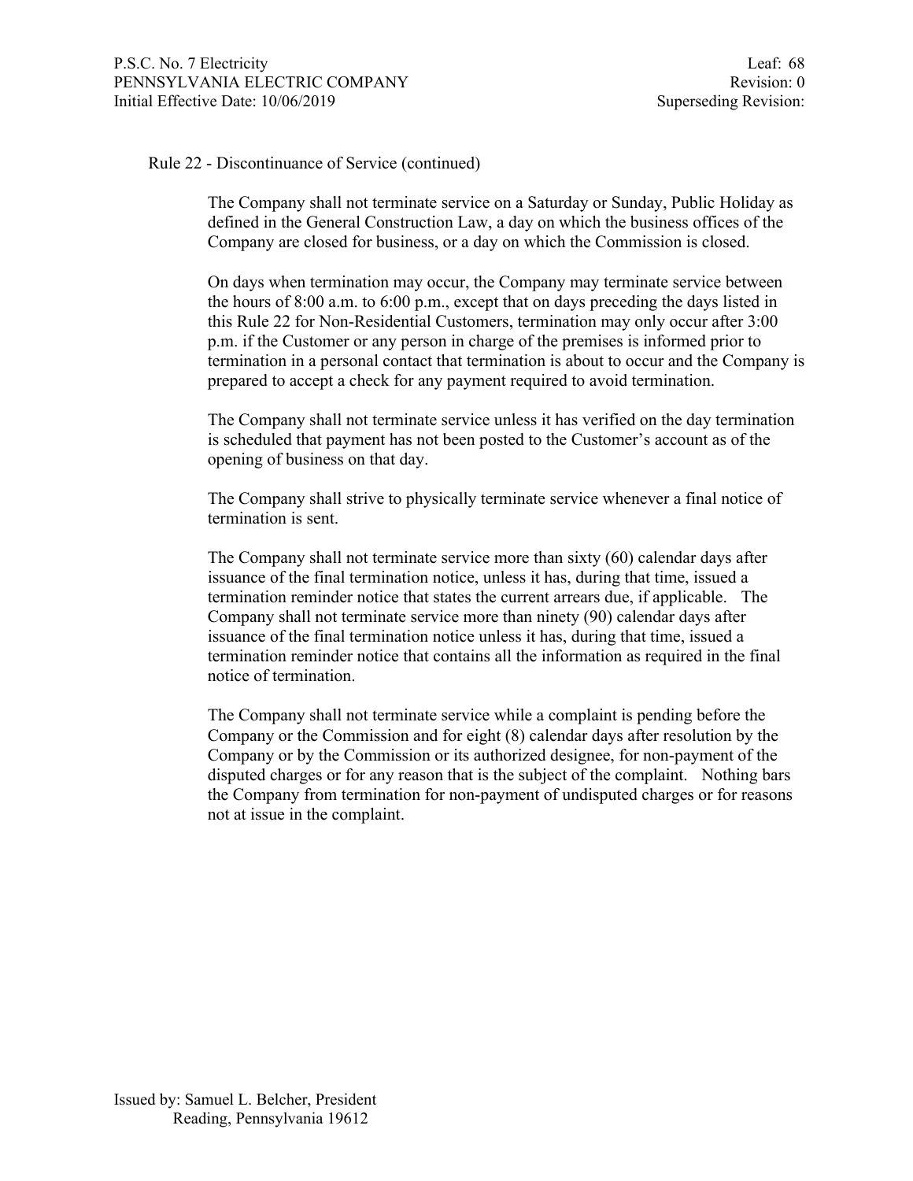Rule 22 - Discontinuance of Service (continued)

The Company shall not terminate service on a Saturday or Sunday, Public Holiday as defined in the General Construction Law, a day on which the business offices of the Company are closed for business, or a day on which the Commission is closed.

On days when termination may occur, the Company may terminate service between the hours of 8:00 a.m. to 6:00 p.m., except that on days preceding the days listed in this Rule 22 for Non-Residential Customers, termination may only occur after 3:00 p.m. if the Customer or any person in charge of the premises is informed prior to termination in a personal contact that termination is about to occur and the Company is prepared to accept a check for any payment required to avoid termination.

The Company shall not terminate service unless it has verified on the day termination is scheduled that payment has not been posted to the Customer's account as of the opening of business on that day.

The Company shall strive to physically terminate service whenever a final notice of termination is sent.

The Company shall not terminate service more than sixty (60) calendar days after issuance of the final termination notice, unless it has, during that time, issued a termination reminder notice that states the current arrears due, if applicable. The Company shall not terminate service more than ninety (90) calendar days after issuance of the final termination notice unless it has, during that time, issued a termination reminder notice that contains all the information as required in the final notice of termination.

The Company shall not terminate service while a complaint is pending before the Company or the Commission and for eight (8) calendar days after resolution by the Company or by the Commission or its authorized designee, for non-payment of the disputed charges or for any reason that is the subject of the complaint. Nothing bars the Company from termination for non-payment of undisputed charges or for reasons not at issue in the complaint.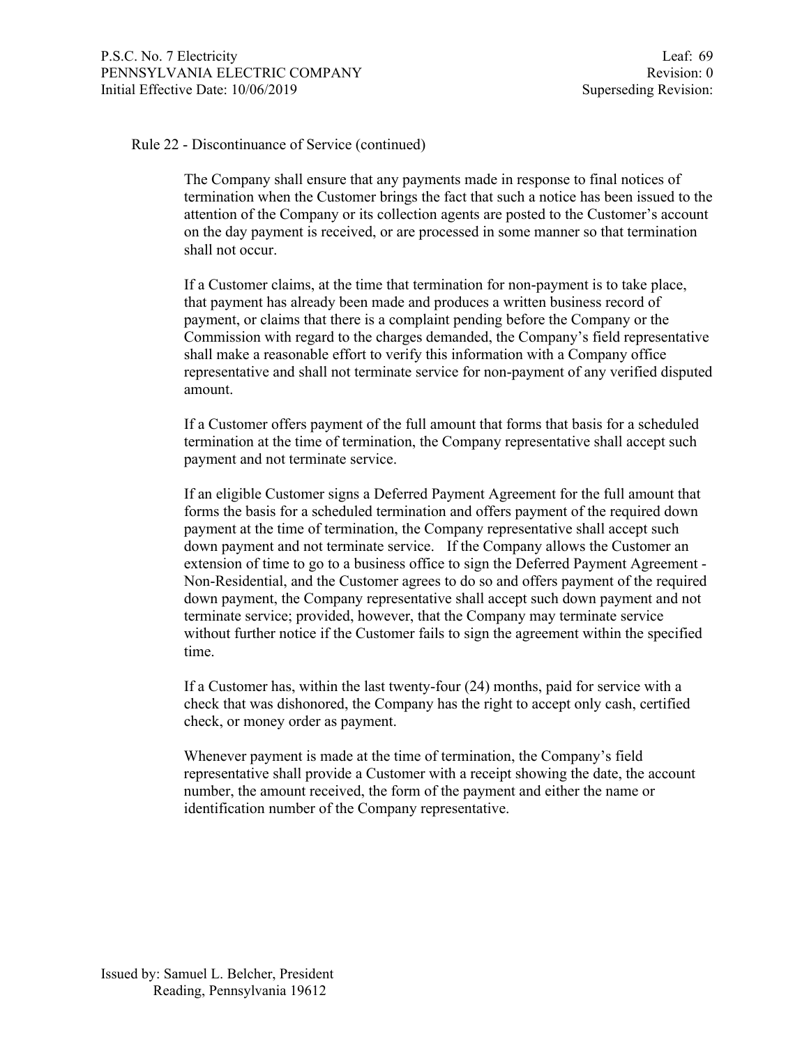Rule 22 - Discontinuance of Service (continued)

The Company shall ensure that any payments made in response to final notices of termination when the Customer brings the fact that such a notice has been issued to the attention of the Company or its collection agents are posted to the Customer's account on the day payment is received, or are processed in some manner so that termination shall not occur.

If a Customer claims, at the time that termination for non-payment is to take place, that payment has already been made and produces a written business record of payment, or claims that there is a complaint pending before the Company or the Commission with regard to the charges demanded, the Company's field representative shall make a reasonable effort to verify this information with a Company office representative and shall not terminate service for non-payment of any verified disputed amount.

If a Customer offers payment of the full amount that forms that basis for a scheduled termination at the time of termination, the Company representative shall accept such payment and not terminate service.

If an eligible Customer signs a Deferred Payment Agreement for the full amount that forms the basis for a scheduled termination and offers payment of the required down payment at the time of termination, the Company representative shall accept such down payment and not terminate service. If the Company allows the Customer an extension of time to go to a business office to sign the Deferred Payment Agreement - Non-Residential, and the Customer agrees to do so and offers payment of the required down payment, the Company representative shall accept such down payment and not terminate service; provided, however, that the Company may terminate service without further notice if the Customer fails to sign the agreement within the specified time.

If a Customer has, within the last twenty-four (24) months, paid for service with a check that was dishonored, the Company has the right to accept only cash, certified check, or money order as payment.

Whenever payment is made at the time of termination, the Company's field representative shall provide a Customer with a receipt showing the date, the account number, the amount received, the form of the payment and either the name or identification number of the Company representative.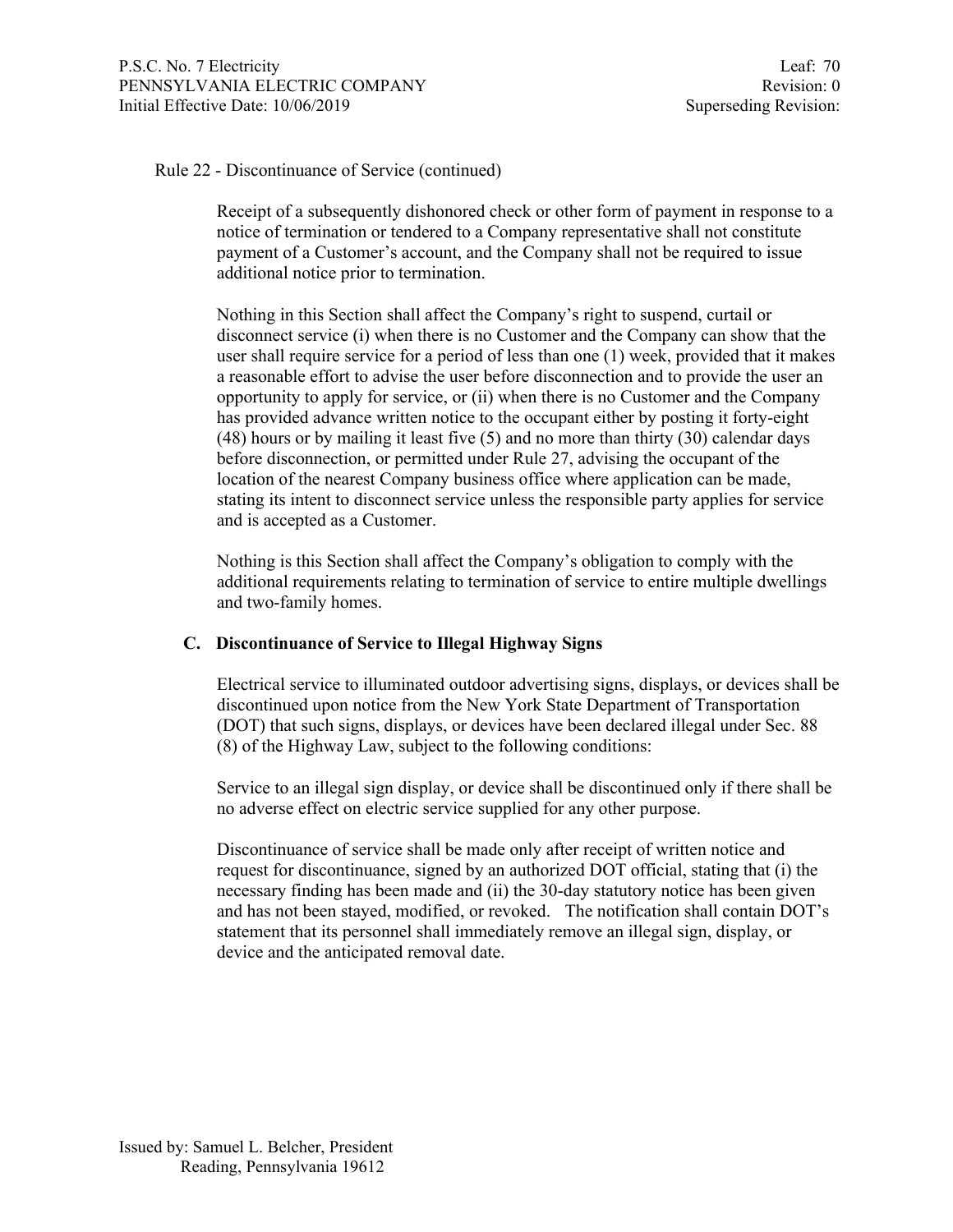Rule 22 - Discontinuance of Service (continued)

Receipt of a subsequently dishonored check or other form of payment in response to a notice of termination or tendered to a Company representative shall not constitute payment of a Customer's account, and the Company shall not be required to issue additional notice prior to termination.

Nothing in this Section shall affect the Company's right to suspend, curtail or disconnect service (i) when there is no Customer and the Company can show that the user shall require service for a period of less than one (1) week, provided that it makes a reasonable effort to advise the user before disconnection and to provide the user an opportunity to apply for service, or (ii) when there is no Customer and the Company has provided advance written notice to the occupant either by posting it forty-eight (48) hours or by mailing it least five (5) and no more than thirty (30) calendar days before disconnection, or permitted under Rule 27, advising the occupant of the location of the nearest Company business office where application can be made, stating its intent to disconnect service unless the responsible party applies for service and is accepted as a Customer.

Nothing is this Section shall affect the Company's obligation to comply with the additional requirements relating to termination of service to entire multiple dwellings and two-family homes.

**C. Discontinuance of Service to Illegal Highway Signs**

Electrical service to illuminated outdoor advertising signs, displays, or devices shall be discontinued upon notice from the New York State Department of Transportation (DOT) that such signs, displays, or devices have been declared illegal under Sec. 88 (8) of the Highway Law, subject to the following conditions:

Service to an illegal sign display, or device shall be discontinued only if there shall be no adverse effect on electric service supplied for any other purpose.

Discontinuance of service shall be made only after receipt of written notice and request for discontinuance, signed by an authorized DOT official, stating that (i) the necessary finding has been made and (ii) the 30-day statutory notice has been given and has not been stayed, modified, or revoked. The notification shall contain DOT's statement that its personnel shall immediately remove an illegal sign, display, or device and the anticipated removal date.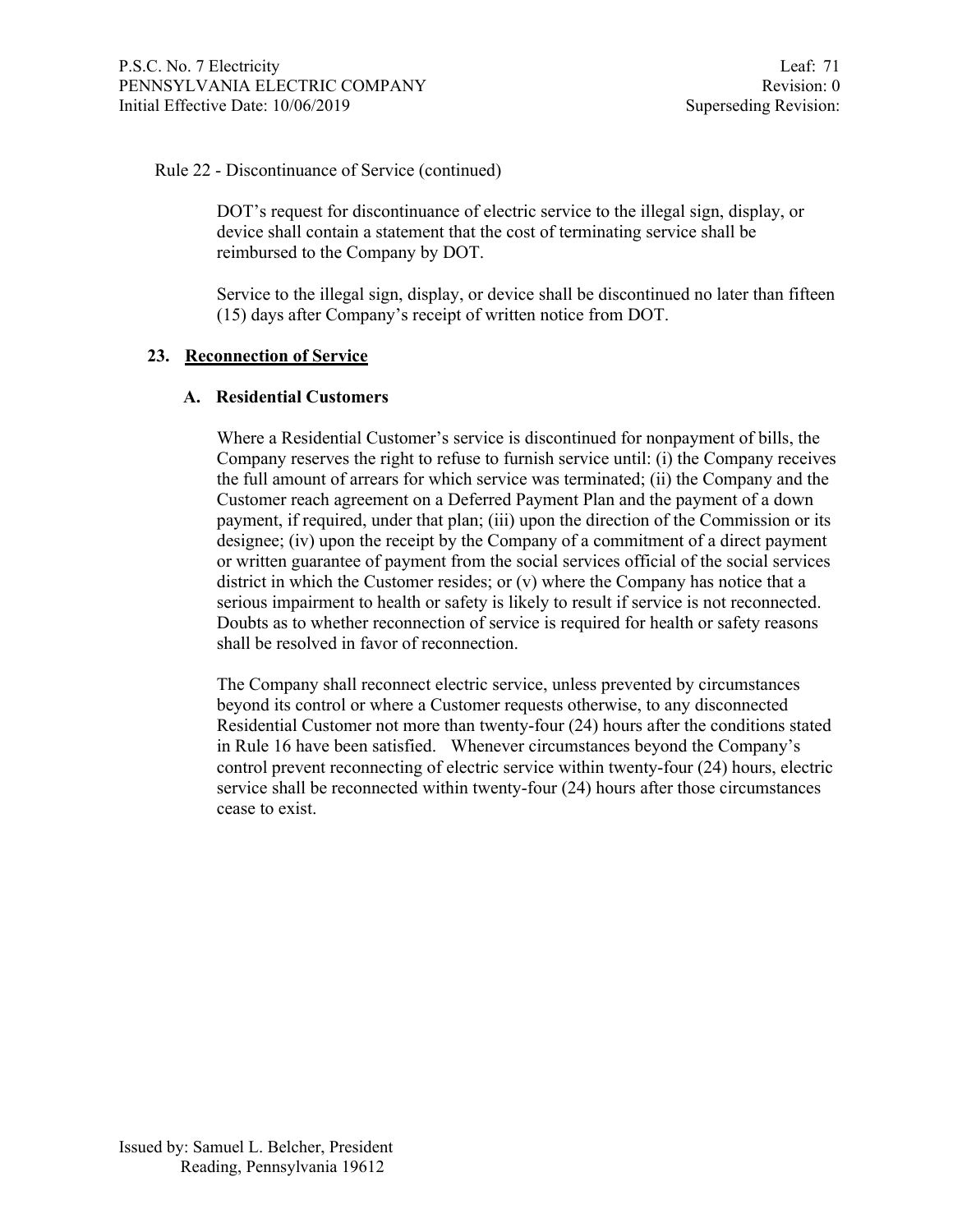Rule 22 - Discontinuance of Service (continued)

DOT's request for discontinuance of electric service to the illegal sign, display, or device shall contain a statement that the cost of terminating service shall be reimbursed to the Company by DOT.

Service to the illegal sign, display, or device shall be discontinued no later than fifteen (15) days after Company's receipt of written notice from DOT.

## 23. Reconnection of Service

### A. Residential Customers

Where a Residential Customer's service is discontinued for nonpayment of bills, the Company reserves the right to refuse to furnish service until: (i) the Company receives the full amount of arrears for which service was terminated; (ii) the Company and the Customer reach agreement on a Deferred Payment Plan and the payment of a down payment, if required, under that plan; (iii) upon the direction of the Commission or its designee; (iv) upon the receipt by the Company of a commitment of a direct payment or written guarantee of payment from the social services official of the social services district in which the Customer resides; or (v) where the Company has notice that a serious impairment to health or safety is likely to result if service is not reconnected. Doubts as to whether reconnection of service is required for health or safety reasons shall be resolved in favor of reconnection.

The Company shall reconnect electric service, unless prevented by circumstances beyond its control or where a Customer requests otherwise, to any disconnected Residential Customer not more than twenty-four (24) hours after the conditions stated in Rule 16 have been satisfied. Whenever circumstances beyond the Company's control prevent reconnecting of electric service within twenty-four (24) hours, electric service shall be reconnected within twenty-four (24) hours after those circumstances cease to exist.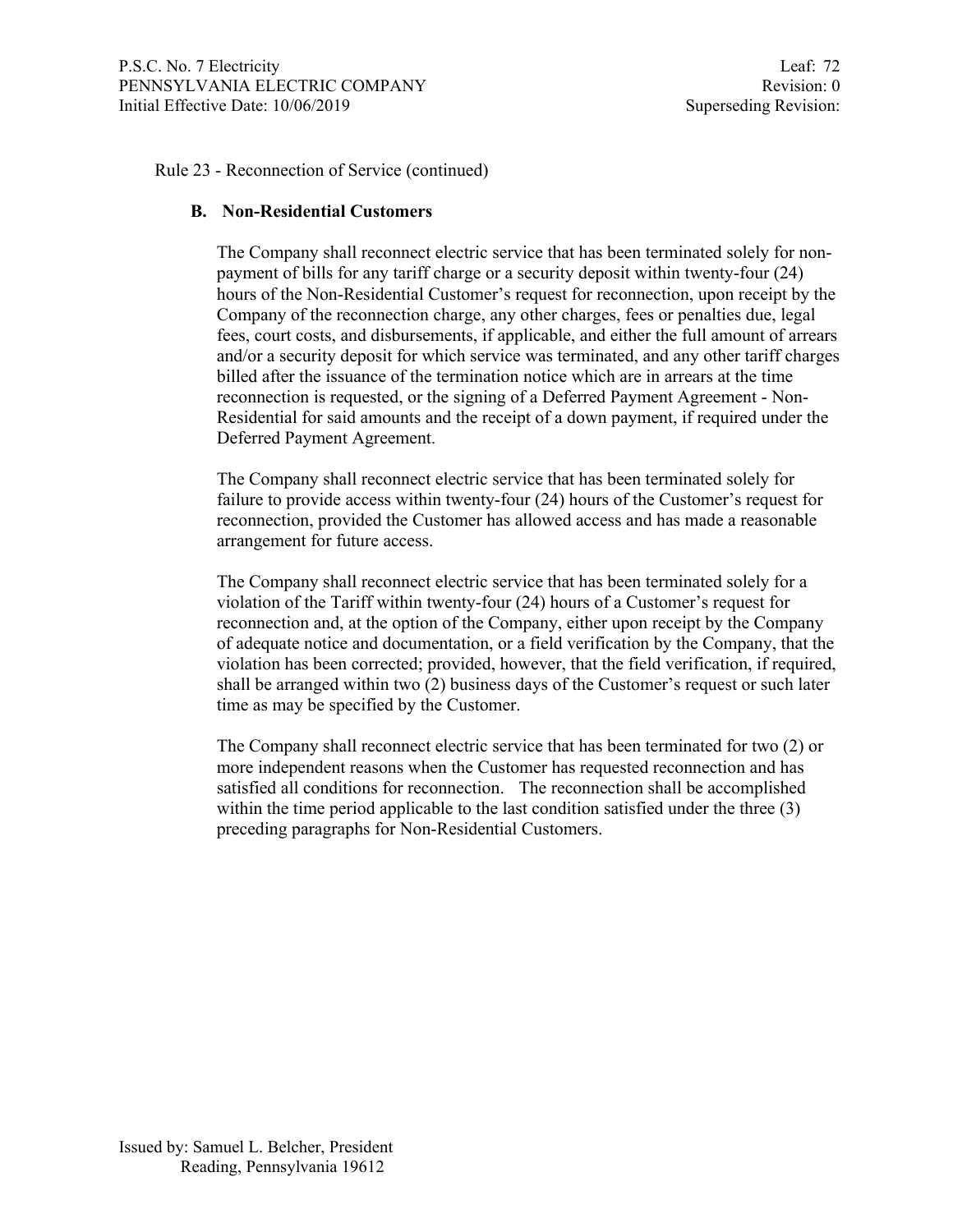Rule 23 - Reconnection of Service (continued)

**B. Non-Residential Customers**

The Company shall reconnect electric service that has been terminated solely for non-payment of bills for any tariff charge or a security deposit within twenty-four (24) hours of the Non-Residential Customer's request for reconnection, upon receipt by the Company of the reconnection charge, any other charges, fees or penalties due, legal fees, court costs, and disbursements, if applicable, and either the full amount of arrears and/or a security deposit for which service was terminated, and any other tariff charges billed after the issuance of the termination notice which are in arrears at the time reconnection is requested, or the signing of a Deferred Payment Agreement - Non-Residential for said amounts and the receipt of a down payment, if required under the Deferred Payment Agreement.

The Company shall reconnect electric service that has been terminated solely for failure to provide access within twenty-four (24) hours of the Customer's request for reconnection, provided the Customer has allowed access and has made a reasonable arrangement for future access.

The Company shall reconnect electric service that has been terminated solely for a violation of the Tariff within twenty-four (24) hours of a Customer's request for reconnection and, at the option of the Company, either upon receipt by the Company of adequate notice and documentation, or a field verification by the Company, that the violation has been corrected; provided, however, that the field verification, if required, shall be arranged within two (2) business days of the Customer's request or such later time as may be specified by the Customer.

The Company shall reconnect electric service that has been terminated for two (2) or more independent reasons when the Customer has requested reconnection and has satisfied all conditions for reconnection. The reconnection shall be accomplished within the time period applicable to the last condition satisfied under the three (3) preceding paragraphs for Non-Residential Customers.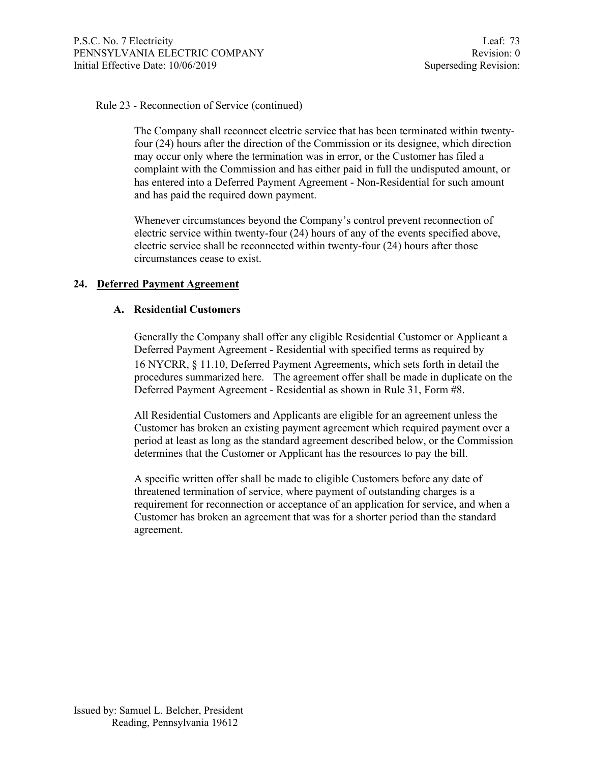Rule 23 - Reconnection of Service (continued)

The Company shall reconnect electric service that has been terminated within twenty-four (24) hours after the direction of the Commission or its designee, which direction may occur only where the termination was in error, or the Customer has filed a complaint with the Commission and has either paid in full the undisputed amount, or has entered into a Deferred Payment Agreement - Non-Residential for such amount and has paid the required down payment.

Whenever circumstances beyond the Company's control prevent reconnection of electric service within twenty-four (24) hours of any of the events specified above, electric service shall be reconnected within twenty-four (24) hours after those circumstances cease to exist.

## 24. Deferred Payment Agreement

### A. Residential Customers

Generally the Company shall offer any eligible Residential Customer or Applicant a Deferred Payment Agreement - Residential with specified terms as required by 16 NYCRR, § 11.10, Deferred Payment Agreements, which sets forth in detail the procedures summarized here. The agreement offer shall be made in duplicate on the Deferred Payment Agreement - Residential as shown in Rule 31, Form #8.

All Residential Customers and Applicants are eligible for an agreement unless the Customer has broken an existing payment agreement which required payment over a period at least as long as the standard agreement described below, or the Commission determines that the Customer or Applicant has the resources to pay the bill.

A specific written offer shall be made to eligible Customers before any date of threatened termination of service, where payment of outstanding charges is a requirement for reconnection or acceptance of an application for service, and when a Customer has broken an agreement that was for a shorter period than the standard agreement.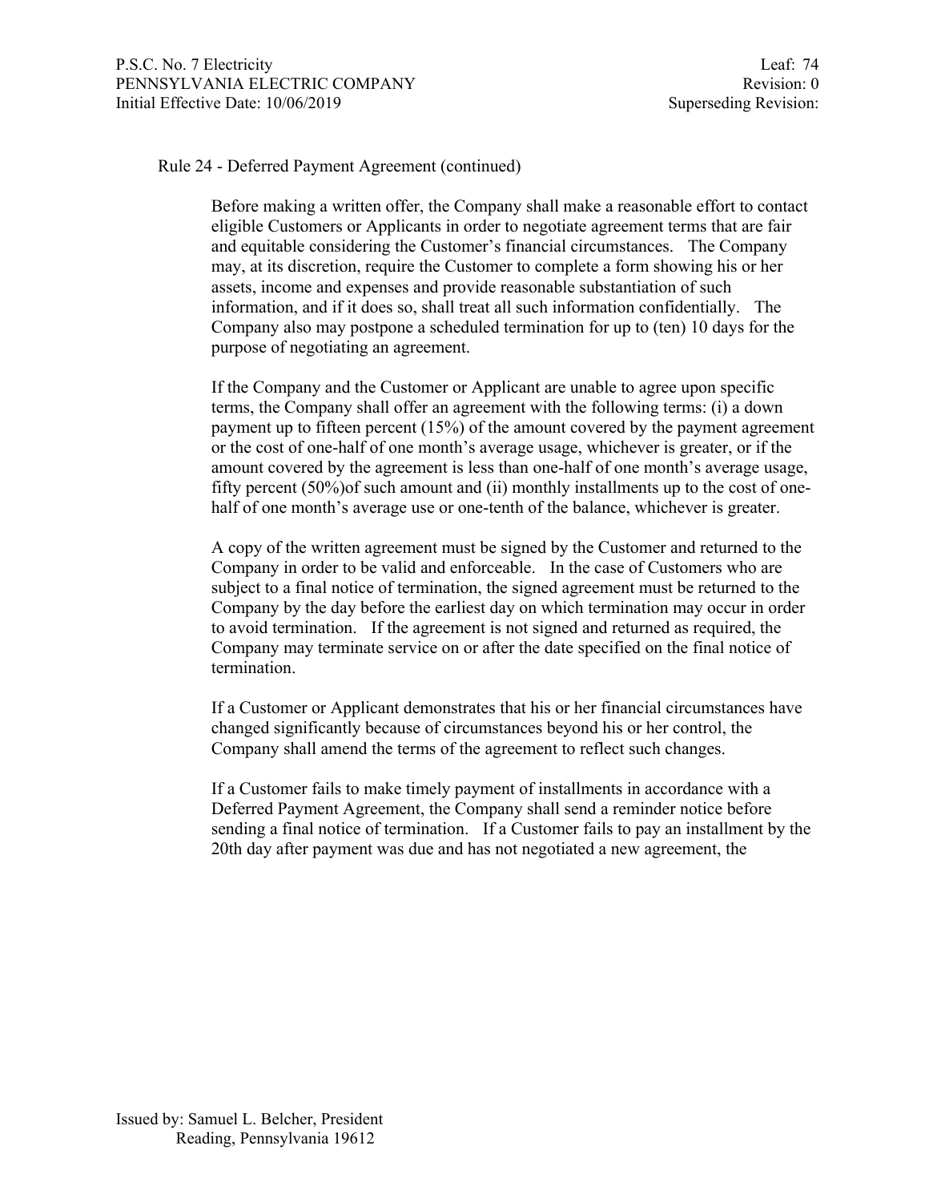Rule 24 - Deferred Payment Agreement (continued)

Before making a written offer, the Company shall make a reasonable effort to contact eligible Customers or Applicants in order to negotiate agreement terms that are fair and equitable considering the Customer's financial circumstances. The Company may, at its discretion, require the Customer to complete a form showing his or her assets, income and expenses and provide reasonable substantiation of such information, and if it does so, shall treat all such information confidentially. The Company also may postpone a scheduled termination for up to (ten) 10 days for the purpose of negotiating an agreement.

If the Company and the Customer or Applicant are unable to agree upon specific terms, the Company shall offer an agreement with the following terms: (i) a down payment up to fifteen percent (15%) of the amount covered by the payment agreement or the cost of one-half of one month's average usage, whichever is greater, or if the amount covered by the agreement is less than one-half of one month's average usage, fifty percent (50%)of such amount and (ii) monthly installments up to the cost of one-half of one month's average use or one-tenth of the balance, whichever is greater.

A copy of the written agreement must be signed by the Customer and returned to the Company in order to be valid and enforceable. In the case of Customers who are subject to a final notice of termination, the signed agreement must be returned to the Company by the day before the earliest day on which termination may occur in order to avoid termination. If the agreement is not signed and returned as required, the Company may terminate service on or after the date specified on the final notice of termination.

If a Customer or Applicant demonstrates that his or her financial circumstances have changed significantly because of circumstances beyond his or her control, the Company shall amend the terms of the agreement to reflect such changes.

If a Customer fails to make timely payment of installments in accordance with a Deferred Payment Agreement, the Company shall send a reminder notice before sending a final notice of termination. If a Customer fails to pay an installment by the 20th day after payment was due and has not negotiated a new agreement, the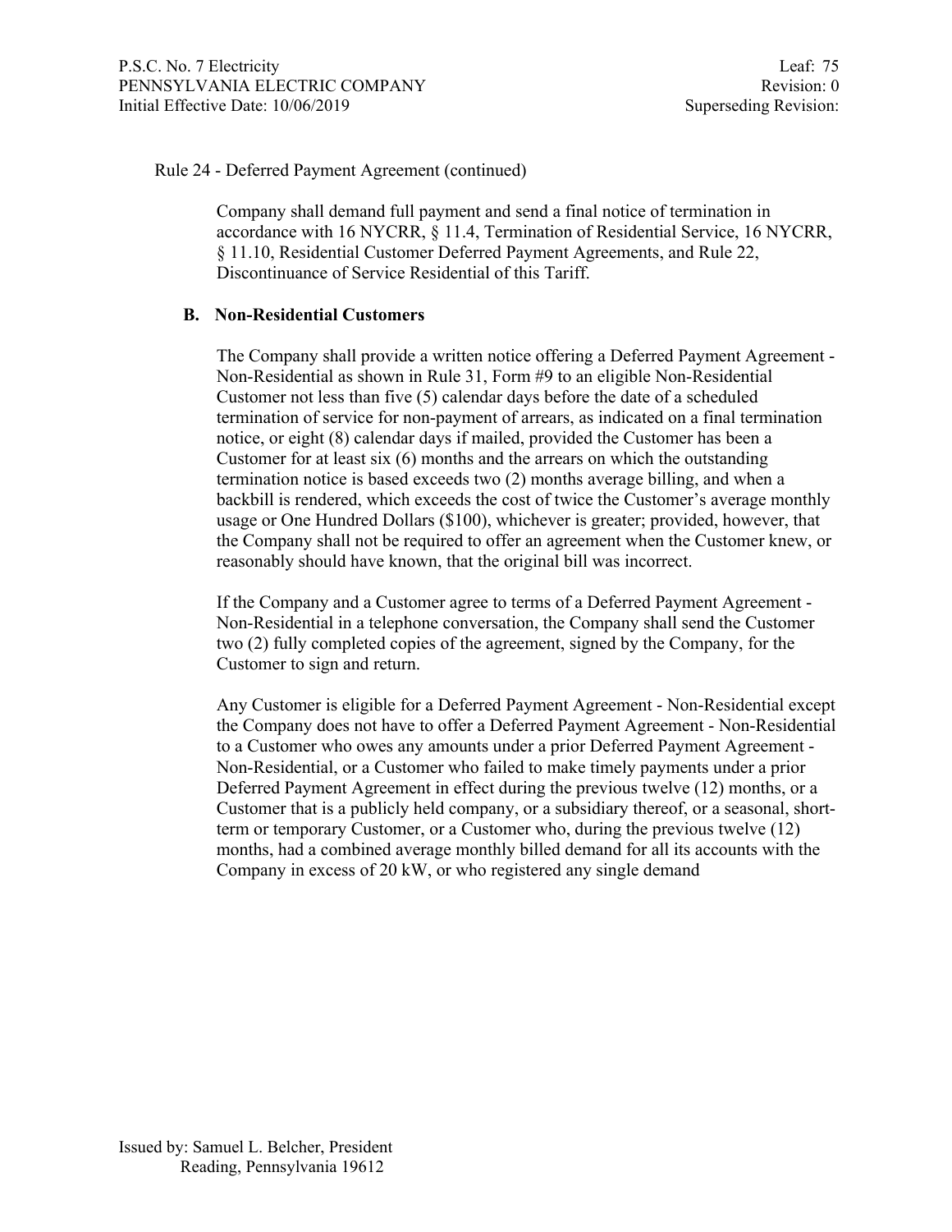Rule 24 - Deferred Payment Agreement (continued)

Company shall demand full payment and send a final notice of termination in accordance with 16 NYCRR, § 11.4, Termination of Residential Service, 16 NYCRR, § 11.10, Residential Customer Deferred Payment Agreements, and Rule 22, Discontinuance of Service Residential of this Tariff.

**B. Non-Residential Customers**

The Company shall provide a written notice offering a Deferred Payment Agreement - Non-Residential as shown in Rule 31, Form #9 to an eligible Non-Residential Customer not less than five (5) calendar days before the date of a scheduled termination of service for non-payment of arrears, as indicated on a final termination notice, or eight (8) calendar days if mailed, provided the Customer has been a Customer for at least six (6) months and the arrears on which the outstanding termination notice is based exceeds two (2) months average billing, and when a backbill is rendered, which exceeds the cost of twice the Customer's average monthly usage or One Hundred Dollars ($100), whichever is greater; provided, however, that the Company shall not be required to offer an agreement when the Customer knew, or reasonably should have known, that the original bill was incorrect.

If the Company and a Customer agree to terms of a Deferred Payment Agreement - Non-Residential in a telephone conversation, the Company shall send the Customer two (2) fully completed copies of the agreement, signed by the Company, for the Customer to sign and return.

Any Customer is eligible for a Deferred Payment Agreement - Non-Residential except the Company does not have to offer a Deferred Payment Agreement - Non-Residential to a Customer who owes any amounts under a prior Deferred Payment Agreement - Non-Residential, or a Customer who failed to make timely payments under a prior Deferred Payment Agreement in effect during the previous twelve (12) months, or a Customer that is a publicly held company, or a subsidiary thereof, or a seasonal, short-term or temporary Customer, or a Customer who, during the previous twelve (12) months, had a combined average monthly billed demand for all its accounts with the Company in excess of 20 kW, or who registered any single demand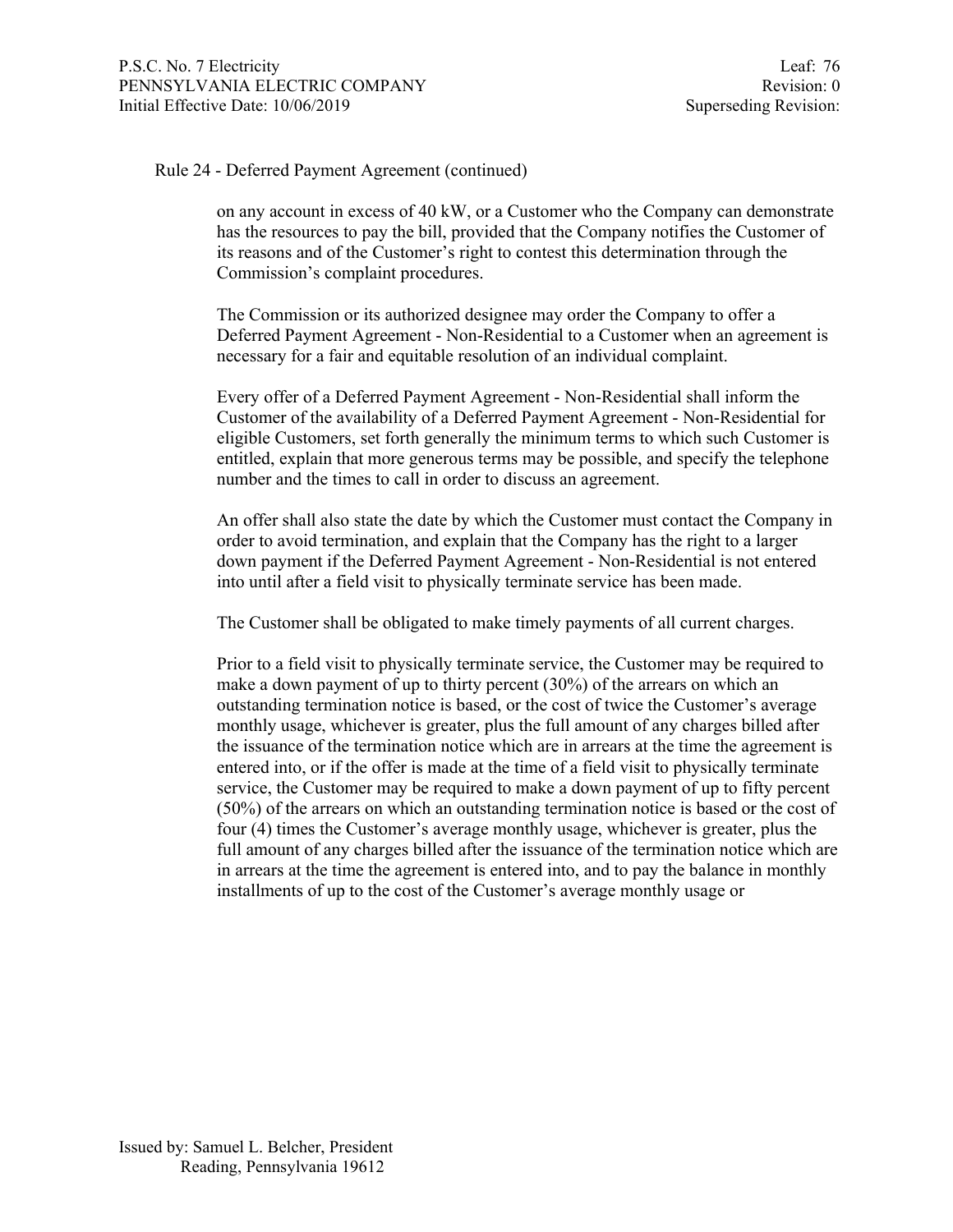Rule 24 - Deferred Payment Agreement (continued)

on any account in excess of 40 kW, or a Customer who the Company can demonstrate has the resources to pay the bill, provided that the Company notifies the Customer of its reasons and of the Customer's right to contest this determination through the Commission's complaint procedures.

The Commission or its authorized designee may order the Company to offer a Deferred Payment Agreement - Non-Residential to a Customer when an agreement is necessary for a fair and equitable resolution of an individual complaint.

Every offer of a Deferred Payment Agreement - Non-Residential shall inform the Customer of the availability of a Deferred Payment Agreement - Non-Residential for eligible Customers, set forth generally the minimum terms to which such Customer is entitled, explain that more generous terms may be possible, and specify the telephone number and the times to call in order to discuss an agreement.

An offer shall also state the date by which the Customer must contact the Company in order to avoid termination, and explain that the Company has the right to a larger down payment if the Deferred Payment Agreement - Non-Residential is not entered into until after a field visit to physically terminate service has been made.

The Customer shall be obligated to make timely payments of all current charges.

Prior to a field visit to physically terminate service, the Customer may be required to make a down payment of up to thirty percent (30%) of the arrears on which an outstanding termination notice is based, or the cost of twice the Customer's average monthly usage, whichever is greater, plus the full amount of any charges billed after the issuance of the termination notice which are in arrears at the time the agreement is entered into, or if the offer is made at the time of a field visit to physically terminate service, the Customer may be required to make a down payment of up to fifty percent (50%) of the arrears on which an outstanding termination notice is based or the cost of four (4) times the Customer's average monthly usage, whichever is greater, plus the full amount of any charges billed after the issuance of the termination notice which are in arrears at the time the agreement is entered into, and to pay the balance in monthly installments of up to the cost of the Customer's average monthly usage or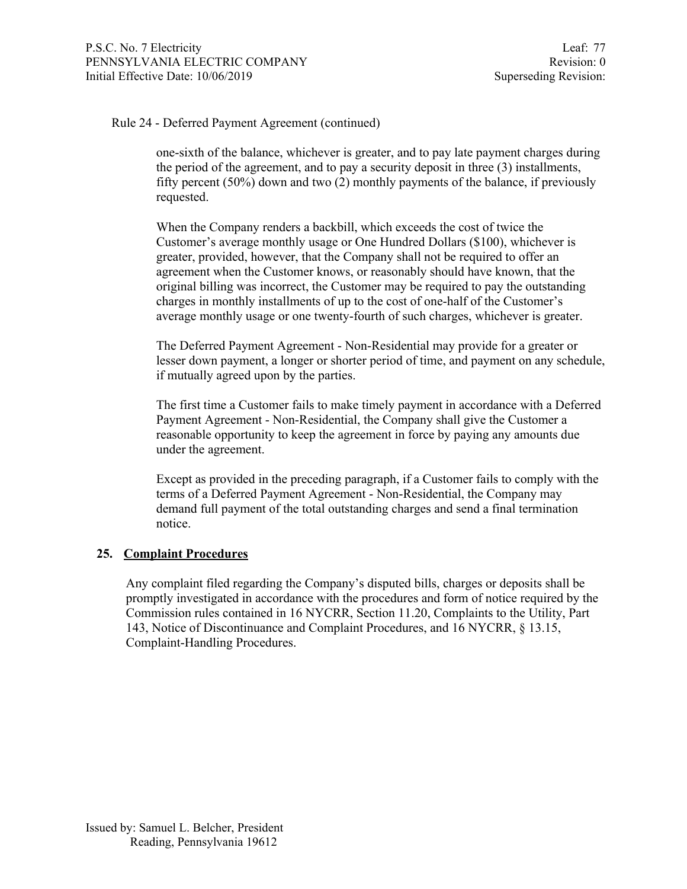Rule 24 - Deferred Payment Agreement (continued)

one-sixth of the balance, whichever is greater, and to pay late payment charges during the period of the agreement, and to pay a security deposit in three (3) installments, fifty percent (50%) down and two (2) monthly payments of the balance, if previously requested.

When the Company renders a backbill, which exceeds the cost of twice the Customer's average monthly usage or One Hundred Dollars ($100), whichever is greater, provided, however, that the Company shall not be required to offer an agreement when the Customer knows, or reasonably should have known, that the original billing was incorrect, the Customer may be required to pay the outstanding charges in monthly installments of up to the cost of one-half of the Customer's average monthly usage or one twenty-fourth of such charges, whichever is greater.

The Deferred Payment Agreement - Non-Residential may provide for a greater or lesser down payment, a longer or shorter period of time, and payment on any schedule, if mutually agreed upon by the parties.

The first time a Customer fails to make timely payment in accordance with a Deferred Payment Agreement - Non-Residential, the Company shall give the Customer a reasonable opportunity to keep the agreement in force by paying any amounts due under the agreement.

Except as provided in the preceding paragraph, if a Customer fails to comply with the terms of a Deferred Payment Agreement - Non-Residential, the Company may demand full payment of the total outstanding charges and send a final termination notice.

## 25. Complaint Procedures

Any complaint filed regarding the Company's disputed bills, charges or deposits shall be promptly investigated in accordance with the procedures and form of notice required by the Commission rules contained in 16 NYCRR, Section 11.20, Complaints to the Utility, Part 143, Notice of Discontinuance and Complaint Procedures, and 16 NYCRR, § 13.15, Complaint-Handling Procedures.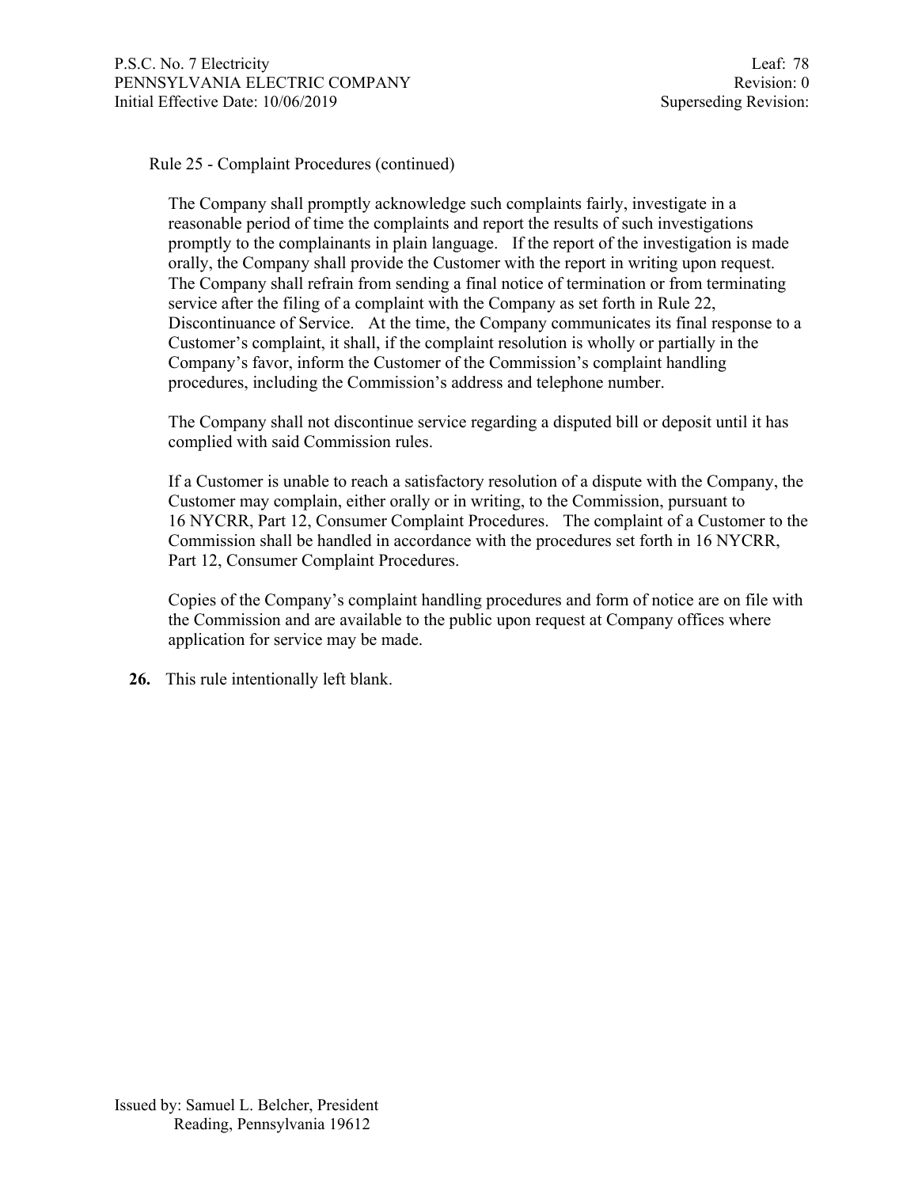Rule 25 - Complaint Procedures (continued)

The Company shall promptly acknowledge such complaints fairly, investigate in a reasonable period of time the complaints and report the results of such investigations promptly to the complainants in plain language. If the report of the investigation is made orally, the Company shall provide the Customer with the report in writing upon request. The Company shall refrain from sending a final notice of termination or from terminating service after the filing of a complaint with the Company as set forth in Rule 22, Discontinuance of Service. At the time, the Company communicates its final response to a Customer's complaint, it shall, if the complaint resolution is wholly or partially in the Company's favor, inform the Customer of the Commission's complaint handling procedures, including the Commission's address and telephone number.

The Company shall not discontinue service regarding a disputed bill or deposit until it has complied with said Commission rules.

If a Customer is unable to reach a satisfactory resolution of a dispute with the Company, the Customer may complain, either orally or in writing, to the Commission, pursuant to 16 NYCRR, Part 12, Consumer Complaint Procedures. The complaint of a Customer to the Commission shall be handled in accordance with the procedures set forth in 16 NYCRR, Part 12, Consumer Complaint Procedures.

Copies of the Company's complaint handling procedures and form of notice are on file with the Commission and are available to the public upon request at Company offices where application for service may be made.

**26.** This rule intentionally left blank.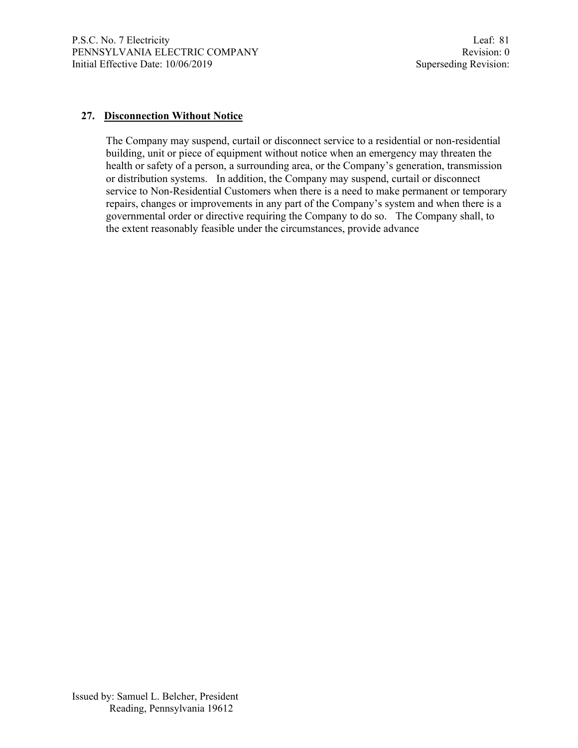## 27. **Disconnection Without Notice**

The Company may suspend, curtail or disconnect service to a residential or non-residential building, unit or piece of equipment without notice when an emergency may threaten the health or safety of a person, a surrounding area, or the Company's generation, transmission or distribution systems. In addition, the Company may suspend, curtail or disconnect service to Non-Residential Customers when there is a need to make permanent or temporary repairs, changes or improvements in any part of the Company's system and when there is a governmental order or directive requiring the Company to do so. The Company shall, to the extent reasonably feasible under the circumstances, provide advance

Issued by: Samuel L. Belcher, President
Reading, Pennsylvania 19612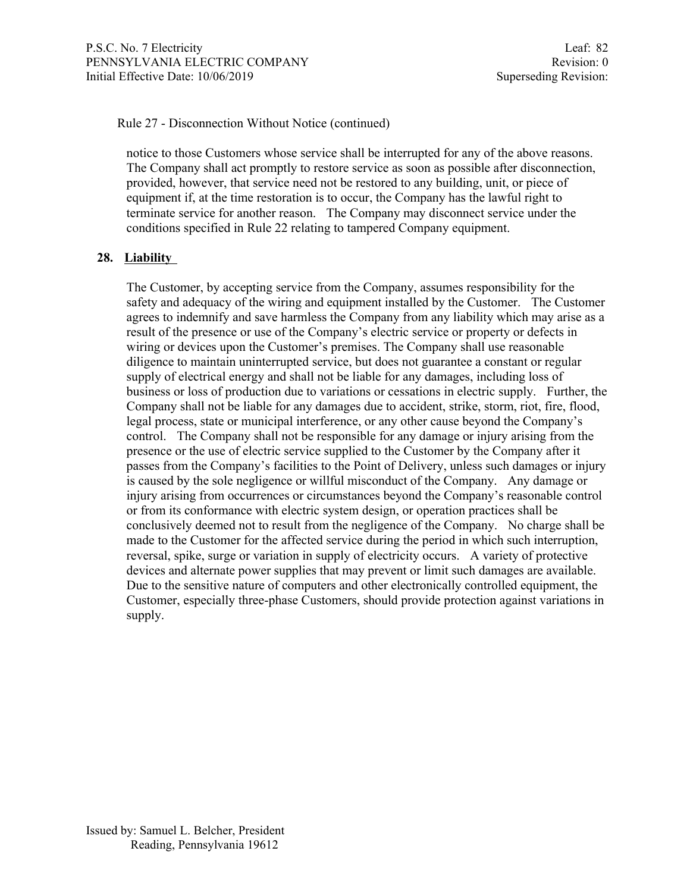Rule 27 - Disconnection Without Notice (continued)

notice to those Customers whose service shall be interrupted for any of the above reasons. The Company shall act promptly to restore service as soon as possible after disconnection, provided, however, that service need not be restored to any building, unit, or piece of equipment if, at the time restoration is to occur, the Company has the lawful right to terminate service for another reason. The Company may disconnect service under the conditions specified in Rule 22 relating to tampered Company equipment.

## 28. Liability

The Customer, by accepting service from the Company, assumes responsibility for the safety and adequacy of the wiring and equipment installed by the Customer. The Customer agrees to indemnify and save harmless the Company from any liability which may arise as a result of the presence or use of the Company's electric service or property or defects in wiring or devices upon the Customer's premises. The Company shall use reasonable diligence to maintain uninterrupted service, but does not guarantee a constant or regular supply of electrical energy and shall not be liable for any damages, including loss of business or loss of production due to variations or cessations in electric supply. Further, the Company shall not be liable for any damages due to accident, strike, storm, riot, fire, flood, legal process, state or municipal interference, or any other cause beyond the Company's control. The Company shall not be responsible for any damage or injury arising from the presence or the use of electric service supplied to the Customer by the Company after it passes from the Company's facilities to the Point of Delivery, unless such damages or injury is caused by the sole negligence or willful misconduct of the Company. Any damage or injury arising from occurrences or circumstances beyond the Company's reasonable control or from its conformance with electric system design, or operation practices shall be conclusively deemed not to result from the negligence of the Company. No charge shall be made to the Customer for the affected service during the period in which such interruption, reversal, spike, surge or variation in supply of electricity occurs. A variety of protective devices and alternate power supplies that may prevent or limit such damages are available. Due to the sensitive nature of computers and other electronically controlled equipment, the Customer, especially three-phase Customers, should provide protection against variations in supply.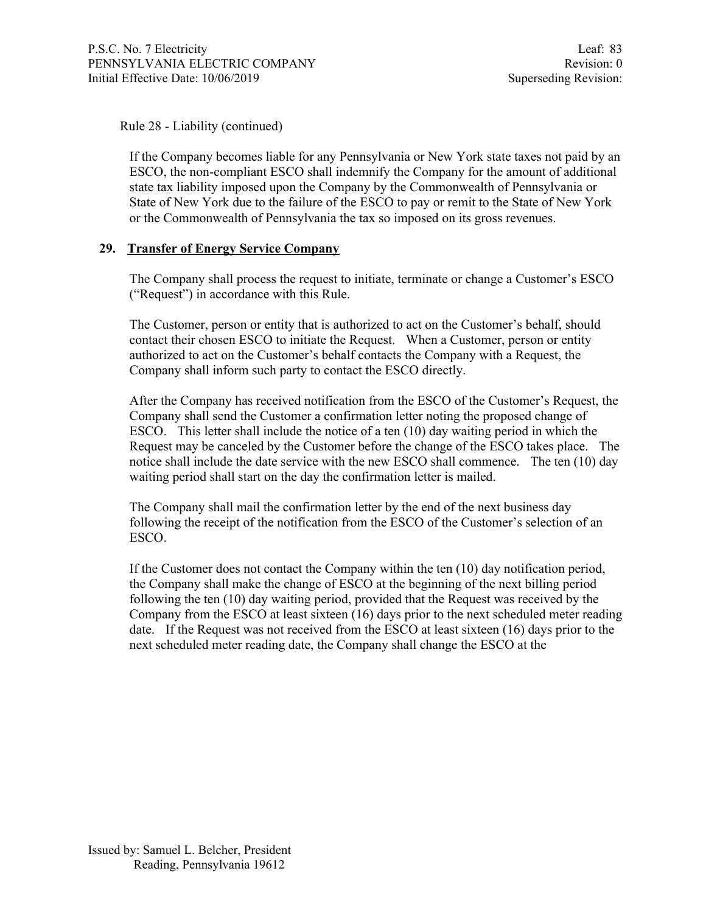Rule 28 - Liability (continued)

If the Company becomes liable for any Pennsylvania or New York state taxes not paid by an ESCO, the non-compliant ESCO shall indemnify the Company for the amount of additional state tax liability imposed upon the Company by the Commonwealth of Pennsylvania or State of New York due to the failure of the ESCO to pay or remit to the State of New York or the Commonwealth of Pennsylvania the tax so imposed on its gross revenues.

## 29. Transfer of Energy Service Company

The Company shall process the request to initiate, terminate or change a Customer's ESCO ("Request") in accordance with this Rule.

The Customer, person or entity that is authorized to act on the Customer's behalf, should contact their chosen ESCO to initiate the Request. When a Customer, person or entity authorized to act on the Customer's behalf contacts the Company with a Request, the Company shall inform such party to contact the ESCO directly.

After the Company has received notification from the ESCO of the Customer's Request, the Company shall send the Customer a confirmation letter noting the proposed change of ESCO. This letter shall include the notice of a ten (10) day waiting period in which the Request may be canceled by the Customer before the change of the ESCO takes place. The notice shall include the date service with the new ESCO shall commence. The ten (10) day waiting period shall start on the day the confirmation letter is mailed.

The Company shall mail the confirmation letter by the end of the next business day following the receipt of the notification from the ESCO of the Customer's selection of an ESCO.

If the Customer does not contact the Company within the ten (10) day notification period, the Company shall make the change of ESCO at the beginning of the next billing period following the ten (10) day waiting period, provided that the Request was received by the Company from the ESCO at least sixteen (16) days prior to the next scheduled meter reading date. If the Request was not received from the ESCO at least sixteen (16) days prior to the next scheduled meter reading date, the Company shall change the ESCO at the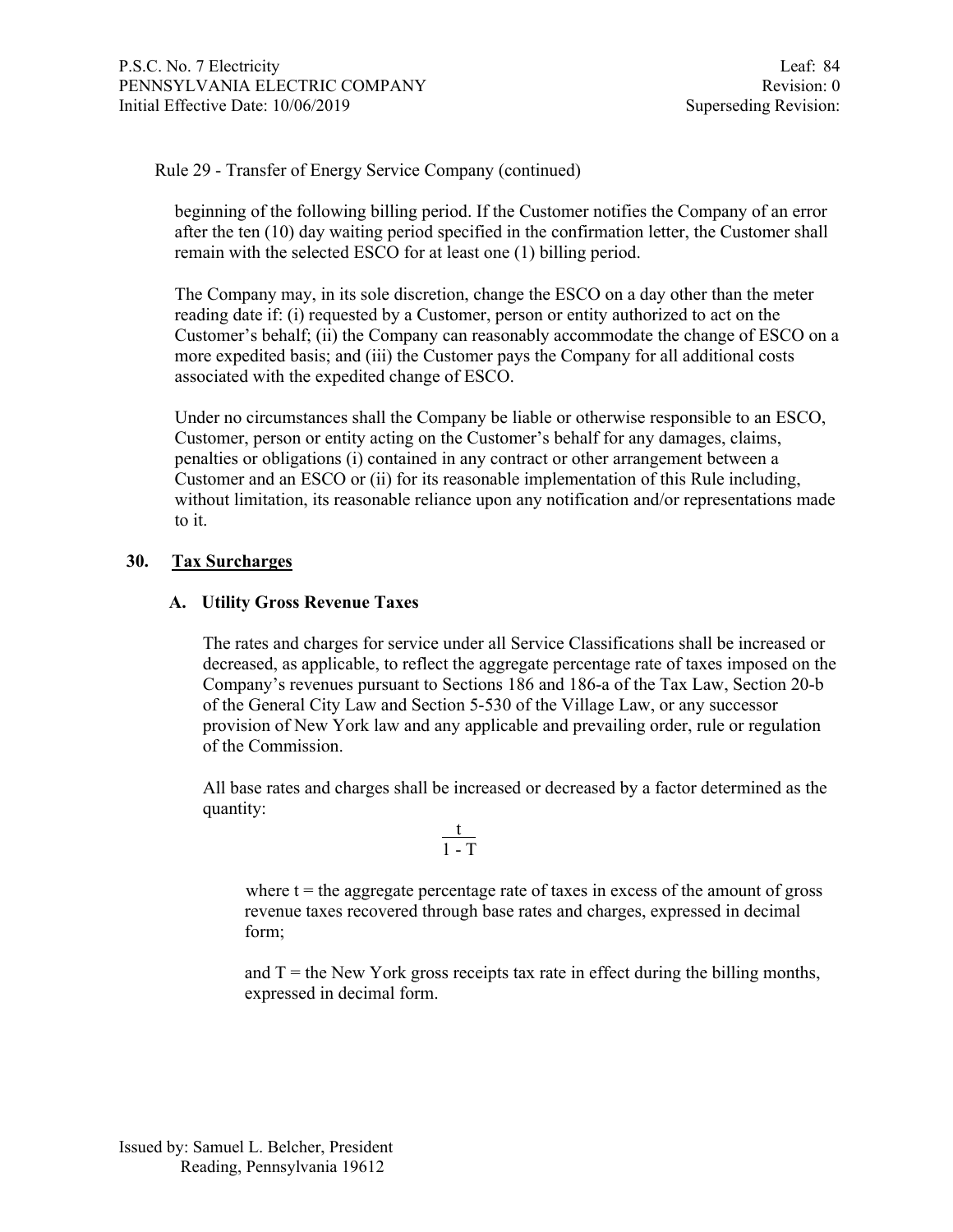Rule 29 - Transfer of Energy Service Company (continued)

beginning of the following billing period. If the Customer notifies the Company of an error after the ten (10) day waiting period specified in the confirmation letter, the Customer shall remain with the selected ESCO for at least one (1) billing period.

The Company may, in its sole discretion, change the ESCO on a day other than the meter reading date if: (i) requested by a Customer, person or entity authorized to act on the Customer's behalf; (ii) the Company can reasonably accommodate the change of ESCO on a more expedited basis; and (iii) the Customer pays the Company for all additional costs associated with the expedited change of ESCO.

Under no circumstances shall the Company be liable or otherwise responsible to an ESCO, Customer, person or entity acting on the Customer's behalf for any damages, claims, penalties or obligations (i) contained in any contract or other arrangement between a Customer and an ESCO or (ii) for its reasonable implementation of this Rule including, without limitation, its reasonable reliance upon any notification and/or representations made to it.

## 30. Tax Surcharges

### A. Utility Gross Revenue Taxes

The rates and charges for service under all Service Classifications shall be increased or decreased, as applicable, to reflect the aggregate percentage rate of taxes imposed on the Company's revenues pursuant to Sections 186 and 186-a of the Tax Law, Section 20-b of the General City Law and Section 5-530 of the Village Law, or any successor provision of New York law and any applicable and prevailing order, rule or regulation of the Commission.

All base rates and charges shall be increased or decreased by a factor determined as the quantity:

$$\frac{t}{1 - T}$$

where t = the aggregate percentage rate of taxes in excess of the amount of gross revenue taxes recovered through base rates and charges, expressed in decimal form;

and T = the New York gross receipts tax rate in effect during the billing months, expressed in decimal form.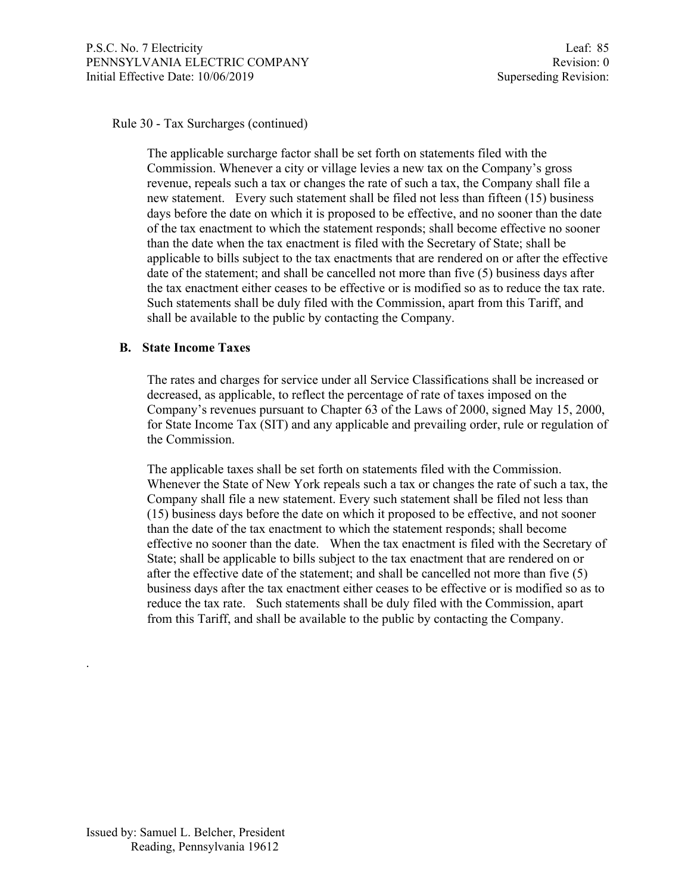Rule 30 - Tax Surcharges (continued)

The applicable surcharge factor shall be set forth on statements filed with the Commission. Whenever a city or village levies a new tax on the Company's gross revenue, repeals such a tax or changes the rate of such a tax, the Company shall file a new statement. Every such statement shall be filed not less than fifteen (15) business days before the date on which it is proposed to be effective, and no sooner than the date of the tax enactment to which the statement responds; shall become effective no sooner than the date when the tax enactment is filed with the Secretary of State; shall be applicable to bills subject to the tax enactments that are rendered on or after the effective date of the statement; and shall be cancelled not more than five (5) business days after the tax enactment either ceases to be effective or is modified so as to reduce the tax rate. Such statements shall be duly filed with the Commission, apart from this Tariff, and shall be available to the public by contacting the Company.

**B. State Income Taxes**

The rates and charges for service under all Service Classifications shall be increased or decreased, as applicable, to reflect the percentage of rate of taxes imposed on the Company's revenues pursuant to Chapter 63 of the Laws of 2000, signed May 15, 2000, for State Income Tax (SIT) and any applicable and prevailing order, rule or regulation of the Commission.

The applicable taxes shall be set forth on statements filed with the Commission. Whenever the State of New York repeals such a tax or changes the rate of such a tax, the Company shall file a new statement. Every such statement shall be filed not less than (15) business days before the date on which it proposed to be effective, and not sooner than the date of the tax enactment to which the statement responds; shall become effective no sooner than the date. When the tax enactment is filed with the Secretary of State; shall be applicable to bills subject to the tax enactment that are rendered on or after the effective date of the statement; and shall be cancelled not more than five (5) business days after the tax enactment either ceases to be effective or is modified so as to reduce the tax rate. Such statements shall be duly filed with the Commission, apart from this Tariff, and shall be available to the public by contacting the Company.

.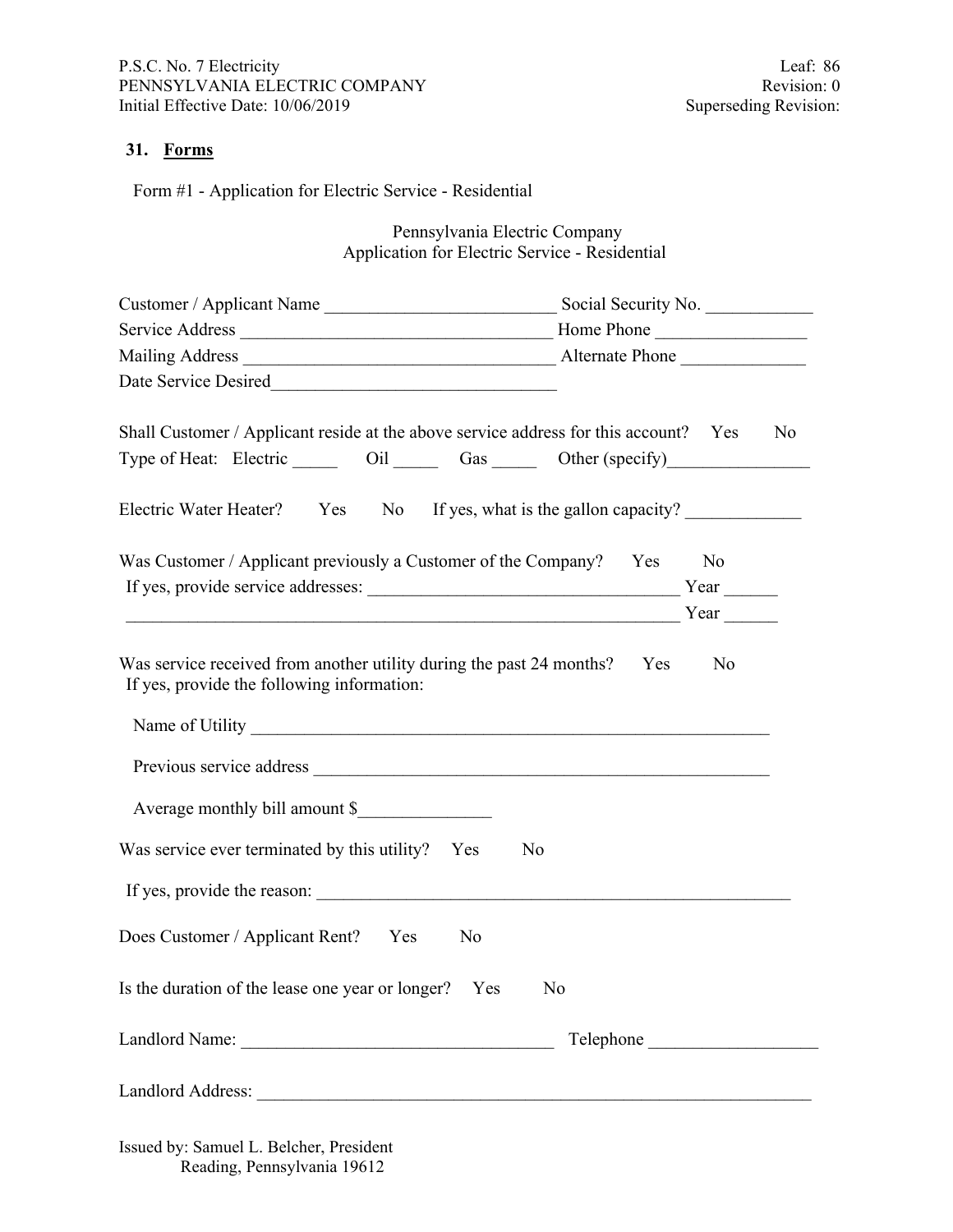## 31. Forms

Form #1 - Application for Electric Service - Residential

Pennsylvania Electric Company
Application for Electric Service - Residential

Customer / Applicant Name __________________________ Social Security No. ____________
Service Address ___________________________________ Home Phone _________________
Mailing Address ___________________________________ Alternate Phone ______________
Date Service Desired________________________________

Shall Customer / Applicant reside at the above service address for this account? Yes No
Type of Heat: Electric _____ Oil _____ Gas _____ Other (specify)________________

Electric Water Heater? Yes No If yes, what is the gallon capacity? _____________

Was Customer / Applicant previously a Customer of the Company? Yes No
If yes, provide service addresses: __________________________________ Year ______
______________________________________________________________ Year ______

Was service received from another utility during the past 24 months? Yes No
If yes, provide the following information:

Name of Utility ___________________________________________________________

Previous service address ____________________________________________________

Average monthly bill amount $_______________

Was service ever terminated by this utility? Yes No

If yes, provide the reason: _____________________________________________________

Does Customer / Applicant Rent? Yes No

Is the duration of the lease one year or longer? Yes No

Landlord Name: __________________________________ Telephone __________________

Landlord Address: _________________________________________________________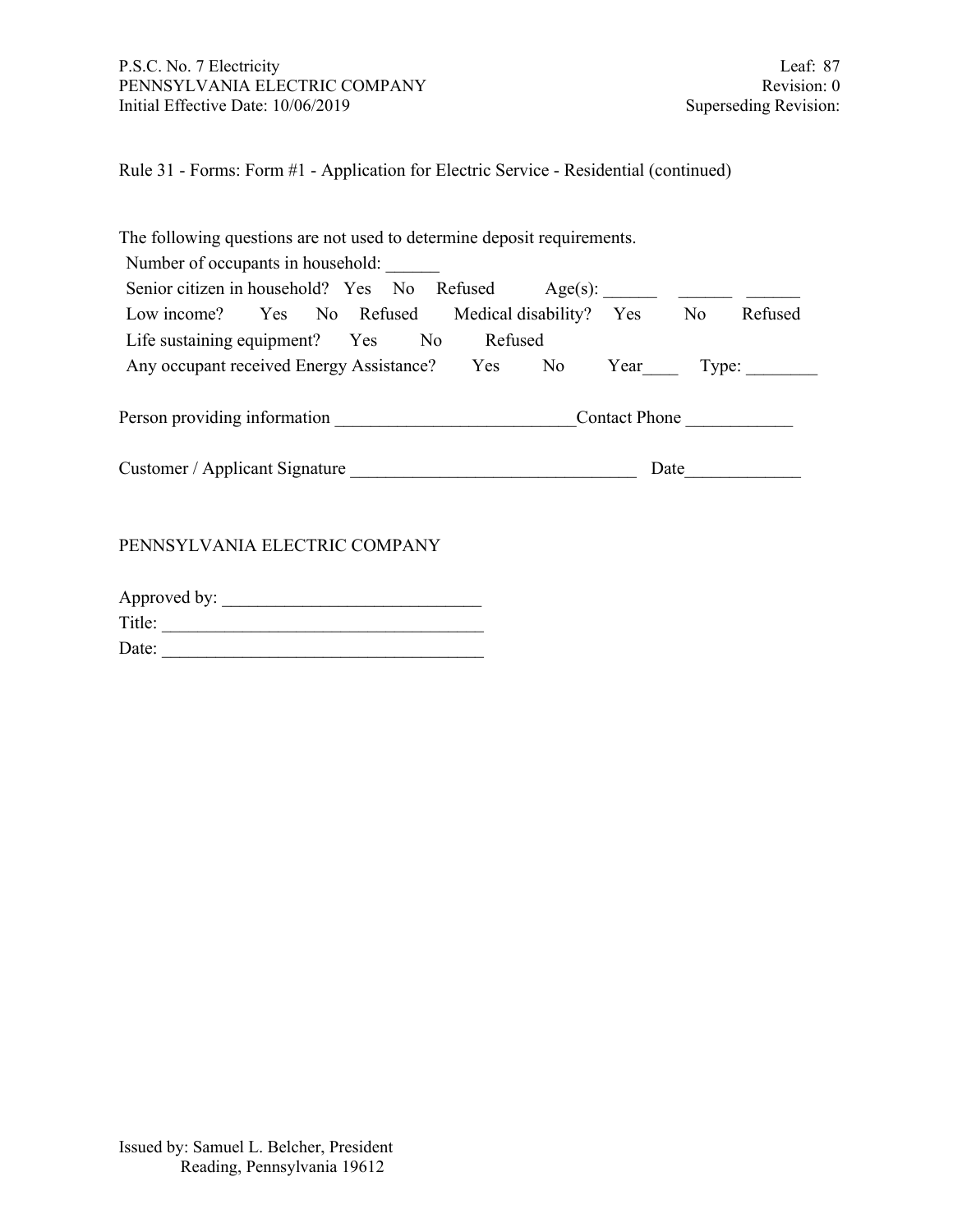Rule 31 - Forms: Form #1 - Application for Electric Service - Residential (continued)

The following questions are not used to determine deposit requirements.

Number of occupants in household: ______

Senior citizen in household? Yes No Refused Age(s): ______ ______ ______

Low income? Yes No Refused Medical disability? Yes No Refused

Life sustaining equipment? Yes No Refused

Any occupant received Energy Assistance? Yes No Year____ Type: ________

Person providing information ___________________________Contact Phone ____________

Customer / Applicant Signature ________________________________ Date_____________

PENNSYLVANIA ELECTRIC COMPANY

Approved by: _____________________________

Title: ___________________________________

Date: ___________________________________

Issued by: Samuel L. Belcher, President
Reading, Pennsylvania 19612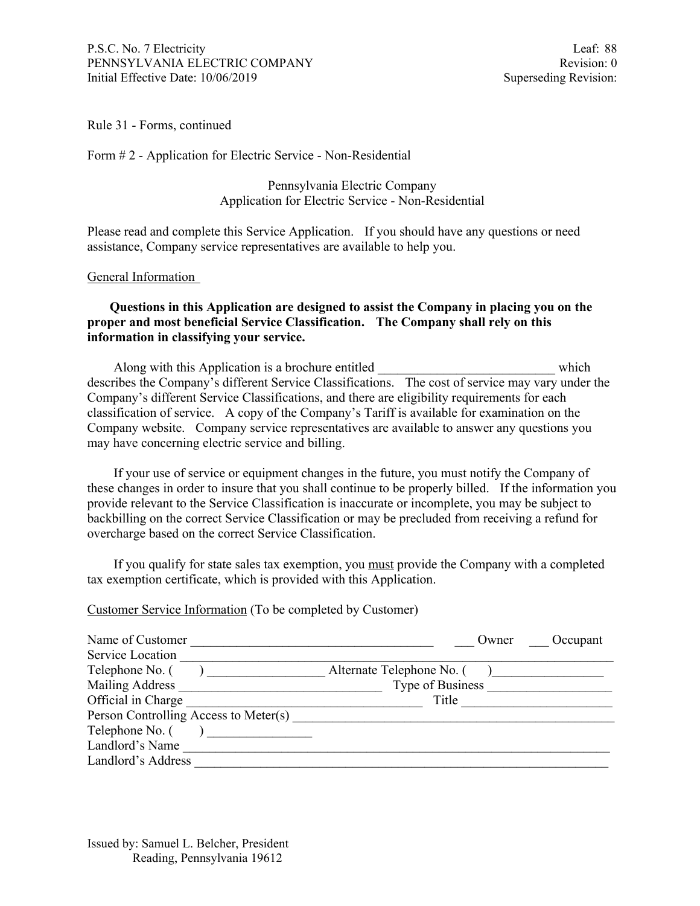Rule 31 - Forms, continued

Form # 2 - Application for Electric Service - Non-Residential

Pennsylvania Electric Company
Application for Electric Service - Non-Residential

Please read and complete this Service Application. If you should have any questions or need assistance, Company service representatives are available to help you.

General Information

**Questions in this Application are designed to assist the Company in placing you on the proper and most beneficial Service Classification. The Company shall rely on this information in classifying your service.**

Along with this Application is a brochure entitled ___________________________ which describes the Company's different Service Classifications. The cost of service may vary under the Company's different Service Classifications, and there are eligibility requirements for each classification of service. A copy of the Company's Tariff is available for examination on the Company website. Company service representatives are available to answer any questions you may have concerning electric service and billing.

If your use of service or equipment changes in the future, you must notify the Company of these changes in order to insure that you shall continue to be properly billed. If the information you provide relevant to the Service Classification is inaccurate or incomplete, you may be subject to backbilling on the correct Service Classification or may be precluded from receiving a refund for overcharge based on the correct Service Classification.

If you qualify for state sales tax exemption, you must provide the Company with a completed tax exemption certificate, which is provided with this Application.

Customer Service Information (To be completed by Customer)

Name of Customer _____________________________________ ___ Owner ___ Occupant
Service Location ______________________________________________________________________
Telephone No. ( ) _________________ Alternate Telephone No. ( )_________________
Mailing Address ______________________________ Type of Business ___________________
Official in Charge ____________________________________ Title _______________________
Person Controlling Access to Meter(s) ___________________________________________________
Telephone No. ( ) ________________
Landlord's Name ______________________________________________________________________
Landlord's Address ____________________________________________________________________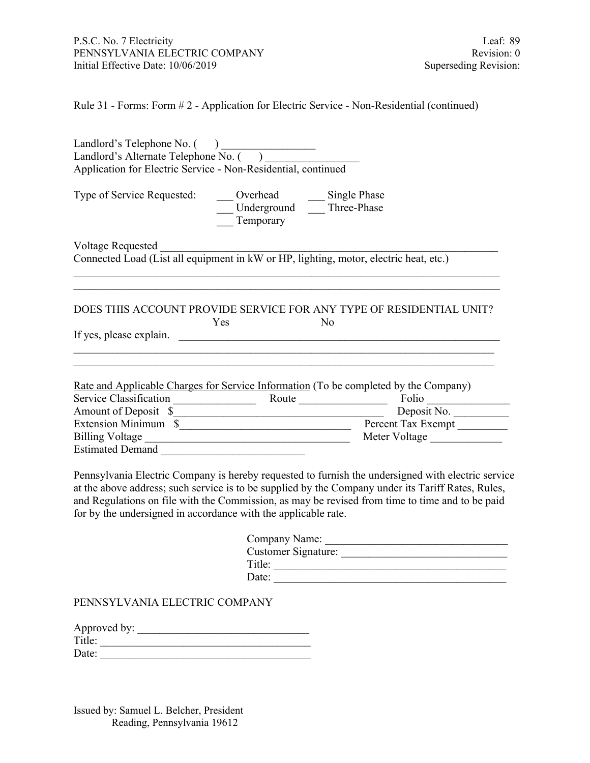Rule 31 - Forms: Form # 2 - Application for Electric Service - Non-Residential (continued)

Landlord's Telephone No. (     ) _________________
Landlord's Alternate Telephone No. (     ) _________________
Application for Electric Service - Non-Residential, continued

Type of Service Requested:
___ Overhead ___ Single Phase
___ Underground ___ Three-Phase
___ Temporary

Voltage Requested ___________________________________________________________________
Connected Load (List all equipment in kW or HP, lighting, motor, electric heat, etc.)
_____________________________________________________________________________
_____________________________________________________________________________

DOES THIS ACCOUNT PROVIDE SERVICE FOR ANY TYPE OF RESIDENTIAL UNIT?
Yes No
If yes, please explain. _______________________________________________________________
_____________________________________________________________________________
_____________________________________________________________________________

Rate and Applicable Charges for Service Information (To be completed by the Company)
Service Classification _______________ Route ________________ Folio _______________
Amount of Deposit $_______________________________________ Deposit No. __________
Extension Minimum $__________________________________ Percent Tax Exempt _________
Billing Voltage ___________________________________ Meter Voltage _____________
Estimated Demand __________________________

Pennsylvania Electric Company is hereby requested to furnish the undersigned with electric service at the above address; such service is to be supplied by the Company under its Tariff Rates, Rules, and Regulations on file with the Commission, as may be revised from time to time and to be paid for by the undersigned in accordance with the applicable rate.

Company Name: _________________________________
Customer Signature: ______________________________
Title: __________________________________________
Date: __________________________________________

PENNSYLVANIA ELECTRIC COMPANY

Approved by: _______________________________
Title: ______________________________________
Date: ______________________________________

Issued by: Samuel L. Belcher, President
Reading, Pennsylvania 19612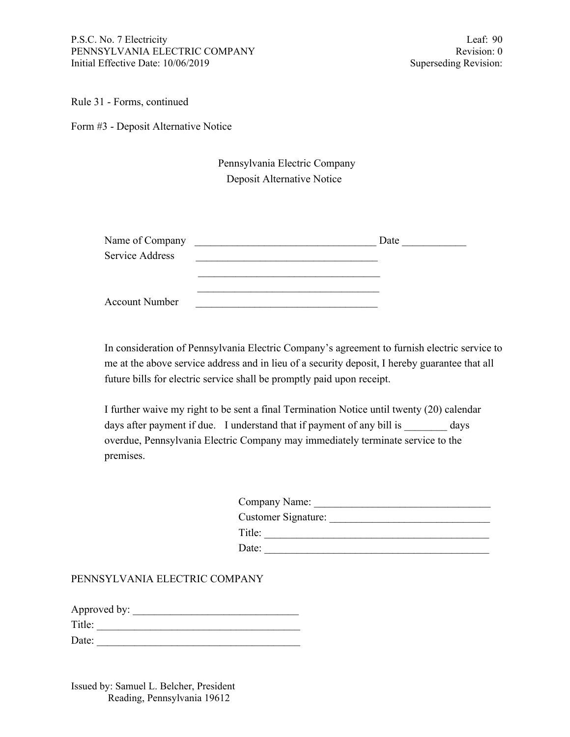Rule 31 - Forms, continued

Form #3 - Deposit Alternative Notice

Pennsylvania Electric Company
Deposit Alternative Notice

Name of Company ___________________________________ Date ____________
Service Address ___________________________________
___________________________________
___________________________________
Account Number ___________________________________

In consideration of Pennsylvania Electric Company's agreement to furnish electric service to me at the above service address and in lieu of a security deposit, I hereby guarantee that all future bills for electric service shall be promptly paid upon receipt.

I further waive my right to be sent a final Termination Notice until twenty (20) calendar days after payment if due. I understand that if payment of any bill is ________ days overdue, Pennsylvania Electric Company may immediately terminate service to the premises.

Company Name: _________________________________
Customer Signature: ______________________________
Title: ___________________________________________
Date: ___________________________________________

PENNSYLVANIA ELECTRIC COMPANY

Approved by: _______________________________
Title: ______________________________________
Date: ______________________________________

Issued by: Samuel L. Belcher, President
Reading, Pennsylvania 19612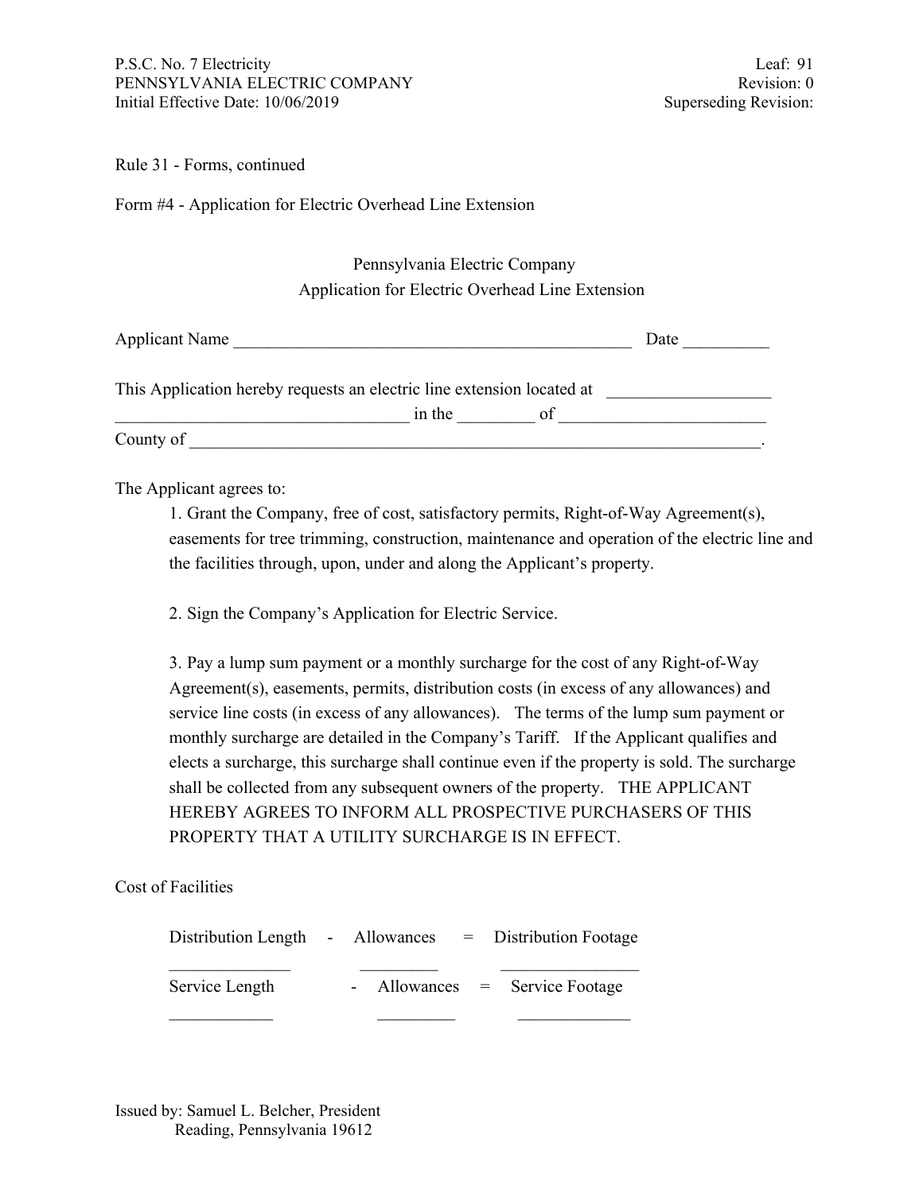Rule 31 - Forms, continued

Form #4 - Application for Electric Overhead Line Extension

Pennsylvania Electric Company
Application for Electric Overhead Line Extension

Applicant Name ______________________________________________ Date __________

This Application hereby requests an electric line extension located at ___________________
_________________________________ in the _________ of ________________________
County of ___________________________________________________________________.

The Applicant agrees to:

1. Grant the Company, free of cost, satisfactory permits, Right-of-Way Agreement(s), easements for tree trimming, construction, maintenance and operation of the electric line and the facilities through, upon, under and along the Applicant's property.

2. Sign the Company's Application for Electric Service.

3. Pay a lump sum payment or a monthly surcharge for the cost of any Right-of-Way Agreement(s), easements, permits, distribution costs (in excess of any allowances) and service line costs (in excess of any allowances). The terms of the lump sum payment or monthly surcharge are detailed in the Company's Tariff. If the Applicant qualifies and elects a surcharge, this surcharge shall continue even if the property is sold. The surcharge shall be collected from any subsequent owners of the property. THE APPLICANT HEREBY AGREES TO INFORM ALL PROSPECTIVE PURCHASERS OF THIS PROPERTY THAT A UTILITY SURCHARGE IS IN EFFECT.

Cost of Facilities

| Distribution Length | - | Allowances | = | Distribution Footage |
|---|---|---|---|---|
| ______________ | | _________ | | ________________ |
| Service Length | - | Allowances | = | Service Footage |
| ____________ | | _________ | | _____________ |

Issued by: Samuel L. Belcher, President
Reading, Pennsylvania 19612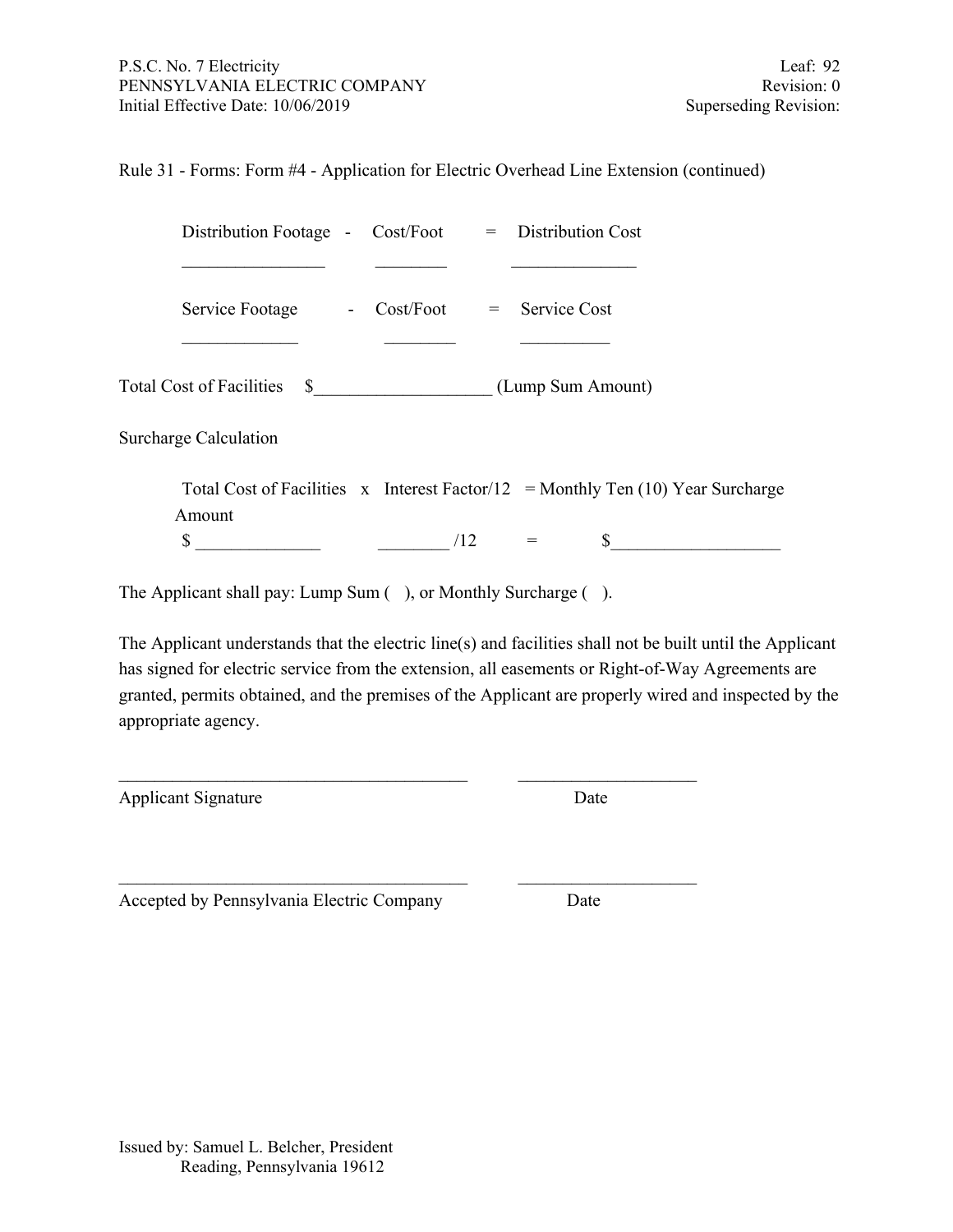Rule 31 - Forms: Form #4 - Application for Electric Overhead Line Extension (continued)

Distribution Footage - Cost/Foot = Distribution Cost

________________ ________ ______________

Service Footage - Cost/Foot = Service Cost

_____________ ________ __________

Total Cost of Facilities $___________________ (Lump Sum Amount)

Surcharge Calculation

Total Cost of Facilities x Interest Factor/12 = Monthly Ten (10) Year Surcharge Amount

$ _____________ ________ /12 = $__________________

The Applicant shall pay: Lump Sum ( ), or Monthly Surcharge ( ).

The Applicant understands that the electric line(s) and facilities shall not be built until the Applicant has signed for electric service from the extension, all easements or Right-of-Way Agreements are granted, permits obtained, and the premises of the Applicant are properly wired and inspected by the appropriate agency.

_______________________________________ ____________________

Applicant Signature Date

_______________________________________ ____________________

Accepted by Pennsylvania Electric Company Date

Issued by: Samuel L. Belcher, President
Reading, Pennsylvania 19612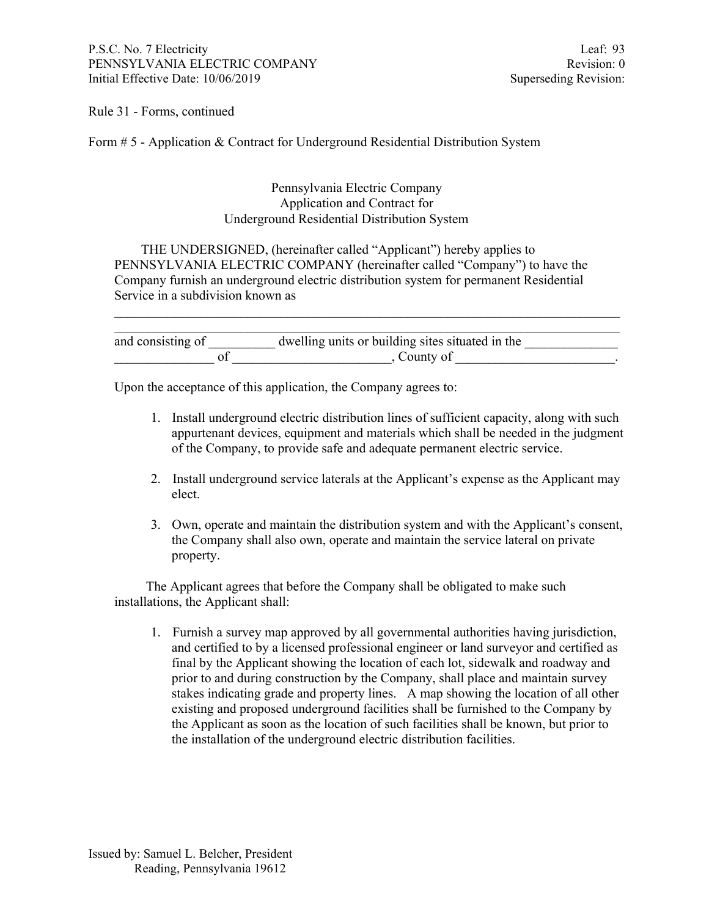Rule 31 - Forms, continued

Form # 5 - Application & Contract for Underground Residential Distribution System

Pennsylvania Electric Company
Application and Contract for
Underground Residential Distribution System

THE UNDERSIGNED, (hereinafter called "Applicant") hereby applies to PENNSYLVANIA ELECTRIC COMPANY (hereinafter called "Company") to have the Company furnish an underground electric distribution system for permanent Residential Service in a subdivision known as

_______________________________________________________________________________

_______________________________________________________________________________

and consisting of __________ dwelling units or building sites situated in the ______________ _______________ of ________________________, County of ________________________.

Upon the acceptance of this application, the Company agrees to:

1. Install underground electric distribution lines of sufficient capacity, along with such appurtenant devices, equipment and materials which shall be needed in the judgment of the Company, to provide safe and adequate permanent electric service.
2. Install underground service laterals at the Applicant's expense as the Applicant may elect.
3. Own, operate and maintain the distribution system and with the Applicant's consent, the Company shall also own, operate and maintain the service lateral on private property.

The Applicant agrees that before the Company shall be obligated to make such installations, the Applicant shall:

1. Furnish a survey map approved by all governmental authorities having jurisdiction, and certified to by a licensed professional engineer or land surveyor and certified as final by the Applicant showing the location of each lot, sidewalk and roadway and prior to and during construction by the Company, shall place and maintain survey stakes indicating grade and property lines. A map showing the location of all other existing and proposed underground facilities shall be furnished to the Company by the Applicant as soon as the location of such facilities shall be known, but prior to the installation of the underground electric distribution facilities.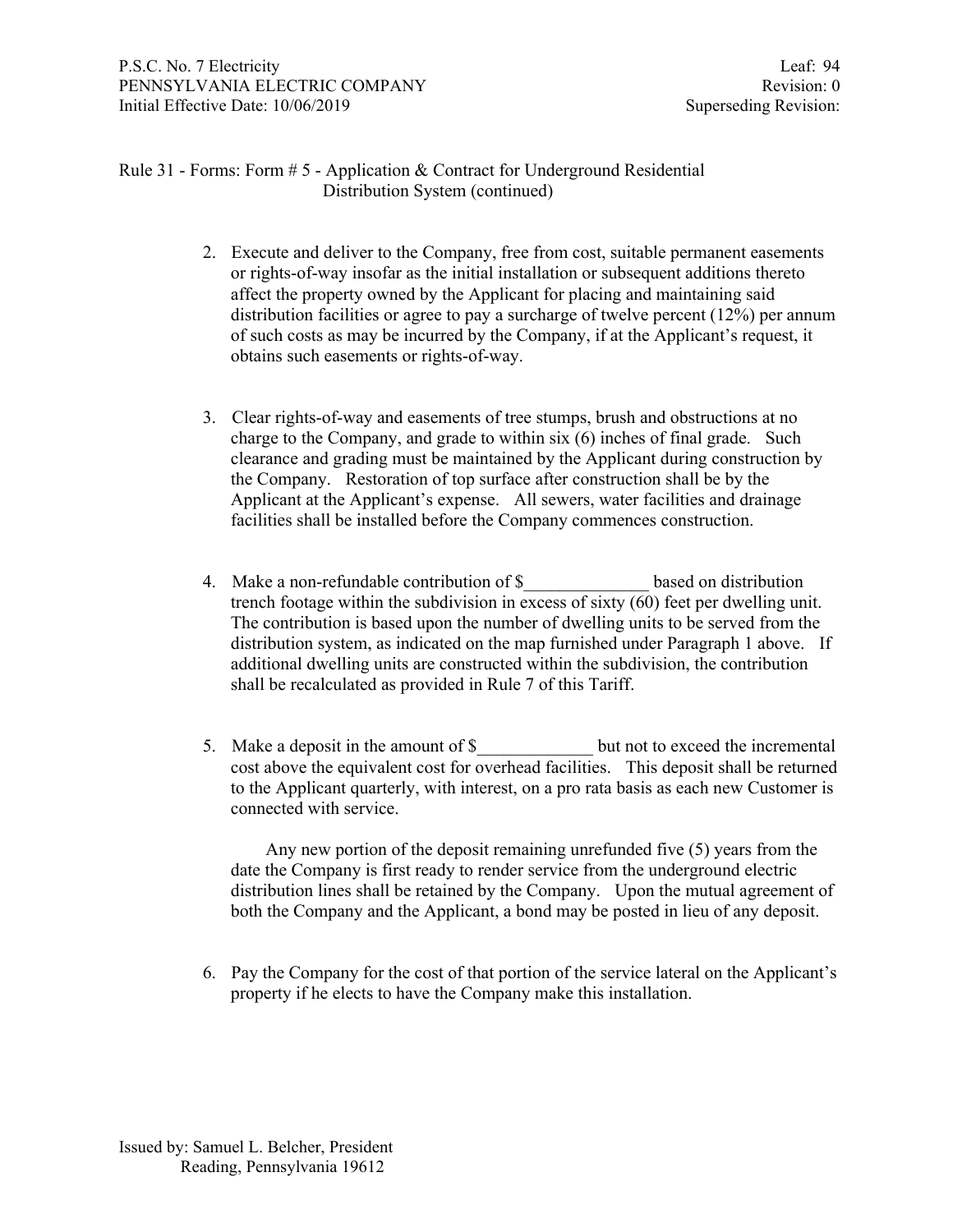Rule 31 - Forms: Form # 5 - Application & Contract for Underground Residential Distribution System (continued)

2. Execute and deliver to the Company, free from cost, suitable permanent easements or rights-of-way insofar as the initial installation or subsequent additions thereto affect the property owned by the Applicant for placing and maintaining said distribution facilities or agree to pay a surcharge of twelve percent (12%) per annum of such costs as may be incurred by the Company, if at the Applicant's request, it obtains such easements or rights-of-way.

3. Clear rights-of-way and easements of tree stumps, brush and obstructions at no charge to the Company, and grade to within six (6) inches of final grade. Such clearance and grading must be maintained by the Applicant during construction by the Company. Restoration of top surface after construction shall be by the Applicant at the Applicant's expense. All sewers, water facilities and drainage facilities shall be installed before the Company commences construction.

4. Make a non-refundable contribution of $______________ based on distribution trench footage within the subdivision in excess of sixty (60) feet per dwelling unit. The contribution is based upon the number of dwelling units to be served from the distribution system, as indicated on the map furnished under Paragraph 1 above. If additional dwelling units are constructed within the subdivision, the contribution shall be recalculated as provided in Rule 7 of this Tariff.

5. Make a deposit in the amount of $_____________ but not to exceed the incremental cost above the equivalent cost for overhead facilities. This deposit shall be returned to the Applicant quarterly, with interest, on a pro rata basis as each new Customer is connected with service.

   Any new portion of the deposit remaining unrefunded five (5) years from the date the Company is first ready to render service from the underground electric distribution lines shall be retained by the Company. Upon the mutual agreement of both the Company and the Applicant, a bond may be posted in lieu of any deposit.

6. Pay the Company for the cost of that portion of the service lateral on the Applicant's property if he elects to have the Company make this installation.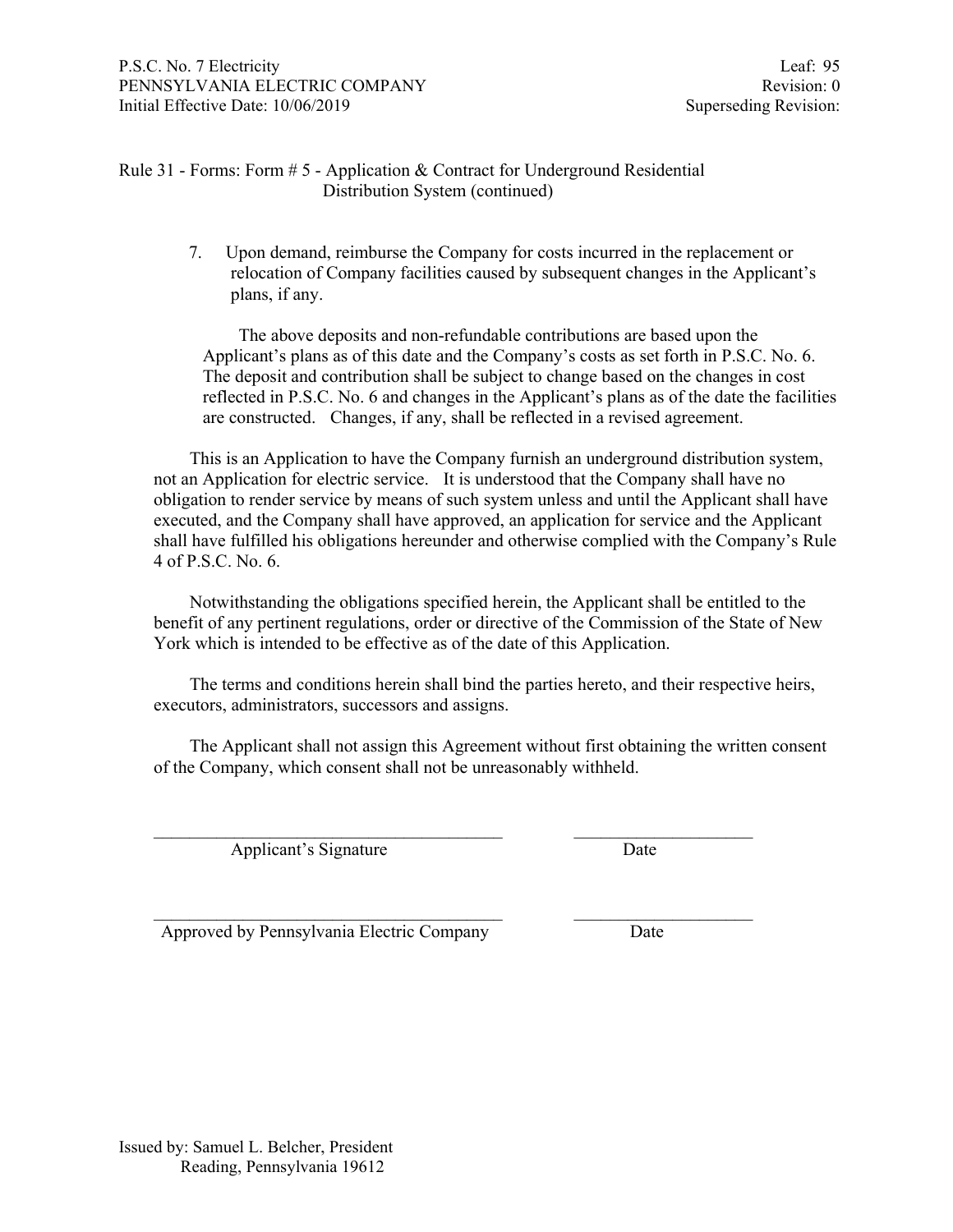Rule 31 - Forms: Form # 5 - Application & Contract for Underground Residential Distribution System (continued)

7. Upon demand, reimburse the Company for costs incurred in the replacement or relocation of Company facilities caused by subsequent changes in the Applicant's plans, if any.

The above deposits and non-refundable contributions are based upon the Applicant's plans as of this date and the Company's costs as set forth in P.S.C. No. 6. The deposit and contribution shall be subject to change based on the changes in cost reflected in P.S.C. No. 6 and changes in the Applicant's plans as of the date the facilities are constructed. Changes, if any, shall be reflected in a revised agreement.

This is an Application to have the Company furnish an underground distribution system, not an Application for electric service. It is understood that the Company shall have no obligation to render service by means of such system unless and until the Applicant shall have executed, and the Company shall have approved, an application for service and the Applicant shall have fulfilled his obligations hereunder and otherwise complied with the Company's Rule 4 of P.S.C. No. 6.

Notwithstanding the obligations specified herein, the Applicant shall be entitled to the benefit of any pertinent regulations, order or directive of the Commission of the State of New York which is intended to be effective as of the date of this Application.

The terms and conditions herein shall bind the parties hereto, and their respective heirs, executors, administrators, successors and assigns.

The Applicant shall not assign this Agreement without first obtaining the written consent of the Company, which consent shall not be unreasonably withheld.

\_\_\_\_\_\_\_\_\_\_\_\_\_\_\_\_\_\_\_\_\_\_\_\_\_\_\_\_\_\_\_\_\_\_\_\_\_\_\_\_ \_\_\_\_\_\_\_\_\_\_\_\_\_\_\_\_\_\_\_\_
Applicant's Signature Date

\_\_\_\_\_\_\_\_\_\_\_\_\_\_\_\_\_\_\_\_\_\_\_\_\_\_\_\_\_\_\_\_\_\_\_\_\_\_\_\_ \_\_\_\_\_\_\_\_\_\_\_\_\_\_\_\_\_\_\_\_
Approved by Pennsylvania Electric Company Date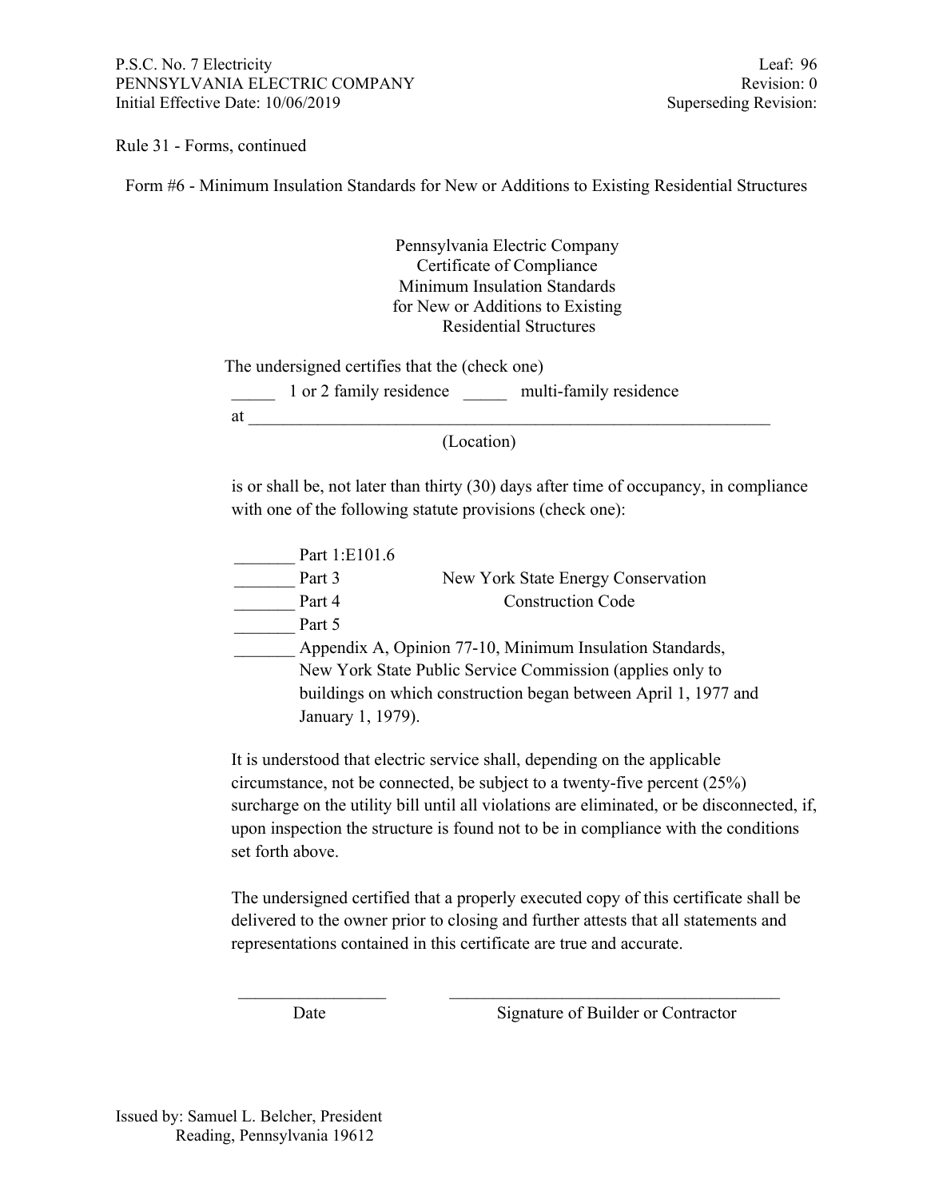Rule 31 - Forms, continued

Form #6 - Minimum Insulation Standards for New or Additions to Existing Residential Structures

Pennsylvania Electric Company
Certificate of Compliance
Minimum Insulation Standards
for New or Additions to Existing
Residential Structures

The undersigned certifies that the (check one)

_____ 1 or 2 family residence _____ multi-family residence

at ______________________________________________________________
(Location)

is or shall be, not later than thirty (30) days after time of occupancy, in compliance with one of the following statute provisions (check one):

_______ Part 1:E101.6
_______ Part 3 New York State Energy Conservation
_______ Part 4 Construction Code
_______ Part 5
_______ Appendix A, Opinion 77-10, Minimum Insulation Standards, New York State Public Service Commission (applies only to buildings on which construction began between April 1, 1977 and January 1, 1979).

It is understood that electric service shall, depending on the applicable circumstance, not be connected, be subject to a twenty-five percent (25%) surcharge on the utility bill until all violations are eliminated, or be disconnected, if, upon inspection the structure is found not to be in compliance with the conditions set forth above.

The undersigned certified that a properly executed copy of this certificate shall be delivered to the owner prior to closing and further attests that all statements and representations contained in this certificate are true and accurate.

_________________ ________________________________________
Date Signature of Builder or Contractor

Issued by: Samuel L. Belcher, President
Reading, Pennsylvania 19612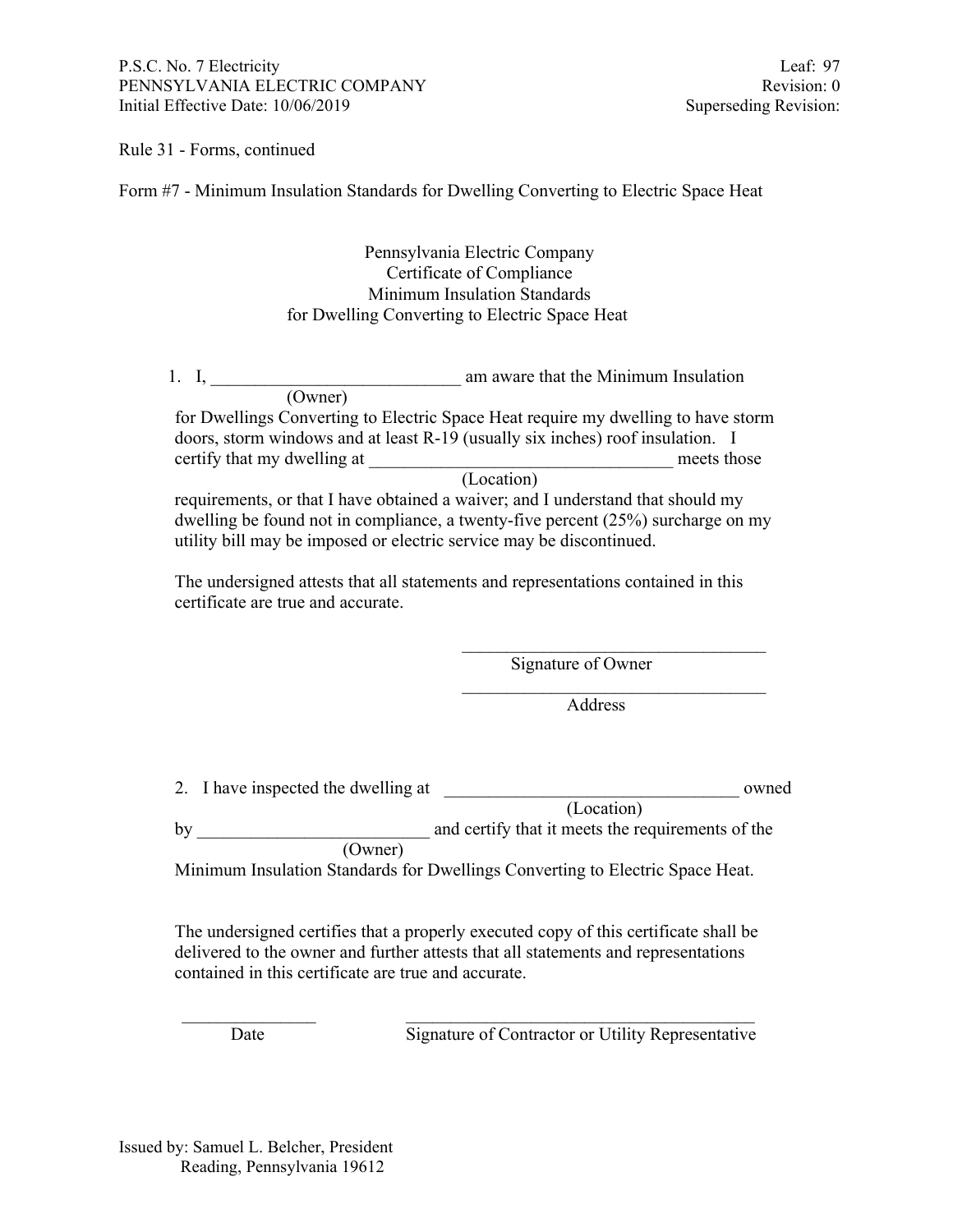Rule 31 - Forms, continued

Form #7 - Minimum Insulation Standards for Dwelling Converting to Electric Space Heat

Pennsylvania Electric Company
Certificate of Compliance
Minimum Insulation Standards
for Dwelling Converting to Electric Space Heat

1. I, ____________________________ am aware that the Minimum Insulation
(Owner)
for Dwellings Converting to Electric Space Heat require my dwelling to have storm doors, storm windows and at least R-19 (usually six inches) roof insulation. I certify that my dwelling at _________________________________ meets those
(Location)
requirements, or that I have obtained a waiver; and I understand that should my dwelling be found not in compliance, a twenty-five percent (25%) surcharge on my utility bill may be imposed or electric service may be discontinued.

The undersigned attests that all statements and representations contained in this certificate are true and accurate.

__________________________________
Signature of Owner

__________________________________
Address

2. I have inspected the dwelling at _________________________________ owned
(Location)
by _________________________ and certify that it meets the requirements of the
(Owner)
Minimum Insulation Standards for Dwellings Converting to Electric Space Heat.

The undersigned certifies that a properly executed copy of this certificate shall be delivered to the owner and further attests that all statements and representations contained in this certificate are true and accurate.

_______________ ________________________________________
Date Signature of Contractor or Utility Representative

Issued by: Samuel L. Belcher, President
Reading, Pennsylvania 19612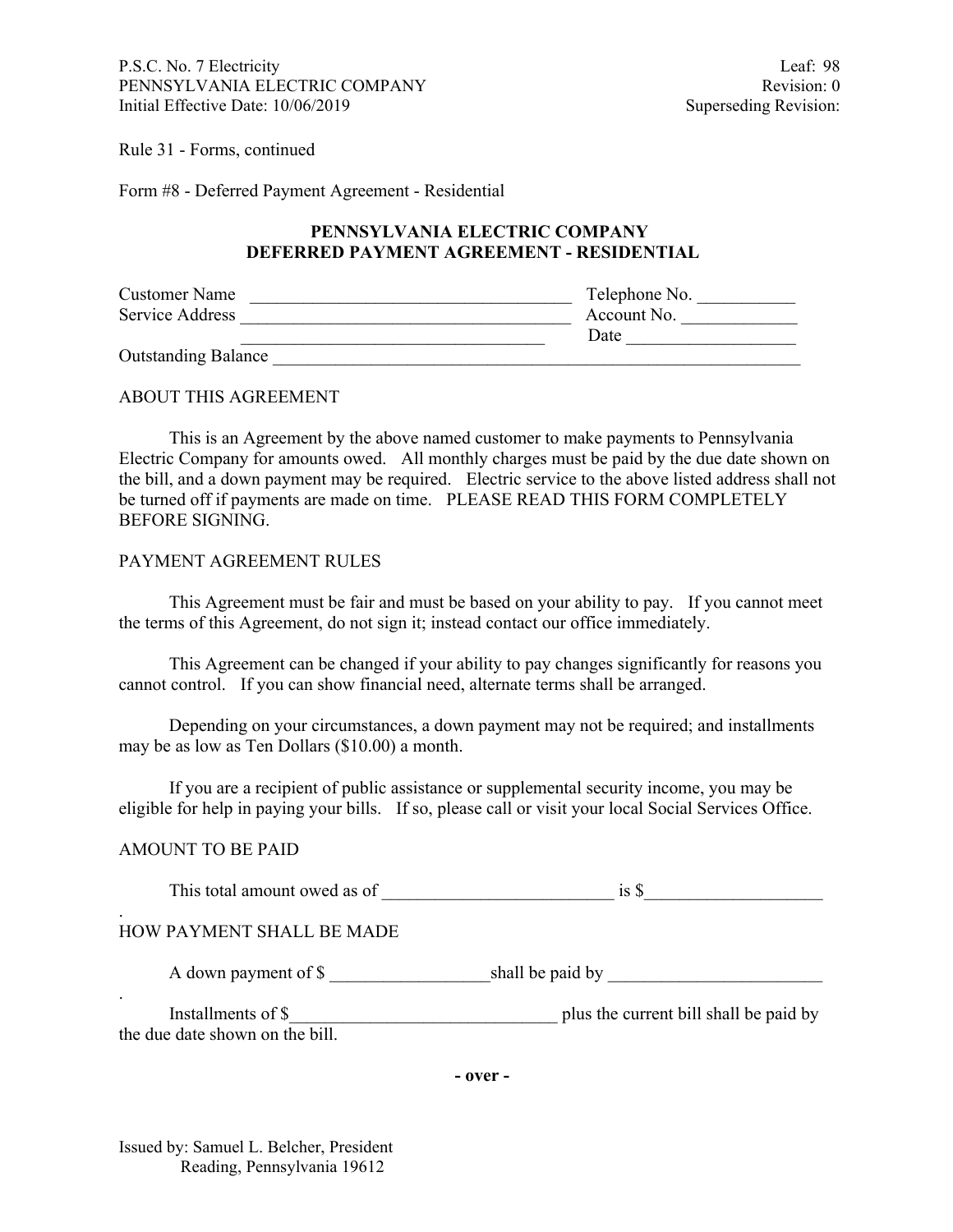Rule 31 - Forms, continued

Form #8 - Deferred Payment Agreement - Residential

**PENNSYLVANIA ELECTRIC COMPANY**
**DEFERRED PAYMENT AGREEMENT - RESIDENTIAL**

Customer Name ____________________________________ Telephone No. ___________
Service Address ____________________________________ Account No. _____________
____________________________________ Date ___________________
Outstanding Balance ____________________________________________________________

ABOUT THIS AGREEMENT

This is an Agreement by the above named customer to make payments to Pennsylvania Electric Company for amounts owed. All monthly charges must be paid by the due date shown on the bill, and a down payment may be required. Electric service to the above listed address shall not be turned off if payments are made on time. PLEASE READ THIS FORM COMPLETELY BEFORE SIGNING.

PAYMENT AGREEMENT RULES

This Agreement must be fair and must be based on your ability to pay. If you cannot meet the terms of this Agreement, do not sign it; instead contact our office immediately.

This Agreement can be changed if your ability to pay changes significantly for reasons you cannot control. If you can show financial need, alternate terms shall be arranged.

Depending on your circumstances, a down payment may not be required; and installments may be as low as Ten Dollars ($10.00) a month.

If you are a recipient of public assistance or supplemental security income, you may be eligible for help in paying your bills. If so, please call or visit your local Social Services Office.

AMOUNT TO BE PAID

This total amount owed as of __________________________ is $___________________
.
HOW PAYMENT SHALL BE MADE

A down payment of $ __________________shall be paid by ________________________
.
Installments of $______________________________ plus the current bill shall be paid by the due date shown on the bill.

**- over -**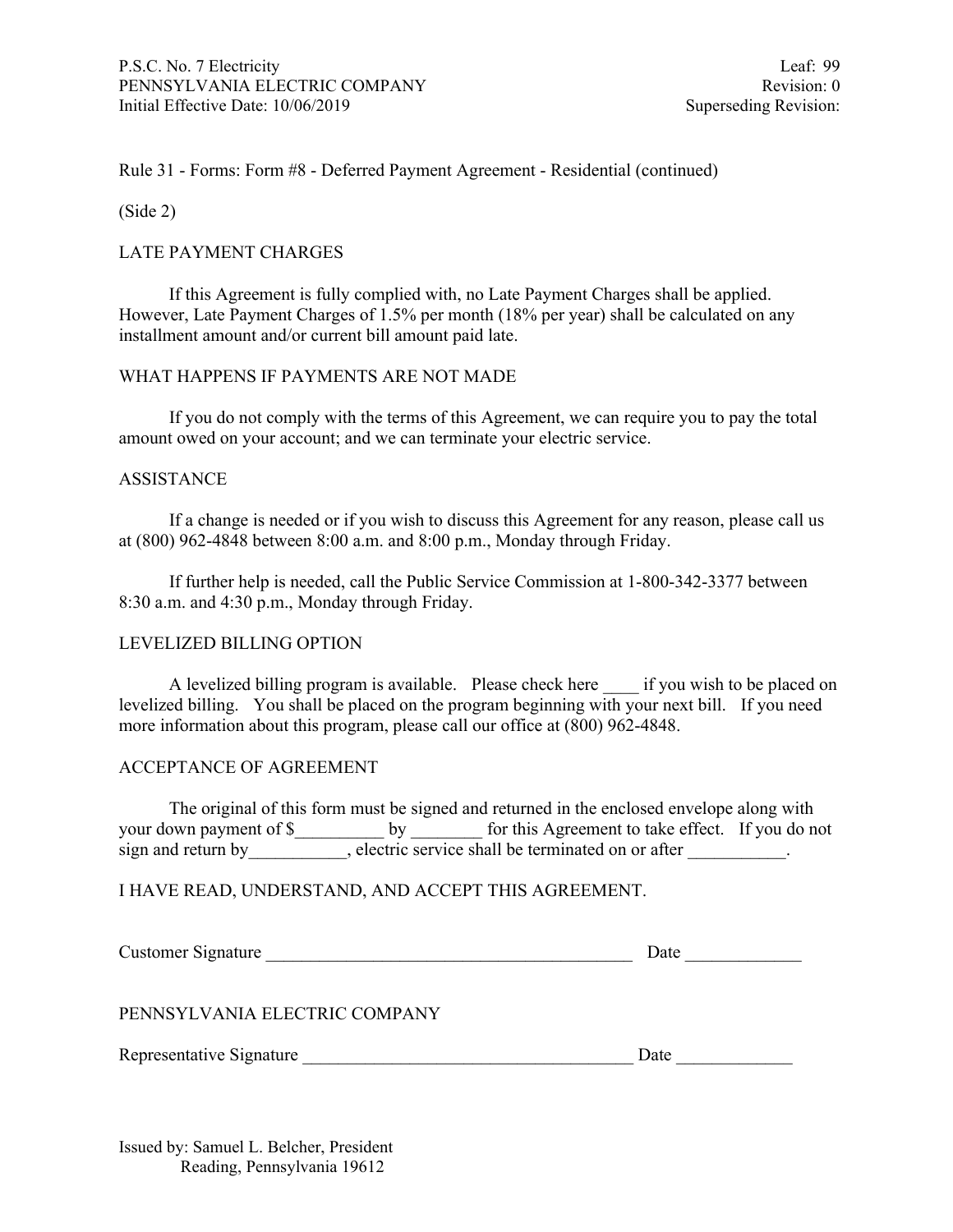Rule 31 - Forms: Form #8 - Deferred Payment Agreement - Residential (continued)

(Side 2)

LATE PAYMENT CHARGES

If this Agreement is fully complied with, no Late Payment Charges shall be applied. However, Late Payment Charges of 1.5% per month (18% per year) shall be calculated on any installment amount and/or current bill amount paid late.

WHAT HAPPENS IF PAYMENTS ARE NOT MADE

If you do not comply with the terms of this Agreement, we can require you to pay the total amount owed on your account; and we can terminate your electric service.

ASSISTANCE

If a change is needed or if you wish to discuss this Agreement for any reason, please call us at (800) 962-4848 between 8:00 a.m. and 8:00 p.m., Monday through Friday.

If further help is needed, call the Public Service Commission at 1-800-342-3377 between 8:30 a.m. and 4:30 p.m., Monday through Friday.

LEVELIZED BILLING OPTION

A levelized billing program is available. Please check here ____ if you wish to be placed on levelized billing. You shall be placed on the program beginning with your next bill. If you need more information about this program, please call our office at (800) 962-4848.

ACCEPTANCE OF AGREEMENT

The original of this form must be signed and returned in the enclosed envelope along with your down payment of $__________ by ________ for this Agreement to take effect. If you do not sign and return by___________, electric service shall be terminated on or after ___________.

I HAVE READ, UNDERSTAND, AND ACCEPT THIS AGREEMENT.

Customer Signature __________________________________________ Date _____________

PENNSYLVANIA ELECTRIC COMPANY

Representative Signature ______________________________________ Date _____________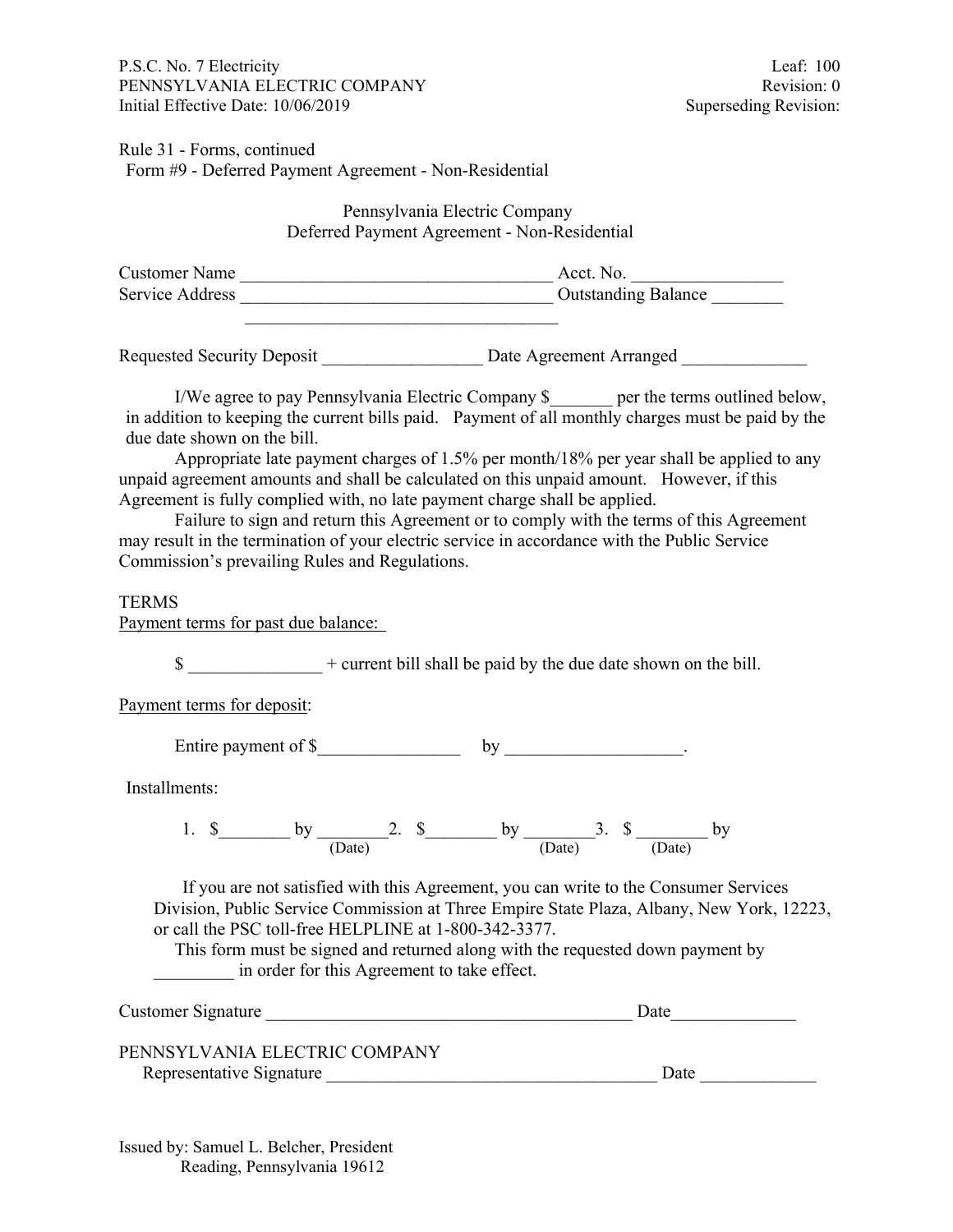Rule 31 - Forms, continued

Form #9 - Deferred Payment Agreement - Non-Residential

# Pennsylvania Electric Company
## Deferred Payment Agreement - Non-Residential

Customer Name ___________________________________ Acct. No. ________________

Service Address ___________________________________ Outstanding Balance ________

___________________________________

Requested Security Deposit _________________ Date Agreement Arranged _____________

I/We agree to pay Pennsylvania Electric Company $_______ per the terms outlined below, in addition to keeping the current bills paid. Payment of all monthly charges must be paid by the due date shown on the bill.

Appropriate late payment charges of 1.5% per month/18% per year shall be applied to any unpaid agreement amounts and shall be calculated on this unpaid amount. However, if this Agreement is fully complied with, no late payment charge shall be applied.

Failure to sign and return this Agreement or to comply with the terms of this Agreement may result in the termination of your electric service in accordance with the Public Service Commission's prevailing Rules and Regulations.

TERMS

Payment terms for past due balance:

$ _______________ + current bill shall be paid by the due date shown on the bill.

Payment terms for deposit:

Entire payment of $________________ by ___________________.

Installments:

1. $________ by ________ (Date) 2. $________ by ________ (Date) 3. $ ________ by ________ (Date)

If you are not satisfied with this Agreement, you can write to the Consumer Services Division, Public Service Commission at Three Empire State Plaza, Albany, New York, 12223, or call the PSC toll-free HELPLINE at 1-800-342-3377.

This form must be signed and returned along with the requested down payment by _________ in order for this Agreement to take effect.

Customer Signature _________________________________________ Date______________

PENNSYLVANIA ELECTRIC COMPANY

Representative Signature _____________________________________ Date _____________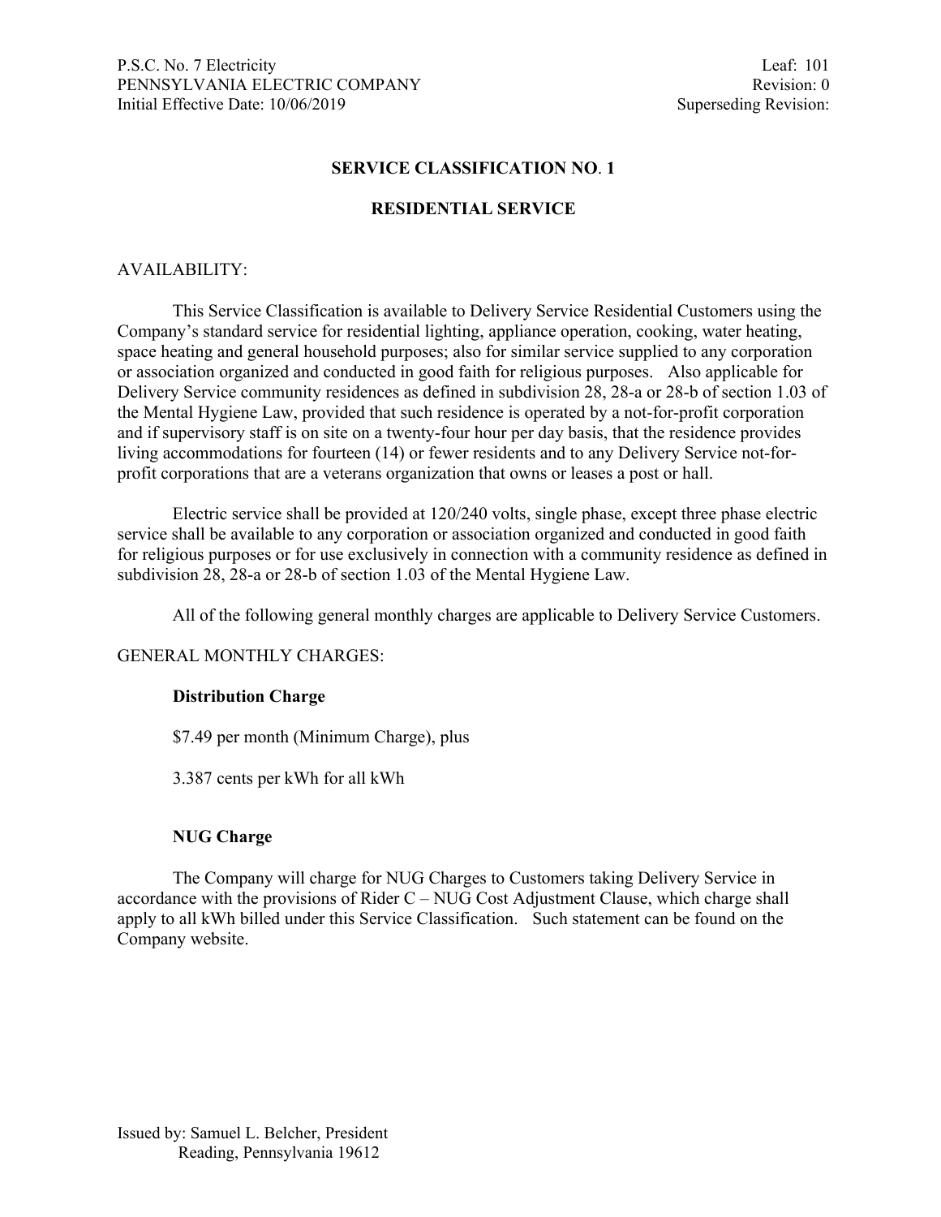# SERVICE CLASSIFICATION NO. 1

## RESIDENTIAL SERVICE

AVAILABILITY:

This Service Classification is available to Delivery Service Residential Customers using the Company's standard service for residential lighting, appliance operation, cooking, water heating, space heating and general household purposes; also for similar service supplied to any corporation or association organized and conducted in good faith for religious purposes. Also applicable for Delivery Service community residences as defined in subdivision 28, 28-a or 28-b of section 1.03 of the Mental Hygiene Law, provided that such residence is operated by a not-for-profit corporation and if supervisory staff is on site on a twenty-four hour per day basis, that the residence provides living accommodations for fourteen (14) or fewer residents and to any Delivery Service not-for-profit corporations that are a veterans organization that owns or leases a post or hall.

Electric service shall be provided at 120/240 volts, single phase, except three phase electric service shall be available to any corporation or association organized and conducted in good faith for religious purposes or for use exclusively in connection with a community residence as defined in subdivision 28, 28-a or 28-b of section 1.03 of the Mental Hygiene Law.

All of the following general monthly charges are applicable to Delivery Service Customers.

GENERAL MONTHLY CHARGES:

**Distribution Charge**

$7.49 per month (Minimum Charge), plus

3.387 cents per kWh for all kWh

**NUG Charge**

The Company will charge for NUG Charges to Customers taking Delivery Service in accordance with the provisions of Rider C – NUG Cost Adjustment Clause, which charge shall apply to all kWh billed under this Service Classification. Such statement can be found on the Company website.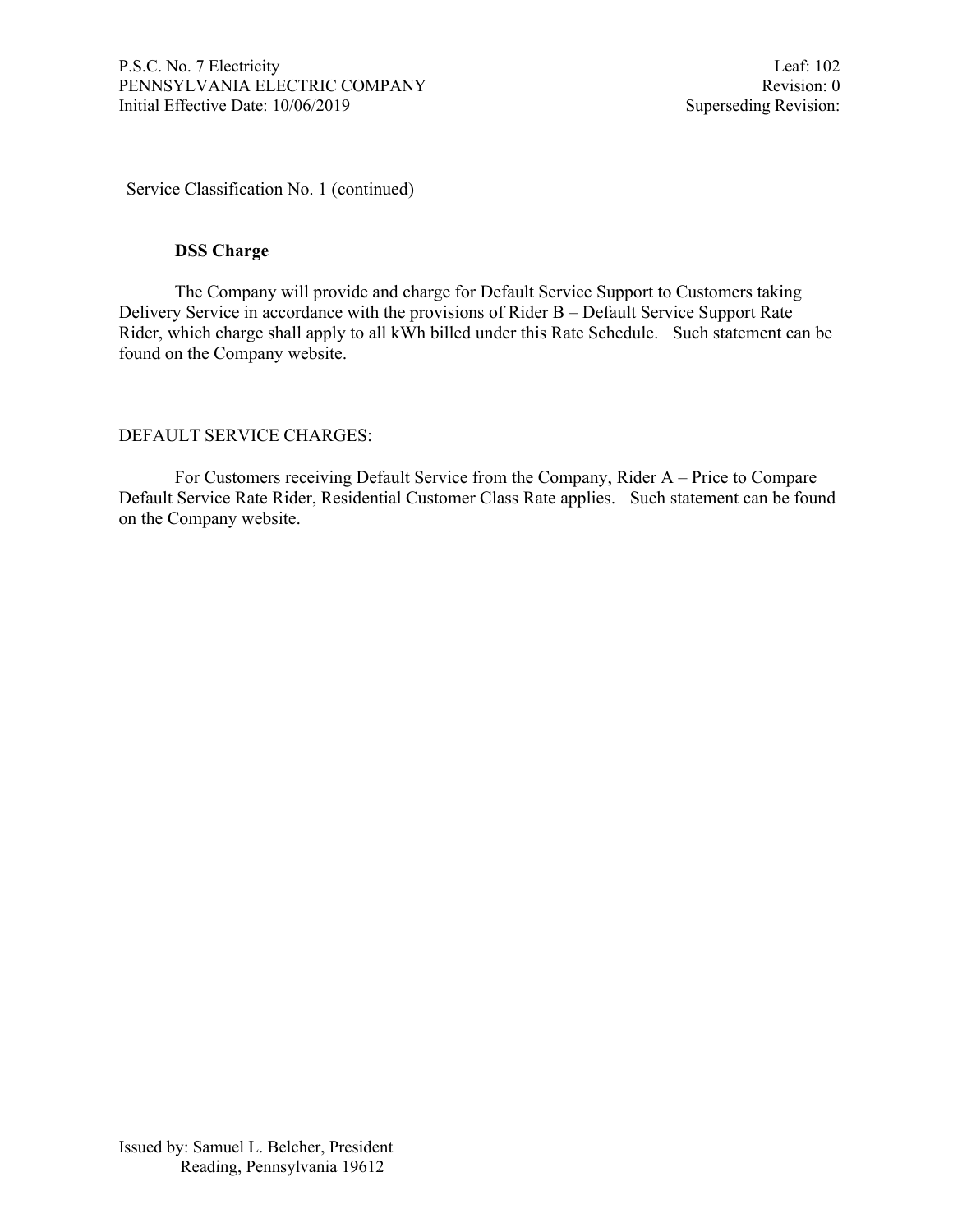Service Classification No. 1 (continued)

**DSS Charge**

The Company will provide and charge for Default Service Support to Customers taking Delivery Service in accordance with the provisions of Rider B – Default Service Support Rate Rider, which charge shall apply to all kWh billed under this Rate Schedule. Such statement can be found on the Company website.

DEFAULT SERVICE CHARGES:

For Customers receiving Default Service from the Company, Rider A – Price to Compare Default Service Rate Rider, Residential Customer Class Rate applies. Such statement can be found on the Company website.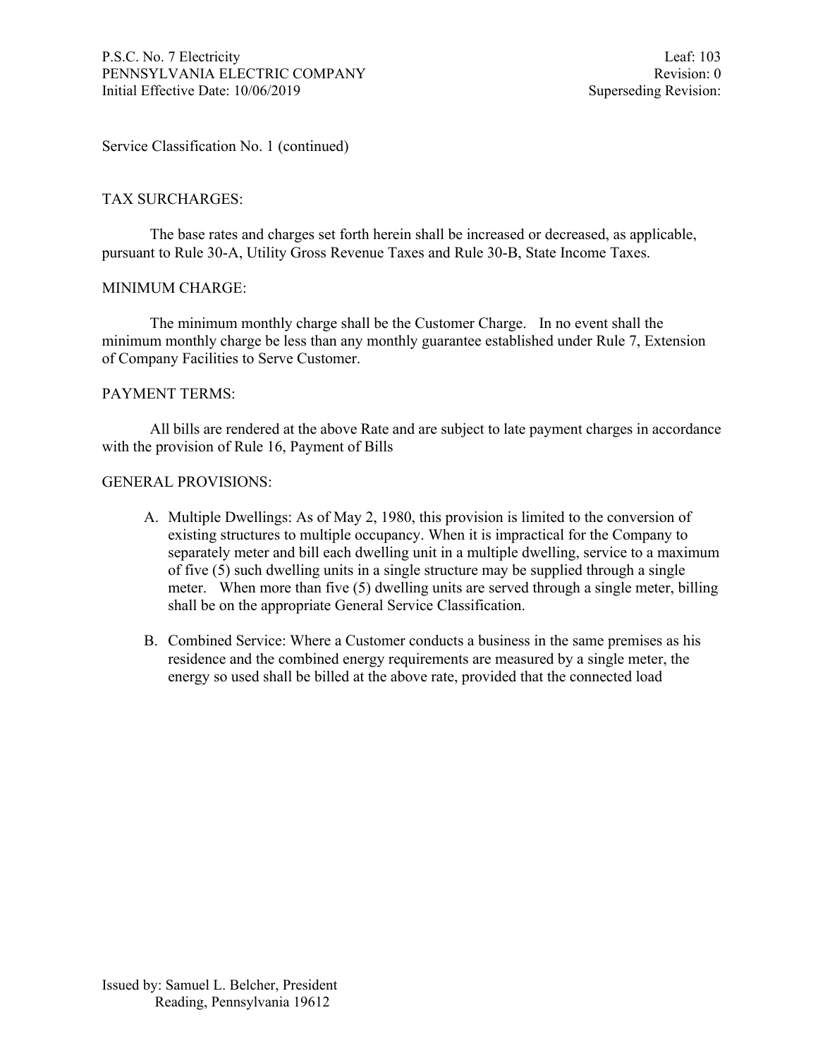Service Classification No. 1 (continued)

TAX SURCHARGES:

The base rates and charges set forth herein shall be increased or decreased, as applicable, pursuant to Rule 30-A, Utility Gross Revenue Taxes and Rule 30-B, State Income Taxes.

MINIMUM CHARGE:

The minimum monthly charge shall be the Customer Charge. In no event shall the minimum monthly charge be less than any monthly guarantee established under Rule 7, Extension of Company Facilities to Serve Customer.

PAYMENT TERMS:

All bills are rendered at the above Rate and are subject to late payment charges in accordance with the provision of Rule 16, Payment of Bills

GENERAL PROVISIONS:

A. Multiple Dwellings: As of May 2, 1980, this provision is limited to the conversion of existing structures to multiple occupancy. When it is impractical for the Company to separately meter and bill each dwelling unit in a multiple dwelling, service to a maximum of five (5) such dwelling units in a single structure may be supplied through a single meter. When more than five (5) dwelling units are served through a single meter, billing shall be on the appropriate General Service Classification.

B. Combined Service: Where a Customer conducts a business in the same premises as his residence and the combined energy requirements are measured by a single meter, the energy so used shall be billed at the above rate, provided that the connected load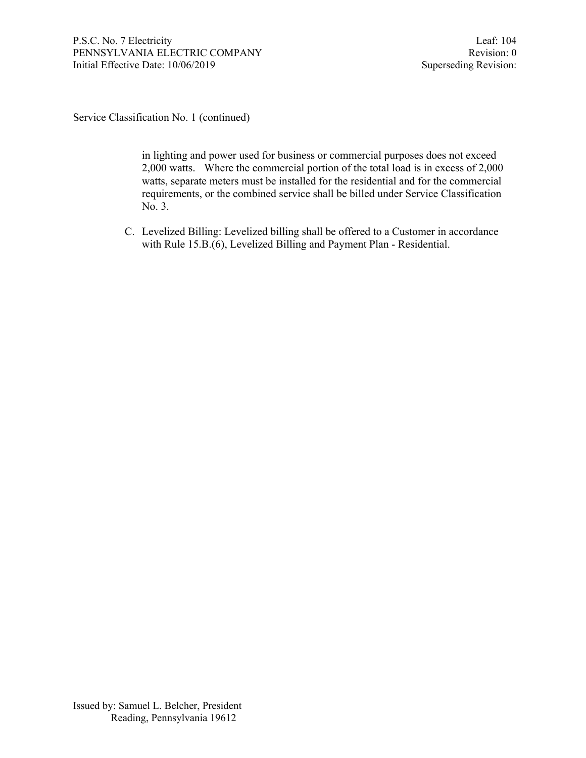Service Classification No. 1 (continued)

in lighting and power used for business or commercial purposes does not exceed 2,000 watts. Where the commercial portion of the total load is in excess of 2,000 watts, separate meters must be installed for the residential and for the commercial requirements, or the combined service shall be billed under Service Classification No. 3.

C. Levelized Billing: Levelized billing shall be offered to a Customer in accordance with Rule 15.B.(6), Levelized Billing and Payment Plan - Residential.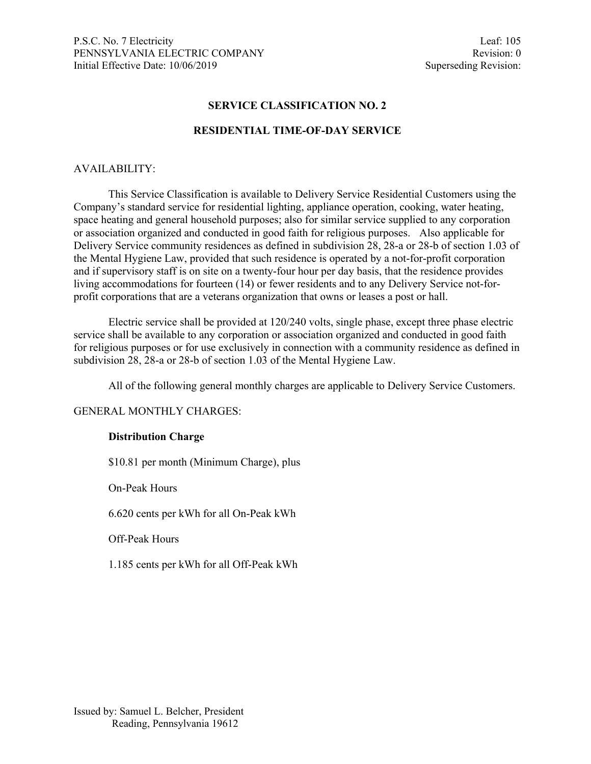## SERVICE CLASSIFICATION NO. 2

### RESIDENTIAL TIME-OF-DAY SERVICE

AVAILABILITY:

This Service Classification is available to Delivery Service Residential Customers using the Company's standard service for residential lighting, appliance operation, cooking, water heating, space heating and general household purposes; also for similar service supplied to any corporation or association organized and conducted in good faith for religious purposes. Also applicable for Delivery Service community residences as defined in subdivision 28, 28-a or 28-b of section 1.03 of the Mental Hygiene Law, provided that such residence is operated by a not-for-profit corporation and if supervisory staff is on site on a twenty-four hour per day basis, that the residence provides living accommodations for fourteen (14) or fewer residents and to any Delivery Service not-for-profit corporations that are a veterans organization that owns or leases a post or hall.

Electric service shall be provided at 120/240 volts, single phase, except three phase electric service shall be available to any corporation or association organized and conducted in good faith for religious purposes or for use exclusively in connection with a community residence as defined in subdivision 28, 28-a or 28-b of section 1.03 of the Mental Hygiene Law.

All of the following general monthly charges are applicable to Delivery Service Customers.

GENERAL MONTHLY CHARGES:

**Distribution Charge**

$10.81 per month (Minimum Charge), plus

On-Peak Hours

6.620 cents per kWh for all On-Peak kWh

Off-Peak Hours

1.185 cents per kWh for all Off-Peak kWh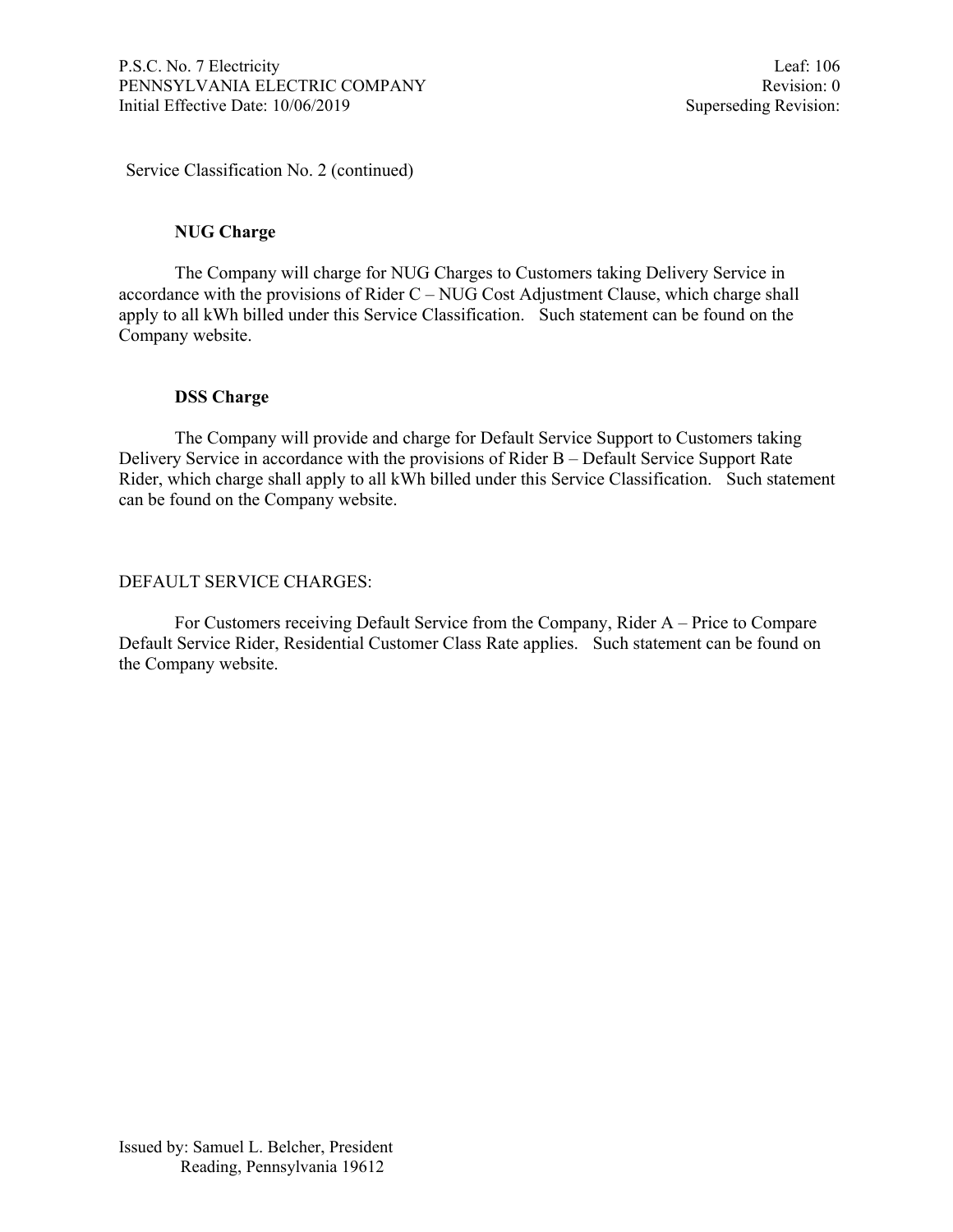Service Classification No. 2 (continued)

**NUG Charge**

The Company will charge for NUG Charges to Customers taking Delivery Service in accordance with the provisions of Rider C – NUG Cost Adjustment Clause, which charge shall apply to all kWh billed under this Service Classification. Such statement can be found on the Company website.

**DSS Charge**

The Company will provide and charge for Default Service Support to Customers taking Delivery Service in accordance with the provisions of Rider B – Default Service Support Rate Rider, which charge shall apply to all kWh billed under this Service Classification. Such statement can be found on the Company website.

DEFAULT SERVICE CHARGES:

For Customers receiving Default Service from the Company, Rider A – Price to Compare Default Service Rider, Residential Customer Class Rate applies. Such statement can be found on the Company website.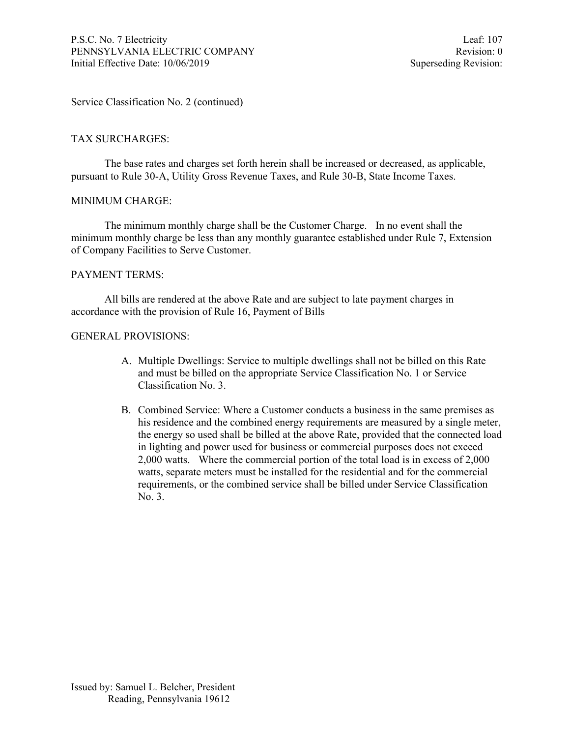Service Classification No. 2 (continued)

## TAX SURCHARGES:

The base rates and charges set forth herein shall be increased or decreased, as applicable, pursuant to Rule 30-A, Utility Gross Revenue Taxes, and Rule 30-B, State Income Taxes.

## MINIMUM CHARGE:

The minimum monthly charge shall be the Customer Charge. In no event shall the minimum monthly charge be less than any monthly guarantee established under Rule 7, Extension of Company Facilities to Serve Customer.

## PAYMENT TERMS:

All bills are rendered at the above Rate and are subject to late payment charges in accordance with the provision of Rule 16, Payment of Bills

## GENERAL PROVISIONS:

A. Multiple Dwellings: Service to multiple dwellings shall not be billed on this Rate and must be billed on the appropriate Service Classification No. 1 or Service Classification No. 3.

B. Combined Service: Where a Customer conducts a business in the same premises as his residence and the combined energy requirements are measured by a single meter, the energy so used shall be billed at the above Rate, provided that the connected load in lighting and power used for business or commercial purposes does not exceed 2,000 watts. Where the commercial portion of the total load is in excess of 2,000 watts, separate meters must be installed for the residential and for the commercial requirements, or the combined service shall be billed under Service Classification No. 3.

Issued by: Samuel L. Belcher, President
Reading, Pennsylvania 19612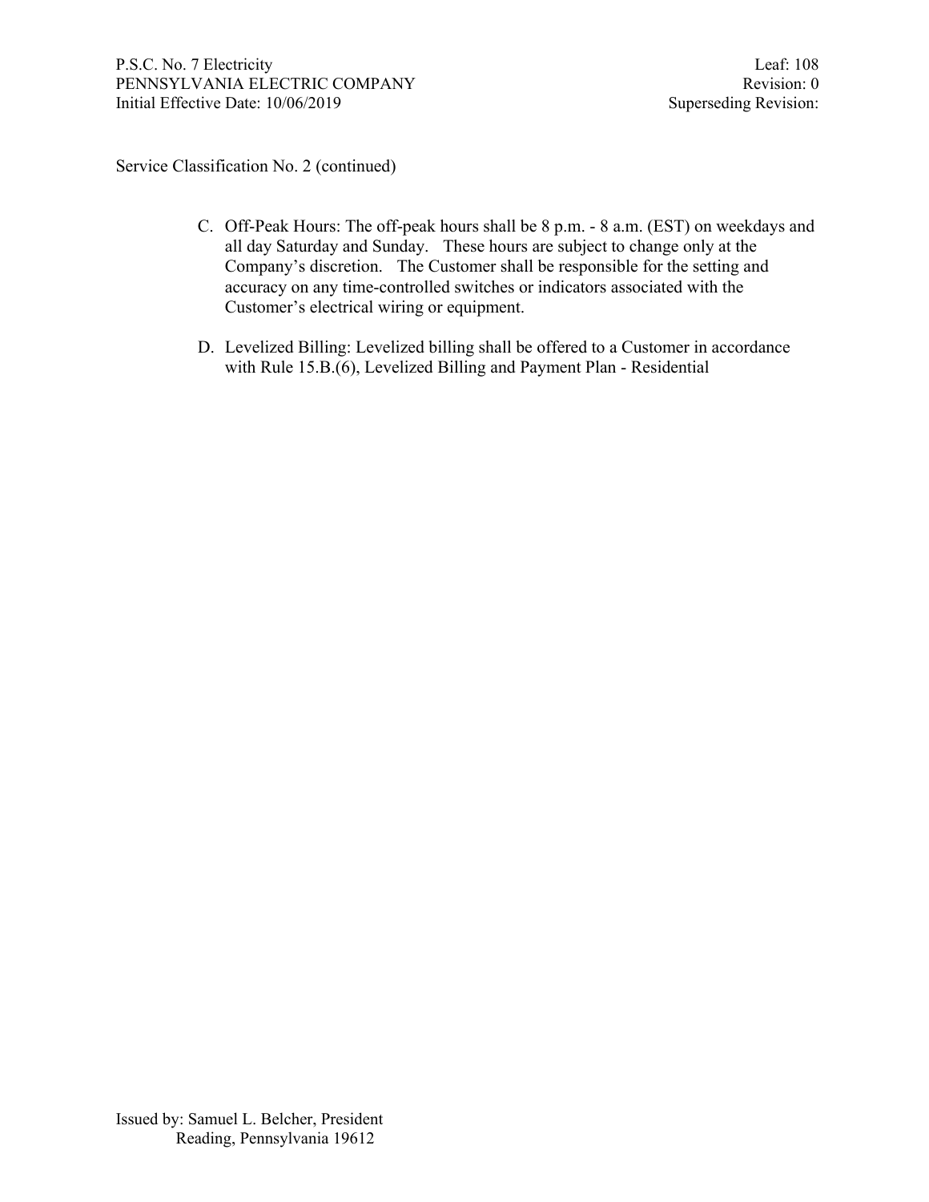Service Classification No. 2 (continued)

C. Off-Peak Hours: The off-peak hours shall be 8 p.m. - 8 a.m. (EST) on weekdays and all day Saturday and Sunday. These hours are subject to change only at the Company's discretion. The Customer shall be responsible for the setting and accuracy on any time-controlled switches or indicators associated with the Customer's electrical wiring or equipment.

D. Levelized Billing: Levelized billing shall be offered to a Customer in accordance with Rule 15.B.(6), Levelized Billing and Payment Plan - Residential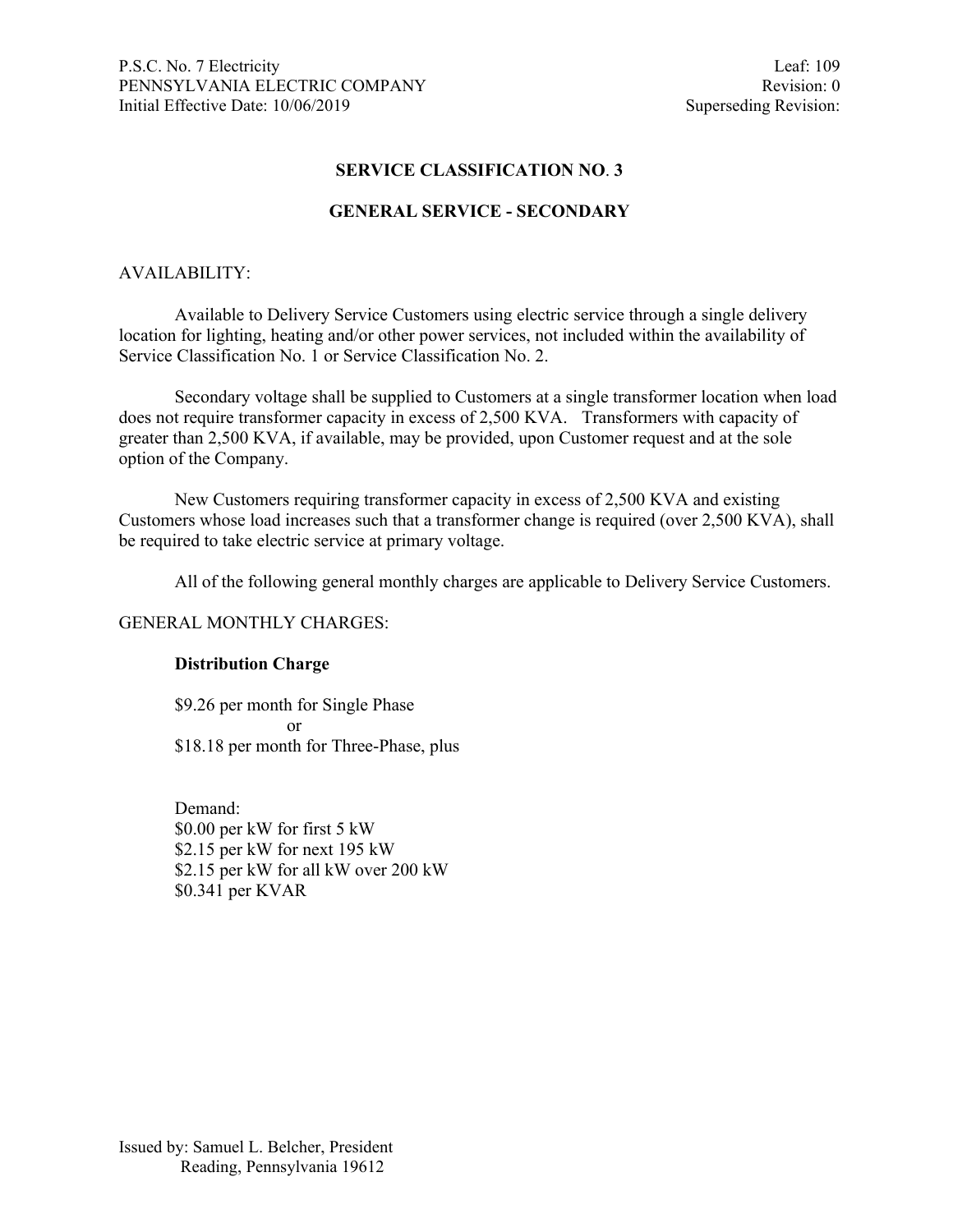## SERVICE CLASSIFICATION NO. 3

## GENERAL SERVICE - SECONDARY

AVAILABILITY:

Available to Delivery Service Customers using electric service through a single delivery location for lighting, heating and/or other power services, not included within the availability of Service Classification No. 1 or Service Classification No. 2.

Secondary voltage shall be supplied to Customers at a single transformer location when load does not require transformer capacity in excess of 2,500 KVA. Transformers with capacity of greater than 2,500 KVA, if available, may be provided, upon Customer request and at the sole option of the Company.

New Customers requiring transformer capacity in excess of 2,500 KVA and existing Customers whose load increases such that a transformer change is required (over 2,500 KVA), shall be required to take electric service at primary voltage.

All of the following general monthly charges are applicable to Delivery Service Customers.

GENERAL MONTHLY CHARGES:

**Distribution Charge**

$9.26 per month for Single Phase
or
$18.18 per month for Three-Phase, plus

Demand:
$0.00 per kW for first 5 kW
$2.15 per kW for next 195 kW
$2.15 per kW for all kW over 200 kW
$0.341 per KVAR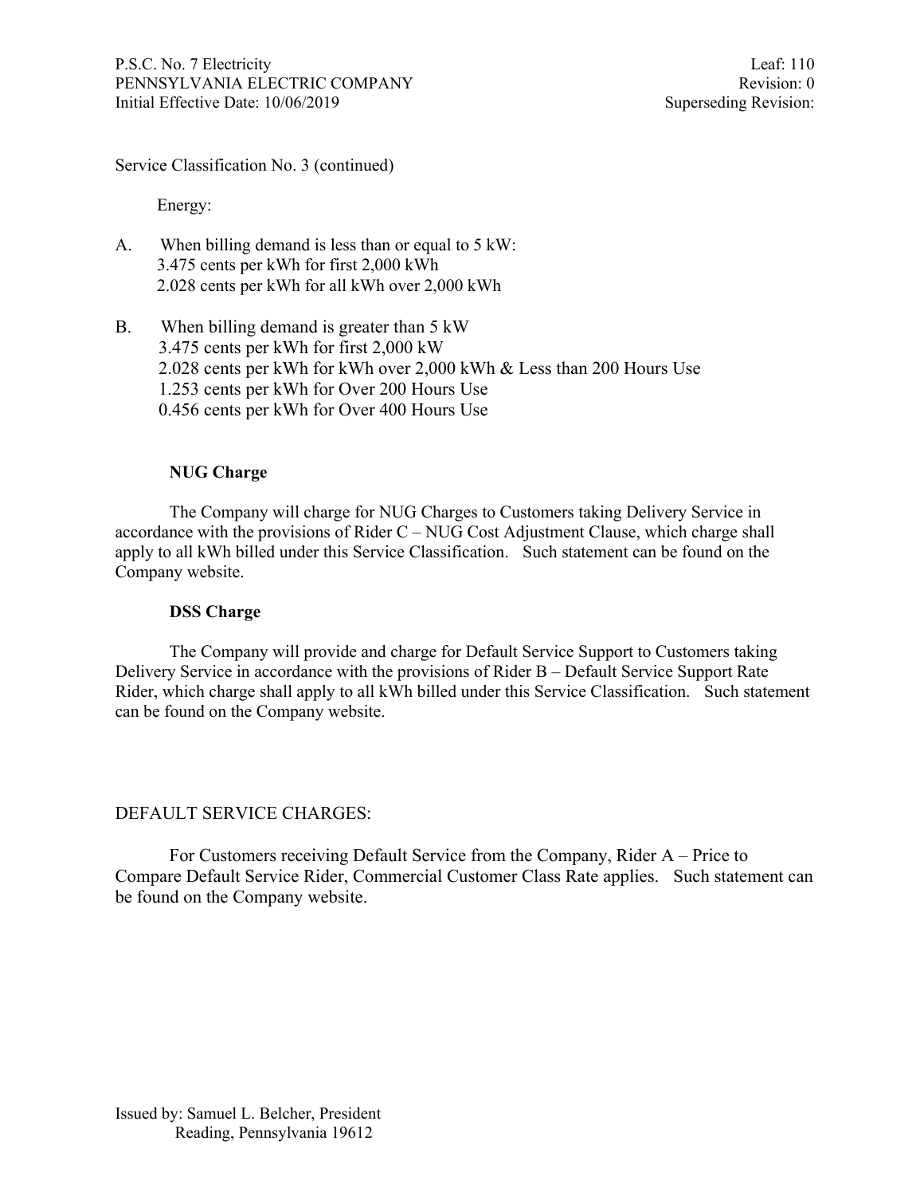Service Classification No. 3 (continued)

Energy:

A. When billing demand is less than or equal to 5 kW:
3.475 cents per kWh for first 2,000 kWh
2.028 cents per kWh for all kWh over 2,000 kWh

B. When billing demand is greater than 5 kW
3.475 cents per kWh for first 2,000 kW
2.028 cents per kWh for kWh over 2,000 kWh & Less than 200 Hours Use
1.253 cents per kWh for Over 200 Hours Use
0.456 cents per kWh for Over 400 Hours Use

**NUG Charge**

The Company will charge for NUG Charges to Customers taking Delivery Service in accordance with the provisions of Rider C – NUG Cost Adjustment Clause, which charge shall apply to all kWh billed under this Service Classification. Such statement can be found on the Company website.

**DSS Charge**

The Company will provide and charge for Default Service Support to Customers taking Delivery Service in accordance with the provisions of Rider B – Default Service Support Rate Rider, which charge shall apply to all kWh billed under this Service Classification. Such statement can be found on the Company website.

DEFAULT SERVICE CHARGES:

For Customers receiving Default Service from the Company, Rider A – Price to Compare Default Service Rider, Commercial Customer Class Rate applies. Such statement can be found on the Company website.

Issued by: Samuel L. Belcher, President
Reading, Pennsylvania 19612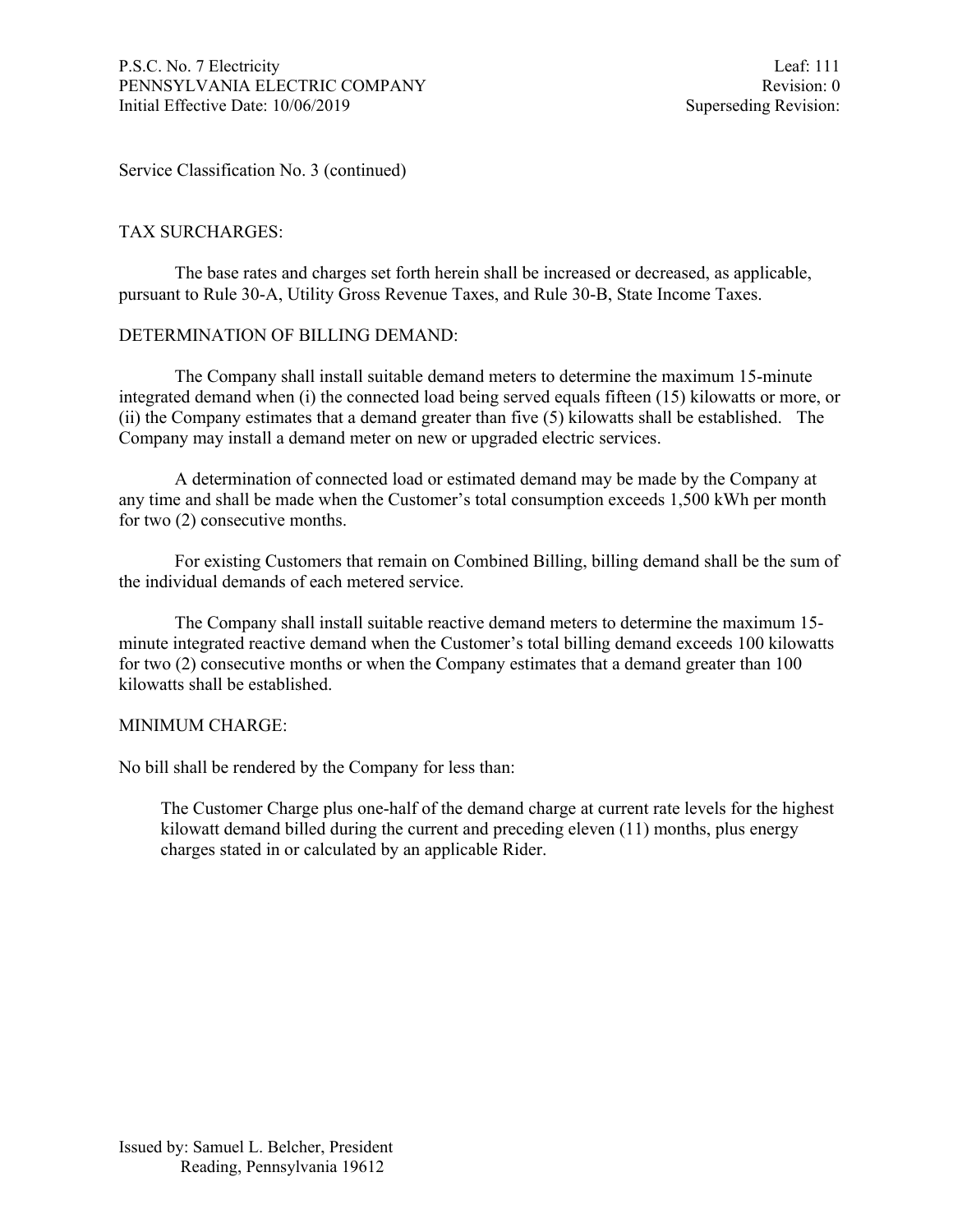Service Classification No. 3 (continued)

## TAX SURCHARGES:

The base rates and charges set forth herein shall be increased or decreased, as applicable, pursuant to Rule 30-A, Utility Gross Revenue Taxes, and Rule 30-B, State Income Taxes.

## DETERMINATION OF BILLING DEMAND:

The Company shall install suitable demand meters to determine the maximum 15-minute integrated demand when (i) the connected load being served equals fifteen (15) kilowatts or more, or (ii) the Company estimates that a demand greater than five (5) kilowatts shall be established. The Company may install a demand meter on new or upgraded electric services.

A determination of connected load or estimated demand may be made by the Company at any time and shall be made when the Customer's total consumption exceeds 1,500 kWh per month for two (2) consecutive months.

For existing Customers that remain on Combined Billing, billing demand shall be the sum of the individual demands of each metered service.

The Company shall install suitable reactive demand meters to determine the maximum 15-minute integrated reactive demand when the Customer's total billing demand exceeds 100 kilowatts for two (2) consecutive months or when the Company estimates that a demand greater than 100 kilowatts shall be established.

## MINIMUM CHARGE:

No bill shall be rendered by the Company for less than:

> The Customer Charge plus one-half of the demand charge at current rate levels for the highest kilowatt demand billed during the current and preceding eleven (11) months, plus energy charges stated in or calculated by an applicable Rider.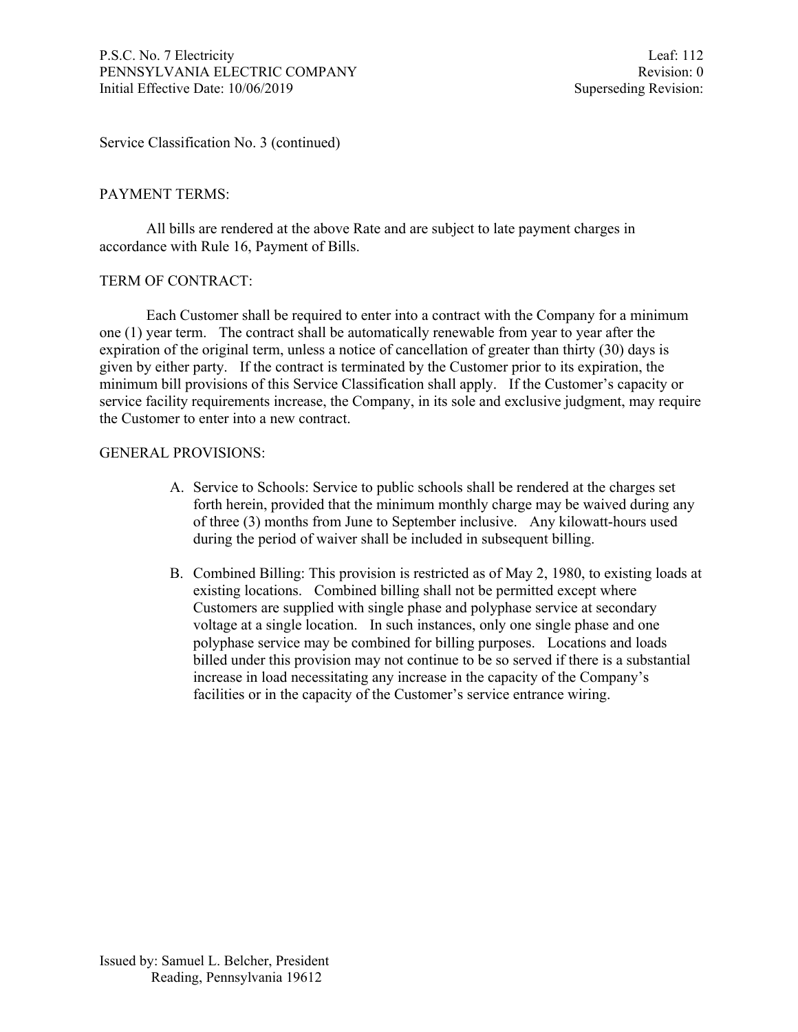Service Classification No. 3 (continued)

## PAYMENT TERMS:

All bills are rendered at the above Rate and are subject to late payment charges in accordance with Rule 16, Payment of Bills.

## TERM OF CONTRACT:

Each Customer shall be required to enter into a contract with the Company for a minimum one (1) year term. The contract shall be automatically renewable from year to year after the expiration of the original term, unless a notice of cancellation of greater than thirty (30) days is given by either party. If the contract is terminated by the Customer prior to its expiration, the minimum bill provisions of this Service Classification shall apply. If the Customer's capacity or service facility requirements increase, the Company, in its sole and exclusive judgment, may require the Customer to enter into a new contract.

## GENERAL PROVISIONS:

A. Service to Schools: Service to public schools shall be rendered at the charges set forth herein, provided that the minimum monthly charge may be waived during any of three (3) months from June to September inclusive. Any kilowatt-hours used during the period of waiver shall be included in subsequent billing.

B. Combined Billing: This provision is restricted as of May 2, 1980, to existing loads at existing locations. Combined billing shall not be permitted except where Customers are supplied with single phase and polyphase service at secondary voltage at a single location. In such instances, only one single phase and one polyphase service may be combined for billing purposes. Locations and loads billed under this provision may not continue to be so served if there is a substantial increase in load necessitating any increase in the capacity of the Company's facilities or in the capacity of the Customer's service entrance wiring.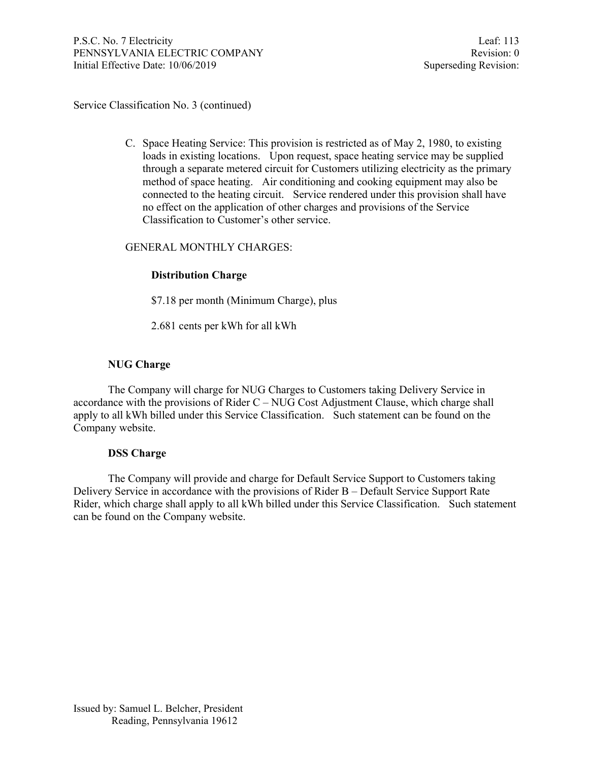Service Classification No. 3 (continued)

C. Space Heating Service: This provision is restricted as of May 2, 1980, to existing loads in existing locations. Upon request, space heating service may be supplied through a separate metered circuit for Customers utilizing electricity as the primary method of space heating. Air conditioning and cooking equipment may also be connected to the heating circuit. Service rendered under this provision shall have no effect on the application of other charges and provisions of the Service Classification to Customer's other service.

GENERAL MONTHLY CHARGES:

**Distribution Charge**

$7.18 per month (Minimum Charge), plus

2.681 cents per kWh for all kWh

**NUG Charge**

The Company will charge for NUG Charges to Customers taking Delivery Service in accordance with the provisions of Rider C – NUG Cost Adjustment Clause, which charge shall apply to all kWh billed under this Service Classification. Such statement can be found on the Company website.

**DSS Charge**

The Company will provide and charge for Default Service Support to Customers taking Delivery Service in accordance with the provisions of Rider B – Default Service Support Rate Rider, which charge shall apply to all kWh billed under this Service Classification. Such statement can be found on the Company website.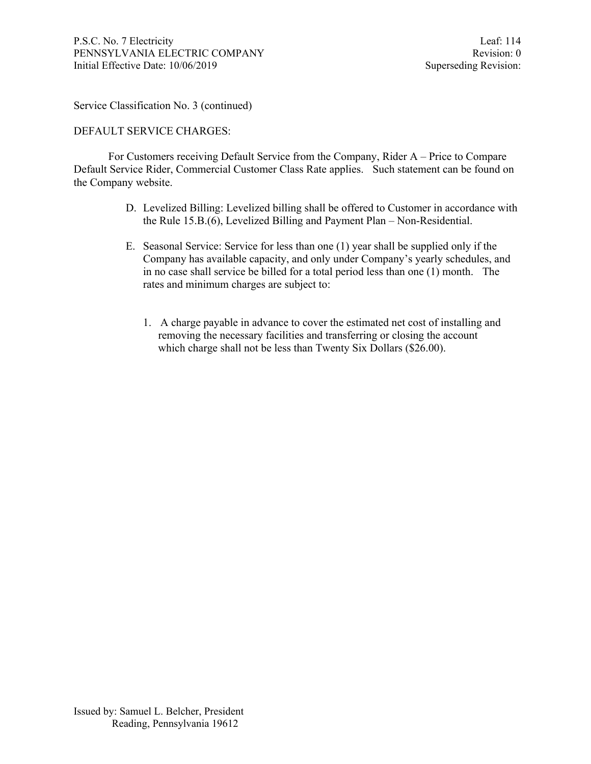Service Classification No. 3 (continued)

DEFAULT SERVICE CHARGES:

For Customers receiving Default Service from the Company, Rider A – Price to Compare Default Service Rider, Commercial Customer Class Rate applies. Such statement can be found on the Company website.

D. Levelized Billing: Levelized billing shall be offered to Customer in accordance with the Rule 15.B.(6), Levelized Billing and Payment Plan – Non-Residential.

E. Seasonal Service: Service for less than one (1) year shall be supplied only if the Company has available capacity, and only under Company's yearly schedules, and in no case shall service be billed for a total period less than one (1) month. The rates and minimum charges are subject to:

   1. A charge payable in advance to cover the estimated net cost of installing and removing the necessary facilities and transferring or closing the account which charge shall not be less than Twenty Six Dollars ($26.00).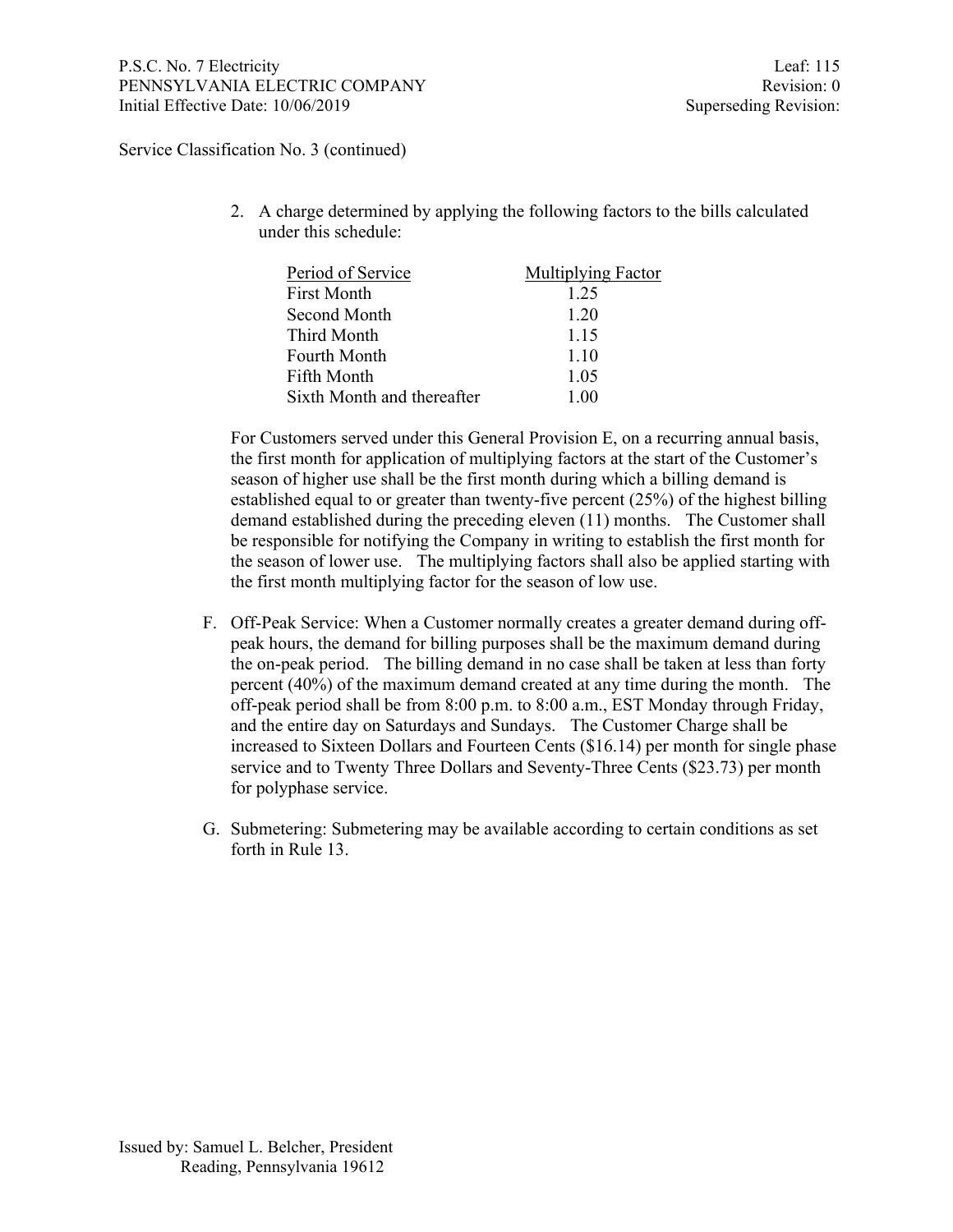Service Classification No. 3 (continued)

2. A charge determined by applying the following factors to the bills calculated under this schedule:

| Period of Service | Multiplying Factor |
|---|---|
| First Month | 1.25 |
| Second Month | 1.20 |
| Third Month | 1.15 |
| Fourth Month | 1.10 |
| Fifth Month | 1.05 |
| Sixth Month and thereafter | 1.00 |

For Customers served under this General Provision E, on a recurring annual basis, the first month for application of multiplying factors at the start of the Customer's season of higher use shall be the first month during which a billing demand is established equal to or greater than twenty-five percent (25%) of the highest billing demand established during the preceding eleven (11) months. The Customer shall be responsible for notifying the Company in writing to establish the first month for the season of lower use. The multiplying factors shall also be applied starting with the first month multiplying factor for the season of low use.

F. Off-Peak Service: When a Customer normally creates a greater demand during off-peak hours, the demand for billing purposes shall be the maximum demand during the on-peak period. The billing demand in no case shall be taken at less than forty percent (40%) of the maximum demand created at any time during the month. The off-peak period shall be from 8:00 p.m. to 8:00 a.m., EST Monday through Friday, and the entire day on Saturdays and Sundays. The Customer Charge shall be increased to Sixteen Dollars and Fourteen Cents ($16.14) per month for single phase service and to Twenty Three Dollars and Seventy-Three Cents ($23.73) per month for polyphase service.

G. Submetering: Submetering may be available according to certain conditions as set forth in Rule 13.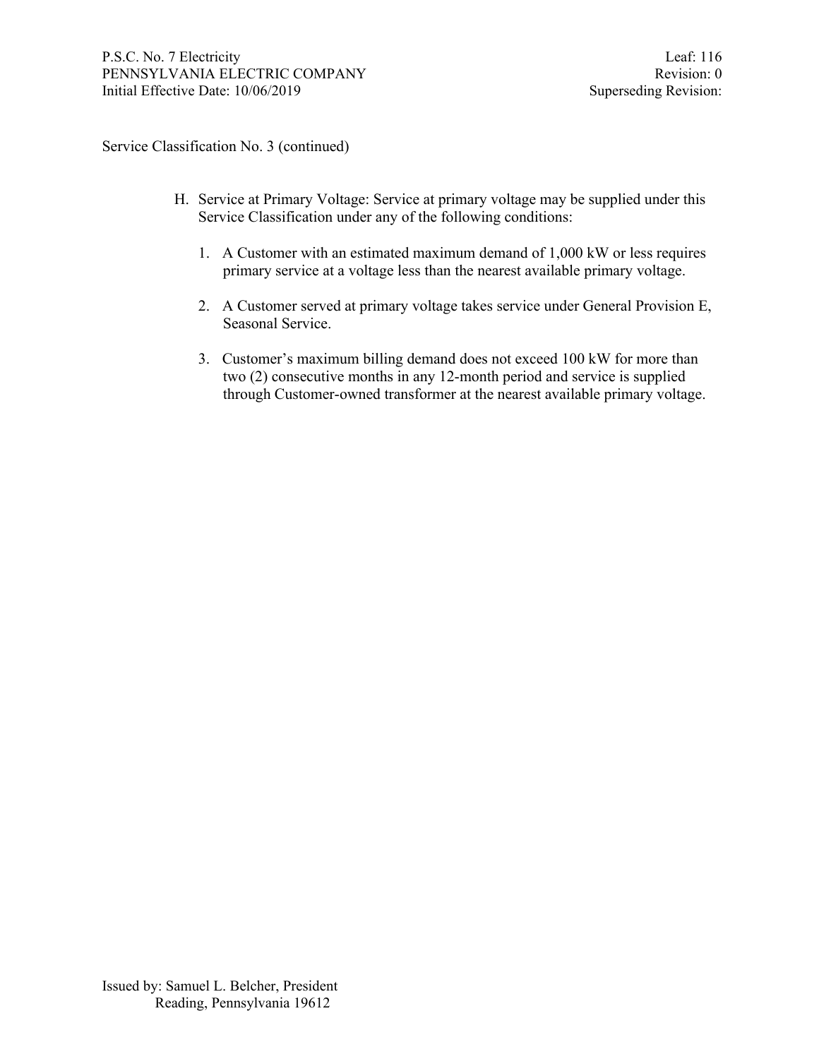Service Classification No. 3 (continued)

H. Service at Primary Voltage: Service at primary voltage may be supplied under this Service Classification under any of the following conditions:

   1. A Customer with an estimated maximum demand of 1,000 kW or less requires primary service at a voltage less than the nearest available primary voltage.

   2. A Customer served at primary voltage takes service under General Provision E, Seasonal Service.

   3. Customer's maximum billing demand does not exceed 100 kW for more than two (2) consecutive months in any 12-month period and service is supplied through Customer-owned transformer at the nearest available primary voltage.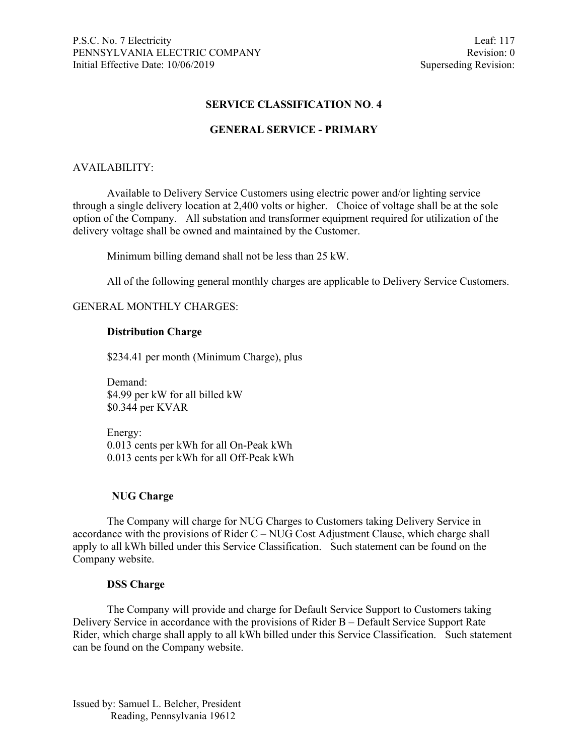## SERVICE CLASSIFICATION NO. 4

## GENERAL SERVICE - PRIMARY

AVAILABILITY:

Available to Delivery Service Customers using electric power and/or lighting service through a single delivery location at 2,400 volts or higher. Choice of voltage shall be at the sole option of the Company. All substation and transformer equipment required for utilization of the delivery voltage shall be owned and maintained by the Customer.

Minimum billing demand shall not be less than 25 kW.

All of the following general monthly charges are applicable to Delivery Service Customers.

GENERAL MONTHLY CHARGES:

**Distribution Charge**

$234.41 per month (Minimum Charge), plus

Demand:
$4.99 per kW for all billed kW
$0.344 per KVAR

Energy:
0.013 cents per kWh for all On-Peak kWh
0.013 cents per kWh for all Off-Peak kWh

**NUG Charge**

The Company will charge for NUG Charges to Customers taking Delivery Service in accordance with the provisions of Rider C – NUG Cost Adjustment Clause, which charge shall apply to all kWh billed under this Service Classification. Such statement can be found on the Company website.

**DSS Charge**

The Company will provide and charge for Default Service Support to Customers taking Delivery Service in accordance with the provisions of Rider B – Default Service Support Rate Rider, which charge shall apply to all kWh billed under this Service Classification. Such statement can be found on the Company website.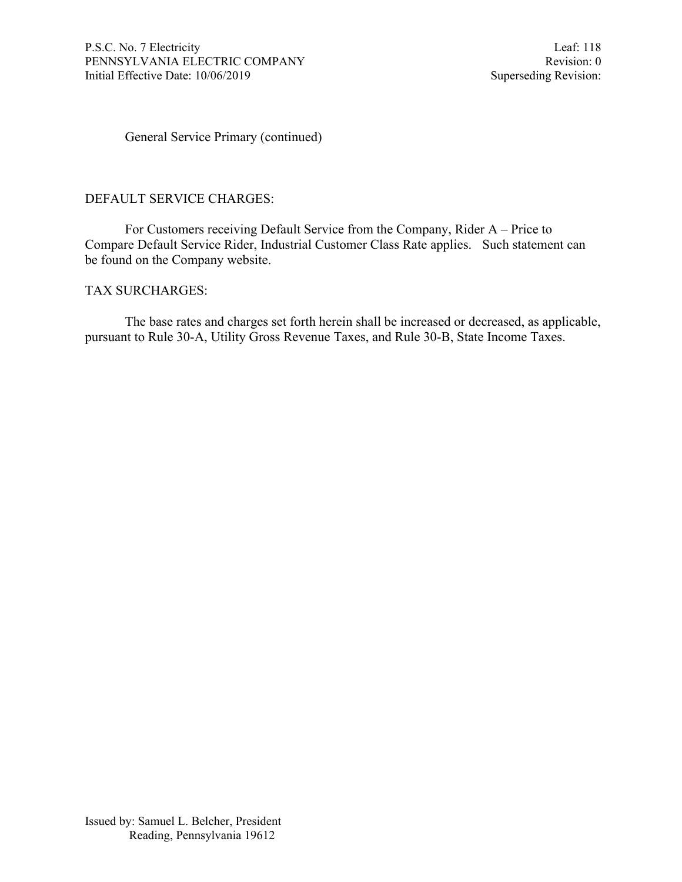General Service Primary (continued)

## DEFAULT SERVICE CHARGES:

For Customers receiving Default Service from the Company, Rider A – Price to Compare Default Service Rider, Industrial Customer Class Rate applies. Such statement can be found on the Company website.

## TAX SURCHARGES:

The base rates and charges set forth herein shall be increased or decreased, as applicable, pursuant to Rule 30-A, Utility Gross Revenue Taxes, and Rule 30-B, State Income Taxes.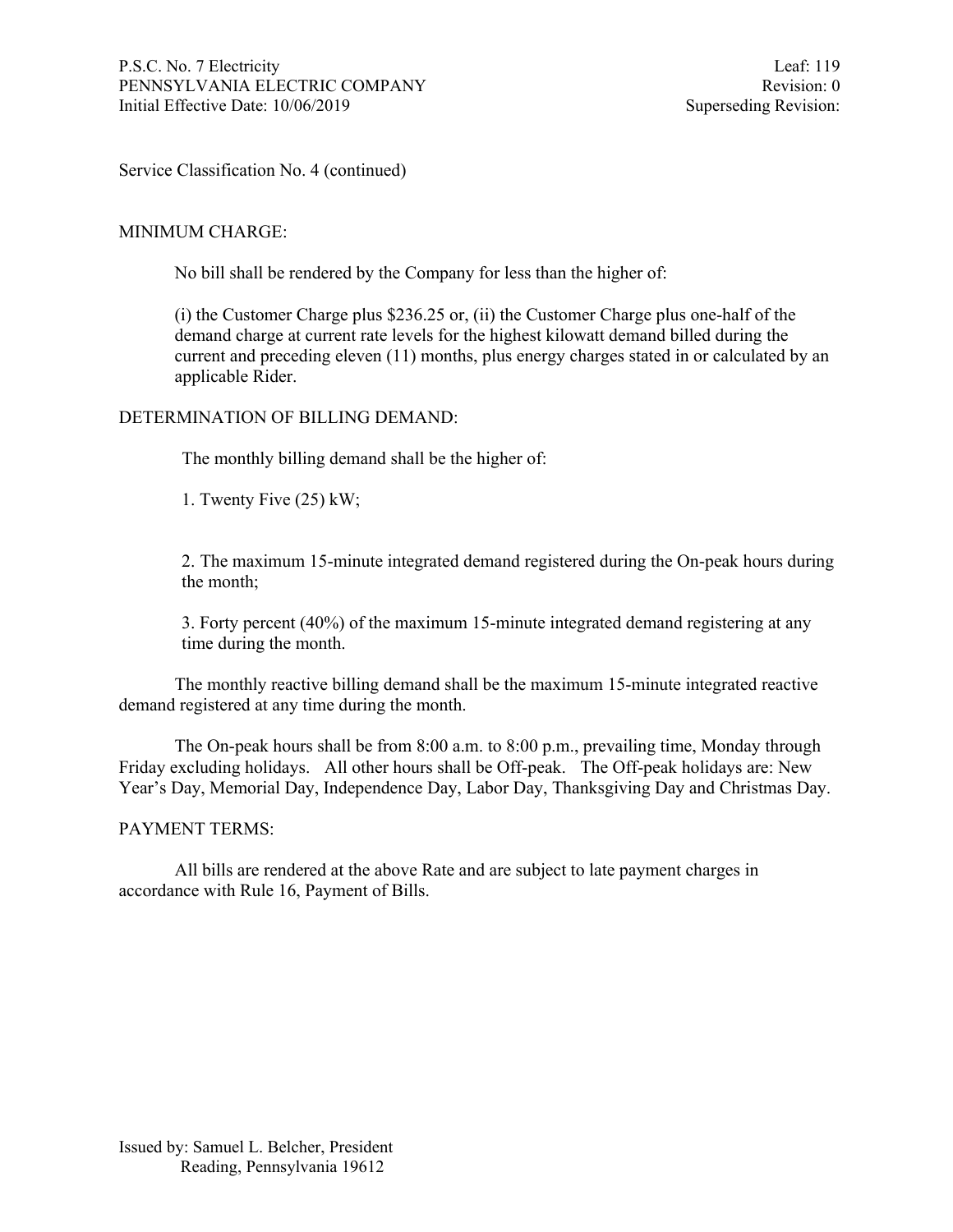Service Classification No. 4 (continued)

MINIMUM CHARGE:

No bill shall be rendered by the Company for less than the higher of:

(i) the Customer Charge plus $236.25 or, (ii) the Customer Charge plus one-half of the demand charge at current rate levels for the highest kilowatt demand billed during the current and preceding eleven (11) months, plus energy charges stated in or calculated by an applicable Rider.

DETERMINATION OF BILLING DEMAND:

The monthly billing demand shall be the higher of:

1. Twenty Five (25) kW;

2. The maximum 15-minute integrated demand registered during the On-peak hours during the month;

3. Forty percent (40%) of the maximum 15-minute integrated demand registering at any time during the month.

The monthly reactive billing demand shall be the maximum 15-minute integrated reactive demand registered at any time during the month.

The On-peak hours shall be from 8:00 a.m. to 8:00 p.m., prevailing time, Monday through Friday excluding holidays. All other hours shall be Off-peak. The Off-peak holidays are: New Year's Day, Memorial Day, Independence Day, Labor Day, Thanksgiving Day and Christmas Day.

PAYMENT TERMS:

All bills are rendered at the above Rate and are subject to late payment charges in accordance with Rule 16, Payment of Bills.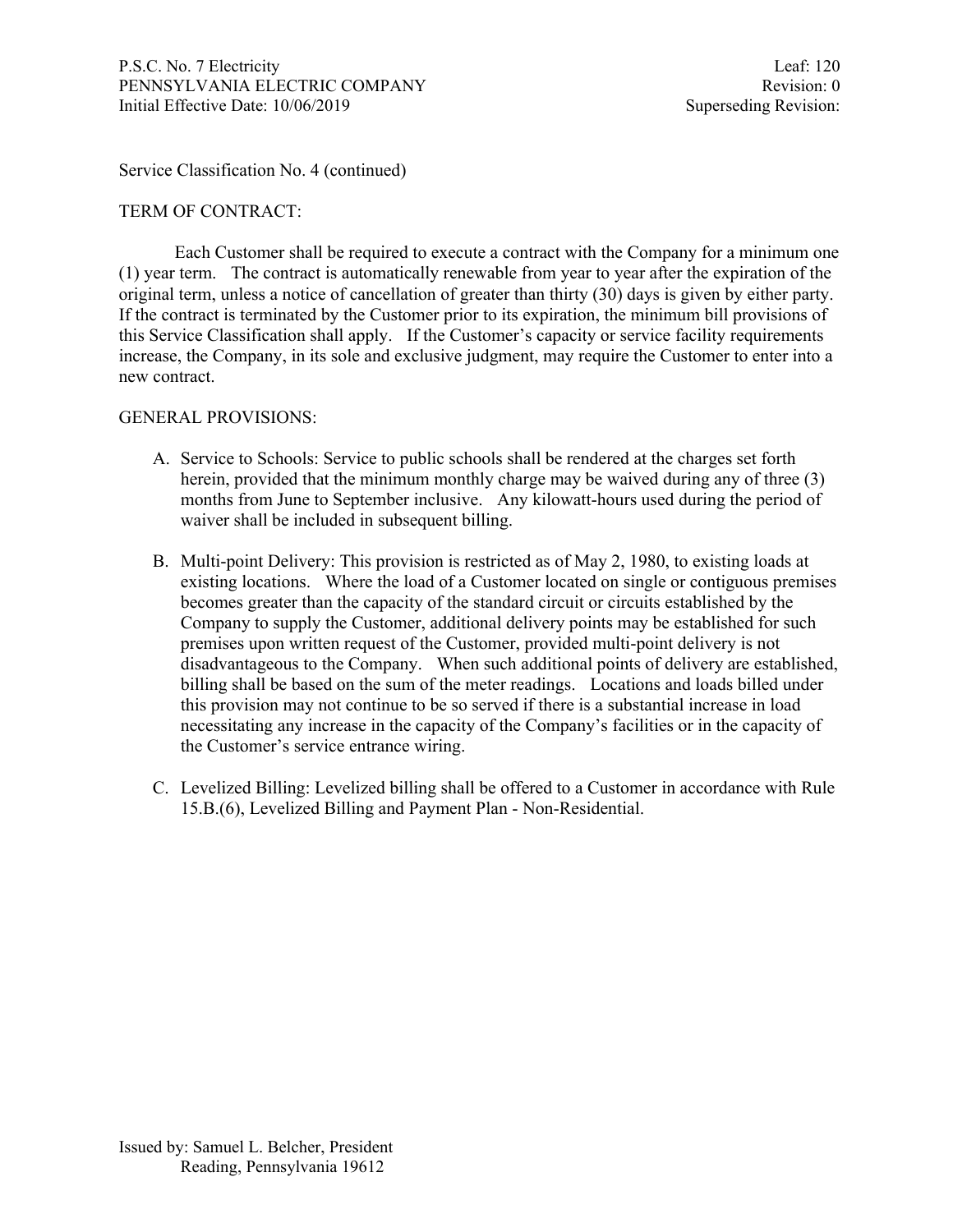Service Classification No. 4 (continued)

TERM OF CONTRACT:

Each Customer shall be required to execute a contract with the Company for a minimum one (1) year term. The contract is automatically renewable from year to year after the expiration of the original term, unless a notice of cancellation of greater than thirty (30) days is given by either party. If the contract is terminated by the Customer prior to its expiration, the minimum bill provisions of this Service Classification shall apply. If the Customer's capacity or service facility requirements increase, the Company, in its sole and exclusive judgment, may require the Customer to enter into a new contract.

GENERAL PROVISIONS:

A. Service to Schools: Service to public schools shall be rendered at the charges set forth herein, provided that the minimum monthly charge may be waived during any of three (3) months from June to September inclusive. Any kilowatt-hours used during the period of waiver shall be included in subsequent billing.

B. Multi-point Delivery: This provision is restricted as of May 2, 1980, to existing loads at existing locations. Where the load of a Customer located on single or contiguous premises becomes greater than the capacity of the standard circuit or circuits established by the Company to supply the Customer, additional delivery points may be established for such premises upon written request of the Customer, provided multi-point delivery is not disadvantageous to the Company. When such additional points of delivery are established, billing shall be based on the sum of the meter readings. Locations and loads billed under this provision may not continue to be so served if there is a substantial increase in load necessitating any increase in the capacity of the Company's facilities or in the capacity of the Customer's service entrance wiring.

C. Levelized Billing: Levelized billing shall be offered to a Customer in accordance with Rule 15.B.(6), Levelized Billing and Payment Plan - Non-Residential.

Issued by: Samuel L. Belcher, President
Reading, Pennsylvania 19612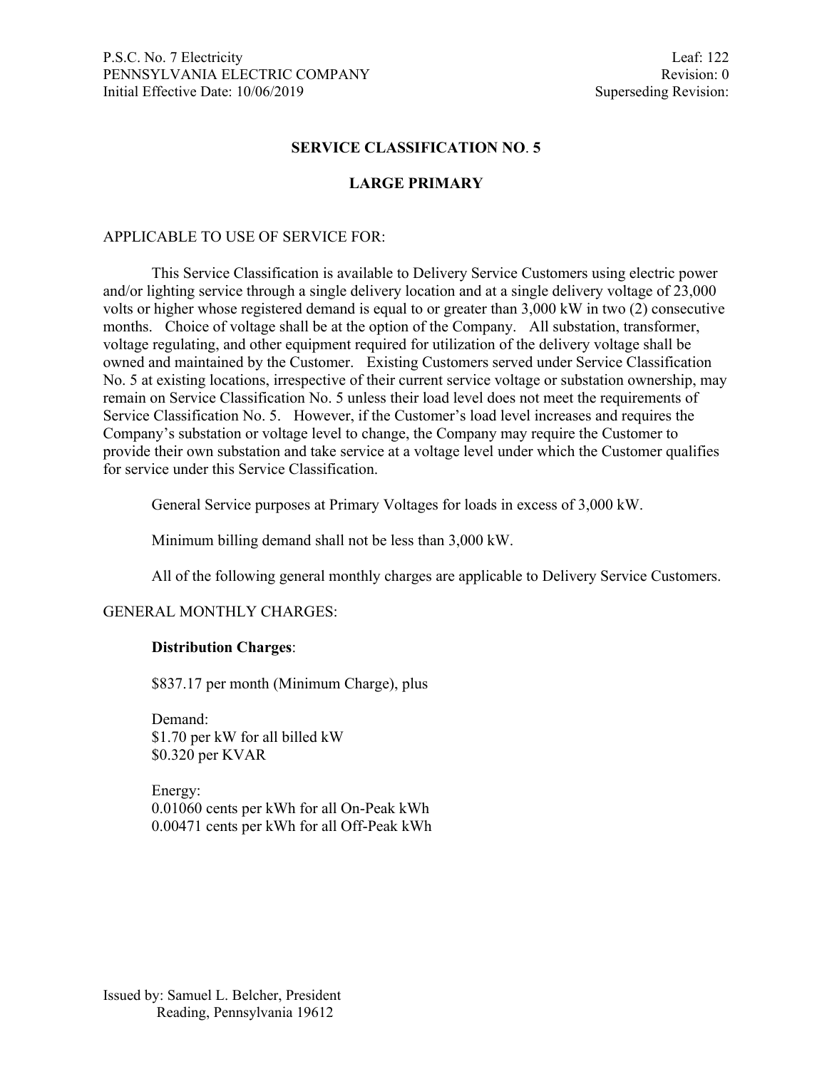P.S.C. No. 7 Electricity
PENNSYLVANIA ELECTRIC COMPANY
Initial Effective Date: 10/06/2019

Leaf: 122
Revision: 0
Superseding Revision:

## SERVICE CLASSIFICATION NO. 5

## LARGE PRIMARY

APPLICABLE TO USE OF SERVICE FOR:

This Service Classification is available to Delivery Service Customers using electric power and/or lighting service through a single delivery location and at a single delivery voltage of 23,000 volts or higher whose registered demand is equal to or greater than 3,000 kW in two (2) consecutive months. Choice of voltage shall be at the option of the Company. All substation, transformer, voltage regulating, and other equipment required for utilization of the delivery voltage shall be owned and maintained by the Customer. Existing Customers served under Service Classification No. 5 at existing locations, irrespective of their current service voltage or substation ownership, may remain on Service Classification No. 5 unless their load level does not meet the requirements of Service Classification No. 5. However, if the Customer's load level increases and requires the Company's substation or voltage level to change, the Company may require the Customer to provide their own substation and take service at a voltage level under which the Customer qualifies for service under this Service Classification.

General Service purposes at Primary Voltages for loads in excess of 3,000 kW.

Minimum billing demand shall not be less than 3,000 kW.

All of the following general monthly charges are applicable to Delivery Service Customers.

GENERAL MONTHLY CHARGES:

**Distribution Charges**:

$837.17 per month (Minimum Charge), plus

Demand:
$1.70 per kW for all billed kW
$0.320 per KVAR

Energy:
0.01060 cents per kWh for all On-Peak kWh
0.00471 cents per kWh for all Off-Peak kWh

Issued by: Samuel L. Belcher, President
Reading, Pennsylvania 19612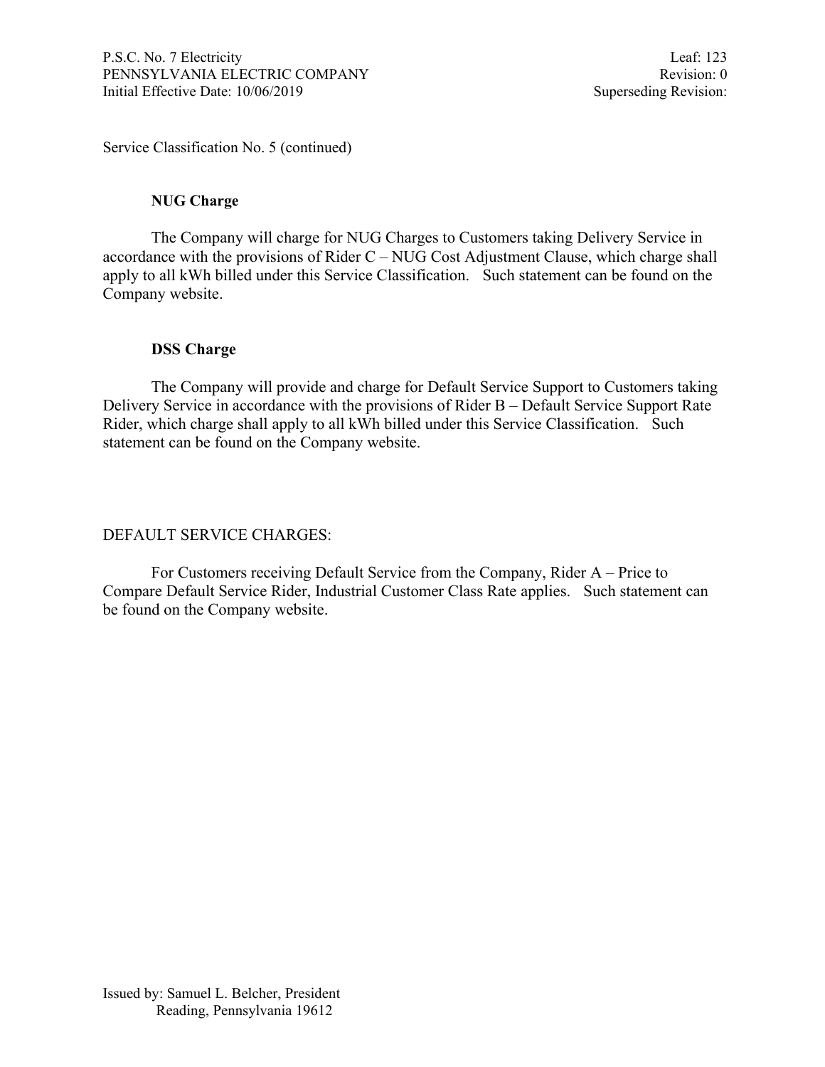Service Classification No. 5 (continued)

**NUG Charge**

The Company will charge for NUG Charges to Customers taking Delivery Service in accordance with the provisions of Rider C – NUG Cost Adjustment Clause, which charge shall apply to all kWh billed under this Service Classification. Such statement can be found on the Company website.

**DSS Charge**

The Company will provide and charge for Default Service Support to Customers taking Delivery Service in accordance with the provisions of Rider B – Default Service Support Rate Rider, which charge shall apply to all kWh billed under this Service Classification. Such statement can be found on the Company website.

DEFAULT SERVICE CHARGES:

For Customers receiving Default Service from the Company, Rider A – Price to Compare Default Service Rider, Industrial Customer Class Rate applies. Such statement can be found on the Company website.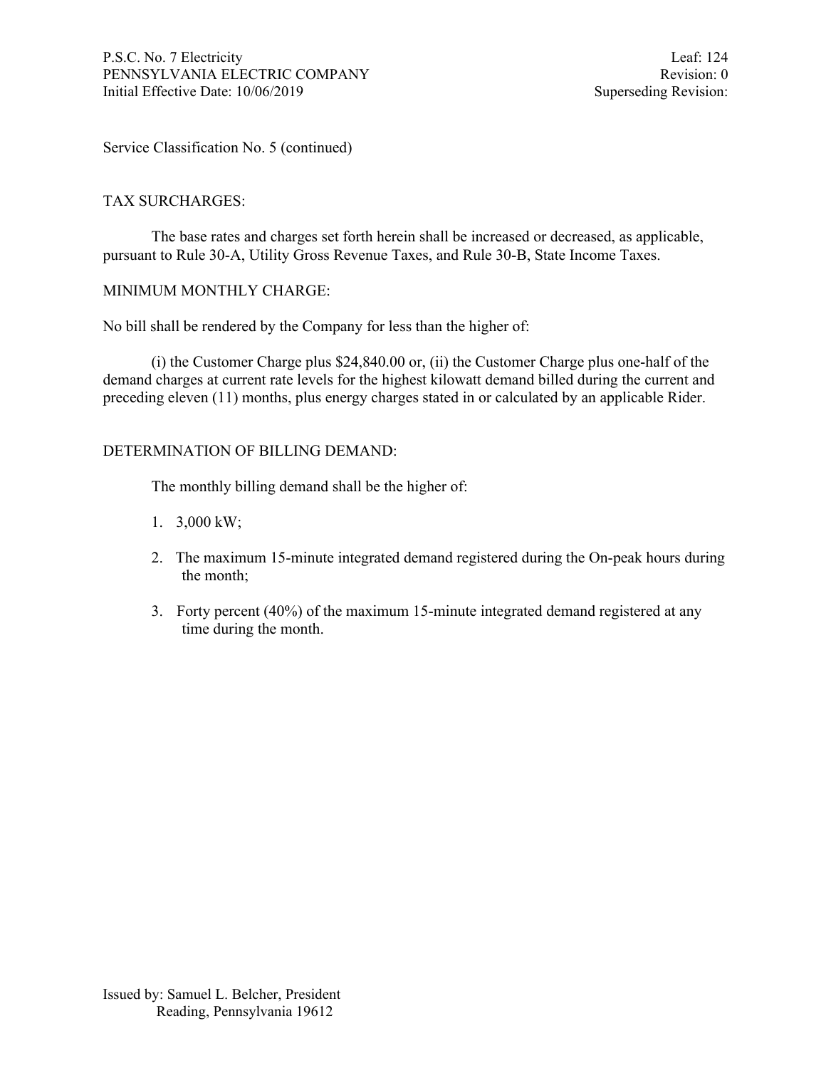Service Classification No. 5 (continued)

TAX SURCHARGES:

The base rates and charges set forth herein shall be increased or decreased, as applicable, pursuant to Rule 30-A, Utility Gross Revenue Taxes, and Rule 30-B, State Income Taxes.

MINIMUM MONTHLY CHARGE:

No bill shall be rendered by the Company for less than the higher of:

(i) the Customer Charge plus $24,840.00 or, (ii) the Customer Charge plus one-half of the demand charges at current rate levels for the highest kilowatt demand billed during the current and preceding eleven (11) months, plus energy charges stated in or calculated by an applicable Rider.

DETERMINATION OF BILLING DEMAND:

The monthly billing demand shall be the higher of:

1. 3,000 kW;
2. The maximum 15-minute integrated demand registered during the On-peak hours during the month;
3. Forty percent (40%) of the maximum 15-minute integrated demand registered at any time during the month.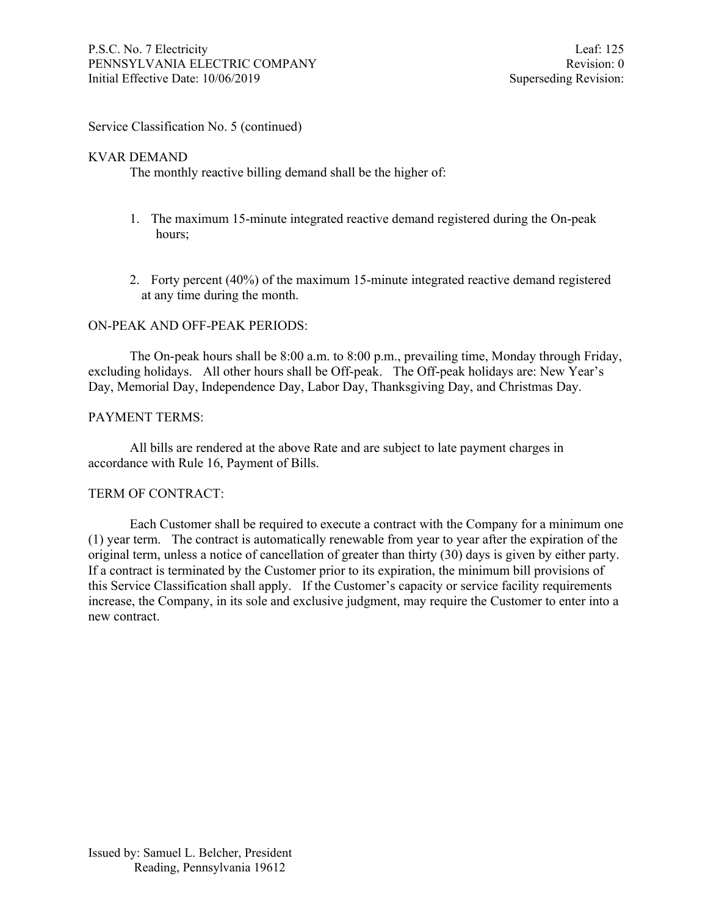Service Classification No. 5 (continued)

KVAR DEMAND

The monthly reactive billing demand shall be the higher of:

1. The maximum 15-minute integrated reactive demand registered during the On-peak hours;

2. Forty percent (40%) of the maximum 15-minute integrated reactive demand registered at any time during the month.

ON-PEAK AND OFF-PEAK PERIODS:

The On-peak hours shall be 8:00 a.m. to 8:00 p.m., prevailing time, Monday through Friday, excluding holidays. All other hours shall be Off-peak. The Off-peak holidays are: New Year's Day, Memorial Day, Independence Day, Labor Day, Thanksgiving Day, and Christmas Day.

PAYMENT TERMS:

All bills are rendered at the above Rate and are subject to late payment charges in accordance with Rule 16, Payment of Bills.

TERM OF CONTRACT:

Each Customer shall be required to execute a contract with the Company for a minimum one (1) year term. The contract is automatically renewable from year to year after the expiration of the original term, unless a notice of cancellation of greater than thirty (30) days is given by either party. If a contract is terminated by the Customer prior to its expiration, the minimum bill provisions of this Service Classification shall apply. If the Customer's capacity or service facility requirements increase, the Company, in its sole and exclusive judgment, may require the Customer to enter into a new contract.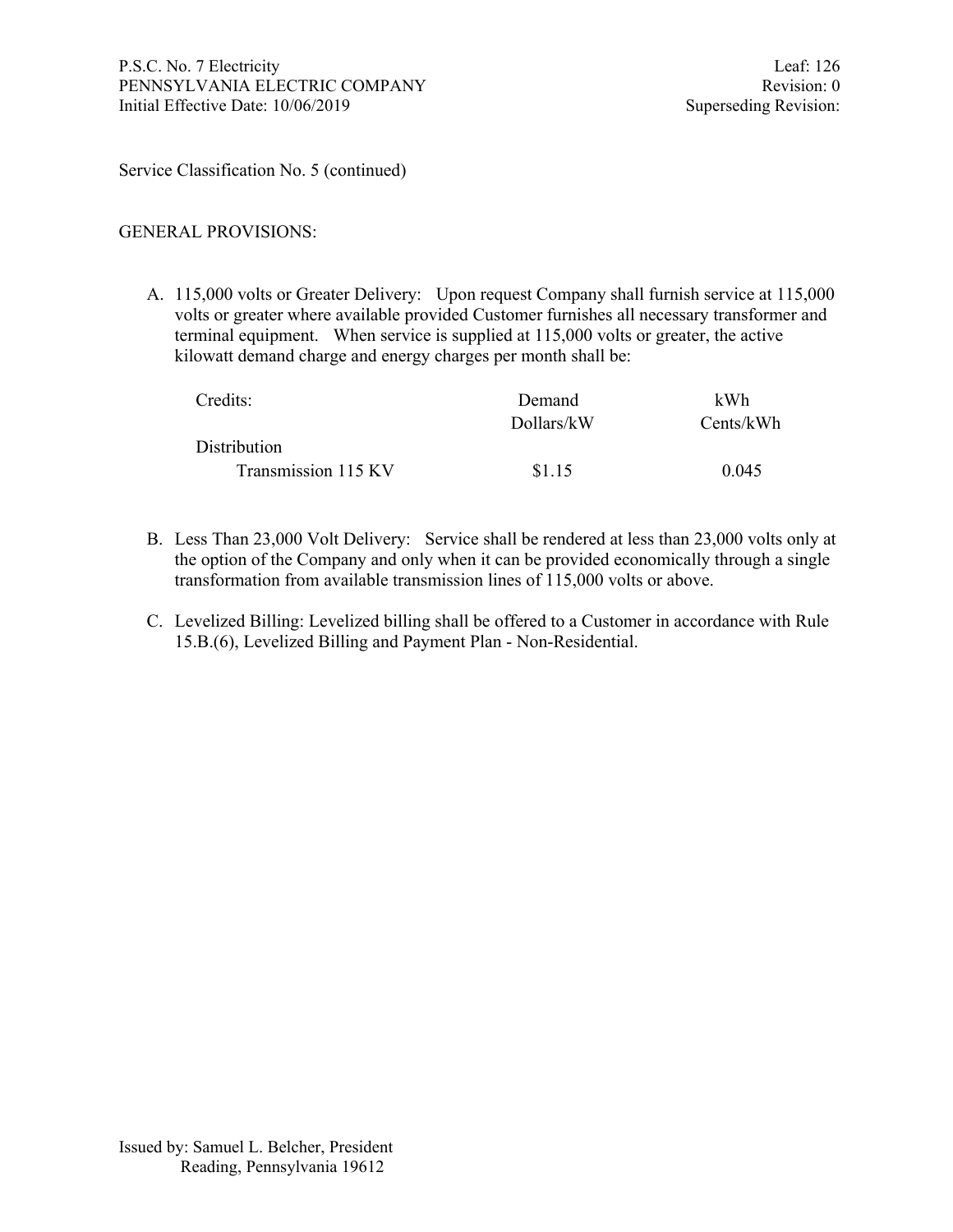Service Classification No. 5 (continued)

GENERAL PROVISIONS:

A. 115,000 volts or Greater Delivery: Upon request Company shall furnish service at 115,000 volts or greater where available provided Customer furnishes all necessary transformer and terminal equipment. When service is supplied at 115,000 volts or greater, the active kilowatt demand charge and energy charges per month shall be:

| Credits: | Demand Dollars/kW | kWh Cents/kWh |
|---|---|---|
| Distribution | | |
| Transmission 115 KV | $1.15 | 0.045 |

B. Less Than 23,000 Volt Delivery: Service shall be rendered at less than 23,000 volts only at the option of the Company and only when it can be provided economically through a single transformation from available transmission lines of 115,000 volts or above.

C. Levelized Billing: Levelized billing shall be offered to a Customer in accordance with Rule 15.B.(6), Levelized Billing and Payment Plan - Non-Residential.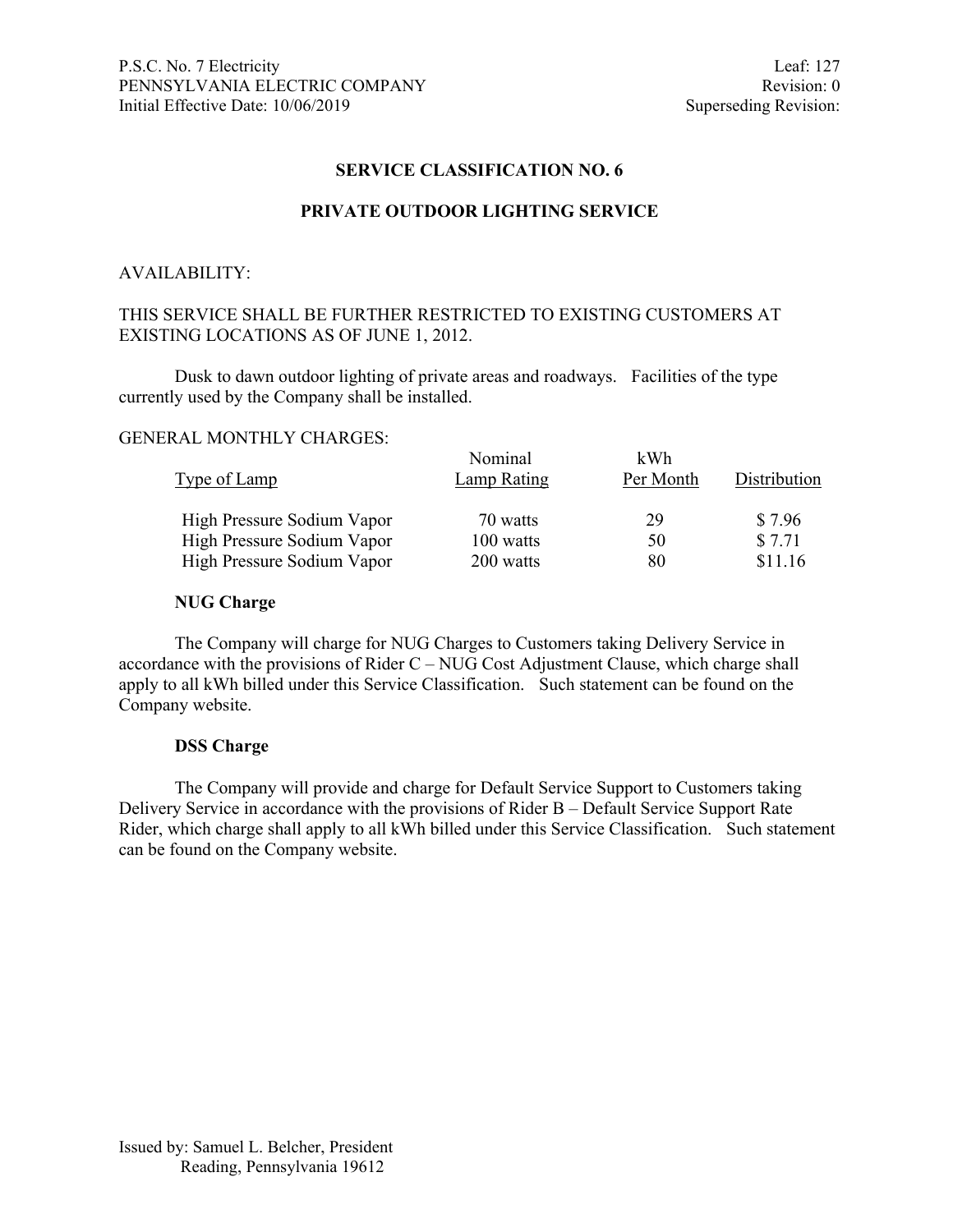## SERVICE CLASSIFICATION NO. 6

## PRIVATE OUTDOOR LIGHTING SERVICE

AVAILABILITY:

THIS SERVICE SHALL BE FURTHER RESTRICTED TO EXISTING CUSTOMERS AT EXISTING LOCATIONS AS OF JUNE 1, 2012.

Dusk to dawn outdoor lighting of private areas and roadways. Facilities of the type currently used by the Company shall be installed.

GENERAL MONTHLY CHARGES:

| Type of Lamp | Nominal Lamp Rating | kWh Per Month | Distribution |
|---|---|---|---|
| High Pressure Sodium Vapor | 70 watts | 29 | $ 7.96 |
| High Pressure Sodium Vapor | 100 watts | 50 | $ 7.71 |
| High Pressure Sodium Vapor | 200 watts | 80 | $11.16 |

**NUG Charge**

The Company will charge for NUG Charges to Customers taking Delivery Service in accordance with the provisions of Rider C – NUG Cost Adjustment Clause, which charge shall apply to all kWh billed under this Service Classification. Such statement can be found on the Company website.

**DSS Charge**

The Company will provide and charge for Default Service Support to Customers taking Delivery Service in accordance with the provisions of Rider B – Default Service Support Rate Rider, which charge shall apply to all kWh billed under this Service Classification. Such statement can be found on the Company website.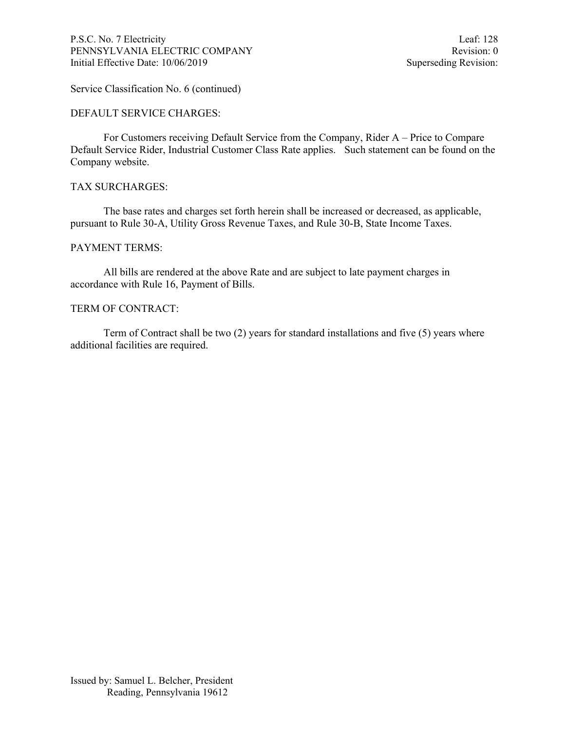Service Classification No. 6 (continued)

## DEFAULT SERVICE CHARGES:

For Customers receiving Default Service from the Company, Rider A – Price to Compare Default Service Rider, Industrial Customer Class Rate applies. Such statement can be found on the Company website.

## TAX SURCHARGES:

The base rates and charges set forth herein shall be increased or decreased, as applicable, pursuant to Rule 30-A, Utility Gross Revenue Taxes, and Rule 30-B, State Income Taxes.

## PAYMENT TERMS:

All bills are rendered at the above Rate and are subject to late payment charges in accordance with Rule 16, Payment of Bills.

## TERM OF CONTRACT:

Term of Contract shall be two (2) years for standard installations and five (5) years where additional facilities are required.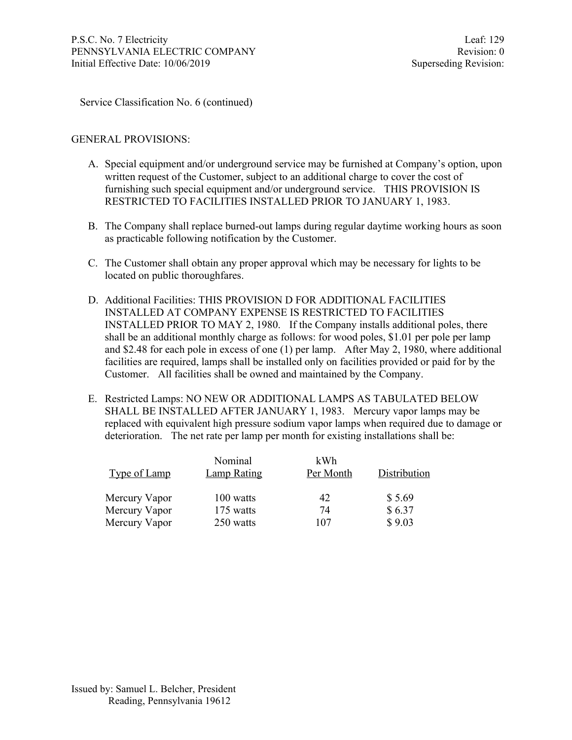Service Classification No. 6 (continued)

GENERAL PROVISIONS:

A. Special equipment and/or underground service may be furnished at Company's option, upon written request of the Customer, subject to an additional charge to cover the cost of furnishing such special equipment and/or underground service. THIS PROVISION IS RESTRICTED TO FACILITIES INSTALLED PRIOR TO JANUARY 1, 1983.

B. The Company shall replace burned-out lamps during regular daytime working hours as soon as practicable following notification by the Customer.

C. The Customer shall obtain any proper approval which may be necessary for lights to be located on public thoroughfares.

D. Additional Facilities: THIS PROVISION D FOR ADDITIONAL FACILITIES INSTALLED AT COMPANY EXPENSE IS RESTRICTED TO FACILITIES INSTALLED PRIOR TO MAY 2, 1980. If the Company installs additional poles, there shall be an additional monthly charge as follows: for wood poles, $1.01 per pole per lamp and $2.48 for each pole in excess of one (1) per lamp. After May 2, 1980, where additional facilities are required, lamps shall be installed only on facilities provided or paid for by the Customer. All facilities shall be owned and maintained by the Company.

E. Restricted Lamps: NO NEW OR ADDITIONAL LAMPS AS TABULATED BELOW SHALL BE INSTALLED AFTER JANUARY 1, 1983. Mercury vapor lamps may be replaced with equivalent high pressure sodium vapor lamps when required due to damage or deterioration. The net rate per lamp per month for existing installations shall be:

| Type of Lamp | Nominal Lamp Rating | kWh Per Month | Distribution |
|---|---|---|---|
| Mercury Vapor | 100 watts | 42 | $ 5.69 |
| Mercury Vapor | 175 watts | 74 | $ 6.37 |
| Mercury Vapor | 250 watts | 107 | $ 9.03 |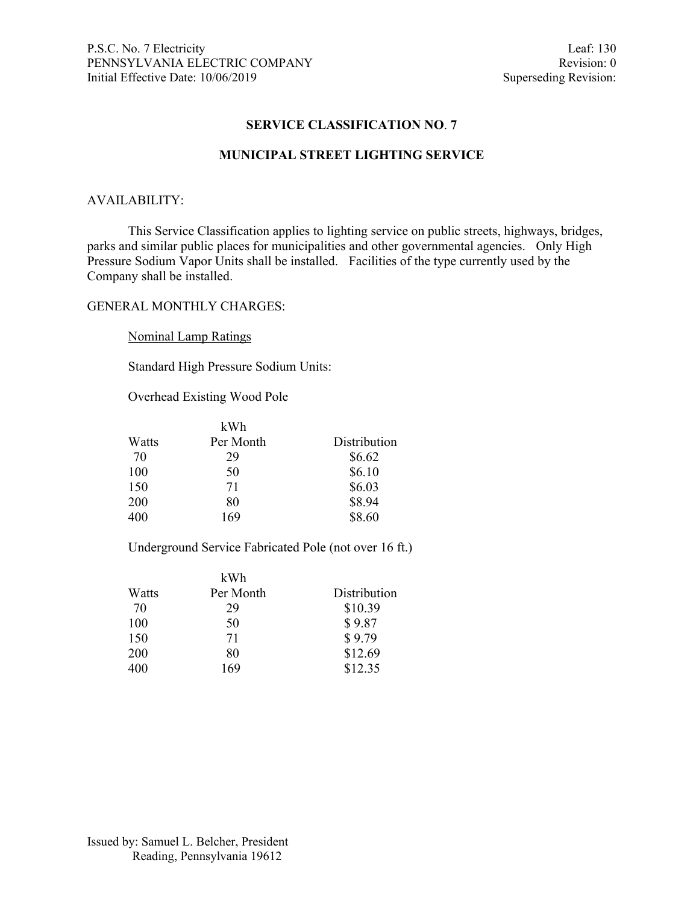## SERVICE CLASSIFICATION NO. 7

## MUNICIPAL STREET LIGHTING SERVICE

AVAILABILITY:

This Service Classification applies to lighting service on public streets, highways, bridges, parks and similar public places for municipalities and other governmental agencies. Only High Pressure Sodium Vapor Units shall be installed. Facilities of the type currently used by the Company shall be installed.

GENERAL MONTHLY CHARGES:

Nominal Lamp Ratings

Standard High Pressure Sodium Units:

Overhead Existing Wood Pole

| Watts | kWh Per Month | Distribution |
|---|---|---|
| 70 | 29 | $6.62 |
| 100 | 50 | $6.10 |
| 150 | 71 | $6.03 |
| 200 | 80 | $8.94 |
| 400 | 169 | $8.60 |

Underground Service Fabricated Pole (not over 16 ft.)

| Watts | kWh Per Month | Distribution |
|---|---|---|
| 70 | 29 | $10.39 |
| 100 | 50 | $ 9.87 |
| 150 | 71 | $ 9.79 |
| 200 | 80 | $12.69 |
| 400 | 169 | $12.35 |

Issued by: Samuel L. Belcher, President
Reading, Pennsylvania 19612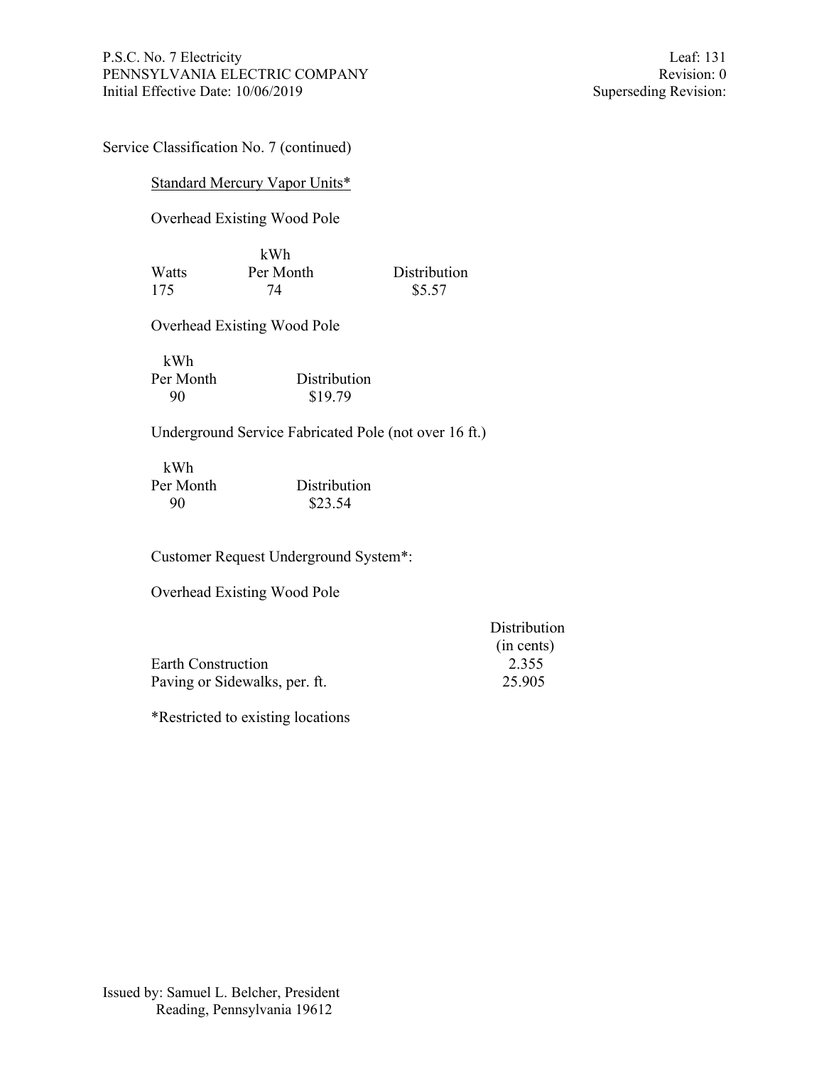Service Classification No. 7 (continued)

<u>Standard Mercury Vapor Units*</u>

Overhead Existing Wood Pole

| Watts | kWh Per Month | Distribution |
|---|---|---|
| 175 | 74 | $5.57 |

Overhead Existing Wood Pole

| kWh Per Month | Distribution |
|---|---|
| 90 | $19.79 |

Underground Service Fabricated Pole (not over 16 ft.)

| kWh Per Month | Distribution |
|---|---|
| 90 | $23.54 |

Customer Request Underground System*:

Overhead Existing Wood Pole

| | Distribution (in cents) |
|---|---|
| Earth Construction | 2.355 |
| Paving or Sidewalks, per. ft. | 25.905 |

*Restricted to existing locations

Issued by: Samuel L. Belcher, President
Reading, Pennsylvania 19612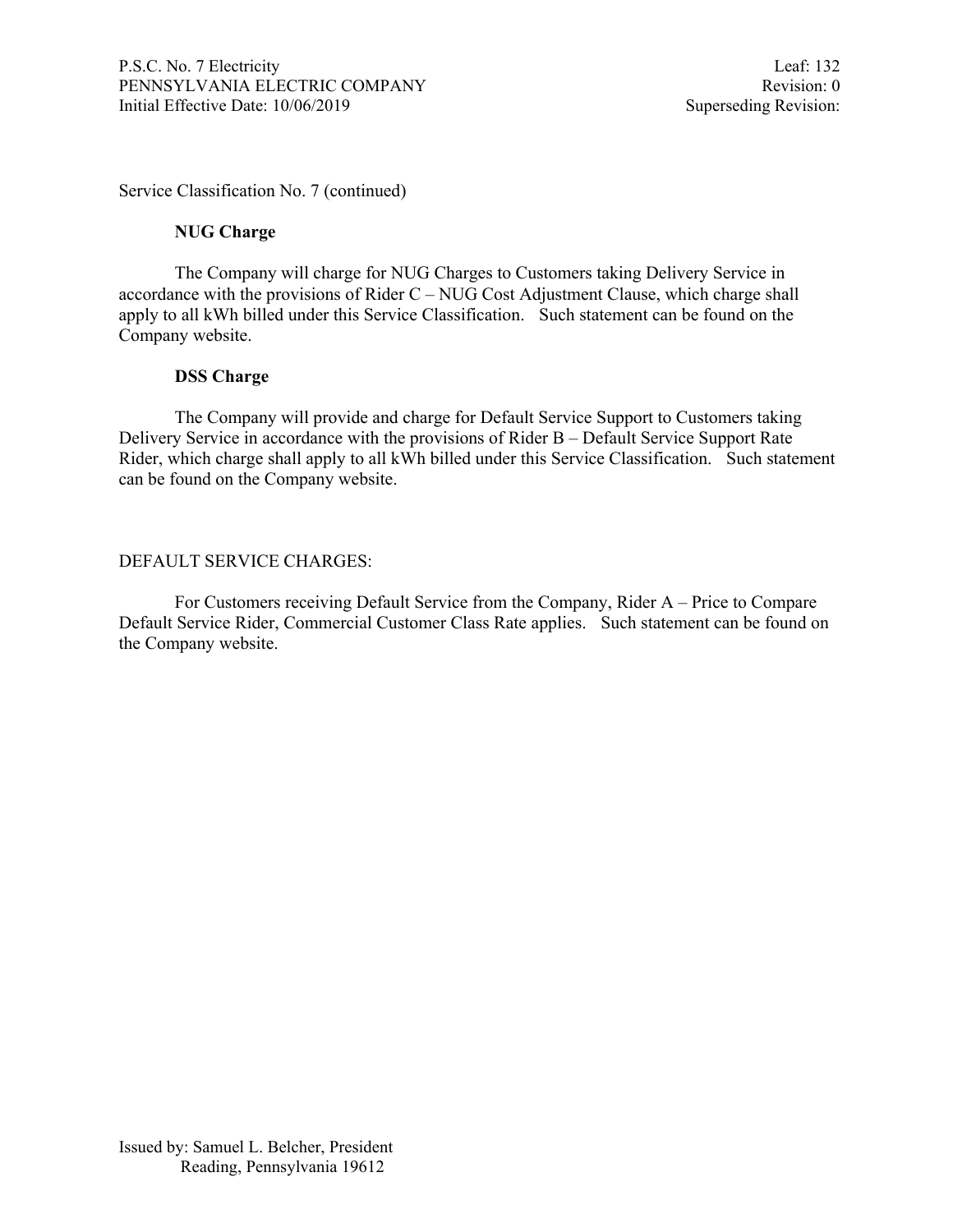Service Classification No. 7 (continued)

**NUG Charge**

The Company will charge for NUG Charges to Customers taking Delivery Service in accordance with the provisions of Rider C – NUG Cost Adjustment Clause, which charge shall apply to all kWh billed under this Service Classification. Such statement can be found on the Company website.

**DSS Charge**

The Company will provide and charge for Default Service Support to Customers taking Delivery Service in accordance with the provisions of Rider B – Default Service Support Rate Rider, which charge shall apply to all kWh billed under this Service Classification. Such statement can be found on the Company website.

DEFAULT SERVICE CHARGES:

For Customers receiving Default Service from the Company, Rider A – Price to Compare Default Service Rider, Commercial Customer Class Rate applies. Such statement can be found on the Company website.

Issued by: Samuel L. Belcher, President
Reading, Pennsylvania 19612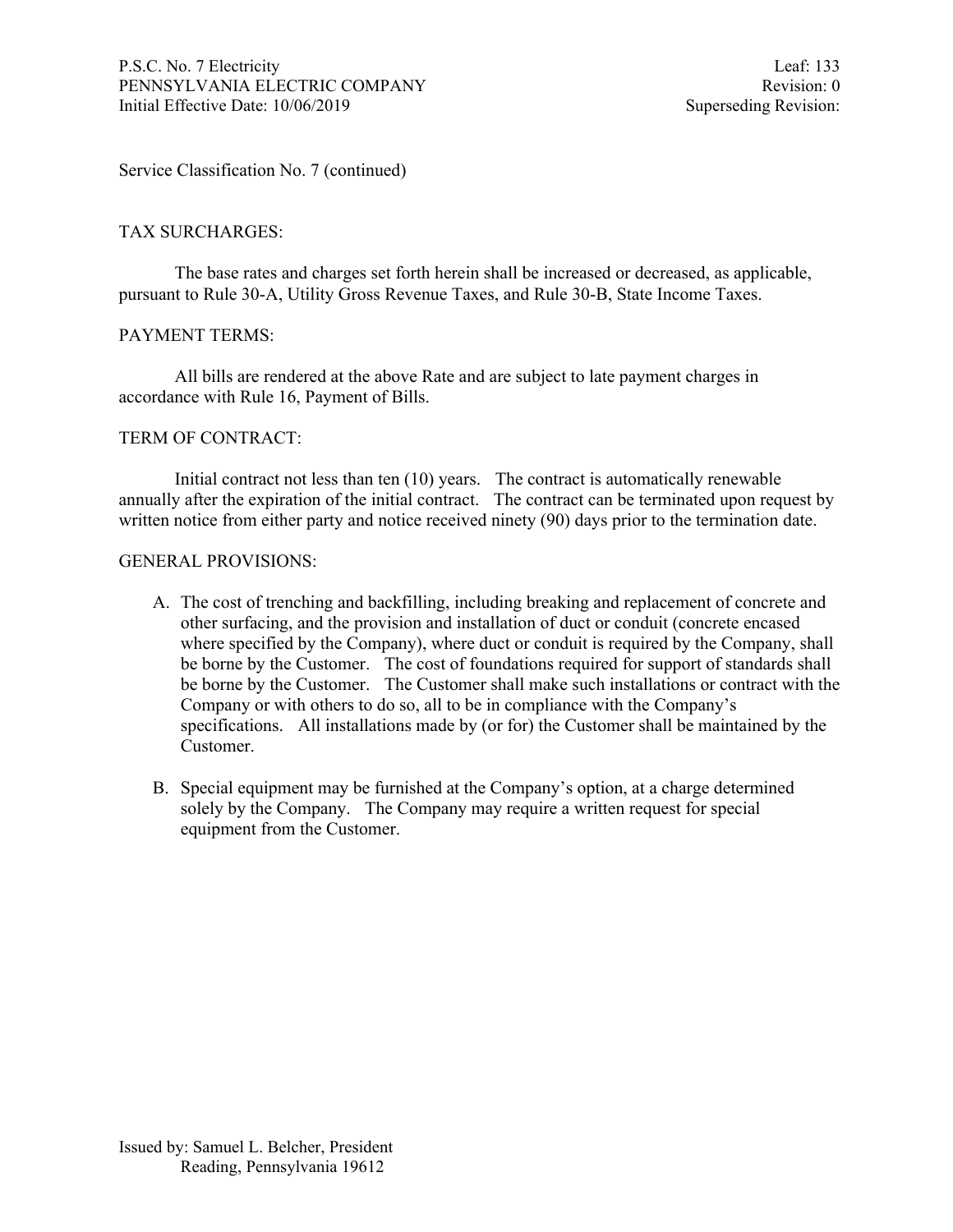Service Classification No. 7 (continued)

TAX SURCHARGES:

The base rates and charges set forth herein shall be increased or decreased, as applicable, pursuant to Rule 30-A, Utility Gross Revenue Taxes, and Rule 30-B, State Income Taxes.

PAYMENT TERMS:

All bills are rendered at the above Rate and are subject to late payment charges in accordance with Rule 16, Payment of Bills.

TERM OF CONTRACT:

Initial contract not less than ten (10) years. The contract is automatically renewable annually after the expiration of the initial contract. The contract can be terminated upon request by written notice from either party and notice received ninety (90) days prior to the termination date.

GENERAL PROVISIONS:

A. The cost of trenching and backfilling, including breaking and replacement of concrete and other surfacing, and the provision and installation of duct or conduit (concrete encased where specified by the Company), where duct or conduit is required by the Company, shall be borne by the Customer. The cost of foundations required for support of standards shall be borne by the Customer. The Customer shall make such installations or contract with the Company or with others to do so, all to be in compliance with the Company's specifications. All installations made by (or for) the Customer shall be maintained by the Customer.

B. Special equipment may be furnished at the Company's option, at a charge determined solely by the Company. The Company may require a written request for special equipment from the Customer.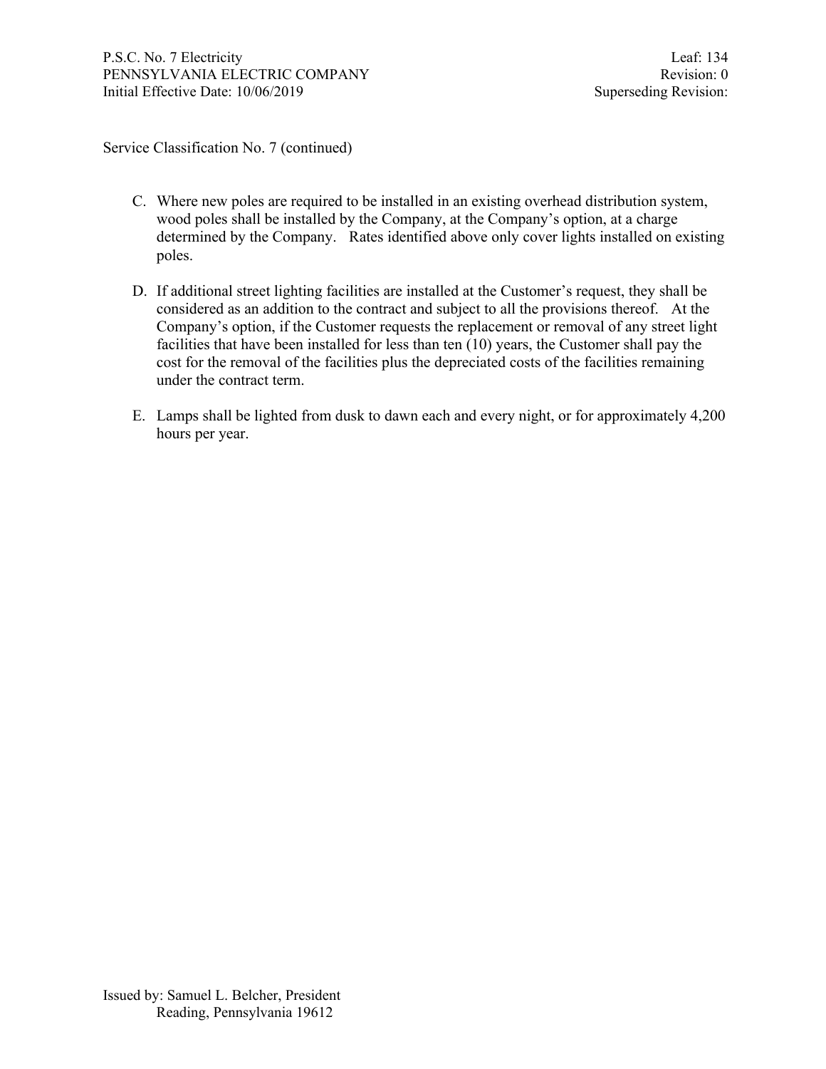Service Classification No. 7 (continued)

C. Where new poles are required to be installed in an existing overhead distribution system, wood poles shall be installed by the Company, at the Company's option, at a charge determined by the Company. Rates identified above only cover lights installed on existing poles.

D. If additional street lighting facilities are installed at the Customer's request, they shall be considered as an addition to the contract and subject to all the provisions thereof. At the Company's option, if the Customer requests the replacement or removal of any street light facilities that have been installed for less than ten (10) years, the Customer shall pay the cost for the removal of the facilities plus the depreciated costs of the facilities remaining under the contract term.

E. Lamps shall be lighted from dusk to dawn each and every night, or for approximately 4,200 hours per year.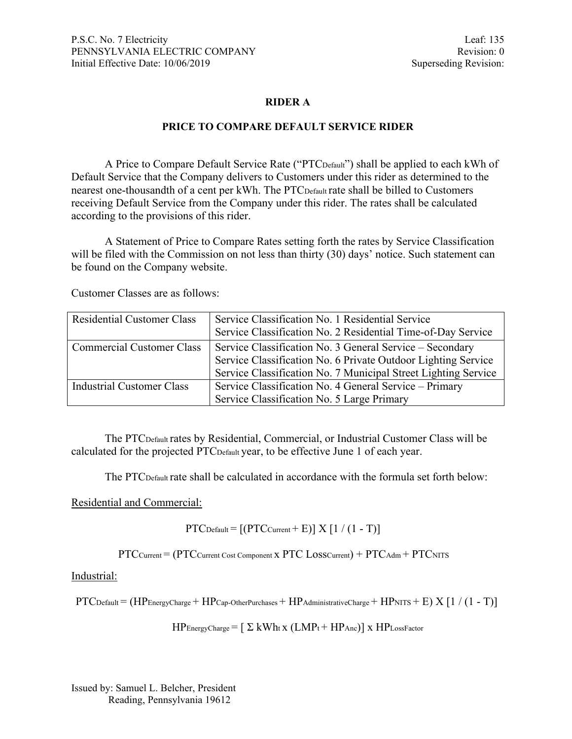## RIDER A

## PRICE TO COMPARE DEFAULT SERVICE RIDER

A Price to Compare Default Service Rate (“$PTC_{Default}$”) shall be applied to each kWh of Default Service that the Company delivers to Customers under this rider as determined to the nearest one-thousandth of a cent per kWh. The $PTC_{Default}$ rate shall be billed to Customers receiving Default Service from the Company under this rider. The rates shall be calculated according to the provisions of this rider.

A Statement of Price to Compare Rates setting forth the rates by Service Classification will be filed with the Commission on not less than thirty (30) days’ notice. Such statement can be found on the Company website.

Customer Classes are as follows:

| | |
|---|---|
| Residential Customer Class | Service Classification No. 1 Residential Service<br>Service Classification No. 2 Residential Time-of-Day Service |
| Commercial Customer Class | Service Classification No. 3 General Service – Secondary<br>Service Classification No. 6 Private Outdoor Lighting Service<br>Service Classification No. 7 Municipal Street Lighting Service |
| Industrial Customer Class | Service Classification No. 4 General Service – Primary<br>Service Classification No. 5 Large Primary |

The $PTC_{Default}$ rates by Residential, Commercial, or Industrial Customer Class will be calculated for the projected $PTC_{Default}$ year, to be effective June 1 of each year.

The $PTC_{Default}$ rate shall be calculated in accordance with the formula set forth below:

Residential and Commercial:

$$PTC_{Default} = [(PTC_{Current} + E)] \text{ X } [1 / (1 - T)]$$

$$PTC_{Current} = (PTC_{Current\ Cost\ Component} \text{ x } PTC\ Loss_{Current}) + PTC_{Adm} + PTC_{NITS}$$

Industrial:

$$PTC_{Default} = (HP_{EnergyCharge} + HP_{Cap\text{-}OtherPurchases} + HP_{AdministrativeCharge} + HP_{NITS} + E) \text{ X } [1 / (1 - T)]$$

$$HP_{EnergyCharge} = [\ \Sigma\ kWh_t \text{ x } (LMP_t + HP_{Anc})] \text{ x } HP_{LossFactor}$$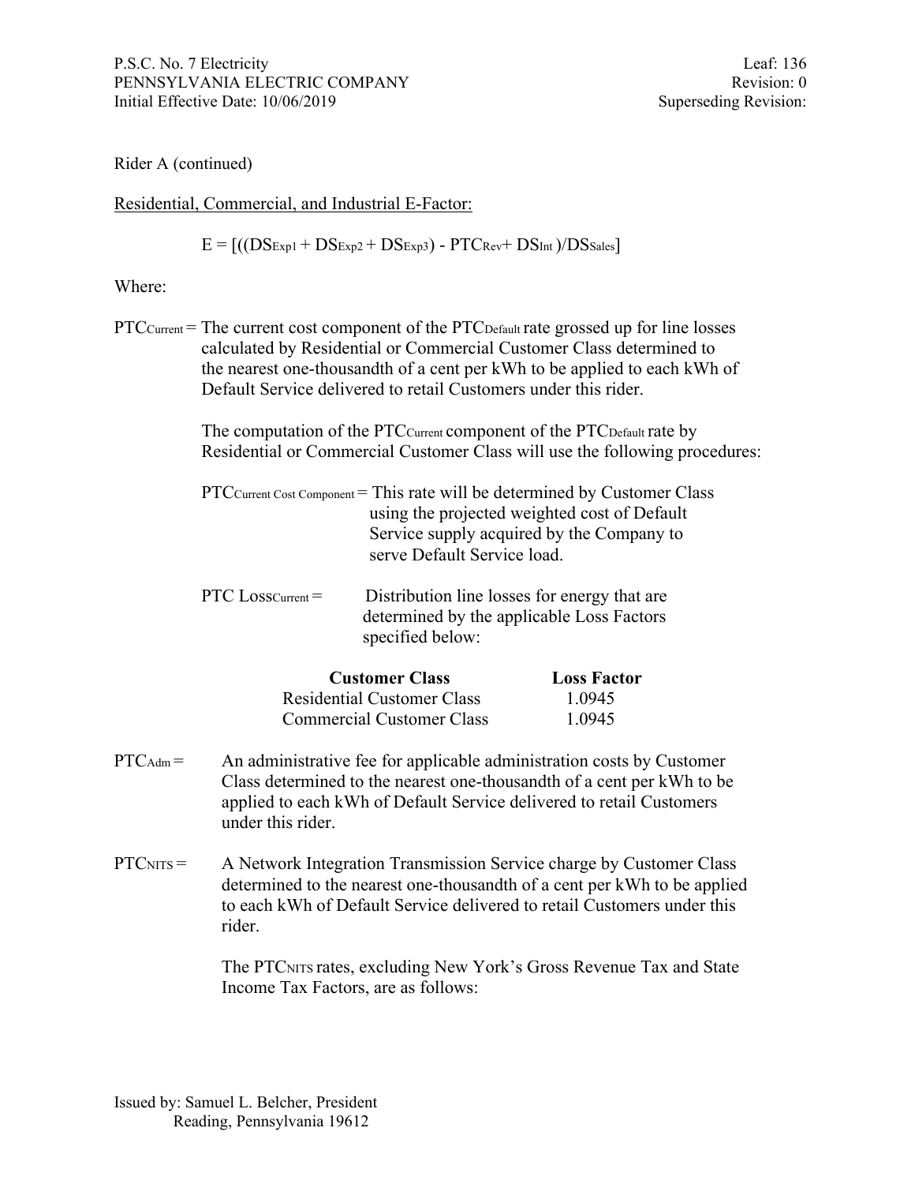Rider A (continued)

Residential, Commercial, and Industrial E-Factor:

$$E = [((DS_{Exp1} + DS_{Exp2} + DS_{Exp3}) - PTC_{Rev} + DS_{Int})/DS_{Sales}]$$

Where:

$PTC_{Current}$ = The current cost component of the $PTC_{Default}$ rate grossed up for line losses calculated by Residential or Commercial Customer Class determined to the nearest one-thousandth of a cent per kWh to be applied to each kWh of Default Service delivered to retail Customers under this rider.

The computation of the $PTC_{Current}$ component of the $PTC_{Default}$ rate by Residential or Commercial Customer Class will use the following procedures:

$PTC_{Current\ Cost\ Component}$ = This rate will be determined by Customer Class using the projected weighted cost of Default Service supply acquired by the Company to serve Default Service load.

$PTC\ Loss_{Current}$ = Distribution line losses for energy that are determined by the applicable Loss Factors specified below:

| Customer Class | Loss Factor |
|---|---|
| Residential Customer Class | 1.0945 |
| Commercial Customer Class | 1.0945 |

$PTC_{Adm}$ = An administrative fee for applicable administration costs by Customer Class determined to the nearest one-thousandth of a cent per kWh to be applied to each kWh of Default Service delivered to retail Customers under this rider.

$PTC_{NITS}$ = A Network Integration Transmission Service charge by Customer Class determined to the nearest one-thousandth of a cent per kWh to be applied to each kWh of Default Service delivered to retail Customers under this rider.

The $PTC_{NITS}$ rates, excluding New York's Gross Revenue Tax and State Income Tax Factors, are as follows: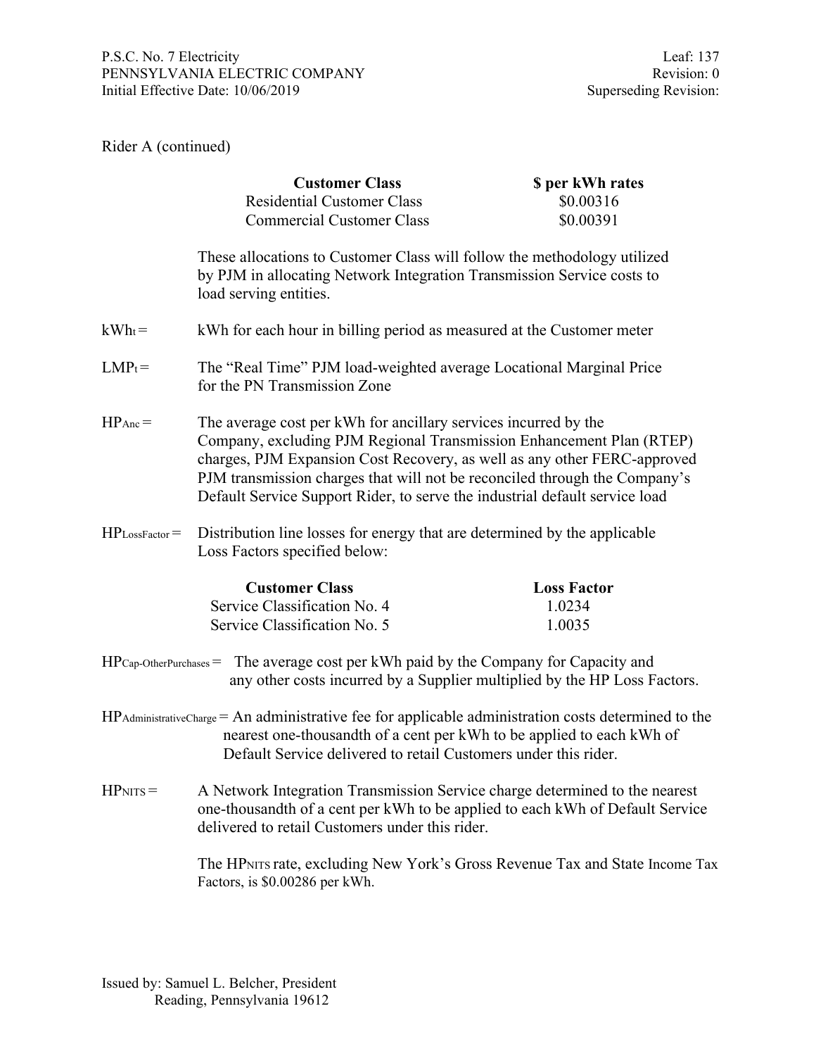Rider A (continued)

| Customer Class | $ per kWh rates |
|---|---|
| Residential Customer Class | $0.00316 |
| Commercial Customer Class | $0.00391 |

These allocations to Customer Class will follow the methodology utilized by PJM in allocating Network Integration Transmission Service costs to load serving entities.

$kWh_t$ = kWh for each hour in billing period as measured at the Customer meter

$LMP_t$ = The "Real Time" PJM load-weighted average Locational Marginal Price for the PN Transmission Zone

$HP_{Anc}$ = The average cost per kWh for ancillary services incurred by the Company, excluding PJM Regional Transmission Enhancement Plan (RTEP) charges, PJM Expansion Cost Recovery, as well as any other FERC-approved PJM transmission charges that will not be reconciled through the Company's Default Service Support Rider, to serve the industrial default service load

$HP_{LossFactor}$ = Distribution line losses for energy that are determined by the applicable Loss Factors specified below:

| Customer Class | Loss Factor |
|---|---|
| Service Classification No. 4 | 1.0234 |
| Service Classification No. 5 | 1.0035 |

$HP_{Cap\text{-}OtherPurchases}$ = The average cost per kWh paid by the Company for Capacity and any other costs incurred by a Supplier multiplied by the HP Loss Factors.

$HP_{AdministrativeCharge}$ = An administrative fee for applicable administration costs determined to the nearest one-thousandth of a cent per kWh to be applied to each kWh of Default Service delivered to retail Customers under this rider.

$HP_{NITS}$ = A Network Integration Transmission Service charge determined to the nearest one-thousandth of a cent per kWh to be applied to each kWh of Default Service delivered to retail Customers under this rider.

The $HP_{NITS}$ rate, excluding New York's Gross Revenue Tax and State Income Tax Factors, is $0.00286 per kWh.

Issued by: Samuel L. Belcher, President
Reading, Pennsylvania 19612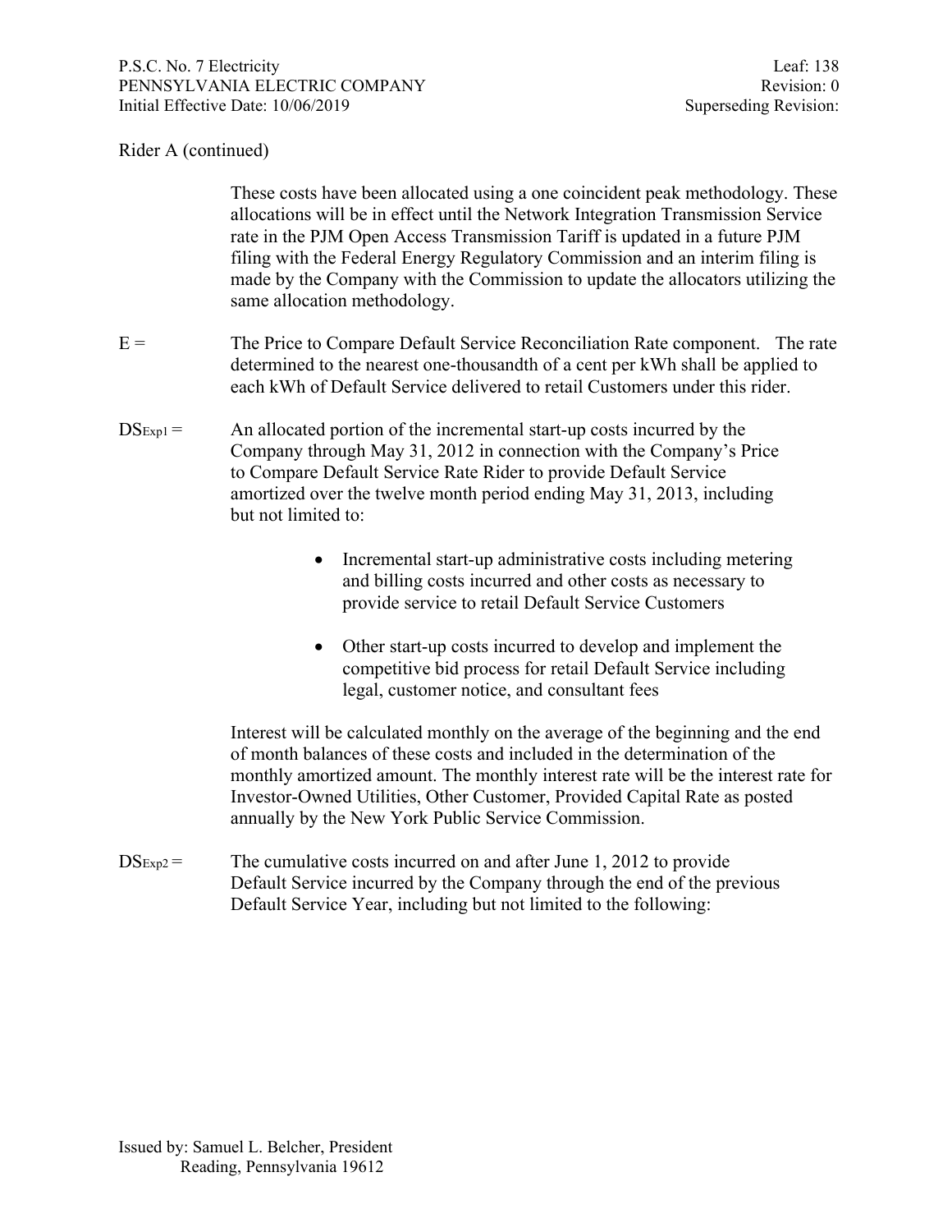Rider A (continued)

These costs have been allocated using a one coincident peak methodology. These allocations will be in effect until the Network Integration Transmission Service rate in the PJM Open Access Transmission Tariff is updated in a future PJM filing with the Federal Energy Regulatory Commission and an interim filing is made by the Company with the Commission to update the allocators utilizing the same allocation methodology.

E = The Price to Compare Default Service Reconciliation Rate component. The rate determined to the nearest one-thousandth of a cent per kWh shall be applied to each kWh of Default Service delivered to retail Customers under this rider.

$DS_{Exp1}$ = An allocated portion of the incremental start-up costs incurred by the Company through May 31, 2012 in connection with the Company's Price to Compare Default Service Rate Rider to provide Default Service amortized over the twelve month period ending May 31, 2013, including but not limited to:

- Incremental start-up administrative costs including metering and billing costs incurred and other costs as necessary to provide service to retail Default Service Customers

- Other start-up costs incurred to develop and implement the competitive bid process for retail Default Service including legal, customer notice, and consultant fees

Interest will be calculated monthly on the average of the beginning and the end of month balances of these costs and included in the determination of the monthly amortized amount. The monthly interest rate will be the interest rate for Investor-Owned Utilities, Other Customer, Provided Capital Rate as posted annually by the New York Public Service Commission.

$DS_{Exp2}$ = The cumulative costs incurred on and after June 1, 2012 to provide Default Service incurred by the Company through the end of the previous Default Service Year, including but not limited to the following: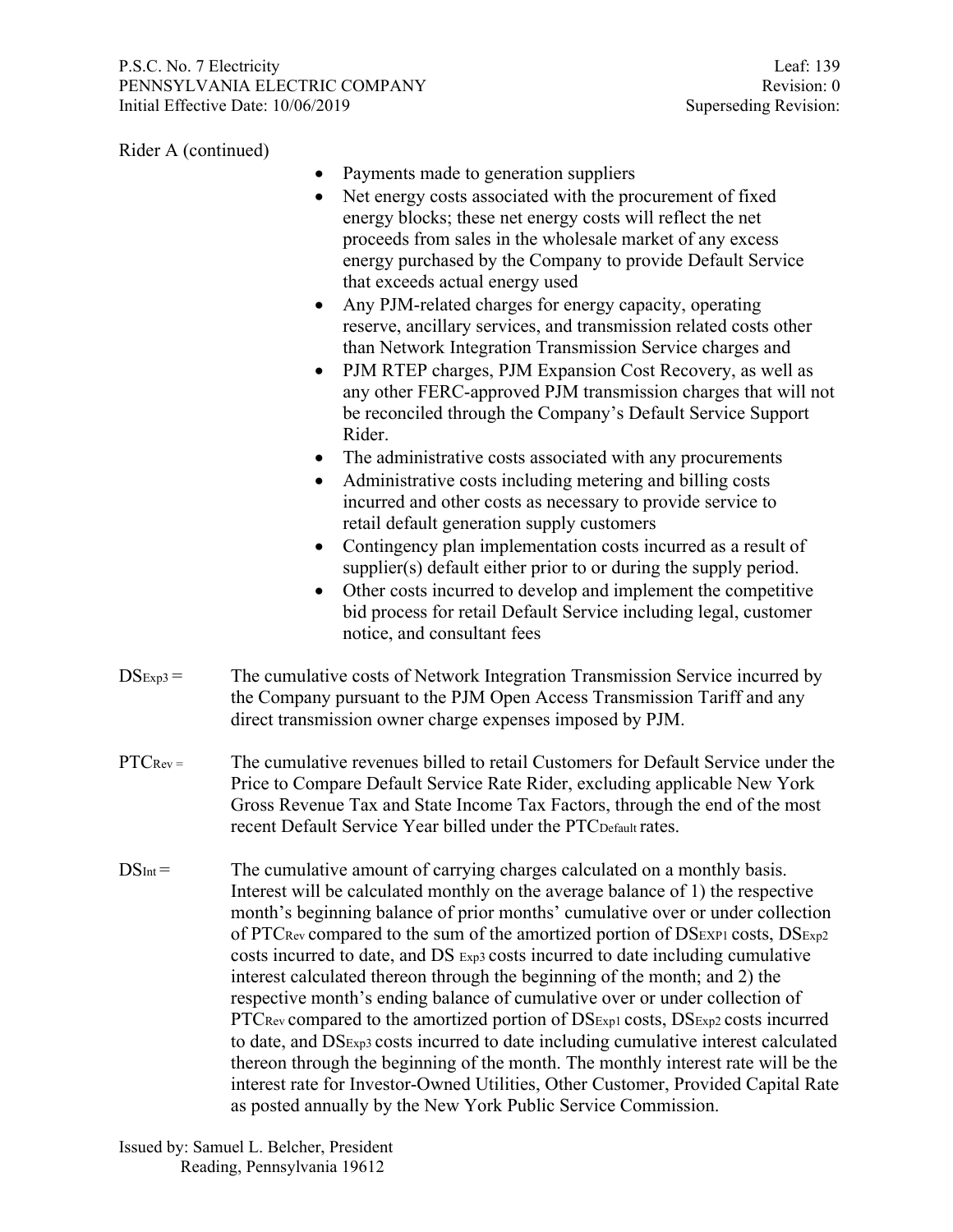Rider A (continued)

- Payments made to generation suppliers
- Net energy costs associated with the procurement of fixed energy blocks; these net energy costs will reflect the net proceeds from sales in the wholesale market of any excess energy purchased by the Company to provide Default Service that exceeds actual energy used
- Any PJM-related charges for energy capacity, operating reserve, ancillary services, and transmission related costs other than Network Integration Transmission Service charges and
- PJM RTEP charges, PJM Expansion Cost Recovery, as well as any other FERC-approved PJM transmission charges that will not be reconciled through the Company's Default Service Support Rider.
- The administrative costs associated with any procurements
- Administrative costs including metering and billing costs incurred and other costs as necessary to provide service to retail default generation supply customers
- Contingency plan implementation costs incurred as a result of supplier(s) default either prior to or during the supply period.
- Other costs incurred to develop and implement the competitive bid process for retail Default Service including legal, customer notice, and consultant fees

$DS_{Exp3}$ = The cumulative costs of Network Integration Transmission Service incurred by the Company pursuant to the PJM Open Access Transmission Tariff and any direct transmission owner charge expenses imposed by PJM.

$PTC_{Rev}$ = The cumulative revenues billed to retail Customers for Default Service under the Price to Compare Default Service Rate Rider, excluding applicable New York Gross Revenue Tax and State Income Tax Factors, through the end of the most recent Default Service Year billed under the $PTC_{Default}$ rates.

$DS_{Int}$ = The cumulative amount of carrying charges calculated on a monthly basis. Interest will be calculated monthly on the average balance of 1) the respective month's beginning balance of prior months' cumulative over or under collection of $PTC_{Rev}$ compared to the sum of the amortized portion of $DS_{EXP1}$ costs, $DS_{Exp2}$ costs incurred to date, and $DS_{Exp3}$ costs incurred to date including cumulative interest calculated thereon through the beginning of the month; and 2) the respective month's ending balance of cumulative over or under collection of $PTC_{Rev}$ compared to the amortized portion of $DS_{Exp1}$ costs, $DS_{Exp2}$ costs incurred to date, and $DS_{Exp3}$ costs incurred to date including cumulative interest calculated thereon through the beginning of the month. The monthly interest rate will be the interest rate for Investor-Owned Utilities, Other Customer, Provided Capital Rate as posted annually by the New York Public Service Commission.

Issued by: Samuel L. Belcher, President
Reading, Pennsylvania 19612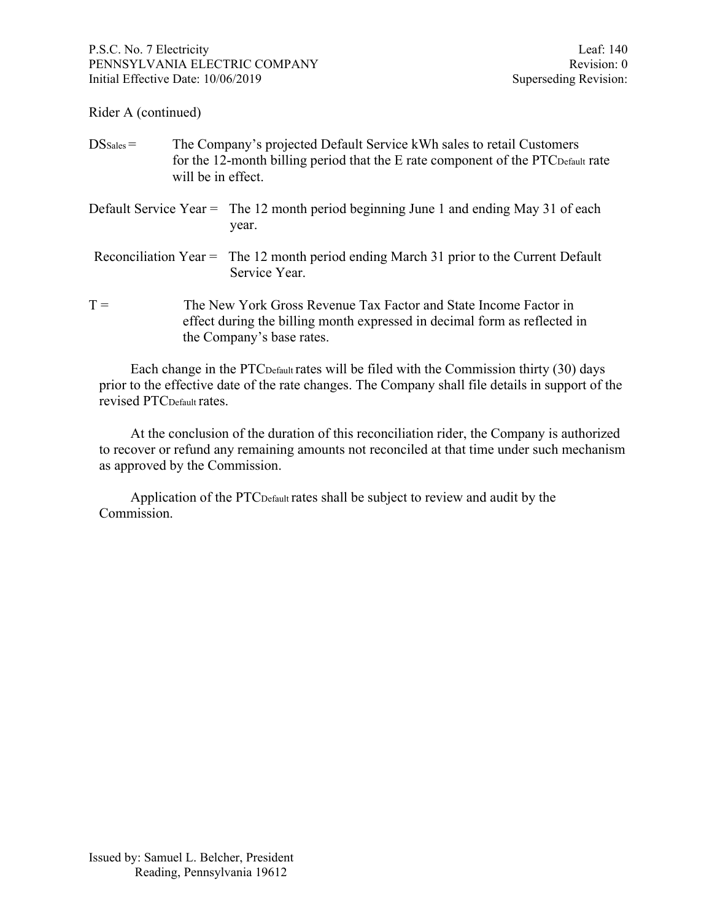Rider A (continued)

$DS_{Sales}$ = The Company's projected Default Service kWh sales to retail Customers for the 12-month billing period that the E rate component of the $PTC_{Default}$ rate will be in effect.

Default Service Year = The 12 month period beginning June 1 and ending May 31 of each year.

Reconciliation Year = The 12 month period ending March 31 prior to the Current Default Service Year.

T = The New York Gross Revenue Tax Factor and State Income Factor in effect during the billing month expressed in decimal form as reflected in the Company's base rates.

Each change in the $PTC_{Default}$ rates will be filed with the Commission thirty (30) days prior to the effective date of the rate changes. The Company shall file details in support of the revised $PTC_{Default}$ rates.

At the conclusion of the duration of this reconciliation rider, the Company is authorized to recover or refund any remaining amounts not reconciled at that time under such mechanism as approved by the Commission.

Application of the $PTC_{Default}$ rates shall be subject to review and audit by the Commission.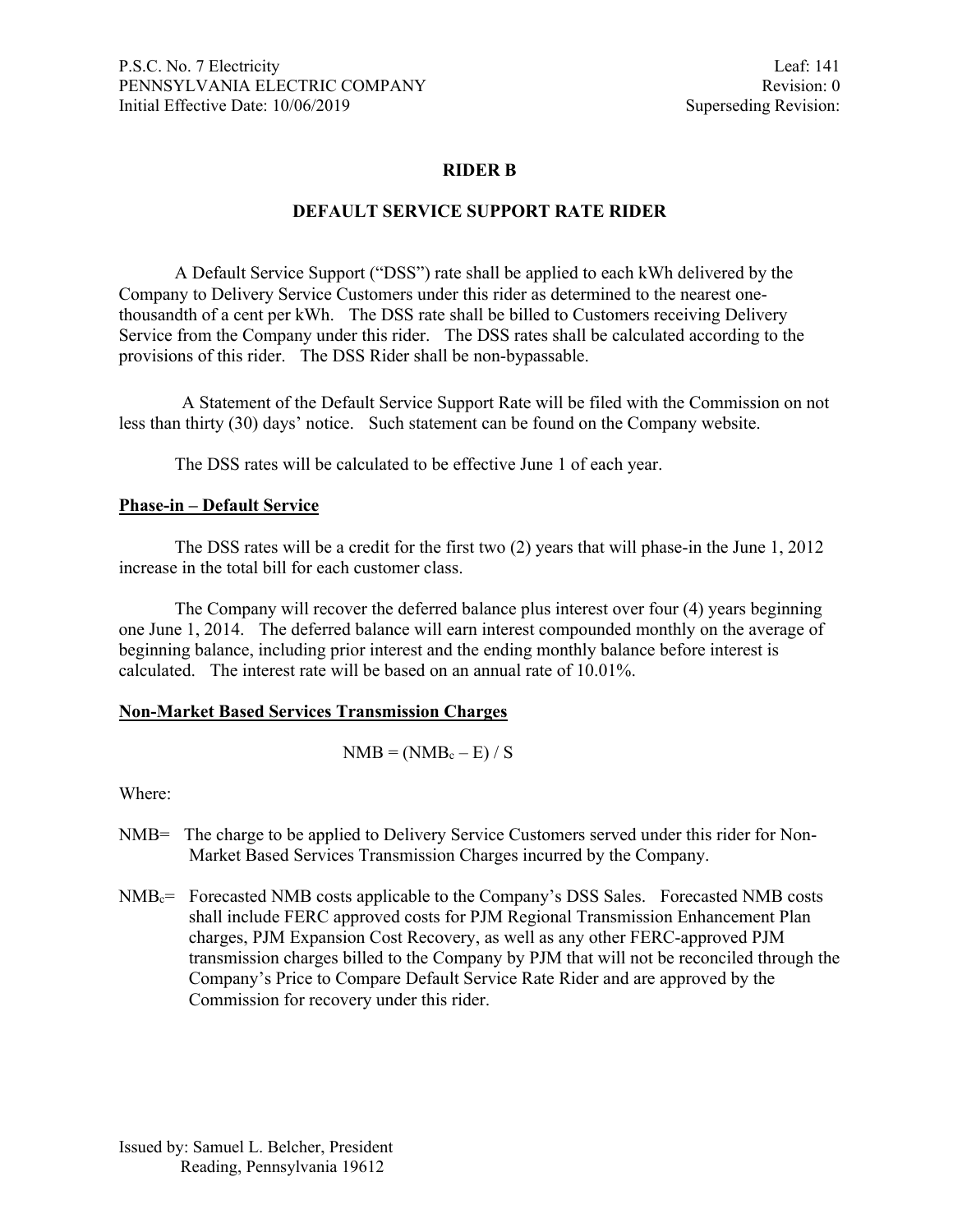P.S.C. No. 7 Electricity
PENNSYLVANIA ELECTRIC COMPANY
Initial Effective Date: 10/06/2019

Leaf: 141
Revision: 0
Superseding Revision:

## RIDER B

## DEFAULT SERVICE SUPPORT RATE RIDER

A Default Service Support ("DSS") rate shall be applied to each kWh delivered by the Company to Delivery Service Customers under this rider as determined to the nearest one-thousandth of a cent per kWh. The DSS rate shall be billed to Customers receiving Delivery Service from the Company under this rider. The DSS rates shall be calculated according to the provisions of this rider. The DSS Rider shall be non-bypassable.

A Statement of the Default Service Support Rate will be filed with the Commission on not less than thirty (30) days' notice. Such statement can be found on the Company website.

The DSS rates will be calculated to be effective June 1 of each year.

**Phase-in – Default Service**

The DSS rates will be a credit for the first two (2) years that will phase-in the June 1, 2012 increase in the total bill for each customer class.

The Company will recover the deferred balance plus interest over four (4) years beginning one June 1, 2014. The deferred balance will earn interest compounded monthly on the average of beginning balance, including prior interest and the ending monthly balance before interest is calculated. The interest rate will be based on an annual rate of 10.01%.

**Non-Market Based Services Transmission Charges**

$$NMB = (NMB_c – E) / S$$

Where:

NMB= The charge to be applied to Delivery Service Customers served under this rider for Non-Market Based Services Transmission Charges incurred by the Company.

$NMB_c$= Forecasted NMB costs applicable to the Company's DSS Sales. Forecasted NMB costs shall include FERC approved costs for PJM Regional Transmission Enhancement Plan charges, PJM Expansion Cost Recovery, as well as any other FERC-approved PJM transmission charges billed to the Company by PJM that will not be reconciled through the Company's Price to Compare Default Service Rate Rider and are approved by the Commission for recovery under this rider.

Issued by: Samuel L. Belcher, President
Reading, Pennsylvania 19612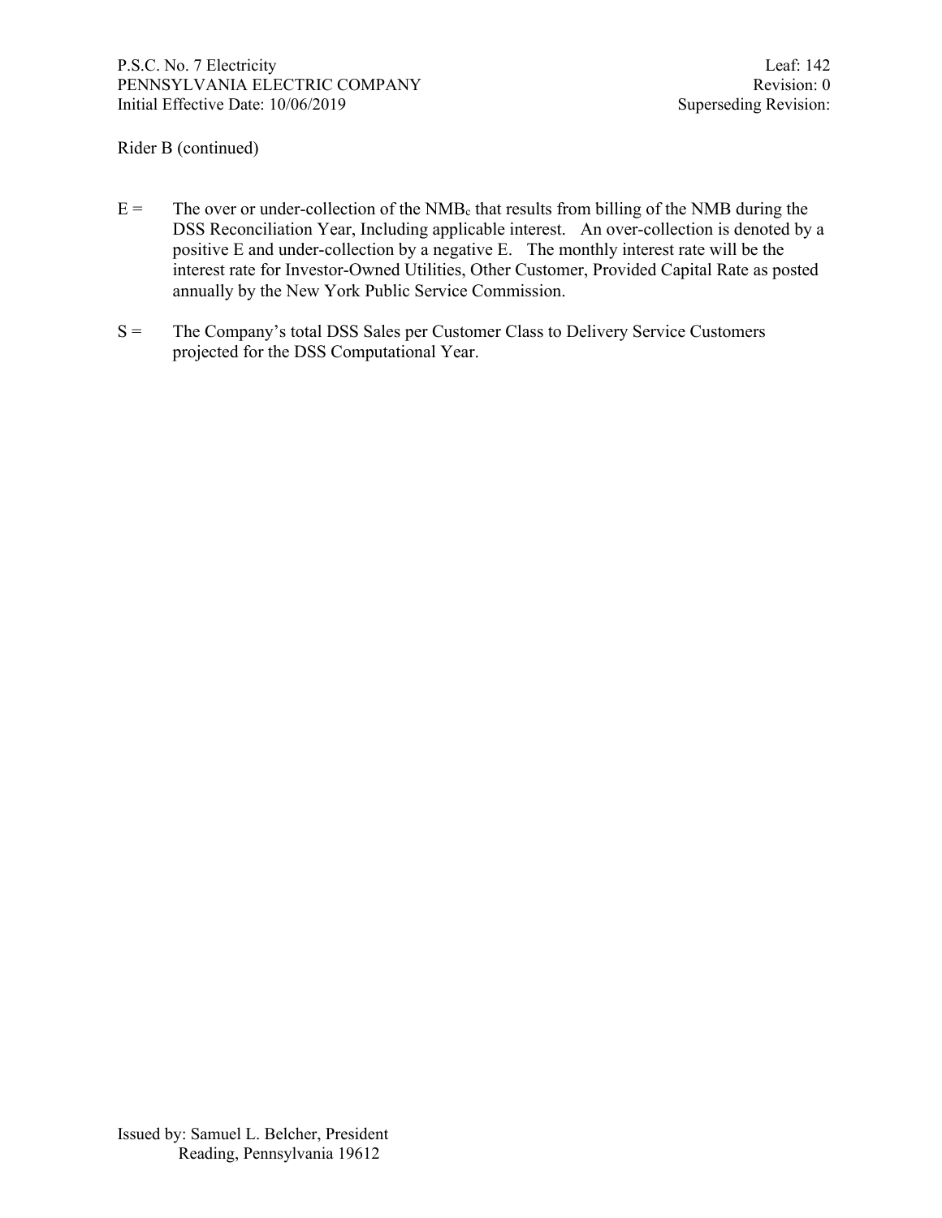Rider B (continued)

E = The over or under-collection of the $NMB_c$ that results from billing of the NMB during the DSS Reconciliation Year, Including applicable interest. An over-collection is denoted by a positive E and under-collection by a negative E. The monthly interest rate will be the interest rate for Investor-Owned Utilities, Other Customer, Provided Capital Rate as posted annually by the New York Public Service Commission.

S = The Company's total DSS Sales per Customer Class to Delivery Service Customers projected for the DSS Computational Year.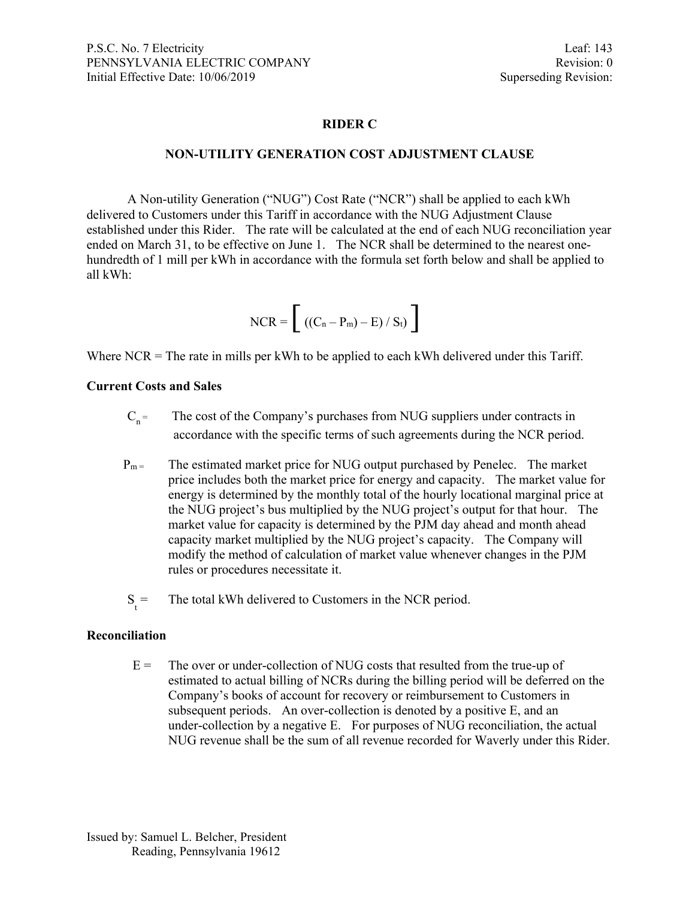P.S.C. No. 7 Electricity
PENNSYLVANIA ELECTRIC COMPANY
Initial Effective Date: 10/06/2019

Leaf: 143
Revision: 0
Superseding Revision:

## RIDER C

## NON-UTILITY GENERATION COST ADJUSTMENT CLAUSE

A Non-utility Generation ("NUG") Cost Rate ("NCR") shall be applied to each kWh delivered to Customers under this Tariff in accordance with the NUG Adjustment Clause established under this Rider. The rate will be calculated at the end of each NUG reconciliation year ended on March 31, to be effective on June 1. The NCR shall be determined to the nearest one-hundredth of 1 mill per kWh in accordance with the formula set forth below and shall be applied to all kWh:

$$NCR = \left[ ((C_n - P_m) - E) / S_t) \right]$$

Where NCR = The rate in mills per kWh to be applied to each kWh delivered under this Tariff.

**Current Costs and Sales**

$C_n$ = The cost of the Company's purchases from NUG suppliers under contracts in accordance with the specific terms of such agreements during the NCR period.

$P_m$ = The estimated market price for NUG output purchased by Penelec. The market price includes both the market price for energy and capacity. The market value for energy is determined by the monthly total of the hourly locational marginal price at the NUG project's bus multiplied by the NUG project's output for that hour. The market value for capacity is determined by the PJM day ahead and month ahead capacity market multiplied by the NUG project's capacity. The Company will modify the method of calculation of market value whenever changes in the PJM rules or procedures necessitate it.

$S_t$ = The total kWh delivered to Customers in the NCR period.

**Reconciliation**

E = The over or under-collection of NUG costs that resulted from the true-up of estimated to actual billing of NCRs during the billing period will be deferred on the Company's books of account for recovery or reimbursement to Customers in subsequent periods. An over-collection is denoted by a positive E, and an under-collection by a negative E. For purposes of NUG reconciliation, the actual NUG revenue shall be the sum of all revenue recorded for Waverly under this Rider.

Issued by: Samuel L. Belcher, President
Reading, Pennsylvania 19612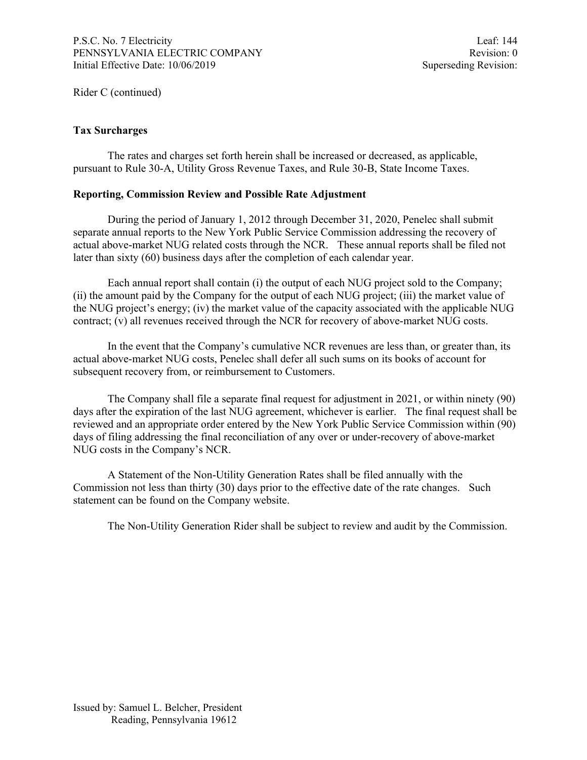Rider C (continued)

**Tax Surcharges**

The rates and charges set forth herein shall be increased or decreased, as applicable, pursuant to Rule 30-A, Utility Gross Revenue Taxes, and Rule 30-B, State Income Taxes.

**Reporting, Commission Review and Possible Rate Adjustment**

During the period of January 1, 2012 through December 31, 2020, Penelec shall submit separate annual reports to the New York Public Service Commission addressing the recovery of actual above-market NUG related costs through the NCR. These annual reports shall be filed not later than sixty (60) business days after the completion of each calendar year.

Each annual report shall contain (i) the output of each NUG project sold to the Company; (ii) the amount paid by the Company for the output of each NUG project; (iii) the market value of the NUG project's energy; (iv) the market value of the capacity associated with the applicable NUG contract; (v) all revenues received through the NCR for recovery of above-market NUG costs.

In the event that the Company's cumulative NCR revenues are less than, or greater than, its actual above-market NUG costs, Penelec shall defer all such sums on its books of account for subsequent recovery from, or reimbursement to Customers.

The Company shall file a separate final request for adjustment in 2021, or within ninety (90) days after the expiration of the last NUG agreement, whichever is earlier. The final request shall be reviewed and an appropriate order entered by the New York Public Service Commission within (90) days of filing addressing the final reconciliation of any over or under-recovery of above-market NUG costs in the Company's NCR.

A Statement of the Non-Utility Generation Rates shall be filed annually with the Commission not less than thirty (30) days prior to the effective date of the rate changes. Such statement can be found on the Company website.

The Non-Utility Generation Rider shall be subject to review and audit by the Commission.

Issued by: Samuel L. Belcher, President
Reading, Pennsylvania 19612